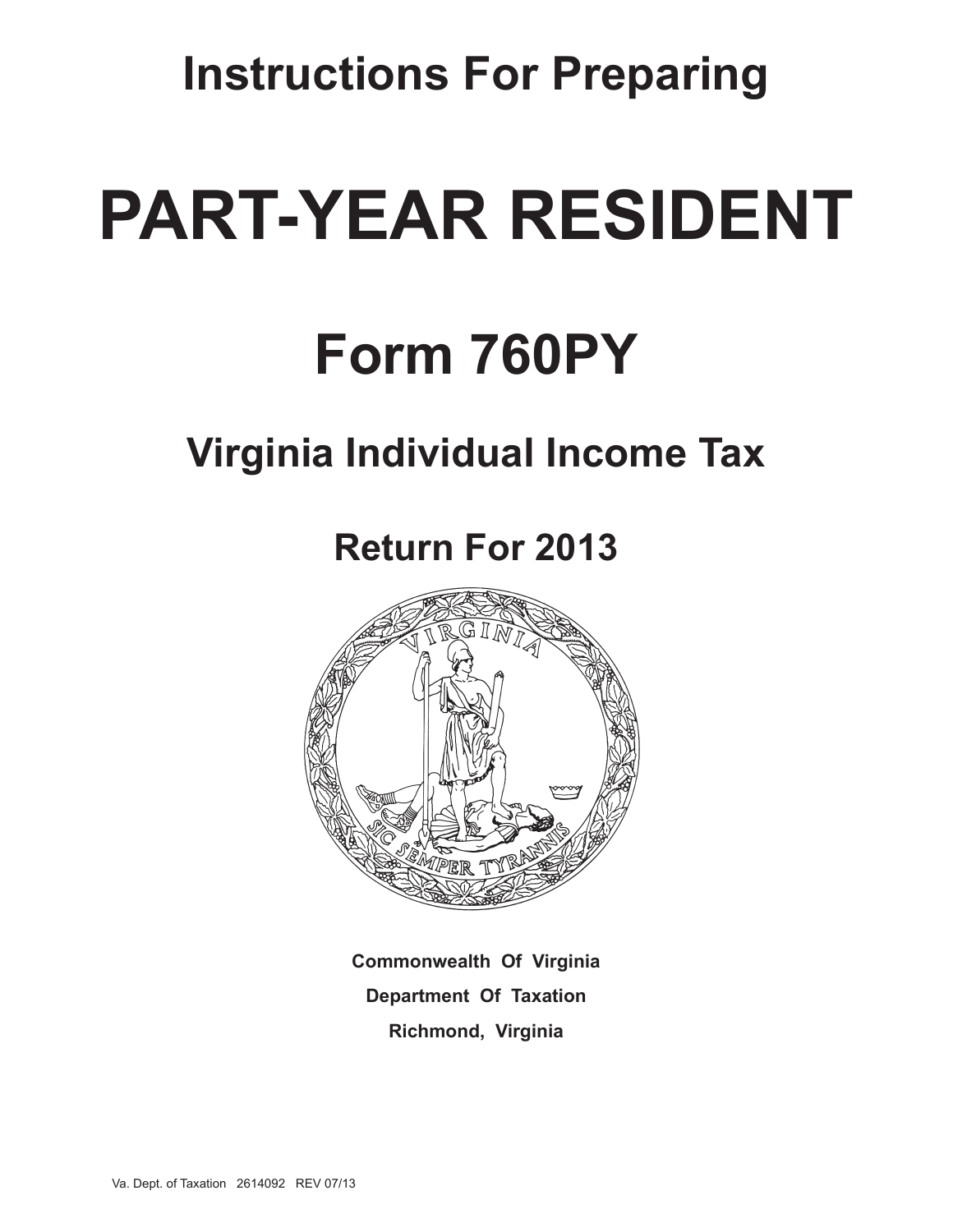# Instructions For Preparing

# PART-YEAR RESIDENT

# Form 760PY

## Virginia Individual Income Tax

## Return For 2013

**Commonwealth Of Virginia**

**Department Of Taxation**

**Richmond, Virginia**

Va. Dept. of Taxation 2614092 REV 07/13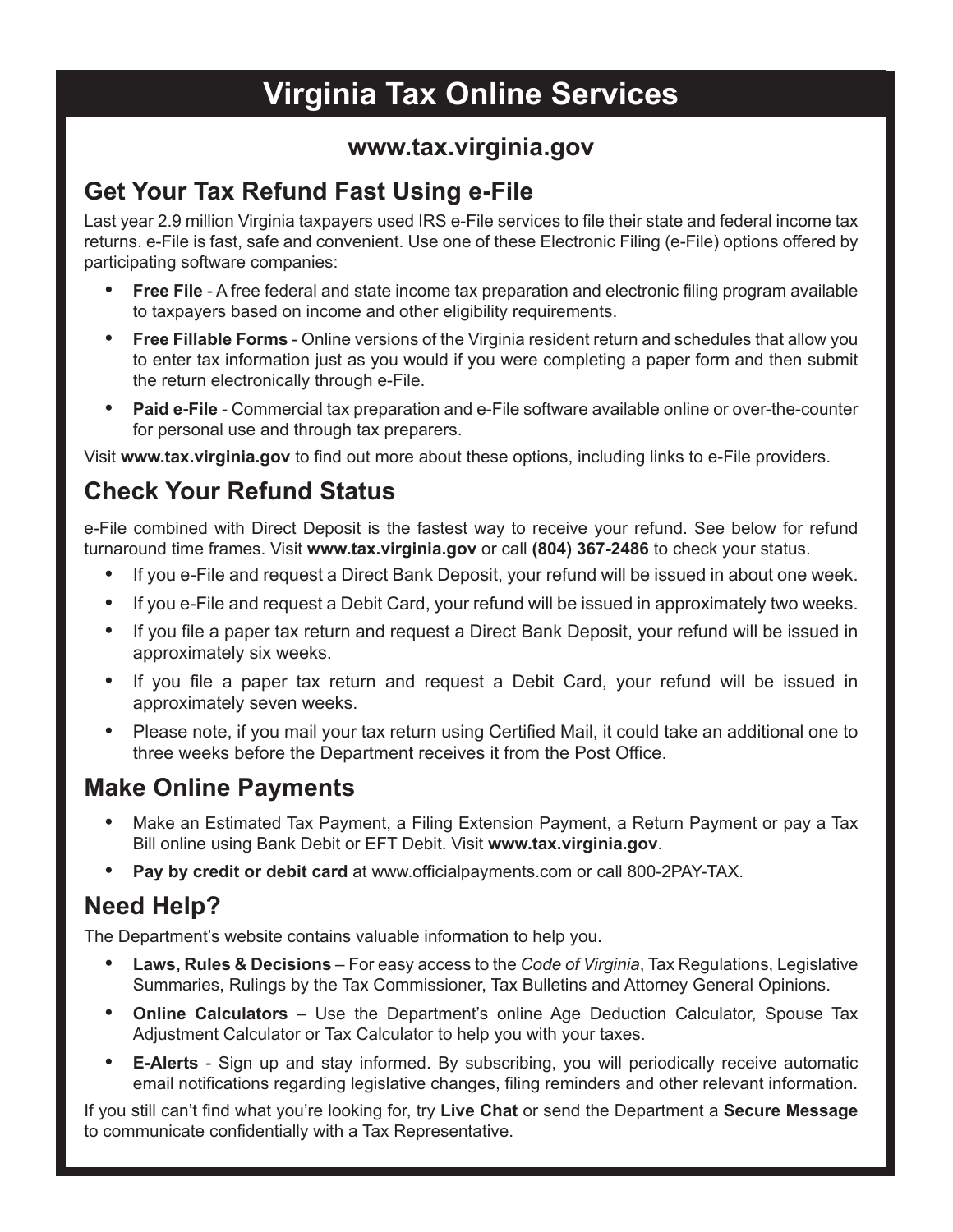# Virginia Tax Online Services

**www.tax.virginia.gov**

## Get Your Tax Refund Fast Using e-File

Last year 2.9 million Virginia taxpayers used IRS e-File services to file their state and federal income tax returns. e-File is fast, safe and convenient. Use one of these Electronic Filing (e-File) options offered by participating software companies:

- **Free File** - A free federal and state income tax preparation and electronic filing program available to taxpayers based on income and other eligibility requirements.
- **Free Fillable Forms** - Online versions of the Virginia resident return and schedules that allow you to enter tax information just as you would if you were completing a paper form and then submit the return electronically through e-File.
- **Paid e-File** - Commercial tax preparation and e-File software available online or over-the-counter for personal use and through tax preparers.

Visit **www.tax.virginia.gov** to find out more about these options, including links to e-File providers.

## Check Your Refund Status

e-File combined with Direct Deposit is the fastest way to receive your refund. See below for refund turnaround time frames. Visit **www.tax.virginia.gov** or call **(804) 367-2486** to check your status.

- If you e-File and request a Direct Bank Deposit, your refund will be issued in about one week.
- If you e-File and request a Debit Card, your refund will be issued in approximately two weeks.
- If you file a paper tax return and request a Direct Bank Deposit, your refund will be issued in approximately six weeks.
- If you file a paper tax return and request a Debit Card, your refund will be issued in approximately seven weeks.
- Please note, if you mail your tax return using Certified Mail, it could take an additional one to three weeks before the Department receives it from the Post Office.

## Make Online Payments

- Make an Estimated Tax Payment, a Filing Extension Payment, a Return Payment or pay a Tax Bill online using Bank Debit or EFT Debit. Visit **www.tax.virginia.gov**.
- **Pay by credit or debit card** at www.officialpayments.com or call 800-2PAY-TAX.

## Need Help?

The Department's website contains valuable information to help you.

- **Laws, Rules & Decisions** – For easy access to the *Code of Virginia*, Tax Regulations, Legislative Summaries, Rulings by the Tax Commissioner, Tax Bulletins and Attorney General Opinions.
- **Online Calculators** – Use the Department's online Age Deduction Calculator, Spouse Tax Adjustment Calculator or Tax Calculator to help you with your taxes.
- **E-Alerts** - Sign up and stay informed. By subscribing, you will periodically receive automatic email notifications regarding legislative changes, filing reminders and other relevant information.

If you still can't find what you're looking for, try **Live Chat** or send the Department a **Secure Message** to communicate confidentially with a Tax Representative.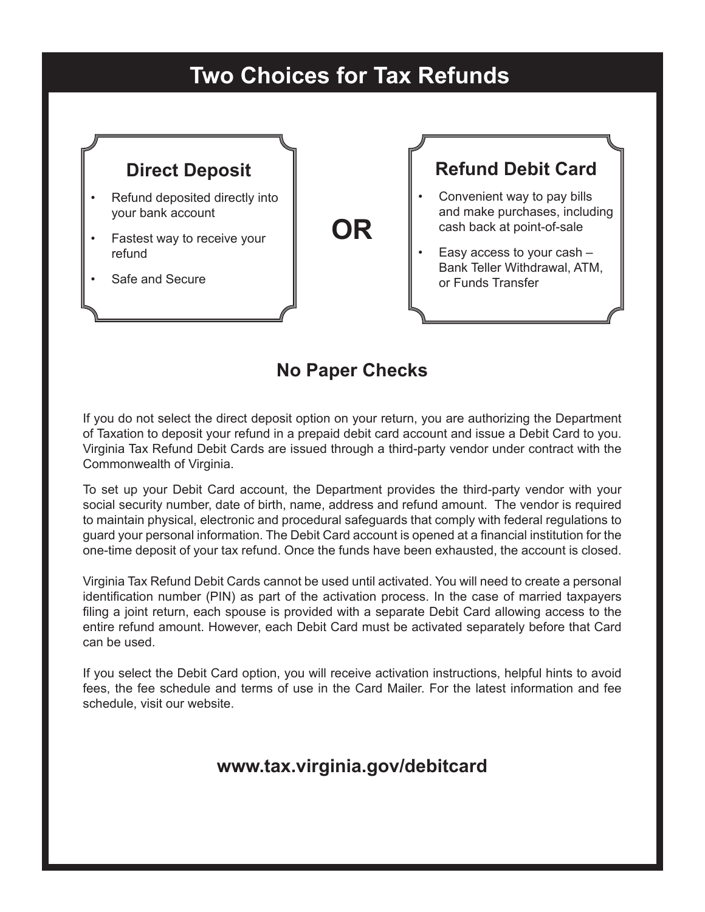# Two Choices for Tax Refunds

### Direct Deposit

- Refund deposited directly into your bank account
- Fastest way to receive your refund
- Safe and Secure

**OR**

### Refund Debit Card

- Convenient way to pay bills and make purchases, including cash back at point-of-sale
- Easy access to your cash – Bank Teller Withdrawal, ATM, or Funds Transfer

## No Paper Checks

If you do not select the direct deposit option on your return, you are authorizing the Department of Taxation to deposit your refund in a prepaid debit card account and issue a Debit Card to you. Virginia Tax Refund Debit Cards are issued through a third-party vendor under contract with the Commonwealth of Virginia.

To set up your Debit Card account, the Department provides the third-party vendor with your social security number, date of birth, name, address and refund amount. The vendor is required to maintain physical, electronic and procedural safeguards that comply with federal regulations to guard your personal information. The Debit Card account is opened at a financial institution for the one-time deposit of your tax refund. Once the funds have been exhausted, the account is closed.

Virginia Tax Refund Debit Cards cannot be used until activated. You will need to create a personal identification number (PIN) as part of the activation process. In the case of married taxpayers filing a joint return, each spouse is provided with a separate Debit Card allowing access to the entire refund amount. However, each Debit Card must be activated separately before that Card can be used.

If you select the Debit Card option, you will receive activation instructions, helpful hints to avoid fees, the fee schedule and terms of use in the Card Mailer. For the latest information and fee schedule, visit our website.

**www.tax.virginia.gov/debitcard**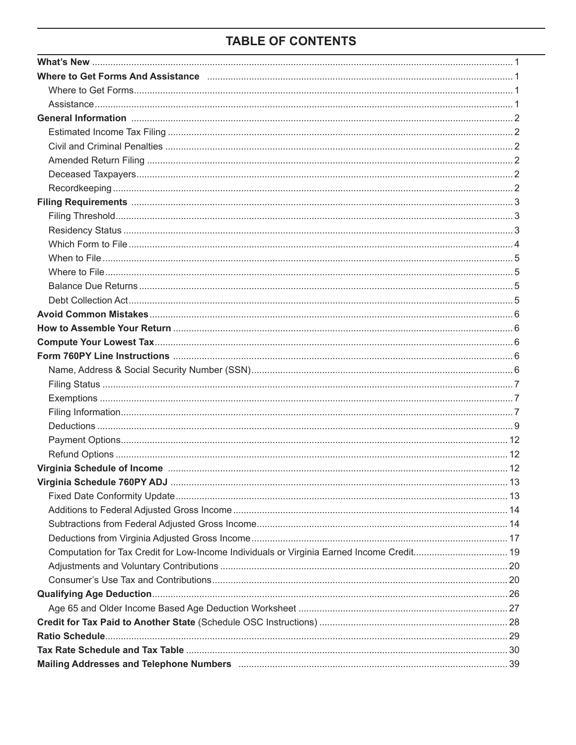# TABLE OF CONTENTS

| | |
|---|---|
| **What's New** | 1 |
| **Where to Get Forms And Assistance** | 1 |
| Where to Get Forms | 1 |
| Assistance | 1 |
| **General Information** | 2 |
| Estimated Income Tax Filing | 2 |
| Civil and Criminal Penalties | 2 |
| Amended Return Filing | 2 |
| Deceased Taxpayers | 2 |
| Recordkeeping | 2 |
| **Filing Requirements** | 3 |
| Filing Threshold | 3 |
| Residency Status | 3 |
| Which Form to File | 4 |
| When to File | 5 |
| Where to File | 5 |
| Balance Due Returns | 5 |
| Debt Collection Act | 5 |
| **Avoid Common Mistakes** | 6 |
| **How to Assemble Your Return** | 6 |
| **Compute Your Lowest Tax** | 6 |
| **Form 760PY Line Instructions** | 6 |
| Name, Address & Social Security Number (SSN) | 6 |
| Filing Status | 7 |
| Exemptions | 7 |
| Filing Information | 7 |
| Deductions | 9 |
| Payment Options | 12 |
| Refund Options | 12 |
| **Virginia Schedule of Income** | 12 |
| **Virginia Schedule 760PY ADJ** | 13 |
| Fixed Date Conformity Update | 13 |
| Additions to Federal Adjusted Gross Income | 14 |
| Subtractions from Federal Adjusted Gross Income | 14 |
| Deductions from Virginia Adjusted Gross Income | 17 |
| Computation for Tax Credit for Low-Income Individuals or Virginia Earned Income Credit | 19 |
| Adjustments and Voluntary Contributions | 20 |
| Consumer's Use Tax and Contributions | 20 |
| **Qualifying Age Deduction** | 26 |
| Age 65 and Older Income Based Age Deduction Worksheet | 27 |
| **Credit for Tax Paid to Another State** (Schedule OSC Instructions) | 28 |
| **Ratio Schedule** | 29 |
| **Tax Rate Schedule and Tax Table** | 30 |
| **Mailing Addresses and Telephone Numbers** | 39 |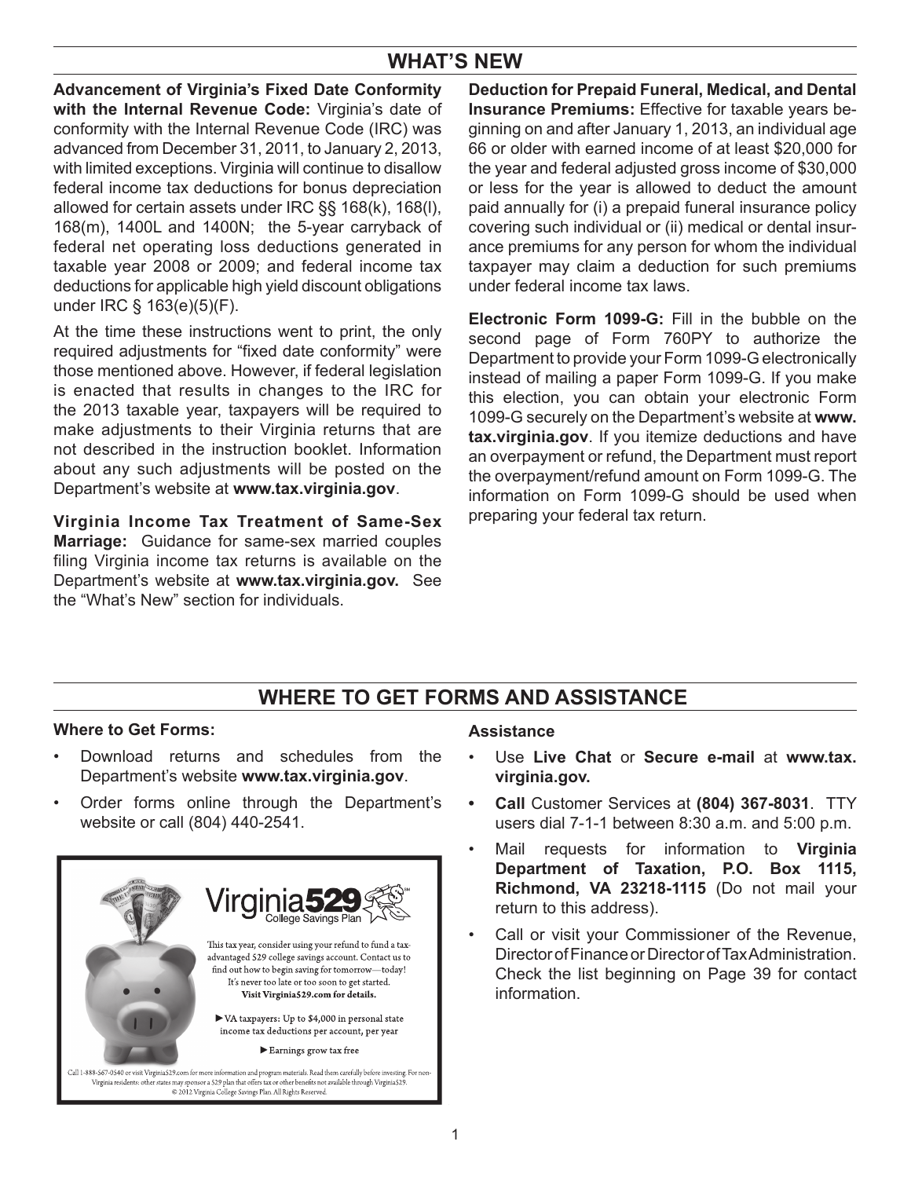## WHAT'S NEW

**Advancement of Virginia's Fixed Date Conformity with the Internal Revenue Code:** Virginia's date of conformity with the Internal Revenue Code (IRC) was advanced from December 31, 2011, to January 2, 2013, with limited exceptions. Virginia will continue to disallow federal income tax deductions for bonus depreciation allowed for certain assets under IRC §§ 168(k), 168(l), 168(m), 1400L and 1400N; the 5-year carryback of federal net operating loss deductions generated in taxable year 2008 or 2009; and federal income tax deductions for applicable high yield discount obligations under IRC § 163(e)(5)(F).

At the time these instructions went to print, the only required adjustments for "fixed date conformity" were those mentioned above. However, if federal legislation is enacted that results in changes to the IRC for the 2013 taxable year, taxpayers will be required to make adjustments to their Virginia returns that are not described in the instruction booklet. Information about any such adjustments will be posted on the Department's website at **www.tax.virginia.gov**.

**Virginia Income Tax Treatment of Same-Sex Marriage:** Guidance for same-sex married couples filing Virginia income tax returns is available on the Department's website at **www.tax.virginia.gov.** See the "What's New" section for individuals.

**Deduction for Prepaid Funeral, Medical, and Dental Insurance Premiums:** Effective for taxable years beginning on and after January 1, 2013, an individual age 66 or older with earned income of at least $20,000 for the year and federal adjusted gross income of $30,000 or less for the year is allowed to deduct the amount paid annually for (i) a prepaid funeral insurance policy covering such individual or (ii) medical or dental insurance premiums for any person for whom the individual taxpayer may claim a deduction for such premiums under federal income tax laws.

**Electronic Form 1099-G:** Fill in the bubble on the second page of Form 760PY to authorize the Department to provide your Form 1099-G electronically instead of mailing a paper Form 1099-G. If you make this election, you can obtain your electronic Form 1099-G securely on the Department's website at **www.tax.virginia.gov**. If you itemize deductions and have an overpayment or refund, the Department must report the overpayment/refund amount on Form 1099-G. The information on Form 1099-G should be used when preparing your federal tax return.

## WHERE TO GET FORMS AND ASSISTANCE

**Where to Get Forms:**

- Download returns and schedules from the Department's website **www.tax.virginia.gov**.
- Order forms online through the Department's website or call (804) 440-2541.

Virginia529 College Savings Plan

This tax year, consider using your refund to fund a tax-advantaged 529 college savings account. Contact us to find out how to begin saving for tomorrow—today! It's never too late or too soon to get started. **Visit Virginia529.com for details.**

► VA taxpayers: Up to $4,000 in personal state income tax deductions per account, per year

► Earnings grow tax free

Call 1-888-567-0540 or visit Virginia529.com for more information and program materials. Read them carefully before investing. For non-Virginia residents: other states may sponsor a 529 plan that offers tax or other benefits not available through Virginia529. © 2012 Virginia College Savings Plan. All Rights Reserved.

**Assistance**

- Use **Live Chat** or **Secure e-mail** at **www.tax.virginia.gov.**
- **Call** Customer Services at **(804) 367-8031**. TTY users dial 7-1-1 between 8:30 a.m. and 5:00 p.m.
- Mail requests for information to **Virginia Department of Taxation, P.O. Box 1115, Richmond, VA 23218-1115** (Do not mail your return to this address).
- Call or visit your Commissioner of the Revenue, Director of Finance or Director of Tax Administration. Check the list beginning on Page 39 for contact information.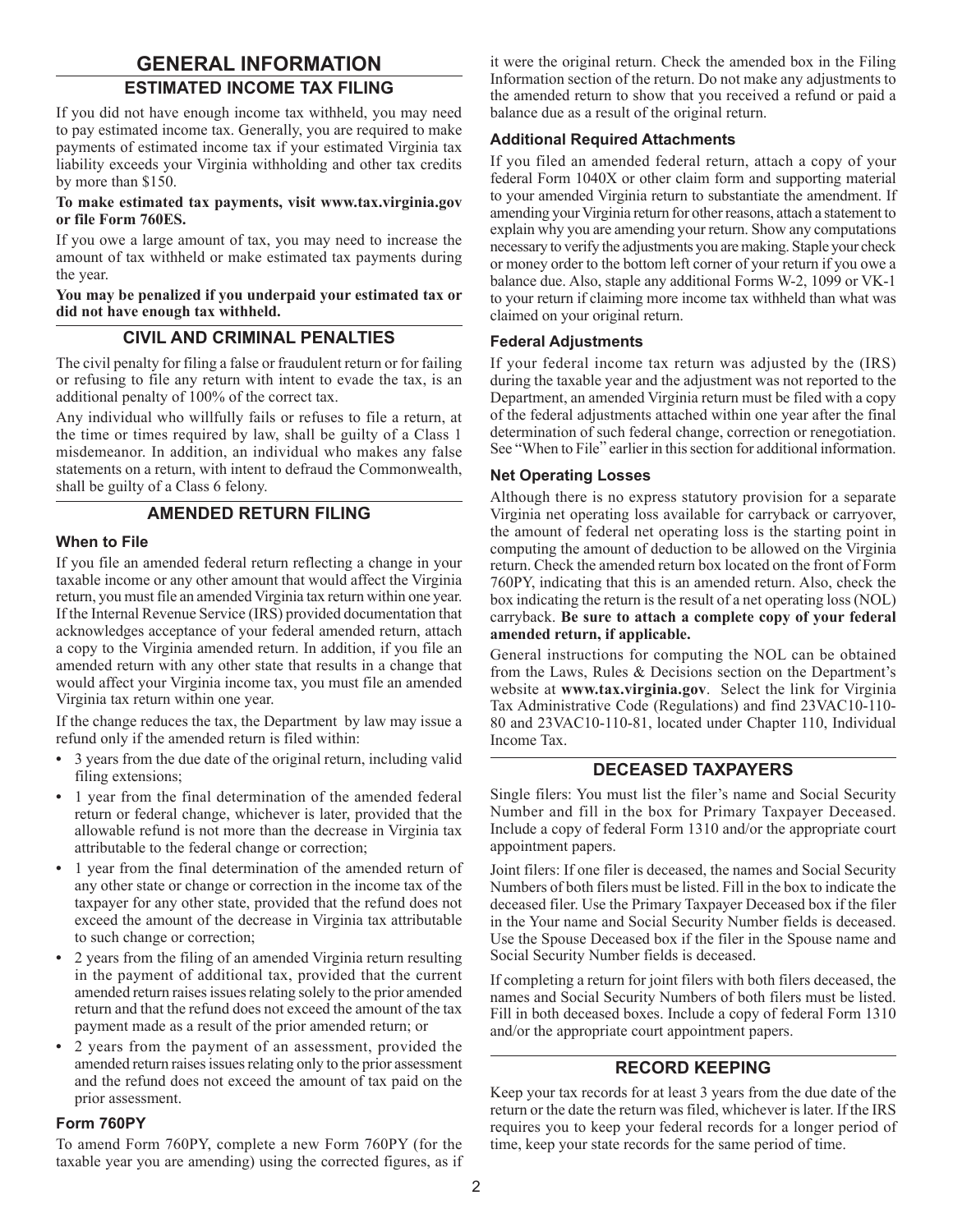# GENERAL INFORMATION

## ESTIMATED INCOME TAX FILING

If you did not have enough income tax withheld, you may need to pay estimated income tax. Generally, you are required to make payments of estimated income tax if your estimated Virginia tax liability exceeds your Virginia withholding and other tax credits by more than $150.

**To make estimated tax payments, visit www.tax.virginia.gov or file Form 760ES.**

If you owe a large amount of tax, you may need to increase the amount of tax withheld or make estimated tax payments during the year.

**You may be penalized if you underpaid your estimated tax or did not have enough tax withheld.**

## CIVIL AND CRIMINAL PENALTIES

The civil penalty for filing a false or fraudulent return or for failing or refusing to file any return with intent to evade the tax, is an additional penalty of 100% of the correct tax.

Any individual who willfully fails or refuses to file a return, at the time or times required by law, shall be guilty of a Class 1 misdemeanor. In addition, an individual who makes any false statements on a return, with intent to defraud the Commonwealth, shall be guilty of a Class 6 felony.

## AMENDED RETURN FILING

### When to File

If you file an amended federal return reflecting a change in your taxable income or any other amount that would affect the Virginia return, you must file an amended Virginia tax return within one year. If the Internal Revenue Service (IRS) provided documentation that acknowledges acceptance of your federal amended return, attach a copy to the Virginia amended return. In addition, if you file an amended return with any other state that results in a change that would affect your Virginia income tax, you must file an amended Virginia tax return within one year.

If the change reduces the tax, the Department by law may issue a refund only if the amended return is filed within:

- 3 years from the due date of the original return, including valid filing extensions;
- 1 year from the final determination of the amended federal return or federal change, whichever is later, provided that the allowable refund is not more than the decrease in Virginia tax attributable to the federal change or correction;
- 1 year from the final determination of the amended return of any other state or change or correction in the income tax of the taxpayer for any other state, provided that the refund does not exceed the amount of the decrease in Virginia tax attributable to such change or correction;
- 2 years from the filing of an amended Virginia return resulting in the payment of additional tax, provided that the current amended return raises issues relating solely to the prior amended return and that the refund does not exceed the amount of the tax payment made as a result of the prior amended return; or
- 2 years from the payment of an assessment, provided the amended return raises issues relating only to the prior assessment and the refund does not exceed the amount of tax paid on the prior assessment.

### Form 760PY

To amend Form 760PY, complete a new Form 760PY (for the taxable year you are amending) using the corrected figures, as if it were the original return. Check the amended box in the Filing Information section of the return. Do not make any adjustments to the amended return to show that you received a refund or paid a balance due as a result of the original return.

### Additional Required Attachments

If you filed an amended federal return, attach a copy of your federal Form 1040X or other claim form and supporting material to your amended Virginia return to substantiate the amendment. If amending your Virginia return for other reasons, attach a statement to explain why you are amending your return. Show any computations necessary to verify the adjustments you are making. Staple your check or money order to the bottom left corner of your return if you owe a balance due. Also, staple any additional Forms W-2, 1099 or VK-1 to your return if claiming more income tax withheld than what was claimed on your original return.

### Federal Adjustments

If your federal income tax return was adjusted by the (IRS) during the taxable year and the adjustment was not reported to the Department, an amended Virginia return must be filed with a copy of the federal adjustments attached within one year after the final determination of such federal change, correction or renegotiation. See "When to File" earlier in this section for additional information.

### Net Operating Losses

Although there is no express statutory provision for a separate Virginia net operating loss available for carryback or carryover, the amount of federal net operating loss is the starting point in computing the amount of deduction to be allowed on the Virginia return. Check the amended return box located on the front of Form 760PY, indicating that this is an amended return. Also, check the box indicating the return is the result of a net operating loss (NOL) carryback. **Be sure to attach a complete copy of your federal amended return, if applicable.**

General instructions for computing the NOL can be obtained from the Laws, Rules & Decisions section on the Department's website at **www.tax.virginia.gov**. Select the link for Virginia Tax Administrative Code (Regulations) and find 23VAC10-110-80 and 23VAC10-110-81, located under Chapter 110, Individual Income Tax.

## DECEASED TAXPAYERS

Single filers: You must list the filer's name and Social Security Number and fill in the box for Primary Taxpayer Deceased. Include a copy of federal Form 1310 and/or the appropriate court appointment papers.

Joint filers: If one filer is deceased, the names and Social Security Numbers of both filers must be listed. Fill in the box to indicate the deceased filer. Use the Primary Taxpayer Deceased box if the filer in the Your name and Social Security Number fields is deceased. Use the Spouse Deceased box if the filer in the Spouse name and Social Security Number fields is deceased.

If completing a return for joint filers with both filers deceased, the names and Social Security Numbers of both filers must be listed. Fill in both deceased boxes. Include a copy of federal Form 1310 and/or the appropriate court appointment papers.

## RECORD KEEPING

Keep your tax records for at least 3 years from the due date of the return or the date the return was filed, whichever is later. If the IRS requires you to keep your federal records for a longer period of time, keep your state records for the same period of time.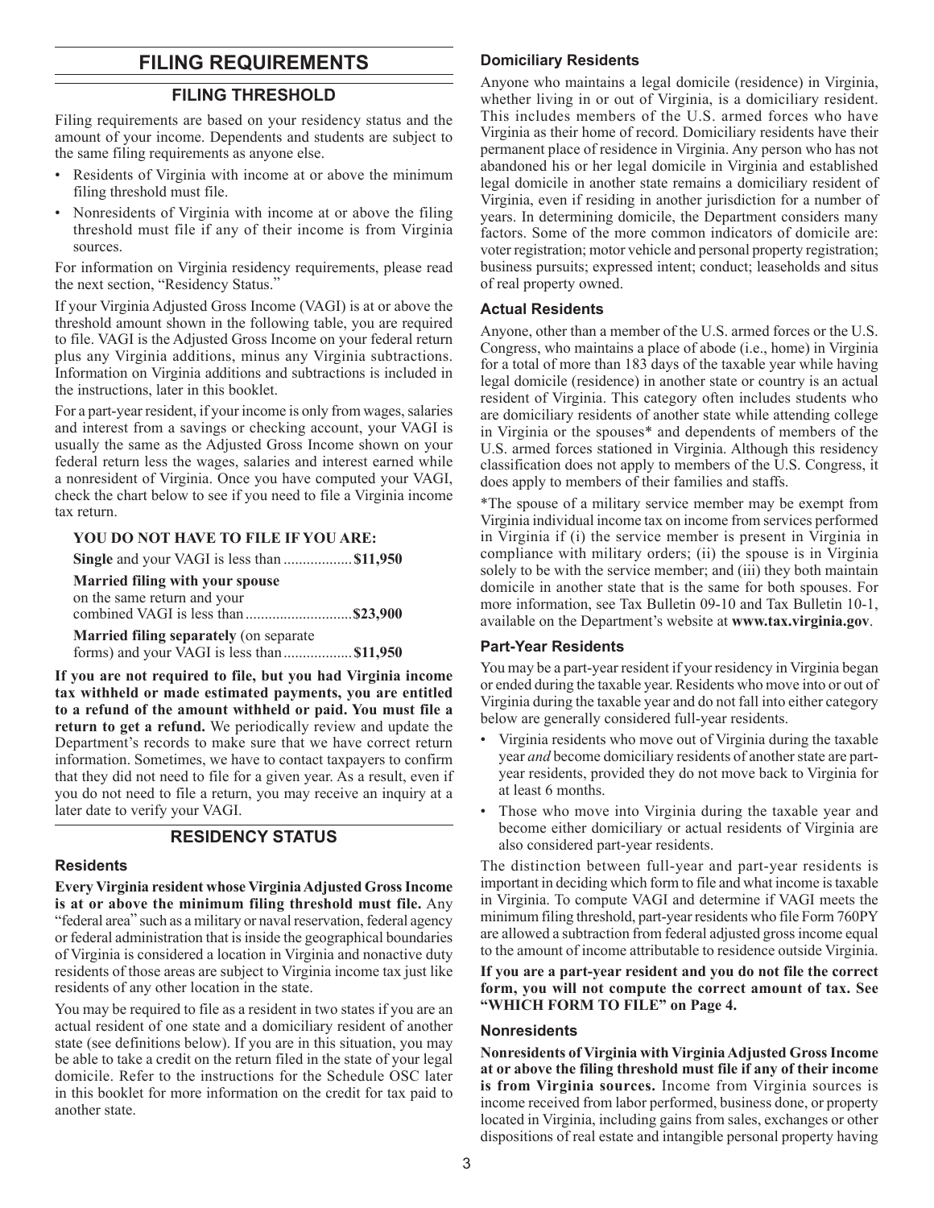# FILING REQUIREMENTS

## FILING THRESHOLD

Filing requirements are based on your residency status and the amount of your income. Dependents and students are subject to the same filing requirements as anyone else.

- Residents of Virginia with income at or above the minimum filing threshold must file.
- Nonresidents of Virginia with income at or above the filing threshold must file if any of their income is from Virginia sources.

For information on Virginia residency requirements, please read the next section, "Residency Status."

If your Virginia Adjusted Gross Income (VAGI) is at or above the threshold amount shown in the following table, you are required to file. VAGI is the Adjusted Gross Income on your federal return plus any Virginia additions, minus any Virginia subtractions. Information on Virginia additions and subtractions is included in the instructions, later in this booklet.

For a part-year resident, if your income is only from wages, salaries and interest from a savings or checking account, your VAGI is usually the same as the Adjusted Gross Income shown on your federal return less the wages, salaries and interest earned while a nonresident of Virginia. Once you have computed your VAGI, check the chart below to see if you need to file a Virginia income tax return.

**YOU DO NOT HAVE TO FILE IF YOU ARE:**

**Single** and your VAGI is less than .................. **$11,950**

**Married filing with your spouse** on the same return and your combined VAGI is less than ............................ **$23,900**

**Married filing separately** (on separate forms) and your VAGI is less than .................. **$11,950**

**If you are not required to file, but you had Virginia income tax withheld or made estimated payments, you are entitled to a refund of the amount withheld or paid. You must file a return to get a refund.** We periodically review and update the Department's records to make sure that we have correct return information. Sometimes, we have to contact taxpayers to confirm that they did not need to file for a given year. As a result, even if you do not need to file a return, you may receive an inquiry at a later date to verify your VAGI.

## RESIDENCY STATUS

### Residents

**Every Virginia resident whose Virginia Adjusted Gross Income is at or above the minimum filing threshold must file.** Any "federal area" such as a military or naval reservation, federal agency or federal administration that is inside the geographical boundaries of Virginia is considered a location in Virginia and nonactive duty residents of those areas are subject to Virginia income tax just like residents of any other location in the state.

You may be required to file as a resident in two states if you are an actual resident of one state and a domiciliary resident of another state (see definitions below). If you are in this situation, you may be able to take a credit on the return filed in the state of your legal domicile. Refer to the instructions for the Schedule OSC later in this booklet for more information on the credit for tax paid to another state.

### Domiciliary Residents

Anyone who maintains a legal domicile (residence) in Virginia, whether living in or out of Virginia, is a domiciliary resident. This includes members of the U.S. armed forces who have Virginia as their home of record. Domiciliary residents have their permanent place of residence in Virginia. Any person who has not abandoned his or her legal domicile in Virginia and established legal domicile in another state remains a domiciliary resident of Virginia, even if residing in another jurisdiction for a number of years. In determining domicile, the Department considers many factors. Some of the more common indicators of domicile are: voter registration; motor vehicle and personal property registration; business pursuits; expressed intent; conduct; leaseholds and situs of real property owned.

### Actual Residents

Anyone, other than a member of the U.S. armed forces or the U.S. Congress, who maintains a place of abode (i.e., home) in Virginia for a total of more than 183 days of the taxable year while having legal domicile (residence) in another state or country is an actual resident of Virginia. This category often includes students who are domiciliary residents of another state while attending college in Virginia or the spouses* and dependents of members of the U.S. armed forces stationed in Virginia. Although this residency classification does not apply to members of the U.S. Congress, it does apply to members of their families and staffs.

*The spouse of a military service member may be exempt from Virginia individual income tax on income from services performed in Virginia if (i) the service member is present in Virginia in compliance with military orders; (ii) the spouse is in Virginia solely to be with the service member; and (iii) they both maintain domicile in another state that is the same for both spouses. For more information, see Tax Bulletin 09-10 and Tax Bulletin 10-1, available on the Department's website at **www.tax.virginia.gov**.

### Part-Year Residents

You may be a part-year resident if your residency in Virginia began or ended during the taxable year. Residents who move into or out of Virginia during the taxable year and do not fall into either category below are generally considered full-year residents.

- Virginia residents who move out of Virginia during the taxable year *and* become domiciliary residents of another state are part-year residents, provided they do not move back to Virginia for at least 6 months.
- Those who move into Virginia during the taxable year and become either domiciliary or actual residents of Virginia are also considered part-year residents.

The distinction between full-year and part-year residents is important in deciding which form to file and what income is taxable in Virginia. To compute VAGI and determine if VAGI meets the minimum filing threshold, part-year residents who file Form 760PY are allowed a subtraction from federal adjusted gross income equal to the amount of income attributable to residence outside Virginia.

**If you are a part-year resident and you do not file the correct form, you will not compute the correct amount of tax. See "WHICH FORM TO FILE" on Page 4.**

### Nonresidents

**Nonresidents of Virginia with Virginia Adjusted Gross Income at or above the filing threshold must file if any of their income is from Virginia sources.** Income from Virginia sources is income received from labor performed, business done, or property located in Virginia, including gains from sales, exchanges or other dispositions of real estate and intangible personal property having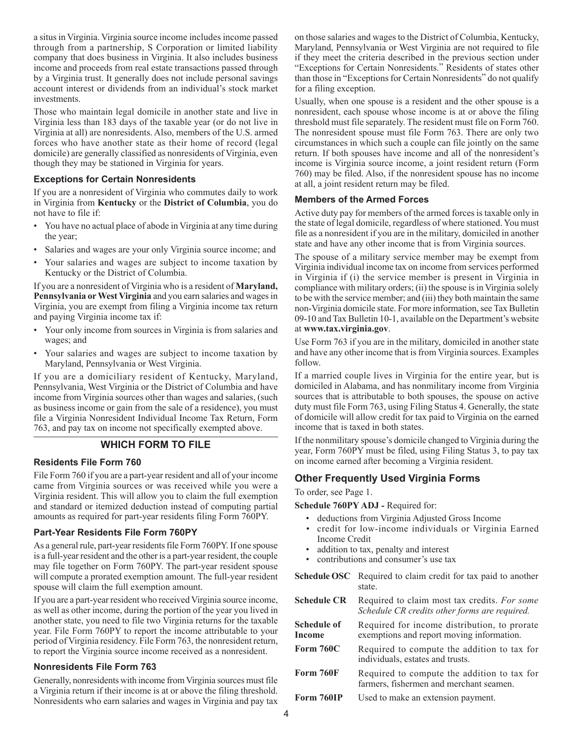a situs in Virginia. Virginia source income includes income passed through from a partnership, S Corporation or limited liability company that does business in Virginia. It also includes business income and proceeds from real estate transactions passed through by a Virginia trust. It generally does not include personal savings account interest or dividends from an individual's stock market investments.

Those who maintain legal domicile in another state and live in Virginia less than 183 days of the taxable year (or do not live in Virginia at all) are nonresidents. Also, members of the U.S. armed forces who have another state as their home of record (legal domicile) are generally classified as nonresidents of Virginia, even though they may be stationed in Virginia for years.

### Exceptions for Certain Nonresidents

If you are a nonresident of Virginia who commutes daily to work in Virginia from **Kentucky** or the **District of Columbia**, you do not have to file if:

- You have no actual place of abode in Virginia at any time during the year;
- Salaries and wages are your only Virginia source income; and
- Your salaries and wages are subject to income taxation by Kentucky or the District of Columbia.

If you are a nonresident of Virginia who is a resident of **Maryland, Pennsylvania or West Virginia** and you earn salaries and wages in Virginia, you are exempt from filing a Virginia income tax return and paying Virginia income tax if:

- Your only income from sources in Virginia is from salaries and wages; and
- Your salaries and wages are subject to income taxation by Maryland, Pennsylvania or West Virginia.

If you are a domiciliary resident of Kentucky, Maryland, Pennsylvania, West Virginia or the District of Columbia and have income from Virginia sources other than wages and salaries, (such as business income or gain from the sale of a residence), you must file a Virginia Nonresident Individual Income Tax Return, Form 763, and pay tax on income not specifically exempted above.

## WHICH FORM TO FILE

### Residents File Form 760

File Form 760 if you are a part-year resident and all of your income came from Virginia sources or was received while you were a Virginia resident. This will allow you to claim the full exemption and standard or itemized deduction instead of computing partial amounts as required for part-year residents filing Form 760PY.

### Part-Year Residents File Form 760PY

As a general rule, part-year residents file Form 760PY. If one spouse is a full-year resident and the other is a part-year resident, the couple may file together on Form 760PY. The part-year resident spouse will compute a prorated exemption amount. The full-year resident spouse will claim the full exemption amount.

If you are a part-year resident who received Virginia source income, as well as other income, during the portion of the year you lived in another state, you need to file two Virginia returns for the taxable year. File Form 760PY to report the income attributable to your period of Virginia residency. File Form 763, the nonresident return, to report the Virginia source income received as a nonresident.

### Nonresidents File Form 763

Generally, nonresidents with income from Virginia sources must file a Virginia return if their income is at or above the filing threshold. Nonresidents who earn salaries and wages in Virginia and pay tax on those salaries and wages to the District of Columbia, Kentucky, Maryland, Pennsylvania or West Virginia are not required to file if they meet the criteria described in the previous section under "Exceptions for Certain Nonresidents." Residents of states other than those in "Exceptions for Certain Nonresidents" do not qualify for a filing exception.

Usually, when one spouse is a resident and the other spouse is a nonresident, each spouse whose income is at or above the filing threshold must file separately. The resident must file on Form 760. The nonresident spouse must file Form 763. There are only two circumstances in which such a couple can file jointly on the same return. If both spouses have income and all of the nonresident's income is Virginia source income, a joint resident return (Form 760) may be filed. Also, if the nonresident spouse has no income at all, a joint resident return may be filed.

### Members of the Armed Forces

Active duty pay for members of the armed forces is taxable only in the state of legal domicile, regardless of where stationed. You must file as a nonresident if you are in the military, domiciled in another state and have any other income that is from Virginia sources.

The spouse of a military service member may be exempt from Virginia individual income tax on income from services performed in Virginia if (i) the service member is present in Virginia in compliance with military orders; (ii) the spouse is in Virginia solely to be with the service member; and (iii) they both maintain the same non-Virginia domicile state. For more information, see Tax Bulletin 09-10 and Tax Bulletin 10-1, available on the Department's website at **www.tax.virginia.gov**.

Use Form 763 if you are in the military, domiciled in another state and have any other income that is from Virginia sources. Examples follow.

If a married couple lives in Virginia for the entire year, but is domiciled in Alabama, and has nonmilitary income from Virginia sources that is attributable to both spouses, the spouse on active duty must file Form 763, using Filing Status 4. Generally, the state of domicile will allow credit for tax paid to Virginia on the earned income that is taxed in both states.

If the nonmilitary spouse's domicile changed to Virginia during the year, Form 760PY must be filed, using Filing Status 3, to pay tax on income earned after becoming a Virginia resident.

## Other Frequently Used Virginia Forms

To order, see Page 1.

**Schedule 760PY ADJ -** Required for:

- deductions from Virginia Adjusted Gross Income
- credit for low-income individuals or Virginia Earned Income Credit
- addition to tax, penalty and interest
- contributions and consumer's use tax

| | |
|---|---|
| **Schedule OSC** | Required to claim credit for tax paid to another state. |
| **Schedule CR** | Required to claim most tax credits. *For some Schedule CR credits other forms are required.* |
| **Schedule of Income** | Required for income distribution, to prorate exemptions and report moving information. |
| **Form 760C** | Required to compute the addition to tax for individuals, estates and trusts. |
| **Form 760F** | Required to compute the addition to tax for farmers, fishermen and merchant seamen. |
| **Form 760IP** | Used to make an extension payment. |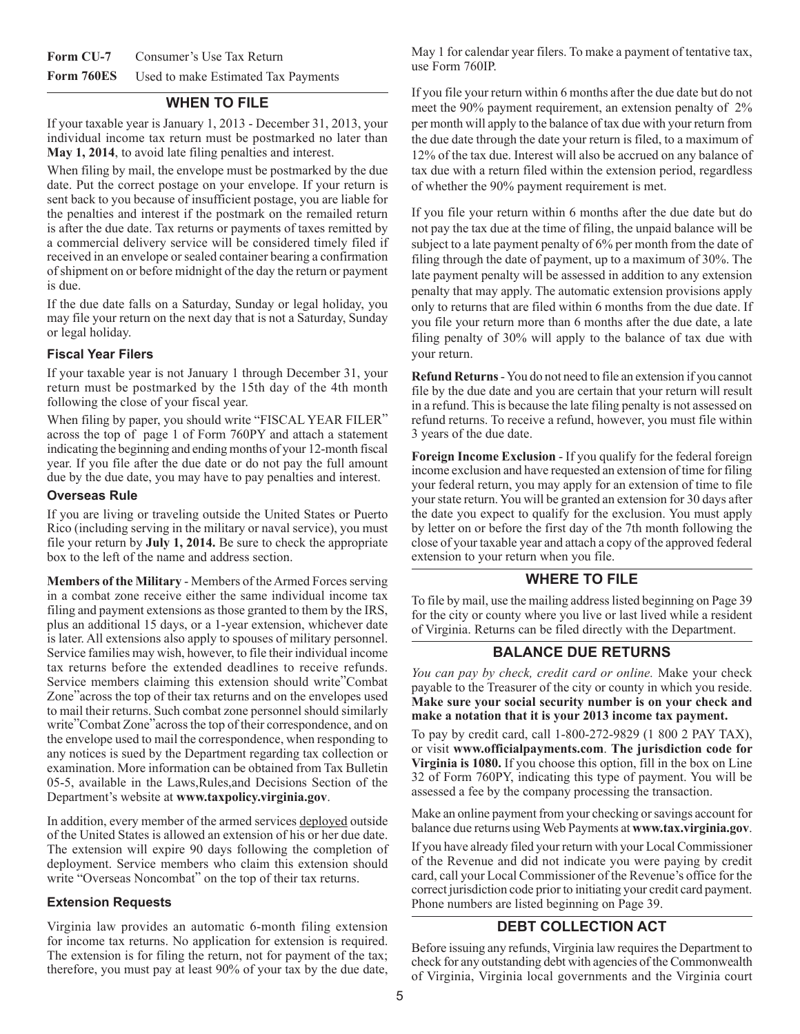**Form CU-7** Consumer's Use Tax Return

**Form 760ES** Used to make Estimated Tax Payments

## WHEN TO FILE

If your taxable year is January 1, 2013 - December 31, 2013, your individual income tax return must be postmarked no later than **May 1, 2014**, to avoid late filing penalties and interest.

When filing by mail, the envelope must be postmarked by the due date. Put the correct postage on your envelope. If your return is sent back to you because of insufficient postage, you are liable for the penalties and interest if the postmark on the remailed return is after the due date. Tax returns or payments of taxes remitted by a commercial delivery service will be considered timely filed if received in an envelope or sealed container bearing a confirmation of shipment on or before midnight of the day the return or payment is due.

If the due date falls on a Saturday, Sunday or legal holiday, you may file your return on the next day that is not a Saturday, Sunday or legal holiday.

### Fiscal Year Filers

If your taxable year is not January 1 through December 31, your return must be postmarked by the 15th day of the 4th month following the close of your fiscal year.

When filing by paper, you should write "FISCAL YEAR FILER" across the top of page 1 of Form 760PY and attach a statement indicating the beginning and ending months of your 12-month fiscal year. If you file after the due date or do not pay the full amount due by the due date, you may have to pay penalties and interest.

### Overseas Rule

If you are living or traveling outside the United States or Puerto Rico (including serving in the military or naval service), you must file your return by **July 1, 2014.** Be sure to check the appropriate box to the left of the name and address section.

**Members of the Military** - Members of the Armed Forces serving in a combat zone receive either the same individual income tax filing and payment extensions as those granted to them by the IRS, plus an additional 15 days, or a 1-year extension, whichever date is later. All extensions also apply to spouses of military personnel. Service families may wish, however, to file their individual income tax returns before the extended deadlines to receive refunds. Service members claiming this extension should write"Combat Zone"across the top of their tax returns and on the envelopes used to mail their returns. Such combat zone personnel should similarly write"Combat Zone"across the top of their correspondence, and on the envelope used to mail the correspondence, when responding to any notices is sued by the Department regarding tax collection or examination. More information can be obtained from Tax Bulletin 05-5, available in the Laws,Rules,and Decisions Section of the Department's website at **www.taxpolicy.virginia.gov**.

In addition, every member of the armed services deployed outside of the United States is allowed an extension of his or her due date. The extension will expire 90 days following the completion of deployment. Service members who claim this extension should write "Overseas Noncombat" on the top of their tax returns.

### Extension Requests

Virginia law provides an automatic 6-month filing extension for income tax returns. No application for extension is required. The extension is for filing the return, not for payment of the tax; therefore, you must pay at least 90% of your tax by the due date, May 1 for calendar year filers. To make a payment of tentative tax, use Form 760IP.

If you file your return within 6 months after the due date but do not meet the 90% payment requirement, an extension penalty of 2% per month will apply to the balance of tax due with your return from the due date through the date your return is filed, to a maximum of 12% of the tax due. Interest will also be accrued on any balance of tax due with a return filed within the extension period, regardless of whether the 90% payment requirement is met.

If you file your return within 6 months after the due date but do not pay the tax due at the time of filing, the unpaid balance will be subject to a late payment penalty of 6% per month from the date of filing through the date of payment, up to a maximum of 30%. The late payment penalty will be assessed in addition to any extension penalty that may apply. The automatic extension provisions apply only to returns that are filed within 6 months from the due date. If you file your return more than 6 months after the due date, a late filing penalty of 30% will apply to the balance of tax due with your return.

**Refund Returns** - You do not need to file an extension if you cannot file by the due date and you are certain that your return will result in a refund. This is because the late filing penalty is not assessed on refund returns. To receive a refund, however, you must file within 3 years of the due date.

**Foreign Income Exclusion** - If you qualify for the federal foreign income exclusion and have requested an extension of time for filing your federal return, you may apply for an extension of time to file your state return. You will be granted an extension for 30 days after the date you expect to qualify for the exclusion. You must apply by letter on or before the first day of the 7th month following the close of your taxable year and attach a copy of the approved federal extension to your return when you file.

## WHERE TO FILE

To file by mail, use the mailing address listed beginning on Page 39 for the city or county where you live or last lived while a resident of Virginia. Returns can be filed directly with the Department.

## BALANCE DUE RETURNS

*You can pay by check, credit card or online.* Make your check payable to the Treasurer of the city or county in which you reside. **Make sure your social security number is on your check and make a notation that it is your 2013 income tax payment.**

To pay by credit card, call 1-800-272-9829 (1 800 2 PAY TAX), or visit **www.officialpayments.com**. **The jurisdiction code for Virginia is 1080.** If you choose this option, fill in the box on Line 32 of Form 760PY, indicating this type of payment. You will be assessed a fee by the company processing the transaction.

Make an online payment from your checking or savings account for balance due returns using Web Payments at **www.tax.virginia.gov**.

If you have already filed your return with your Local Commissioner of the Revenue and did not indicate you were paying by credit card, call your Local Commissioner of the Revenue's office for the correct jurisdiction code prior to initiating your credit card payment. Phone numbers are listed beginning on Page 39.

## DEBT COLLECTION ACT

Before issuing any refunds, Virginia law requires the Department to check for any outstanding debt with agencies of the Commonwealth of Virginia, Virginia local governments and the Virginia court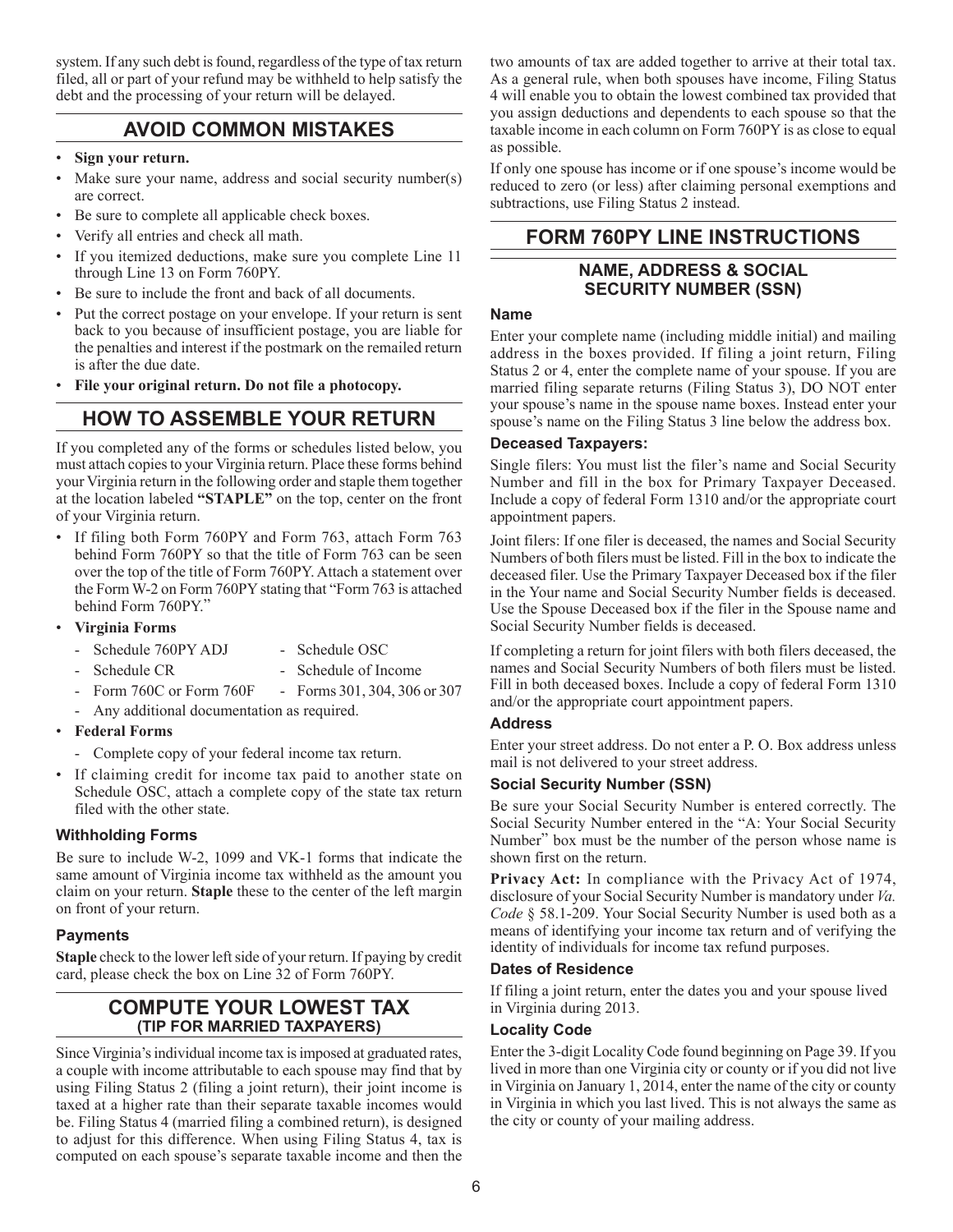system. If any such debt is found, regardless of the type of tax return filed, all or part of your refund may be withheld to help satisfy the debt and the processing of your return will be delayed.

## AVOID COMMON MISTAKES

- **Sign your return.**
- Make sure your name, address and social security number(s) are correct.
- Be sure to complete all applicable check boxes.
- Verify all entries and check all math.
- If you itemized deductions, make sure you complete Line 11 through Line 13 on Form 760PY.
- Be sure to include the front and back of all documents.
- Put the correct postage on your envelope. If your return is sent back to you because of insufficient postage, you are liable for the penalties and interest if the postmark on the remailed return is after the due date.
- **File your original return. Do not file a photocopy.**

## HOW TO ASSEMBLE YOUR RETURN

If you completed any of the forms or schedules listed below, you must attach copies to your Virginia return. Place these forms behind your Virginia return in the following order and staple them together at the location labeled **"STAPLE"** on the top, center on the front of your Virginia return.

- If filing both Form 760PY and Form 763, attach Form 763 behind Form 760PY so that the title of Form 763 can be seen over the top of the title of Form 760PY. Attach a statement over the Form W-2 on Form 760PY stating that "Form 763 is attached behind Form 760PY."
- **Virginia Forms**
  - Schedule 760PY ADJ
  - Schedule OSC
  - Schedule CR
  - Schedule of Income
  - Form 760C or Form 760F
  - Forms 301, 304, 306 or 307
  - Any additional documentation as required.
- **Federal Forms**
  - Complete copy of your federal income tax return.
- If claiming credit for income tax paid to another state on Schedule OSC, attach a complete copy of the state tax return filed with the other state.

### Withholding Forms

Be sure to include W-2, 1099 and VK-1 forms that indicate the same amount of Virginia income tax withheld as the amount you claim on your return. **Staple** these to the center of the left margin on front of your return.

### Payments

**Staple** check to the lower left side of your return. If paying by credit card, please check the box on Line 32 of Form 760PY.

## COMPUTE YOUR LOWEST TAX (TIP FOR MARRIED TAXPAYERS)

Since Virginia's individual income tax is imposed at graduated rates, a couple with income attributable to each spouse may find that by using Filing Status 2 (filing a joint return), their joint income is taxed at a higher rate than their separate taxable incomes would be. Filing Status 4 (married filing a combined return), is designed to adjust for this difference. When using Filing Status 4, tax is computed on each spouse's separate taxable income and then the two amounts of tax are added together to arrive at their total tax. As a general rule, when both spouses have income, Filing Status 4 will enable you to obtain the lowest combined tax provided that you assign deductions and dependents to each spouse so that the taxable income in each column on Form 760PY is as close to equal as possible.

If only one spouse has income or if one spouse's income would be reduced to zero (or less) after claiming personal exemptions and subtractions, use Filing Status 2 instead.

## FORM 760PY LINE INSTRUCTIONS

### NAME, ADDRESS & SOCIAL SECURITY NUMBER (SSN)

#### Name

Enter your complete name (including middle initial) and mailing address in the boxes provided. If filing a joint return, Filing Status 2 or 4, enter the complete name of your spouse. If you are married filing separate returns (Filing Status 3), DO NOT enter your spouse's name in the spouse name boxes. Instead enter your spouse's name on the Filing Status 3 line below the address box.

#### Deceased Taxpayers:

Single filers: You must list the filer's name and Social Security Number and fill in the box for Primary Taxpayer Deceased. Include a copy of federal Form 1310 and/or the appropriate court appointment papers.

Joint filers: If one filer is deceased, the names and Social Security Numbers of both filers must be listed. Fill in the box to indicate the deceased filer. Use the Primary Taxpayer Deceased box if the filer in the Your name and Social Security Number fields is deceased. Use the Spouse Deceased box if the filer in the Spouse name and Social Security Number fields is deceased.

If completing a return for joint filers with both filers deceased, the names and Social Security Numbers of both filers must be listed. Fill in both deceased boxes. Include a copy of federal Form 1310 and/or the appropriate court appointment papers.

#### Address

Enter your street address. Do not enter a P. O. Box address unless mail is not delivered to your street address.

#### Social Security Number (SSN)

Be sure your Social Security Number is entered correctly. The Social Security Number entered in the "A: Your Social Security Number" box must be the number of the person whose name is shown first on the return.

**Privacy Act:** In compliance with the Privacy Act of 1974, disclosure of your Social Security Number is mandatory under *Va. Code* § 58.1-209. Your Social Security Number is used both as a means of identifying your income tax return and of verifying the identity of individuals for income tax refund purposes.

#### Dates of Residence

If filing a joint return, enter the dates you and your spouse lived in Virginia during 2013.

#### Locality Code

Enter the 3-digit Locality Code found beginning on Page 39. If you lived in more than one Virginia city or county or if you did not live in Virginia on January 1, 2014, enter the name of the city or county in Virginia in which you last lived. This is not always the same as the city or county of your mailing address.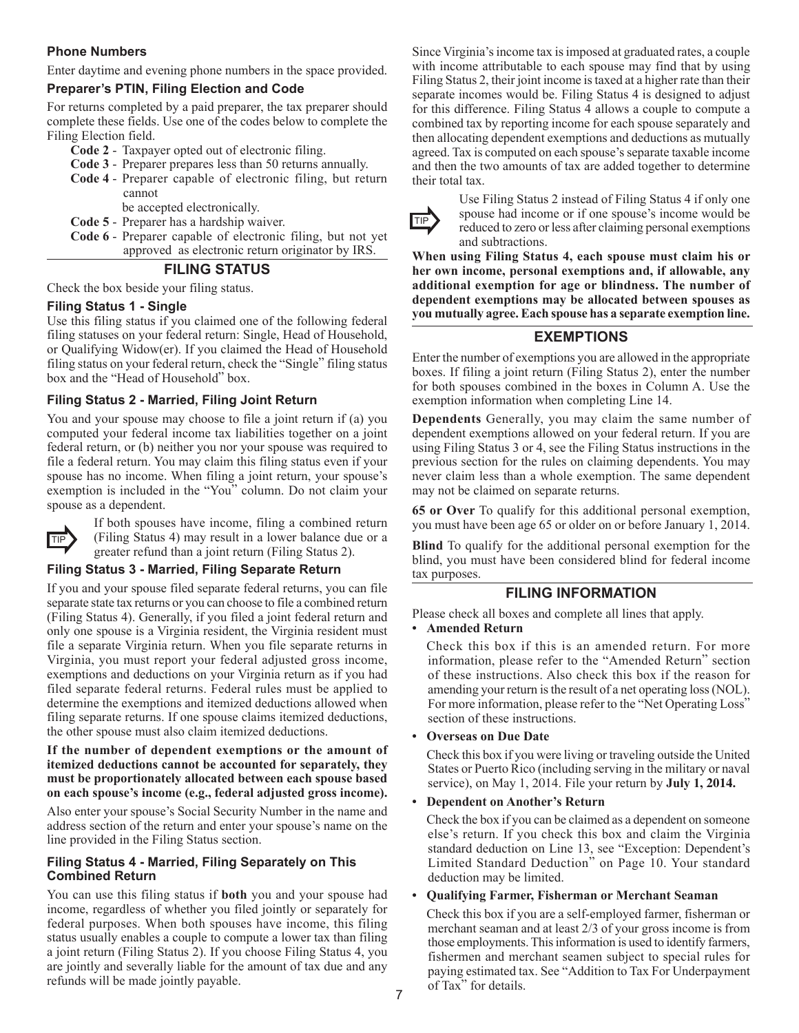### Phone Numbers

Enter daytime and evening phone numbers in the space provided.

### Preparer's PTIN, Filing Election and Code

For returns completed by a paid preparer, the tax preparer should complete these fields. Use one of the codes below to complete the Filing Election field.

- **Code 2** - Taxpayer opted out of electronic filing.
- **Code 3** - Preparer prepares less than 50 returns annually.
- **Code 4** - Preparer capable of electronic filing, but return cannot be accepted electronically.
- **Code 5** - Preparer has a hardship waiver.
- **Code 6** - Preparer capable of electronic filing, but not yet approved as electronic return originator by IRS.

## FILING STATUS

Check the box beside your filing status.

### Filing Status 1 - Single

Use this filing status if you claimed one of the following federal filing statuses on your federal return: Single, Head of Household, or Qualifying Widow(er). If you claimed the Head of Household filing status on your federal return, check the "Single" filing status box and the "Head of Household" box.

### Filing Status 2 - Married, Filing Joint Return

You and your spouse may choose to file a joint return if (a) you computed your federal income tax liabilities together on a joint federal return, or (b) neither you nor your spouse was required to file a federal return. You may claim this filing status even if your spouse has no income. When filing a joint return, your spouse's exemption is included in the "You" column. Do not claim your spouse as a dependent.

TIP: If both spouses have income, filing a combined return (Filing Status 4) may result in a lower balance due or a greater refund than a joint return (Filing Status 2).

### Filing Status 3 - Married, Filing Separate Return

If you and your spouse filed separate federal returns, you can file separate state tax returns or you can choose to file a combined return (Filing Status 4). Generally, if you filed a joint federal return and only one spouse is a Virginia resident, the Virginia resident must file a separate Virginia return. When you file separate returns in Virginia, you must report your federal adjusted gross income, exemptions and deductions on your Virginia return as if you had filed separate federal returns. Federal rules must be applied to determine the exemptions and itemized deductions allowed when filing separate returns. If one spouse claims itemized deductions, the other spouse must also claim itemized deductions.

**If the number of dependent exemptions or the amount of itemized deductions cannot be accounted for separately, they must be proportionately allocated between each spouse based on each spouse's income (e.g., federal adjusted gross income).**

Also enter your spouse's Social Security Number in the name and address section of the return and enter your spouse's name on the line provided in the Filing Status section.

### Filing Status 4 - Married, Filing Separately on This Combined Return

You can use this filing status if **both** you and your spouse had income, regardless of whether you filed jointly or separately for federal purposes. When both spouses have income, this filing status usually enables a couple to compute a lower tax than filing a joint return (Filing Status 2). If you choose Filing Status 4, you are jointly and severally liable for the amount of tax due and any refunds will be made jointly payable.

Since Virginia's income tax is imposed at graduated rates, a couple with income attributable to each spouse may find that by using Filing Status 2, their joint income is taxed at a higher rate than their separate incomes would be. Filing Status 4 is designed to adjust for this difference. Filing Status 4 allows a couple to compute a combined tax by reporting income for each spouse separately and then allocating dependent exemptions and deductions as mutually agreed. Tax is computed on each spouse's separate taxable income and then the two amounts of tax are added together to determine their total tax.

TIP: Use Filing Status 2 instead of Filing Status 4 if only one spouse had income or if one spouse's income would be reduced to zero or less after claiming personal exemptions and subtractions.

**When using Filing Status 4, each spouse must claim his or her own income, personal exemptions and, if allowable, any additional exemption for age or blindness. The number of dependent exemptions may be allocated between spouses as you mutually agree. Each spouse has a separate exemption line.**

## EXEMPTIONS

Enter the number of exemptions you are allowed in the appropriate boxes. If filing a joint return (Filing Status 2), enter the number for both spouses combined in the boxes in Column A. Use the exemption information when completing Line 14.

**Dependents** Generally, you may claim the same number of dependent exemptions allowed on your federal return. If you are using Filing Status 3 or 4, see the Filing Status instructions in the previous section for the rules on claiming dependents. You may never claim less than a whole exemption. The same dependent may not be claimed on separate returns.

**65 or Over** To qualify for this additional personal exemption, you must have been age 65 or older on or before January 1, 2014.

**Blind** To qualify for the additional personal exemption for the blind, you must have been considered blind for federal income tax purposes.

## FILING INFORMATION

Please check all boxes and complete all lines that apply.

- **Amended Return**

  Check this box if this is an amended return. For more information, please refer to the "Amended Return" section of these instructions. Also check this box if the reason for amending your return is the result of a net operating loss (NOL). For more information, please refer to the "Net Operating Loss" section of these instructions.

- **Overseas on Due Date**

  Check this box if you were living or traveling outside the United States or Puerto Rico (including serving in the military or naval service), on May 1, 2014. File your return by **July 1, 2014.**

- **Dependent on Another's Return**

  Check the box if you can be claimed as a dependent on someone else's return. If you check this box and claim the Virginia standard deduction on Line 13, see "Exception: Dependent's Limited Standard Deduction" on Page 10. Your standard deduction may be limited.

- **Qualifying Farmer, Fisherman or Merchant Seaman**

  Check this box if you are a self-employed farmer, fisherman or merchant seaman and at least 2/3 of your gross income is from those employments. This information is used to identify farmers, fishermen and merchant seamen subject to special rules for paying estimated tax. See "Addition to Tax For Underpayment of Tax" for details.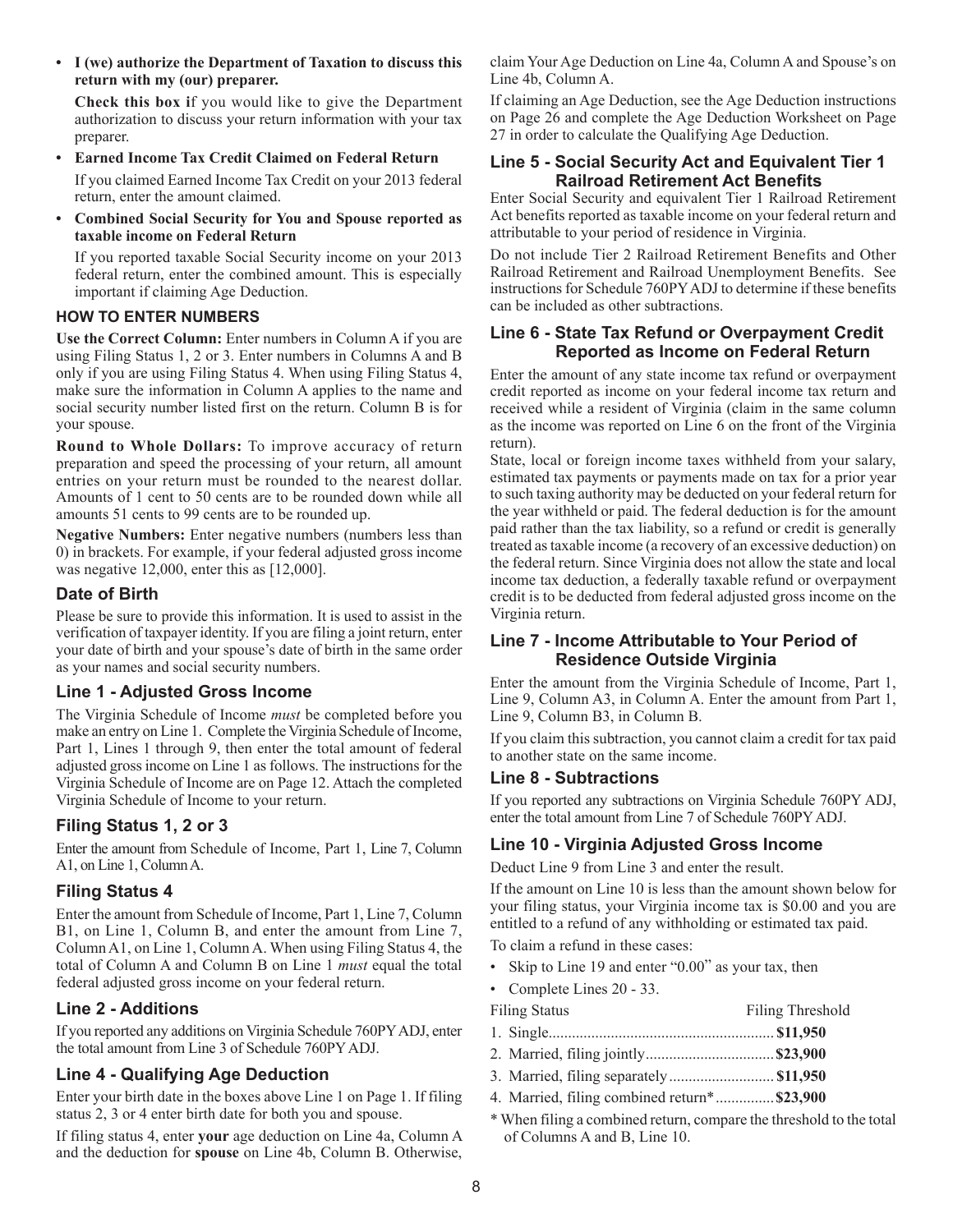- **I (we) authorize the Department of Taxation to discuss this return with my (our) preparer.**

  **Check this box i**f you would like to give the Department authorization to discuss your return information with your tax preparer.

- **Earned Income Tax Credit Claimed on Federal Return**

  If you claimed Earned Income Tax Credit on your 2013 federal return, enter the amount claimed.

- **Combined Social Security for You and Spouse reported as taxable income on Federal Return**

  If you reported taxable Social Security income on your 2013 federal return, enter the combined amount. This is especially important if claiming Age Deduction.

### HOW TO ENTER NUMBERS

**Use the Correct Column:** Enter numbers in Column A if you are using Filing Status 1, 2 or 3. Enter numbers in Columns A and B only if you are using Filing Status 4. When using Filing Status 4, make sure the information in Column A applies to the name and social security number listed first on the return. Column B is for your spouse.

**Round to Whole Dollars:** To improve accuracy of return preparation and speed the processing of your return, all amount entries on your return must be rounded to the nearest dollar. Amounts of 1 cent to 50 cents are to be rounded down while all amounts 51 cents to 99 cents are to be rounded up.

**Negative Numbers:** Enter negative numbers (numbers less than 0) in brackets. For example, if your federal adjusted gross income was negative 12,000, enter this as [12,000].

## Date of Birth

Please be sure to provide this information. It is used to assist in the verification of taxpayer identity. If you are filing a joint return, enter your date of birth and your spouse's date of birth in the same order as your names and social security numbers.

## Line 1 - Adjusted Gross Income

The Virginia Schedule of Income *must* be completed before you make an entry on Line 1. Complete the Virginia Schedule of Income, Part 1, Lines 1 through 9, then enter the total amount of federal adjusted gross income on Line 1 as follows. The instructions for the Virginia Schedule of Income are on Page 12. Attach the completed Virginia Schedule of Income to your return.

## Filing Status 1, 2 or 3

Enter the amount from Schedule of Income, Part 1, Line 7, Column A1, on Line 1, Column A.

## Filing Status 4

Enter the amount from Schedule of Income, Part 1, Line 7, Column B1, on Line 1, Column B, and enter the amount from Line 7, Column A1, on Line 1, Column A. When using Filing Status 4, the total of Column A and Column B on Line 1 *must* equal the total federal adjusted gross income on your federal return.

## Line 2 - Additions

If you reported any additions on Virginia Schedule 760PY ADJ, enter the total amount from Line 3 of Schedule 760PY ADJ.

## Line 4 - Qualifying Age Deduction

Enter your birth date in the boxes above Line 1 on Page 1. If filing status 2, 3 or 4 enter birth date for both you and spouse.

If filing status 4, enter **your** age deduction on Line 4a, Column A and the deduction for **spouse** on Line 4b, Column B. Otherwise, claim Your Age Deduction on Line 4a, Column A and Spouse's on Line 4b, Column A.

If claiming an Age Deduction, see the Age Deduction instructions on Page 26 and complete the Age Deduction Worksheet on Page 27 in order to calculate the Qualifying Age Deduction.

## Line 5 - Social Security Act and Equivalent Tier 1 Railroad Retirement Act Benefits

Enter Social Security and equivalent Tier 1 Railroad Retirement Act benefits reported as taxable income on your federal return and attributable to your period of residence in Virginia.

Do not include Tier 2 Railroad Retirement Benefits and Other Railroad Retirement and Railroad Unemployment Benefits. See instructions for Schedule 760PY ADJ to determine if these benefits can be included as other subtractions.

## Line 6 - State Tax Refund or Overpayment Credit Reported as Income on Federal Return

Enter the amount of any state income tax refund or overpayment credit reported as income on your federal income tax return and received while a resident of Virginia (claim in the same column as the income was reported on Line 6 on the front of the Virginia return).

State, local or foreign income taxes withheld from your salary, estimated tax payments or payments made on tax for a prior year to such taxing authority may be deducted on your federal return for the year withheld or paid. The federal deduction is for the amount paid rather than the tax liability, so a refund or credit is generally treated as taxable income (a recovery of an excessive deduction) on the federal return. Since Virginia does not allow the state and local income tax deduction, a federally taxable refund or overpayment credit is to be deducted from federal adjusted gross income on the Virginia return.

## Line 7 - Income Attributable to Your Period of Residence Outside Virginia

Enter the amount from the Virginia Schedule of Income, Part 1, Line 9, Column A3, in Column A. Enter the amount from Part 1, Line 9, Column B3, in Column B.

If you claim this subtraction, you cannot claim a credit for tax paid to another state on the same income.

## Line 8 - Subtractions

If you reported any subtractions on Virginia Schedule 760PY ADJ, enter the total amount from Line 7 of Schedule 760PY ADJ.

## Line 10 - Virginia Adjusted Gross Income

Deduct Line 9 from Line 3 and enter the result.

If the amount on Line 10 is less than the amount shown below for your filing status, your Virginia income tax is $0.00 and you are entitled to a refund of any withholding or estimated tax paid.

To claim a refund in these cases:

- Skip to Line 19 and enter "0.00" as your tax, then
- Complete Lines 20 - 33.

| Filing Status | Filing Threshold |
|---|---|
| 1. Single | **$11,950** |
| 2. Married, filing jointly | **$23,900** |
| 3. Married, filing separately | **$11,950** |
| 4. Married, filing combined return* | **$23,900** |

\* When filing a combined return, compare the threshold to the total of Columns A and B, Line 10.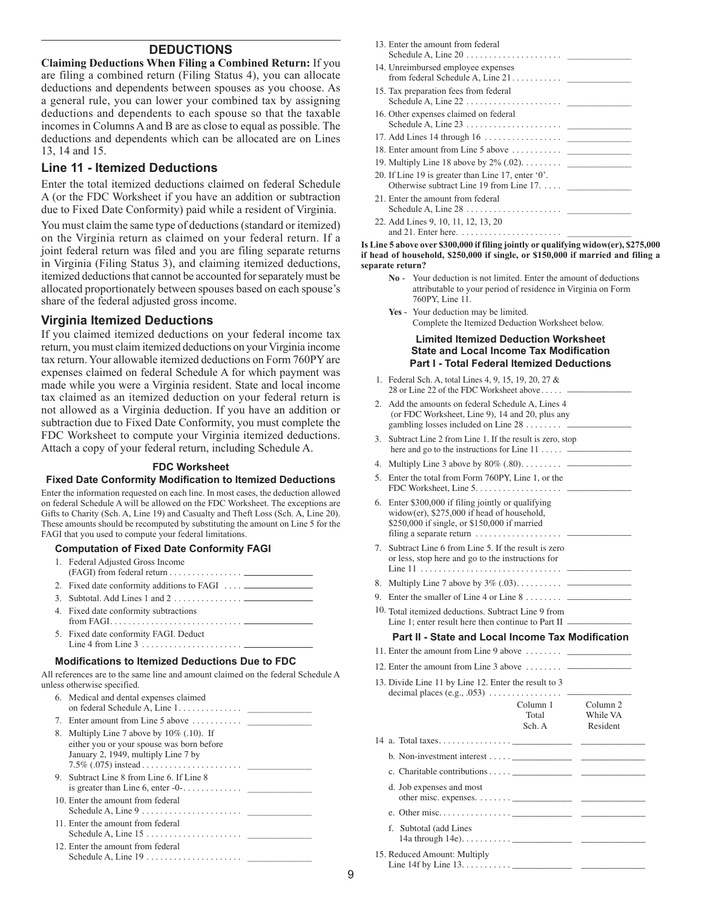## DEDUCTIONS

**Claiming Deductions When Filing a Combined Return:** If you are filing a combined return (Filing Status 4), you can allocate deductions and dependents between spouses as you choose. As a general rule, you can lower your combined tax by assigning deductions and dependents to each spouse so that the taxable incomes in Columns A and B are as close to equal as possible. The deductions and dependents which can be allocated are on Lines 13, 14 and 15.

### Line 11 - Itemized Deductions

Enter the total itemized deductions claimed on federal Schedule A (or the FDC Worksheet if you have an addition or subtraction due to Fixed Date Conformity) paid while a resident of Virginia.

You must claim the same type of deductions (standard or itemized) on the Virginia return as claimed on your federal return. If a joint federal return was filed and you are filing separate returns in Virginia (Filing Status 3), and claiming itemized deductions, itemized deductions that cannot be accounted for separately must be allocated proportionately between spouses based on each spouse's share of the federal adjusted gross income.

### Virginia Itemized Deductions

If you claimed itemized deductions on your federal income tax return, you must claim itemized deductions on your Virginia income tax return. Your allowable itemized deductions on Form 760PY are expenses claimed on federal Schedule A for which payment was made while you were a Virginia resident. State and local income tax claimed as an itemized deduction on your federal return is not allowed as a Virginia deduction. If you have an addition or subtraction due to Fixed Date Conformity, you must complete the FDC Worksheet to compute your Virginia itemized deductions. Attach a copy of your federal return, including Schedule A.

#### FDC Worksheet
#### Fixed Date Conformity Modification to Itemized Deductions

Enter the information requested on each line. In most cases, the deduction allowed on federal Schedule A will be allowed on the FDC Worksheet. The exceptions are Gifts to Charity (Sch. A, Line 19) and Casualty and Theft Loss (Sch. A, Line 20). These amounts should be recomputed by substituting the amount on Line 5 for the FAGI that you used to compute your federal limitations.

**Computation of Fixed Date Conformity FAGI**

1. Federal Adjusted Gross Income (FAGI) from federal return ................ ______
2. Fixed date conformity additions to FAGI .... ______
3. Subtotal. Add Lines 1 and 2 ............... ______
4. Fixed date conformity subtractions from FAGI ............................ ______
5. Fixed date conformity FAGI. Deduct Line 4 from Line 3 ..................... ______

**Modifications to Itemized Deductions Due to FDC**

All references are to the same line and amount claimed on the federal Schedule A unless otherwise specified.

6. Medical and dental expenses claimed on federal Schedule A, Line 1.............. ______
7. Enter amount from Line 5 above ........... ______
8. Multiply Line 7 above by 10% (.10). If either you or your spouse was born before January 2, 1949, multiply Line 7 by 7.5% (.075) instead ...................... ______
9. Subtract Line 8 from Line 6. If Line 8 is greater than Line 6, enter -0-............. ______
10. Enter the amount from federal Schedule A, Line 9 ...................... ______
11. Enter the amount from federal Schedule A, Line 15 ..................... ______
12. Enter the amount from federal Schedule A, Line 19 ..................... ______
13. Enter the amount from federal Schedule A, Line 20 ..................... ______
14. Unreimbursed employee expenses from federal Schedule A, Line 21........... ______
15. Tax preparation fees from federal Schedule A, Line 22 ..................... ______
16. Other expenses claimed on federal Schedule A, Line 23 ..................... ______
17. Add Lines 14 through 16 ................ ______
18. Enter amount from Line 5 above ........... ______
19. Multiply Line 18 above by 2% (.02)......... ______
20. If Line 19 is greater than Line 17, enter '0'. Otherwise subtract Line 19 from Line 17. .... ______
21. Enter the amount from federal Schedule A, Line 28 ..................... ______
22. Add Lines 9, 10, 11, 12, 13, 20 and 21. Enter here. ...................... ______

**Is Line 5 above over $300,000 if filing jointly or qualifying widow(er), $275,000 if head of household, $250,000 if single, or $150,000 if married and filing a separate return?**

- **No** - Your deduction is not limited. Enter the amount of deductions attributable to your period of residence in Virginia on Form 760PY, Line 11.
- **Yes** - Your deduction may be limited. Complete the Itemized Deduction Worksheet below.

#### Limited Itemized Deduction Worksheet
#### State and Local Income Tax Modification
#### Part I - Total Federal Itemized Deductions

1. Federal Sch. A, total Lines 4, 9, 15, 19, 20, 27 & 28 or Line 22 of the FDC Worksheet above..... ______
2. Add the amounts on federal Schedule A, Lines 4 (or FDC Worksheet, Line 9), 14 and 20, plus any gambling losses included on Line 28 ........ ______
3. Subtract Line 2 from Line 1. If the result is zero, stop here and go to the instructions for Line 11 ..... ______
4. Multiply Line 3 above by 80% (.80)......... ______
5. Enter the total from Form 760PY, Line 1, or the FDC Worksheet, Line 5.................. ______
6. Enter $300,000 if filing jointly or qualifying widow(er), $275,000 if head of household, $250,000 if single, or $150,000 if married filing a separate return .................. ______
7. Subtract Line 6 from Line 5. If the result is zero or less, stop here and go to the instructions for Line 11 .............................. ______
8. Multiply Line 7 above by 3% (.03).......... ______
9. Enter the smaller of Line 4 or Line 8 ........ ______
10. Total itemized deductions. Subtract Line 9 from Line 1; enter result here then continue to Part II ______

#### Part II - State and Local Income Tax Modification

11. Enter the amount from Line 9 above ........ ______
12. Enter the amount from Line 3 above ........ ______
13. Divide Line 11 by Line 12. Enter the result to 3 decimal places (e.g., .053) ................ ______

| | Column 1 Total Sch. A | Column 2 While VA Resident |
|---|---|---|
| 14 a. Total taxes................ | ______ | ______ |
| b. Non-investment interest ..... | ______ | ______ |
| c. Charitable contributions ..... | ______ | ______ |
| d. Job expenses and most other misc. expenses. ....... | ______ | ______ |
| e. Other misc................ | ______ | ______ |
| f. Subtotal (add Lines 14a through 14e)........... | ______ | ______ |
| 15. Reduced Amount: Multiply Line 14f by Line 13.......... | ______ | ______ |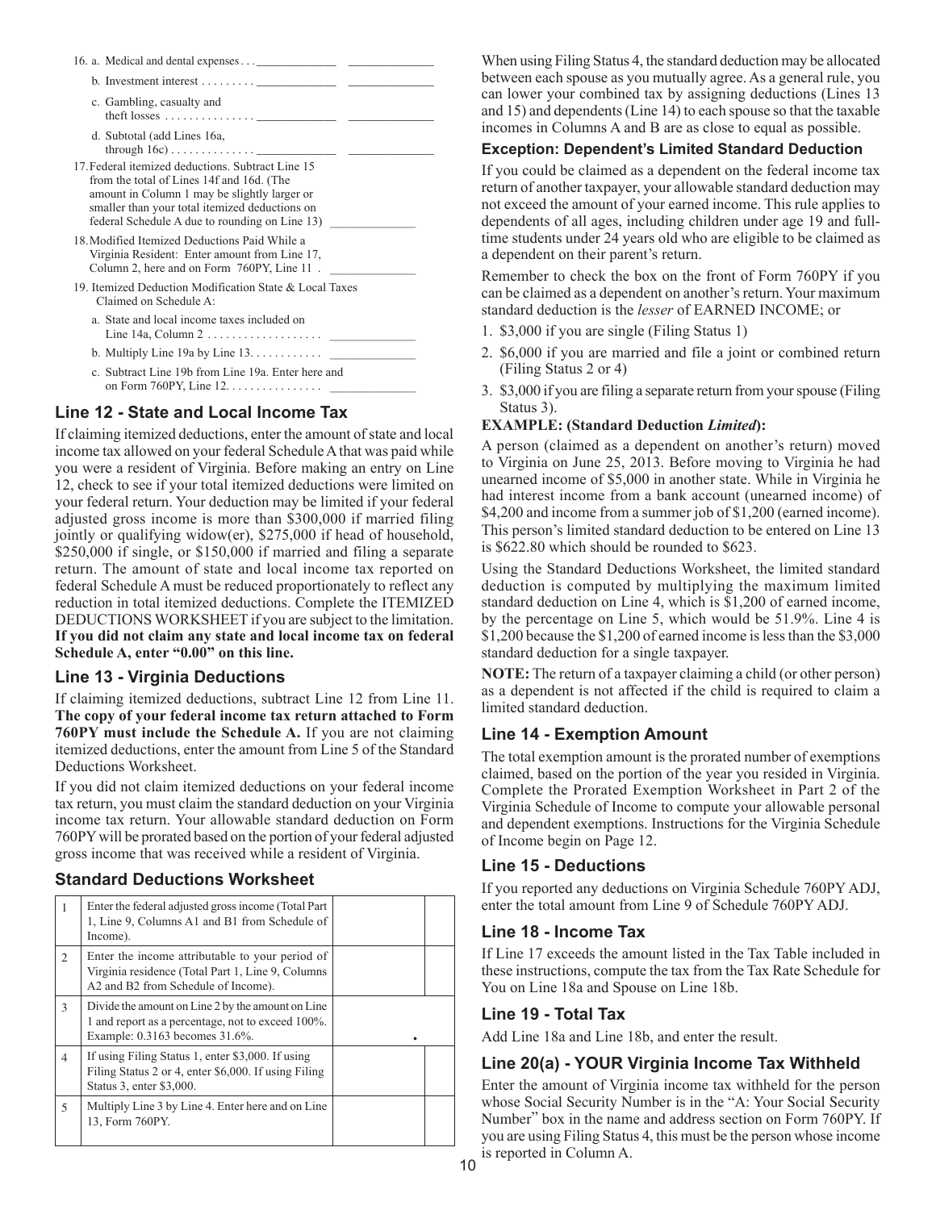16. a. Medical and dental expenses . . . _____________ _____________

b. Investment interest . . . . . . . . . _____________ _____________

c. Gambling, casualty and theft losses . . . . . . . . . . . . . . . _____________ _____________

d. Subtotal (add Lines 16a, through 16c) . . . . . . . . . . . . . . _____________ _____________

17. Federal itemized deductions. Subtract Line 15 from the total of Lines 14f and 16d. (The amount in Column 1 may be slightly larger or smaller than your total itemized deductions on federal Schedule A due to rounding on Line 13) _____________

18. Modified Itemized Deductions Paid While a Virginia Resident: Enter amount from Line 17, Column 2, here and on Form 760PY, Line 11 . _____________

19. Itemized Deduction Modification State & Local Taxes Claimed on Schedule A:

a. State and local income taxes included on Line 14a, Column 2 . . . . . . . . . . . . . . . . . . . _____________

b. Multiply Line 19a by Line 13. . . . . . . . . . . . _____________

c. Subtract Line 19b from Line 19a. Enter here and on Form 760PY, Line 12. . . . . . . . . . . . . . . . _____________

## Line 12 - State and Local Income Tax

If claiming itemized deductions, enter the amount of state and local income tax allowed on your federal Schedule A that was paid while you were a resident of Virginia. Before making an entry on Line 12, check to see if your total itemized deductions were limited on your federal return. Your deduction may be limited if your federal adjusted gross income is more than $300,000 if married filing jointly or qualifying widow(er), $275,000 if head of household, $250,000 if single, or $150,000 if married and filing a separate return. The amount of state and local income tax reported on federal Schedule A must be reduced proportionately to reflect any reduction in total itemized deductions. Complete the ITEMIZED DEDUCTIONS WORKSHEET if you are subject to the limitation. **If you did not claim any state and local income tax on federal Schedule A, enter "0.00" on this line.**

## Line 13 - Virginia Deductions

If claiming itemized deductions, subtract Line 12 from Line 11. **The copy of your federal income tax return attached to Form 760PY must include the Schedule A.** If you are not claiming itemized deductions, enter the amount from Line 5 of the Standard Deductions Worksheet.

If you did not claim itemized deductions on your federal income tax return, you must claim the standard deduction on your Virginia income tax return. Your allowable standard deduction on Form 760PY will be prorated based on the portion of your federal adjusted gross income that was received while a resident of Virginia.

### Standard Deductions Worksheet

| | | | |
|---|---|---|---|
| 1 | Enter the federal adjusted gross income (Total Part 1, Line 9, Columns A1 and B1 from Schedule of Income). | | |
| 2 | Enter the income attributable to your period of Virginia residence (Total Part 1, Line 9, Columns A2 and B2 from Schedule of Income). | | |
| 3 | Divide the amount on Line 2 by the amount on Line 1 and report as a percentage, not to exceed 100%. Example: 0.3163 becomes 31.6%. | . | |
| 4 | If using Filing Status 1, enter $3,000. If using Filing Status 2 or 4, enter $6,000. If using Filing Status 3, enter $3,000. | | |
| 5 | Multiply Line 3 by Line 4. Enter here and on Line 13, Form 760PY. | | |

When using Filing Status 4, the standard deduction may be allocated between each spouse as you mutually agree. As a general rule, you can lower your combined tax by assigning deductions (Lines 13 and 15) and dependents (Line 14) to each spouse so that the taxable incomes in Columns A and B are as close to equal as possible.

### Exception: Dependent's Limited Standard Deduction

If you could be claimed as a dependent on the federal income tax return of another taxpayer, your allowable standard deduction may not exceed the amount of your earned income. This rule applies to dependents of all ages, including children under age 19 and full-time students under 24 years old who are eligible to be claimed as a dependent on their parent's return.

Remember to check the box on the front of Form 760PY if you can be claimed as a dependent on another's return. Your maximum standard deduction is the *lesser* of EARNED INCOME; or

1. $3,000 if you are single (Filing Status 1)
2. $6,000 if you are married and file a joint or combined return (Filing Status 2 or 4)
3. $3,000 if you are filing a separate return from your spouse (Filing Status 3).

**EXAMPLE: (Standard Deduction *Limited*):**

A person (claimed as a dependent on another's return) moved to Virginia on June 25, 2013. Before moving to Virginia he had unearned income of $5,000 in another state. While in Virginia he had interest income from a bank account (unearned income) of $4,200 and income from a summer job of $1,200 (earned income). This person's limited standard deduction to be entered on Line 13 is $622.80 which should be rounded to $623.

Using the Standard Deductions Worksheet, the limited standard deduction is computed by multiplying the maximum limited standard deduction on Line 4, which is $1,200 of earned income, by the percentage on Line 5, which would be 51.9%. Line 4 is $1,200 because the $1,200 of earned income is less than the $3,000 standard deduction for a single taxpayer.

**NOTE:** The return of a taxpayer claiming a child (or other person) as a dependent is not affected if the child is required to claim a limited standard deduction.

## Line 14 - Exemption Amount

The total exemption amount is the prorated number of exemptions claimed, based on the portion of the year you resided in Virginia. Complete the Prorated Exemption Worksheet in Part 2 of the Virginia Schedule of Income to compute your allowable personal and dependent exemptions. Instructions for the Virginia Schedule of Income begin on Page 12.

## Line 15 - Deductions

If you reported any deductions on Virginia Schedule 760PY ADJ, enter the total amount from Line 9 of Schedule 760PY ADJ.

## Line 18 - Income Tax

If Line 17 exceeds the amount listed in the Tax Table included in these instructions, compute the tax from the Tax Rate Schedule for You on Line 18a and Spouse on Line 18b.

## Line 19 - Total Tax

Add Line 18a and Line 18b, and enter the result.

## Line 20(a) - YOUR Virginia Income Tax Withheld

Enter the amount of Virginia income tax withheld for the person whose Social Security Number is in the "A: Your Social Security Number" box in the name and address section on Form 760PY. If you are using Filing Status 4, this must be the person whose income is reported in Column A.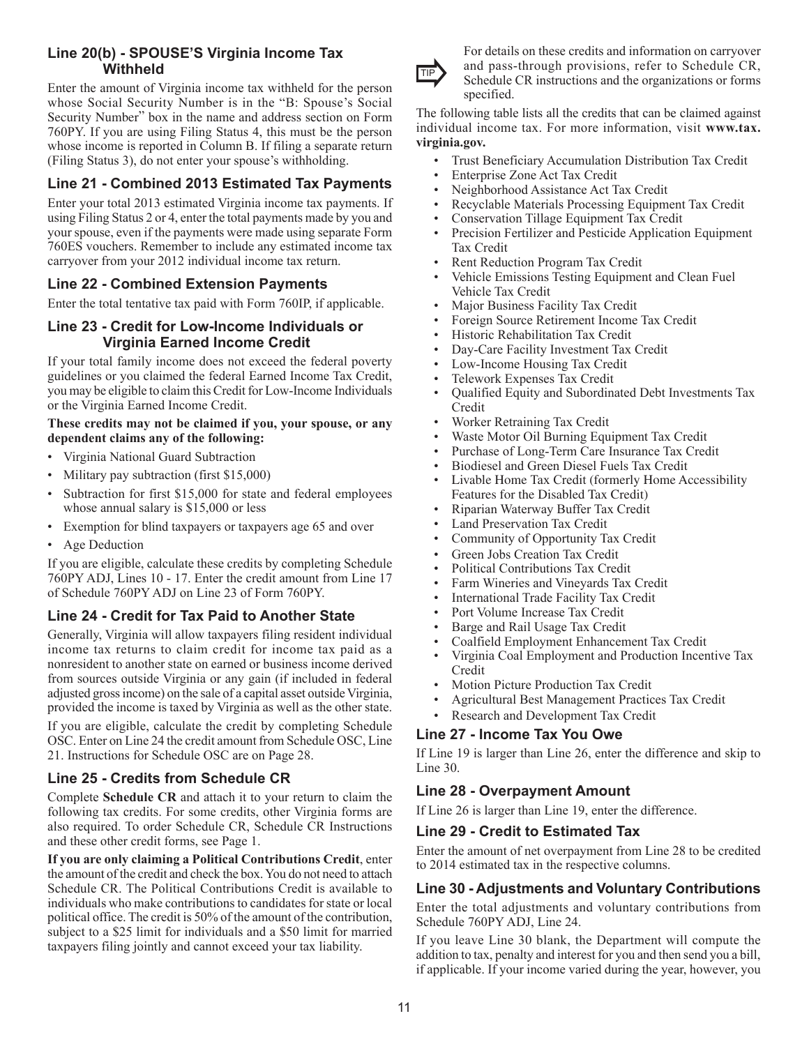### Line 20(b) - SPOUSE'S Virginia Income Tax Withheld

Enter the amount of Virginia income tax withheld for the person whose Social Security Number is in the "B: Spouse's Social Security Number" box in the name and address section on Form 760PY. If you are using Filing Status 4, this must be the person whose income is reported in Column B. If filing a separate return (Filing Status 3), do not enter your spouse's withholding.

### Line 21 - Combined 2013 Estimated Tax Payments

Enter your total 2013 estimated Virginia income tax payments. If using Filing Status 2 or 4, enter the total payments made by you and your spouse, even if the payments were made using separate Form 760ES vouchers. Remember to include any estimated income tax carryover from your 2012 individual income tax return.

### Line 22 - Combined Extension Payments

Enter the total tentative tax paid with Form 760IP, if applicable.

### Line 23 - Credit for Low-Income Individuals or Virginia Earned Income Credit

If your total family income does not exceed the federal poverty guidelines or you claimed the federal Earned Income Tax Credit, you may be eligible to claim this Credit for Low-Income Individuals or the Virginia Earned Income Credit.

**These credits may not be claimed if you, your spouse, or any dependent claims any of the following:**

- Virginia National Guard Subtraction
- Military pay subtraction (first $15,000)
- Subtraction for first $15,000 for state and federal employees whose annual salary is $15,000 or less
- Exemption for blind taxpayers or taxpayers age 65 and over
- Age Deduction

If you are eligible, calculate these credits by completing Schedule 760PY ADJ, Lines 10 - 17. Enter the credit amount from Line 17 of Schedule 760PY ADJ on Line 23 of Form 760PY.

### Line 24 - Credit for Tax Paid to Another State

Generally, Virginia will allow taxpayers filing resident individual income tax returns to claim credit for income tax paid as a nonresident to another state on earned or business income derived from sources outside Virginia or any gain (if included in federal adjusted gross income) on the sale of a capital asset outside Virginia, provided the income is taxed by Virginia as well as the other state.

If you are eligible, calculate the credit by completing Schedule OSC. Enter on Line 24 the credit amount from Schedule OSC, Line 21. Instructions for Schedule OSC are on Page 28.

### Line 25 - Credits from Schedule CR

Complete **Schedule CR** and attach it to your return to claim the following tax credits. For some credits, other Virginia forms are also required. To order Schedule CR, Schedule CR Instructions and these other credit forms, see Page 1.

**If you are only claiming a Political Contributions Credit**, enter the amount of the credit and check the box. You do not need to attach Schedule CR. The Political Contributions Credit is available to individuals who make contributions to candidates for state or local political office. The credit is 50% of the amount of the contribution, subject to a $25 limit for individuals and a $50 limit for married taxpayers filing jointly and cannot exceed your tax liability.

TIP: For details on these credits and information on carryover and pass-through provisions, refer to Schedule CR, Schedule CR instructions and the organizations or forms specified.

The following table lists all the credits that can be claimed against individual income tax. For more information, visit **www.tax.virginia.gov.**

- Trust Beneficiary Accumulation Distribution Tax Credit
- Enterprise Zone Act Tax Credit
- Neighborhood Assistance Act Tax Credit
- Recyclable Materials Processing Equipment Tax Credit
- Conservation Tillage Equipment Tax Credit
- Precision Fertilizer and Pesticide Application Equipment Tax Credit
- Rent Reduction Program Tax Credit
- Vehicle Emissions Testing Equipment and Clean Fuel Vehicle Tax Credit
- Major Business Facility Tax Credit
- Foreign Source Retirement Income Tax Credit
- Historic Rehabilitation Tax Credit
- Day-Care Facility Investment Tax Credit
- Low-Income Housing Tax Credit
- Telework Expenses Tax Credit
- Qualified Equity and Subordinated Debt Investments Tax Credit
- Worker Retraining Tax Credit
- Waste Motor Oil Burning Equipment Tax Credit
- Purchase of Long-Term Care Insurance Tax Credit
- Biodiesel and Green Diesel Fuels Tax Credit
- Livable Home Tax Credit (formerly Home Accessibility Features for the Disabled Tax Credit)
- Riparian Waterway Buffer Tax Credit
- Land Preservation Tax Credit
- Community of Opportunity Tax Credit
- Green Jobs Creation Tax Credit
- Political Contributions Tax Credit
- Farm Wineries and Vineyards Tax Credit
- International Trade Facility Tax Credit
- Port Volume Increase Tax Credit
- Barge and Rail Usage Tax Credit
- Coalfield Employment Enhancement Tax Credit
- Virginia Coal Employment and Production Incentive Tax Credit
- Motion Picture Production Tax Credit
- Agricultural Best Management Practices Tax Credit
- Research and Development Tax Credit

### Line 27 - Income Tax You Owe

If Line 19 is larger than Line 26, enter the difference and skip to Line 30.

### Line 28 - Overpayment Amount

If Line 26 is larger than Line 19, enter the difference.

### Line 29 - Credit to Estimated Tax

Enter the amount of net overpayment from Line 28 to be credited to 2014 estimated tax in the respective columns.

### Line 30 - Adjustments and Voluntary Contributions

Enter the total adjustments and voluntary contributions from Schedule 760PY ADJ, Line 24.

If you leave Line 30 blank, the Department will compute the addition to tax, penalty and interest for you and then send you a bill, if applicable. If your income varied during the year, however, you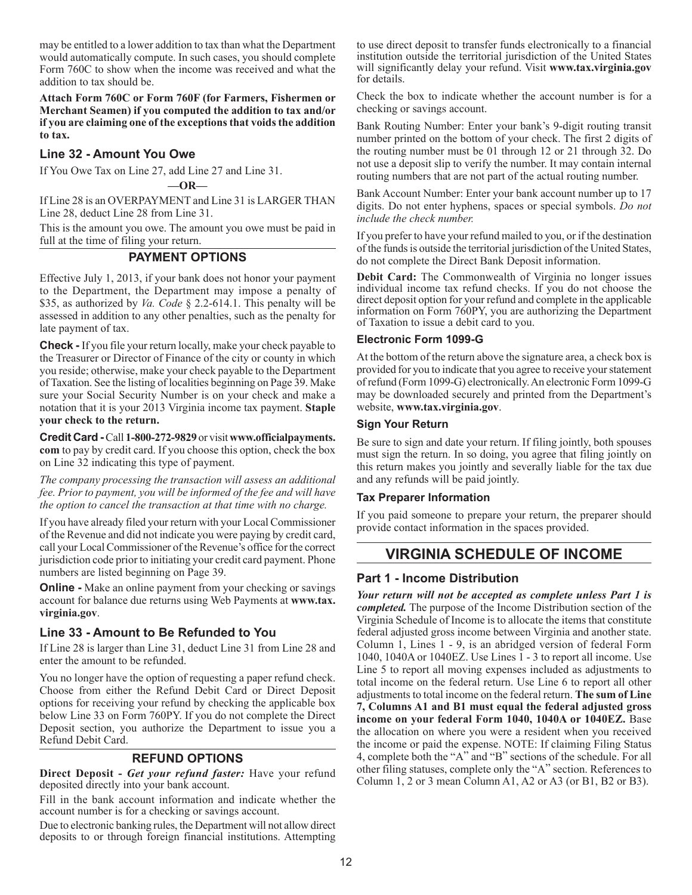may be entitled to a lower addition to tax than what the Department would automatically compute. In such cases, you should complete Form 760C to show when the income was received and what the addition to tax should be.

**Attach Form 760C or Form 760F (for Farmers, Fishermen or Merchant Seamen) if you computed the addition to tax and/or if you are claiming one of the exceptions that voids the addition to tax.**

## Line 32 - Amount You Owe

If You Owe Tax on Line 27, add Line 27 and Line 31.

**—OR—**

If Line 28 is an OVERPAYMENT and Line 31 is LARGER THAN Line 28, deduct Line 28 from Line 31.

This is the amount you owe. The amount you owe must be paid in full at the time of filing your return.

### PAYMENT OPTIONS

Effective July 1, 2013, if your bank does not honor your payment to the Department, the Department may impose a penalty of $35, as authorized by *Va. Code* § 2.2-614.1. This penalty will be assessed in addition to any other penalties, such as the penalty for late payment of tax.

**Check -** If you file your return locally, make your check payable to the Treasurer or Director of Finance of the city or county in which you reside; otherwise, make your check payable to the Department of Taxation. See the listing of localities beginning on Page 39. Make sure your Social Security Number is on your check and make a notation that it is your 2013 Virginia income tax payment. **Staple your check to the return.**

**Credit Card -** Call **1-800-272-9829** or visit **www.officialpayments.com** to pay by credit card. If you choose this option, check the box on Line 32 indicating this type of payment.

*The company processing the transaction will assess an additional fee. Prior to payment, you will be informed of the fee and will have the option to cancel the transaction at that time with no charge.*

If you have already filed your return with your Local Commissioner of the Revenue and did not indicate you were paying by credit card, call your Local Commissioner of the Revenue's office for the correct jurisdiction code prior to initiating your credit card payment. Phone numbers are listed beginning on Page 39.

**Online -** Make an online payment from your checking or savings account for balance due returns using Web Payments at **www.tax.virginia.gov**.

## Line 33 - Amount to Be Refunded to You

If Line 28 is larger than Line 31, deduct Line 31 from Line 28 and enter the amount to be refunded.

You no longer have the option of requesting a paper refund check. Choose from either the Refund Debit Card or Direct Deposit options for receiving your refund by checking the applicable box below Line 33 on Form 760PY. If you do not complete the Direct Deposit section, you authorize the Department to issue you a Refund Debit Card.

### REFUND OPTIONS

**Direct Deposit -** ***Get your refund faster:*** Have your refund deposited directly into your bank account.

Fill in the bank account information and indicate whether the account number is for a checking or savings account.

Due to electronic banking rules, the Department will not allow direct deposits to or through foreign financial institutions. Attempting to use direct deposit to transfer funds electronically to a financial institution outside the territorial jurisdiction of the United States will significantly delay your refund. Visit **www.tax.virginia.gov** for details.

Check the box to indicate whether the account number is for a checking or savings account.

Bank Routing Number: Enter your bank's 9-digit routing transit number printed on the bottom of your check. The first 2 digits of the routing number must be 01 through 12 or 21 through 32. Do not use a deposit slip to verify the number. It may contain internal routing numbers that are not part of the actual routing number.

Bank Account Number: Enter your bank account number up to 17 digits. Do not enter hyphens, spaces or special symbols. *Do not include the check number.*

If you prefer to have your refund mailed to you, or if the destination of the funds is outside the territorial jurisdiction of the United States, do not complete the Direct Bank Deposit information.

**Debit Card:** The Commonwealth of Virginia no longer issues individual income tax refund checks. If you do not choose the direct deposit option for your refund and complete in the applicable information on Form 760PY, you are authorizing the Department of Taxation to issue a debit card to you.

### Electronic Form 1099-G

At the bottom of the return above the signature area, a check box is provided for you to indicate that you agree to receive your statement of refund (Form 1099-G) electronically. An electronic Form 1099-G may be downloaded securely and printed from the Department's website, **www.tax.virginia.gov**.

### Sign Your Return

Be sure to sign and date your return. If filing jointly, both spouses must sign the return. In so doing, you agree that filing jointly on this return makes you jointly and severally liable for the tax due and any refunds will be paid jointly.

### Tax Preparer Information

If you paid someone to prepare your return, the preparer should provide contact information in the spaces provided.

# VIRGINIA SCHEDULE OF INCOME

## Part 1 - Income Distribution

***Your return will not be accepted as complete unless Part 1 is completed.*** The purpose of the Income Distribution section of the Virginia Schedule of Income is to allocate the items that constitute federal adjusted gross income between Virginia and another state. Column 1, Lines 1 - 9, is an abridged version of federal Form 1040, 1040A or 1040EZ. Use Lines 1 - 3 to report all income. Use Line 5 to report all moving expenses included as adjustments to total income on the federal return. Use Line 6 to report all other adjustments to total income on the federal return. **The sum of Line 7, Columns A1 and B1 must equal the federal adjusted gross income on your federal Form 1040, 1040A or 1040EZ.** Base the allocation on where you were a resident when you received the income or paid the expense. NOTE: If claiming Filing Status 4, complete both the "A" and "B" sections of the schedule. For all other filing statuses, complete only the "A" section. References to Column 1, 2 or 3 mean Column A1, A2 or A3 (or B1, B2 or B3).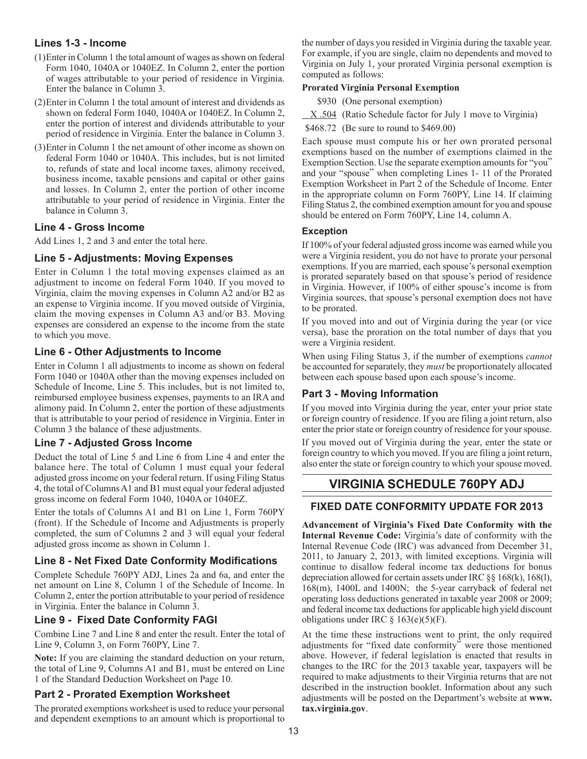### Lines 1-3 - Income

(1) Enter in Column 1 the total amount of wages as shown on federal Form 1040, 1040A or 1040EZ. In Column 2, enter the portion of wages attributable to your period of residence in Virginia. Enter the balance in Column 3.

(2) Enter in Column 1 the total amount of interest and dividends as shown on federal Form 1040, 1040A or 1040EZ. In Column 2, enter the portion of interest and dividends attributable to your period of residence in Virginia. Enter the balance in Column 3.

(3) Enter in Column 1 the net amount of other income as shown on federal Form 1040 or 1040A. This includes, but is not limited to, refunds of state and local income taxes, alimony received, business income, taxable pensions and capital or other gains and losses. In Column 2, enter the portion of other income attributable to your period of residence in Virginia. Enter the balance in Column 3.

### Line 4 - Gross Income

Add Lines 1, 2 and 3 and enter the total here.

### Line 5 - Adjustments: Moving Expenses

Enter in Column 1 the total moving expenses claimed as an adjustment to income on federal Form 1040. If you moved to Virginia, claim the moving expenses in Column A2 and/or B2 as an expense to Virginia income. If you moved outside of Virginia, claim the moving expenses in Column A3 and/or B3. Moving expenses are considered an expense to the income from the state to which you move.

### Line 6 - Other Adjustments to Income

Enter in Column 1 all adjustments to income as shown on federal Form 1040 or 1040A other than the moving expenses included on Schedule of Income, Line 5. This includes, but is not limited to, reimbursed employee business expenses, payments to an IRA and alimony paid. In Column 2, enter the portion of these adjustments that is attributable to your period of residence in Virginia. Enter in Column 3 the balance of these adjustments.

### Line 7 - Adjusted Gross Income

Deduct the total of Line 5 and Line 6 from Line 4 and enter the balance here. The total of Column 1 must equal your federal adjusted gross income on your federal return. If using Filing Status 4, the total of Columns A1 and B1 must equal your federal adjusted gross income on federal Form 1040, 1040A or 1040EZ.

Enter the totals of Columns A1 and B1 on Line 1, Form 760PY (front). If the Schedule of Income and Adjustments is properly completed, the sum of Columns 2 and 3 will equal your federal adjusted gross income as shown in Column 1.

### Line 8 - Net Fixed Date Conformity Modifications

Complete Schedule 760PY ADJ, Lines 2a and 6a, and enter the net amount on Line 8, Column 1 of the Schedule of Income. In Column 2, enter the portion attributable to your period of residence in Virginia. Enter the balance in Column 3.

### Line 9 - Fixed Date Conformity FAGI

Combine Line 7 and Line 8 and enter the result. Enter the total of Line 9, Column 3, on Form 760PY, Line 7.

**Note:** If you are claiming the standard deduction on your return, the total of Line 9, Columns A1 and B1, must be entered on Line 1 of the Standard Deduction Worksheet on Page 10.

### Part 2 - Prorated Exemption Worksheet

The prorated exemptions worksheet is used to reduce your personal and dependent exemptions to an amount which is proportional to the number of days you resided in Virginia during the taxable year. For example, if you are single, claim no dependents and moved to Virginia on July 1, your prorated Virginia personal exemption is computed as follows:

**Prorated Virginia Personal Exemption**

| | |
|---|---|
| \$930 | (One personal exemption) |
| X .504 | (Ratio Schedule factor for July 1 move to Virginia) |
| \$468.72 | (Be sure to round to \$469.00) |

Each spouse must compute his or her own prorated personal exemptions based on the number of exemptions claimed in the Exemption Section. Use the separate exemption amounts for "you" and your "spouse" when completing Lines 1- 11 of the Prorated Exemption Worksheet in Part 2 of the Schedule of Income. Enter in the appropriate column on Form 760PY, Line 14. If claiming Filing Status 2, the combined exemption amount for you and spouse should be entered on Form 760PY, Line 14, column A.

#### Exception

If 100% of your federal adjusted gross income was earned while you were a Virginia resident, you do not have to prorate your personal exemptions. If you are married, each spouse's personal exemption is prorated separately based on that spouse's period of residence in Virginia. However, if 100% of either spouse's income is from Virginia sources, that spouse's personal exemption does not have to be prorated.

If you moved into and out of Virginia during the year (or vice versa), base the proration on the total number of days that you were a Virginia resident.

When using Filing Status 3, if the number of exemptions *cannot* be accounted for separately, they *must* be proportionately allocated between each spouse based upon each spouse's income.

### Part 3 - Moving Information

If you moved into Virginia during the year, enter your prior state or foreign country of residence. If you are filing a joint return, also enter the prior state or foreign country of residence for your spouse.

If you moved out of Virginia during the year, enter the state or foreign country to which you moved. If you are filing a joint return, also enter the state or foreign country to which your spouse moved.

## VIRGINIA SCHEDULE 760PY ADJ

### FIXED DATE CONFORMITY UPDATE FOR 2013

**Advancement of Virginia's Fixed Date Conformity with the Internal Revenue Code:** Virginia's date of conformity with the Internal Revenue Code (IRC) was advanced from December 31, 2011, to January 2, 2013, with limited exceptions. Virginia will continue to disallow federal income tax deductions for bonus depreciation allowed for certain assets under IRC §§ 168(k), 168(l), 168(m), 1400L and 1400N; the 5-year carryback of federal net operating loss deductions generated in taxable year 2008 or 2009; and federal income tax deductions for applicable high yield discount obligations under IRC § 163(e)(5)(F).

At the time these instructions went to print, the only required adjustments for "fixed date conformity" were those mentioned above. However, if federal legislation is enacted that results in changes to the IRC for the 2013 taxable year, taxpayers will be required to make adjustments to their Virginia returns that are not described in the instruction booklet. Information about any such adjustments will be posted on the Department's website at **www.tax.virginia.gov**.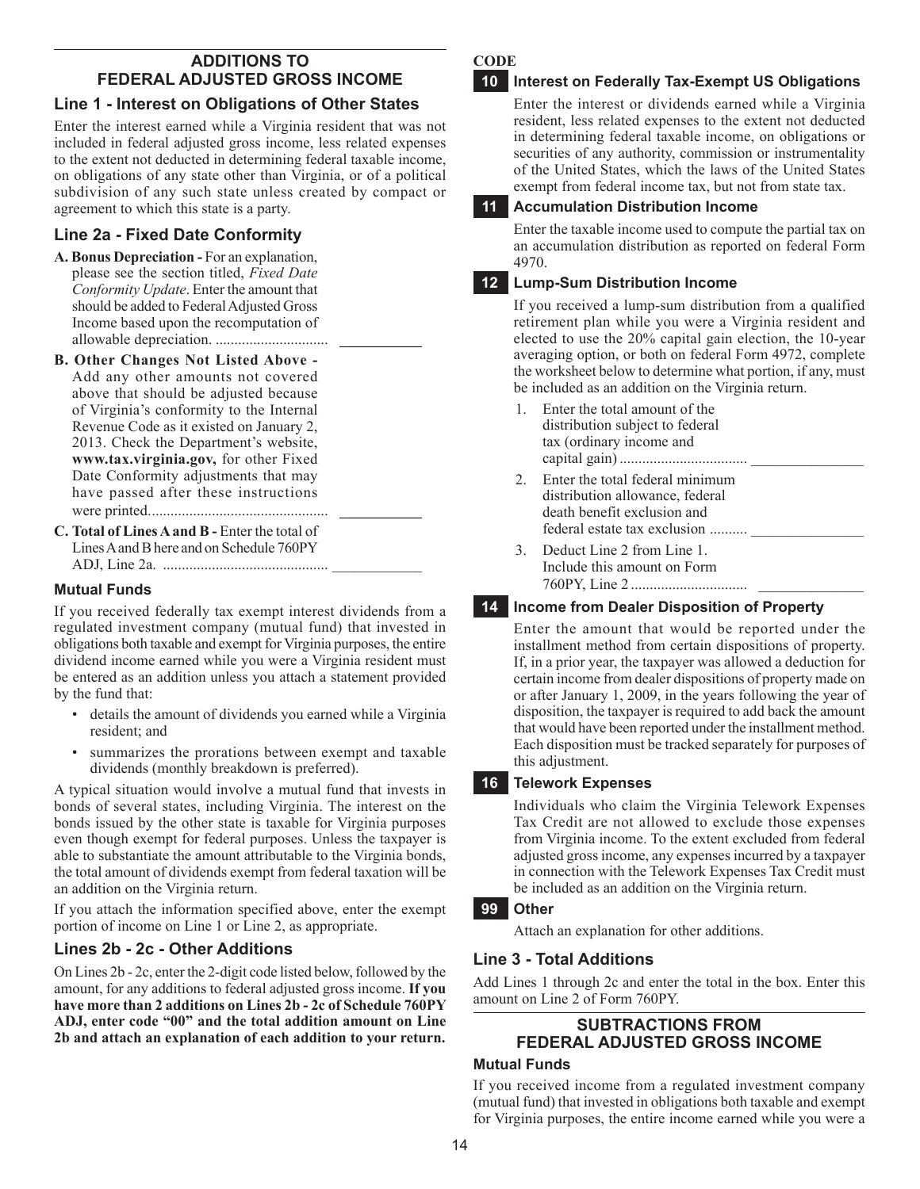## ADDITIONS TO FEDERAL ADJUSTED GROSS INCOME

### Line 1 - Interest on Obligations of Other States

Enter the interest earned while a Virginia resident that was not included in federal adjusted gross income, less related expenses to the extent not deducted in determining federal taxable income, on obligations of any state other than Virginia, or of a political subdivision of any such state unless created by compact or agreement to which this state is a party.

### Line 2a - Fixed Date Conformity

**A. Bonus Depreciation -** For an explanation, please see the section titled, *Fixed Date Conformity Update*. Enter the amount that should be added to Federal Adjusted Gross Income based upon the recomputation of allowable depreciation. .............................. ___________

**B. Other Changes Not Listed Above -** Add any other amounts not covered above that should be adjusted because of Virginia's conformity to the Internal Revenue Code as it existed on January 2, 2013. Check the Department's website, **www.tax.virginia.gov,** for other Fixed Date Conformity adjustments that may have passed after these instructions were printed................................................ ___________

**C. Total of Lines A and B -** Enter the total of Lines A and B here and on Schedule 760PY ADJ, Line 2a. ............................................ ___________

#### Mutual Funds

If you received federally tax exempt interest dividends from a regulated investment company (mutual fund) that invested in obligations both taxable and exempt for Virginia purposes, the entire dividend income earned while you were a Virginia resident must be entered as an addition unless you attach a statement provided by the fund that:

- details the amount of dividends you earned while a Virginia resident; and
- summarizes the prorations between exempt and taxable dividends (monthly breakdown is preferred).

A typical situation would involve a mutual fund that invests in bonds of several states, including Virginia. The interest on the bonds issued by the other state is taxable for Virginia purposes even though exempt for federal purposes. Unless the taxpayer is able to substantiate the amount attributable to the Virginia bonds, the total amount of dividends exempt from federal taxation will be an addition on the Virginia return.

If you attach the information specified above, enter the exempt portion of income on Line 1 or Line 2, as appropriate.

### Lines 2b - 2c - Other Additions

On Lines 2b - 2c, enter the 2-digit code listed below, followed by the amount, for any additions to federal adjusted gross income. **If you have more than 2 additions on Lines 2b - 2c of Schedule 760PY ADJ, enter code "00" and the total addition amount on Line 2b and attach an explanation of each addition to your return.**

**CODE**

**10 Interest on Federally Tax-Exempt US Obligations**

Enter the interest or dividends earned while a Virginia resident, less related expenses to the extent not deducted in determining federal taxable income, on obligations or securities of any authority, commission or instrumentality of the United States, which the laws of the United States exempt from federal income tax, but not from state tax.

**11 Accumulation Distribution Income**

Enter the taxable income used to compute the partial tax on an accumulation distribution as reported on federal Form 4970.

**12 Lump-Sum Distribution Income**

If you received a lump-sum distribution from a qualified retirement plan while you were a Virginia resident and elected to use the 20% capital gain election, the 10-year averaging option, or both on federal Form 4972, complete the worksheet below to determine what portion, if any, must be included as an addition on the Virginia return.

1. Enter the total amount of the distribution subject to federal tax (ordinary income and capital gain) .................................. _______________
2. Enter the total federal minimum distribution allowance, federal death benefit exclusion and federal estate tax exclusion .......... _______________
3. Deduct Line 2 from Line 1. Include this amount on Form 760PY, Line 2 ............................... _______________

**14 Income from Dealer Disposition of Property**

Enter the amount that would be reported under the installment method from certain dispositions of property. If, in a prior year, the taxpayer was allowed a deduction for certain income from dealer dispositions of property made on or after January 1, 2009, in the years following the year of disposition, the taxpayer is required to add back the amount that would have been reported under the installment method. Each disposition must be tracked separately for purposes of this adjustment.

**16 Telework Expenses**

Individuals who claim the Virginia Telework Expenses Tax Credit are not allowed to exclude those expenses from Virginia income. To the extent excluded from federal adjusted gross income, any expenses incurred by a taxpayer in connection with the Telework Expenses Tax Credit must be included as an addition on the Virginia return.

**99 Other**

Attach an explanation for other additions.

### Line 3 - Total Additions

Add Lines 1 through 2c and enter the total in the box. Enter this amount on Line 2 of Form 760PY.

## SUBTRACTIONS FROM FEDERAL ADJUSTED GROSS INCOME

#### Mutual Funds

If you received income from a regulated investment company (mutual fund) that invested in obligations both taxable and exempt for Virginia purposes, the entire income earned while you were a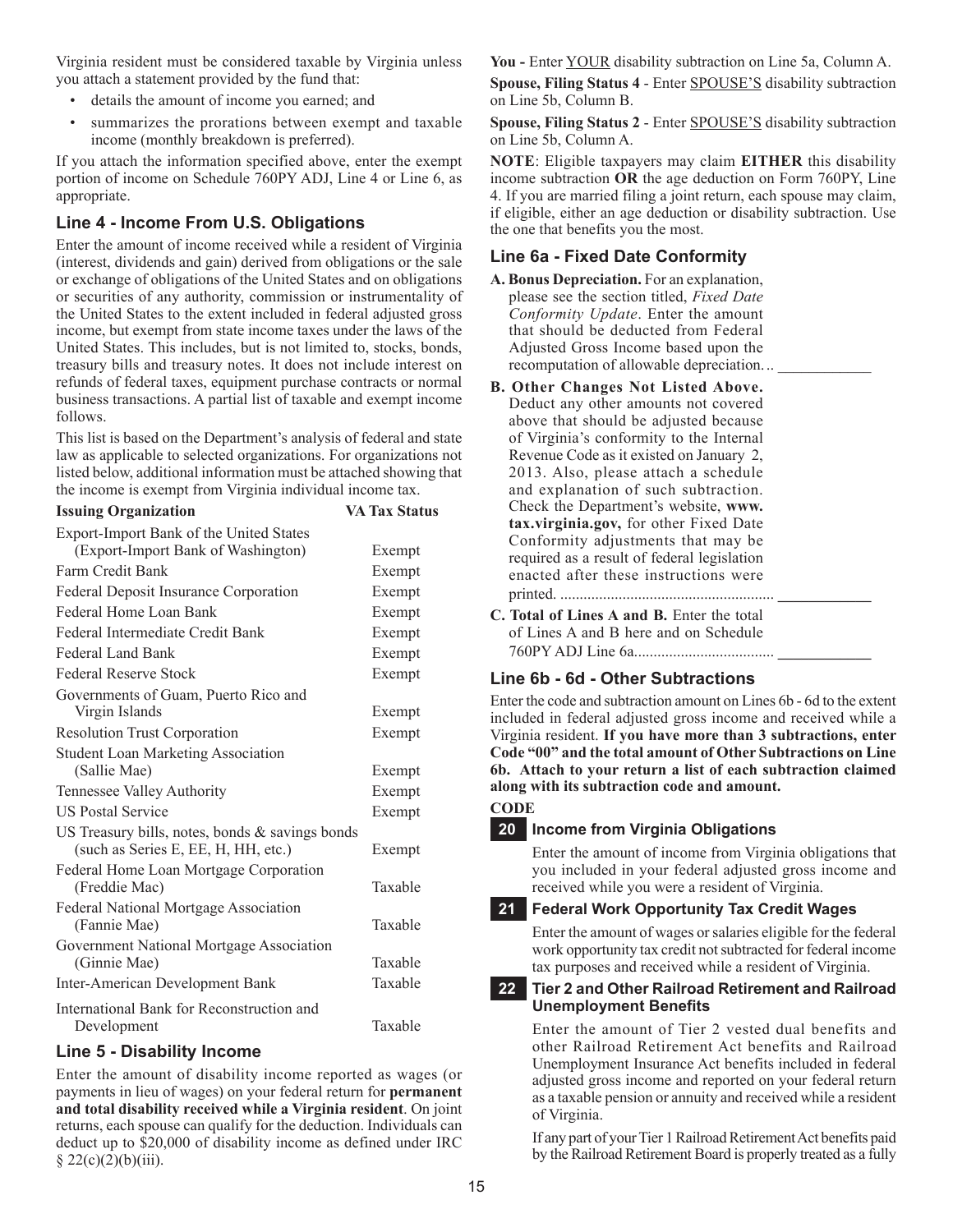Virginia resident must be considered taxable by Virginia unless you attach a statement provided by the fund that:

- details the amount of income you earned; and
- summarizes the prorations between exempt and taxable income (monthly breakdown is preferred).

If you attach the information specified above, enter the exempt portion of income on Schedule 760PY ADJ, Line 4 or Line 6, as appropriate.

## Line 4 - Income From U.S. Obligations

Enter the amount of income received while a resident of Virginia (interest, dividends and gain) derived from obligations or the sale or exchange of obligations of the United States and on obligations or securities of any authority, commission or instrumentality of the United States to the extent included in federal adjusted gross income, but exempt from state income taxes under the laws of the United States. This includes, but is not limited to, stocks, bonds, treasury bills and treasury notes. It does not include interest on refunds of federal taxes, equipment purchase contracts or normal business transactions. A partial list of taxable and exempt income follows.

This list is based on the Department's analysis of federal and state law as applicable to selected organizations. For organizations not listed below, additional information must be attached showing that the income is exempt from Virginia individual income tax.

| Issuing Organization | VA Tax Status |
|---|---|
| Export-Import Bank of the United States (Export-Import Bank of Washington) | Exempt |
| Farm Credit Bank | Exempt |
| Federal Deposit Insurance Corporation | Exempt |
| Federal Home Loan Bank | Exempt |
| Federal Intermediate Credit Bank | Exempt |
| Federal Land Bank | Exempt |
| Federal Reserve Stock | Exempt |
| Governments of Guam, Puerto Rico and Virgin Islands | Exempt |
| Resolution Trust Corporation | Exempt |
| Student Loan Marketing Association (Sallie Mae) | Exempt |
| Tennessee Valley Authority | Exempt |
| US Postal Service | Exempt |
| US Treasury bills, notes, bonds & savings bonds (such as Series E, EE, H, HH, etc.) | Exempt |
| Federal Home Loan Mortgage Corporation (Freddie Mac) | Taxable |
| Federal National Mortgage Association (Fannie Mae) | Taxable |
| Government National Mortgage Association (Ginnie Mae) | Taxable |
| Inter-American Development Bank | Taxable |
| International Bank for Reconstruction and Development | Taxable |

## Line 5 - Disability Income

Enter the amount of disability income reported as wages (or payments in lieu of wages) on your federal return for **permanent and total disability received while a Virginia resident**. On joint returns, each spouse can qualify for the deduction. Individuals can deduct up to $20,000 of disability income as defined under IRC § 22(c)(2)(b)(iii).

**You -** Enter YOUR disability subtraction on Line 5a, Column A.

**Spouse, Filing Status 4** - Enter SPOUSE'S disability subtraction on Line 5b, Column B.

**Spouse, Filing Status 2** - Enter SPOUSE'S disability subtraction on Line 5b, Column A.

**NOTE**: Eligible taxpayers may claim **EITHER** this disability income subtraction **OR** the age deduction on Form 760PY, Line 4. If you are married filing a joint return, each spouse may claim, if eligible, either an age deduction or disability subtraction. Use the one that benefits you the most.

## Line 6a - Fixed Date Conformity

**A. Bonus Depreciation.** For an explanation, please see the section titled, *Fixed Date Conformity Update*. Enter the amount that should be deducted from Federal Adjusted Gross Income based upon the recomputation of allowable depreciation... \_\_\_\_\_\_\_\_\_\_\_\_

**B. Other Changes Not Listed Above.** Deduct any other amounts not covered above that should be adjusted because of Virginia's conformity to the Internal Revenue Code as it existed on January 2, 2013. Also, please attach a schedule and explanation of such subtraction. Check the Department's website, **www.tax.virginia.gov,** for other Fixed Date Conformity adjustments that may be required as a result of federal legislation enacted after these instructions were printed. ........................................................ \_\_\_\_\_\_\_\_\_\_\_\_

**C. Total of Lines A and B.** Enter the total of Lines A and B here and on Schedule 760PY ADJ Line 6a.................................... \_\_\_\_\_\_\_\_\_\_\_\_

## Line 6b - 6d - Other Subtractions

Enter the code and subtraction amount on Lines 6b - 6d to the extent included in federal adjusted gross income and received while a Virginia resident. **If you have more than 3 subtractions, enter Code "00" and the total amount of Other Subtractions on Line 6b. Attach to your return a list of each subtraction claimed along with its subtraction code and amount.**

**CODE**

### 20 Income from Virginia Obligations

Enter the amount of income from Virginia obligations that you included in your federal adjusted gross income and received while you were a resident of Virginia.

### 21 Federal Work Opportunity Tax Credit Wages

Enter the amount of wages or salaries eligible for the federal work opportunity tax credit not subtracted for federal income tax purposes and received while a resident of Virginia.

### 22 Tier 2 and Other Railroad Retirement and Railroad Unemployment Benefits

Enter the amount of Tier 2 vested dual benefits and other Railroad Retirement Act benefits and Railroad Unemployment Insurance Act benefits included in federal adjusted gross income and reported on your federal return as a taxable pension or annuity and received while a resident of Virginia.

If any part of your Tier 1 Railroad Retirement Act benefits paid by the Railroad Retirement Board is properly treated as a fully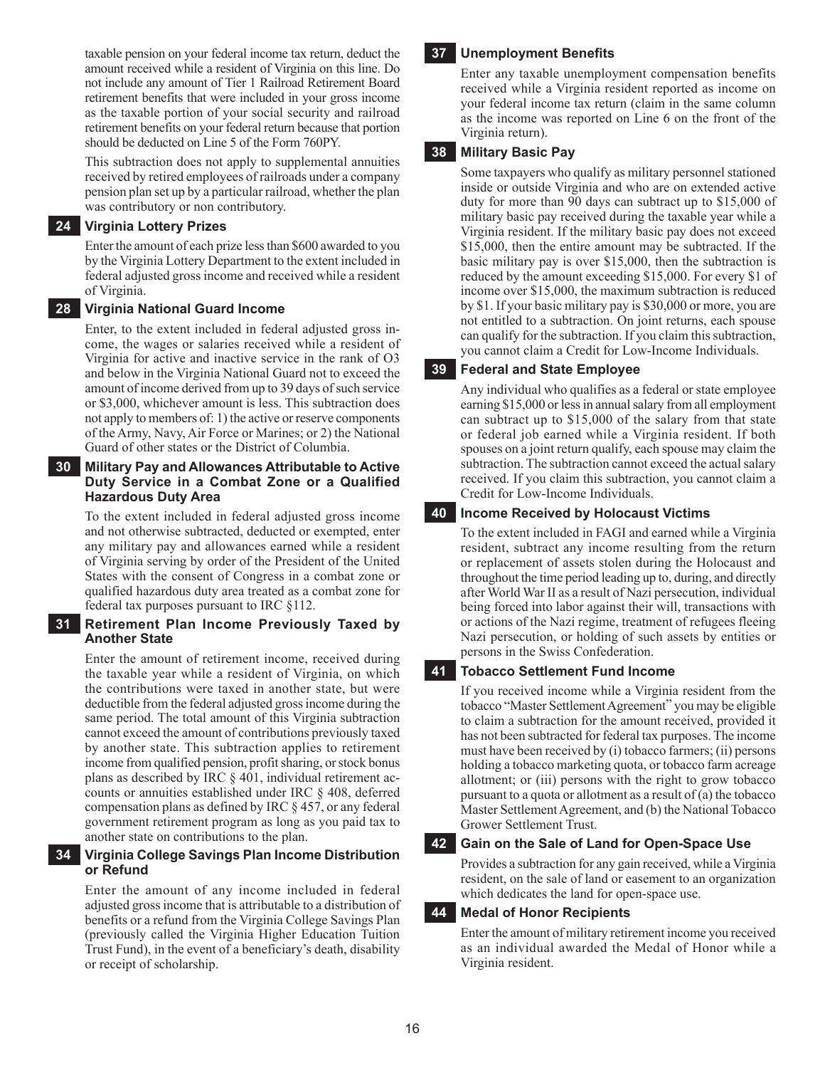taxable pension on your federal income tax return, deduct the amount received while a resident of Virginia on this line. Do not include any amount of Tier 1 Railroad Retirement Board retirement benefits that were included in your gross income as the taxable portion of your social security and railroad retirement benefits on your federal return because that portion should be deducted on Line 5 of the Form 760PY.

This subtraction does not apply to supplemental annuities received by retired employees of railroads under a company pension plan set up by a particular railroad, whether the plan was contributory or non contributory.

### 24 Virginia Lottery Prizes

Enter the amount of each prize less than $600 awarded to you by the Virginia Lottery Department to the extent included in federal adjusted gross income and received while a resident of Virginia.

### 28 Virginia National Guard Income

Enter, to the extent included in federal adjusted gross income, the wages or salaries received while a resident of Virginia for active and inactive service in the rank of O3 and below in the Virginia National Guard not to exceed the amount of income derived from up to 39 days of such service or $3,000, whichever amount is less. This subtraction does not apply to members of: 1) the active or reserve components of the Army, Navy, Air Force or Marines; or 2) the National Guard of other states or the District of Columbia.

### 30 Military Pay and Allowances Attributable to Active Duty Service in a Combat Zone or a Qualified Hazardous Duty Area

To the extent included in federal adjusted gross income and not otherwise subtracted, deducted or exempted, enter any military pay and allowances earned while a resident of Virginia serving by order of the President of the United States with the consent of Congress in a combat zone or qualified hazardous duty area treated as a combat zone for federal tax purposes pursuant to IRC §112.

### 31 Retirement Plan Income Previously Taxed by Another State

Enter the amount of retirement income, received during the taxable year while a resident of Virginia, on which the contributions were taxed in another state, but were deductible from the federal adjusted gross income during the same period. The total amount of this Virginia subtraction cannot exceed the amount of contributions previously taxed by another state. This subtraction applies to retirement income from qualified pension, profit sharing, or stock bonus plans as described by IRC § 401, individual retirement accounts or annuities established under IRC § 408, deferred compensation plans as defined by IRC § 457, or any federal government retirement program as long as you paid tax to another state on contributions to the plan.

### 34 Virginia College Savings Plan Income Distribution or Refund

Enter the amount of any income included in federal adjusted gross income that is attributable to a distribution of benefits or a refund from the Virginia College Savings Plan (previously called the Virginia Higher Education Tuition Trust Fund), in the event of a beneficiary's death, disability or receipt of scholarship.

### 37 Unemployment Benefits

Enter any taxable unemployment compensation benefits received while a Virginia resident reported as income on your federal income tax return (claim in the same column as the income was reported on Line 6 on the front of the Virginia return).

### 38 Military Basic Pay

Some taxpayers who qualify as military personnel stationed inside or outside Virginia and who are on extended active duty for more than 90 days can subtract up to $15,000 of military basic pay received during the taxable year while a Virginia resident. If the military basic pay does not exceed $15,000, then the entire amount may be subtracted. If the basic military pay is over $15,000, then the subtraction is reduced by the amount exceeding $15,000. For every $1 of income over $15,000, the maximum subtraction is reduced by $1. If your basic military pay is $30,000 or more, you are not entitled to a subtraction. On joint returns, each spouse can qualify for the subtraction. If you claim this subtraction, you cannot claim a Credit for Low-Income Individuals.

### 39 Federal and State Employee

Any individual who qualifies as a federal or state employee earning $15,000 or less in annual salary from all employment can subtract up to $15,000 of the salary from that state or federal job earned while a Virginia resident. If both spouses on a joint return qualify, each spouse may claim the subtraction. The subtraction cannot exceed the actual salary received. If you claim this subtraction, you cannot claim a Credit for Low-Income Individuals.

### 40 Income Received by Holocaust Victims

To the extent included in FAGI and earned while a Virginia resident, subtract any income resulting from the return or replacement of assets stolen during the Holocaust and throughout the time period leading up to, during, and directly after World War II as a result of Nazi persecution, individual being forced into labor against their will, transactions with or actions of the Nazi regime, treatment of refugees fleeing Nazi persecution, or holding of such assets by entities or persons in the Swiss Confederation.

### 41 Tobacco Settlement Fund Income

If you received income while a Virginia resident from the tobacco "Master Settlement Agreement" you may be eligible to claim a subtraction for the amount received, provided it has not been subtracted for federal tax purposes. The income must have been received by (i) tobacco farmers; (ii) persons holding a tobacco marketing quota, or tobacco farm acreage allotment; or (iii) persons with the right to grow tobacco pursuant to a quota or allotment as a result of (a) the tobacco Master Settlement Agreement, and (b) the National Tobacco Grower Settlement Trust.

### 42 Gain on the Sale of Land for Open-Space Use

Provides a subtraction for any gain received, while a Virginia resident, on the sale of land or easement to an organization which dedicates the land for open-space use.

### 44 Medal of Honor Recipients

Enter the amount of military retirement income you received as an individual awarded the Medal of Honor while a Virginia resident.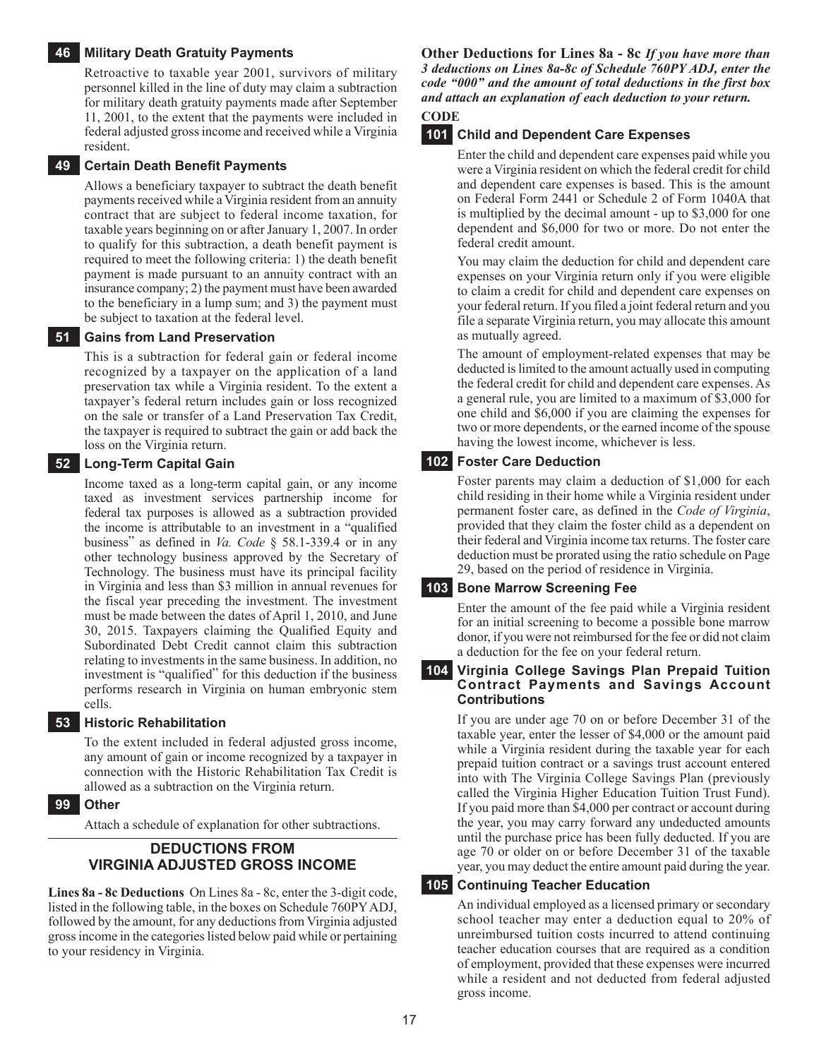### 46 Military Death Gratuity Payments

Retroactive to taxable year 2001, survivors of military personnel killed in the line of duty may claim a subtraction for military death gratuity payments made after September 11, 2001, to the extent that the payments were included in federal adjusted gross income and received while a Virginia resident.

### 49 Certain Death Benefit Payments

Allows a beneficiary taxpayer to subtract the death benefit payments received while a Virginia resident from an annuity contract that are subject to federal income taxation, for taxable years beginning on or after January 1, 2007. In order to qualify for this subtraction, a death benefit payment is required to meet the following criteria: 1) the death benefit payment is made pursuant to an annuity contract with an insurance company; 2) the payment must have been awarded to the beneficiary in a lump sum; and 3) the payment must be subject to taxation at the federal level.

### 51 Gains from Land Preservation

This is a subtraction for federal gain or federal income recognized by a taxpayer on the application of a land preservation tax while a Virginia resident. To the extent a taxpayer's federal return includes gain or loss recognized on the sale or transfer of a Land Preservation Tax Credit, the taxpayer is required to subtract the gain or add back the loss on the Virginia return.

### 52 Long-Term Capital Gain

Income taxed as a long-term capital gain, or any income taxed as investment services partnership income for federal tax purposes is allowed as a subtraction provided the income is attributable to an investment in a "qualified business" as defined in *Va. Code* § 58.1-339.4 or in any other technology business approved by the Secretary of Technology. The business must have its principal facility in Virginia and less than $3 million in annual revenues for the fiscal year preceding the investment. The investment must be made between the dates of April 1, 2010, and June 30, 2015. Taxpayers claiming the Qualified Equity and Subordinated Debt Credit cannot claim this subtraction relating to investments in the same business. In addition, no investment is "qualified" for this deduction if the business performs research in Virginia on human embryonic stem cells.

### 53 Historic Rehabilitation

To the extent included in federal adjusted gross income, any amount of gain or income recognized by a taxpayer in connection with the Historic Rehabilitation Tax Credit is allowed as a subtraction on the Virginia return.

### 99 Other

Attach a schedule of explanation for other subtractions.

## DEDUCTIONS FROM VIRGINIA ADJUSTED GROSS INCOME

**Lines 8a - 8c Deductions** On Lines 8a - 8c, enter the 3-digit code, listed in the following table, in the boxes on Schedule 760PY ADJ, followed by the amount, for any deductions from Virginia adjusted gross income in the categories listed below paid while or pertaining to your residency in Virginia.

**Other Deductions for Lines 8a - 8c** ***If you have more than 3 deductions on Lines 8a-8c of Schedule 760PY ADJ, enter the code "000" and the amount of total deductions in the first box and attach an explanation of each deduction to your return.***

**CODE**

### 101 Child and Dependent Care Expenses

Enter the child and dependent care expenses paid while you were a Virginia resident on which the federal credit for child and dependent care expenses is based. This is the amount on Federal Form 2441 or Schedule 2 of Form 1040A that is multiplied by the decimal amount - up to $3,000 for one dependent and $6,000 for two or more. Do not enter the federal credit amount.

You may claim the deduction for child and dependent care expenses on your Virginia return only if you were eligible to claim a credit for child and dependent care expenses on your federal return. If you filed a joint federal return and you file a separate Virginia return, you may allocate this amount as mutually agreed.

The amount of employment-related expenses that may be deducted is limited to the amount actually used in computing the federal credit for child and dependent care expenses. As a general rule, you are limited to a maximum of $3,000 for one child and $6,000 if you are claiming the expenses for two or more dependents, or the earned income of the spouse having the lowest income, whichever is less.

### 102 Foster Care Deduction

Foster parents may claim a deduction of $1,000 for each child residing in their home while a Virginia resident under permanent foster care, as defined in the *Code of Virginia*, provided that they claim the foster child as a dependent on their federal and Virginia income tax returns. The foster care deduction must be prorated using the ratio schedule on Page 29, based on the period of residence in Virginia.

### 103 Bone Marrow Screening Fee

Enter the amount of the fee paid while a Virginia resident for an initial screening to become a possible bone marrow donor, if you were not reimbursed for the fee or did not claim a deduction for the fee on your federal return.

### 104 Virginia College Savings Plan Prepaid Tuition Contract Payments and Savings Account Contributions

If you are under age 70 on or before December 31 of the taxable year, enter the lesser of $4,000 or the amount paid while a Virginia resident during the taxable year for each prepaid tuition contract or a savings trust account entered into with The Virginia College Savings Plan (previously called the Virginia Higher Education Tuition Trust Fund). If you paid more than $4,000 per contract or account during the year, you may carry forward any undeducted amounts until the purchase price has been fully deducted. If you are age 70 or older on or before December 31 of the taxable year, you may deduct the entire amount paid during the year.

### 105 Continuing Teacher Education

An individual employed as a licensed primary or secondary school teacher may enter a deduction equal to 20% of unreimbursed tuition costs incurred to attend continuing teacher education courses that are required as a condition of employment, provided that these expenses were incurred while a resident and not deducted from federal adjusted gross income.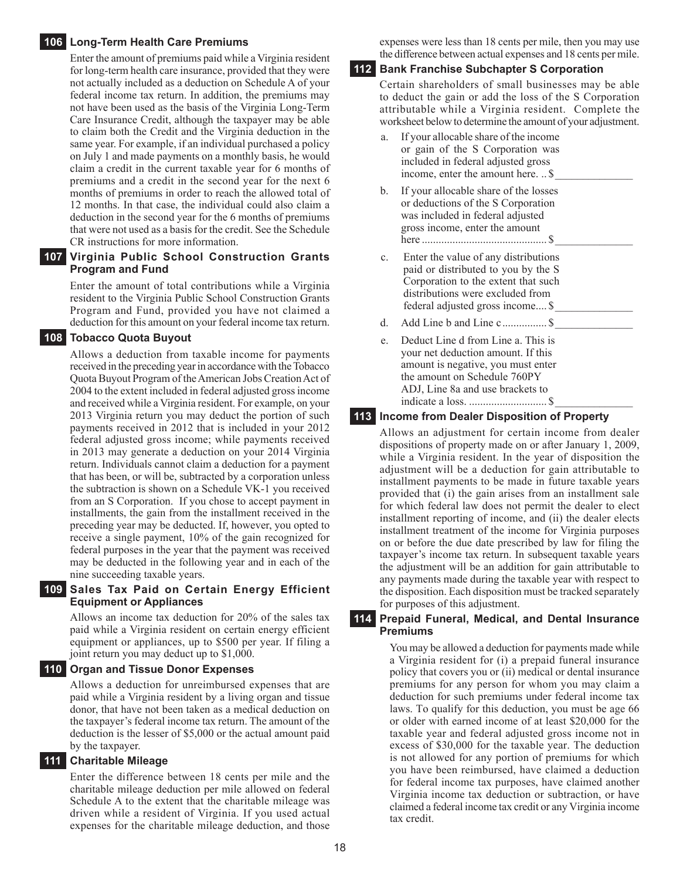### 106 Long-Term Health Care Premiums

Enter the amount of premiums paid while a Virginia resident for long-term health care insurance, provided that they were not actually included as a deduction on Schedule A of your federal income tax return. In addition, the premiums may not have been used as the basis of the Virginia Long-Term Care Insurance Credit, although the taxpayer may be able to claim both the Credit and the Virginia deduction in the same year. For example, if an individual purchased a policy on July 1 and made payments on a monthly basis, he would claim a credit in the current taxable year for 6 months of premiums and a credit in the second year for the next 6 months of premiums in order to reach the allowed total of 12 months. In that case, the individual could also claim a deduction in the second year for the 6 months of premiums that were not used as a basis for the credit. See the Schedule CR instructions for more information.

### 107 Virginia Public School Construction Grants Program and Fund

Enter the amount of total contributions while a Virginia resident to the Virginia Public School Construction Grants Program and Fund, provided you have not claimed a deduction for this amount on your federal income tax return.

### 108 Tobacco Quota Buyout

Allows a deduction from taxable income for payments received in the preceding year in accordance with the Tobacco Quota Buyout Program of the American Jobs Creation Act of 2004 to the extent included in federal adjusted gross income and received while a Virginia resident. For example, on your 2013 Virginia return you may deduct the portion of such payments received in 2012 that is included in your 2012 federal adjusted gross income; while payments received in 2013 may generate a deduction on your 2014 Virginia return. Individuals cannot claim a deduction for a payment that has been, or will be, subtracted by a corporation unless the subtraction is shown on a Schedule VK-1 you received from an S Corporation. If you chose to accept payment in installments, the gain from the installment received in the preceding year may be deducted. If, however, you opted to receive a single payment, 10% of the gain recognized for federal purposes in the year that the payment was received may be deducted in the following year and in each of the nine succeeding taxable years.

### 109 Sales Tax Paid on Certain Energy Efficient Equipment or Appliances

Allows an income tax deduction for 20% of the sales tax paid while a Virginia resident on certain energy efficient equipment or appliances, up to $500 per year. If filing a joint return you may deduct up to $1,000.

### 110 Organ and Tissue Donor Expenses

Allows a deduction for unreimbursed expenses that are paid while a Virginia resident by a living organ and tissue donor, that have not been taken as a medical deduction on the taxpayer's federal income tax return. The amount of the deduction is the lesser of $5,000 or the actual amount paid by the taxpayer.

### 111 Charitable Mileage

Enter the difference between 18 cents per mile and the charitable mileage deduction per mile allowed on federal Schedule A to the extent that the charitable mileage was driven while a resident of Virginia. If you used actual expenses for the charitable mileage deduction, and those expenses were less than 18 cents per mile, then you may use the difference between actual expenses and 18 cents per mile.

### 112 Bank Franchise Subchapter S Corporation

Certain shareholders of small businesses may be able to deduct the gain or add the loss of the S Corporation attributable while a Virginia resident. Complete the worksheet below to determine the amount of your adjustment.

a. If your allocable share of the income or gain of the S Corporation was included in federal adjusted gross income, enter the amount here. .. $______________

b. If your allocable share of the losses or deductions of the S Corporation was included in federal adjusted gross income, enter the amount here ............................................ $______________

c. Enter the value of any distributions paid or distributed to you by the S Corporation to the extent that such distributions were excluded from federal adjusted gross income.... $______________

d. Add Line b and Line c ................ $______________

e. Deduct Line d from Line a. This is your net deduction amount. If this amount is negative, you must enter the amount on Schedule 760PY ADJ, Line 8a and use brackets to indicate a loss. ............................ $______________

### 113 Income from Dealer Disposition of Property

Allows an adjustment for certain income from dealer dispositions of property made on or after January 1, 2009, while a Virginia resident. In the year of disposition the adjustment will be a deduction for gain attributable to installment payments to be made in future taxable years provided that (i) the gain arises from an installment sale for which federal law does not permit the dealer to elect installment reporting of income, and (ii) the dealer elects installment treatment of the income for Virginia purposes on or before the due date prescribed by law for filing the taxpayer's income tax return. In subsequent taxable years the adjustment will be an addition for gain attributable to any payments made during the taxable year with respect to the disposition. Each disposition must be tracked separately for purposes of this adjustment.

### 114 Prepaid Funeral, Medical, and Dental Insurance Premiums

You may be allowed a deduction for payments made while a Virginia resident for (i) a prepaid funeral insurance policy that covers you or (ii) medical or dental insurance premiums for any person for whom you may claim a deduction for such premiums under federal income tax laws. To qualify for this deduction, you must be age 66 or older with earned income of at least $20,000 for the taxable year and federal adjusted gross income not in excess of $30,000 for the taxable year. The deduction is not allowed for any portion of premiums for which you have been reimbursed, have claimed a deduction for federal income tax purposes, have claimed another Virginia income tax deduction or subtraction, or have claimed a federal income tax credit or any Virginia income tax credit.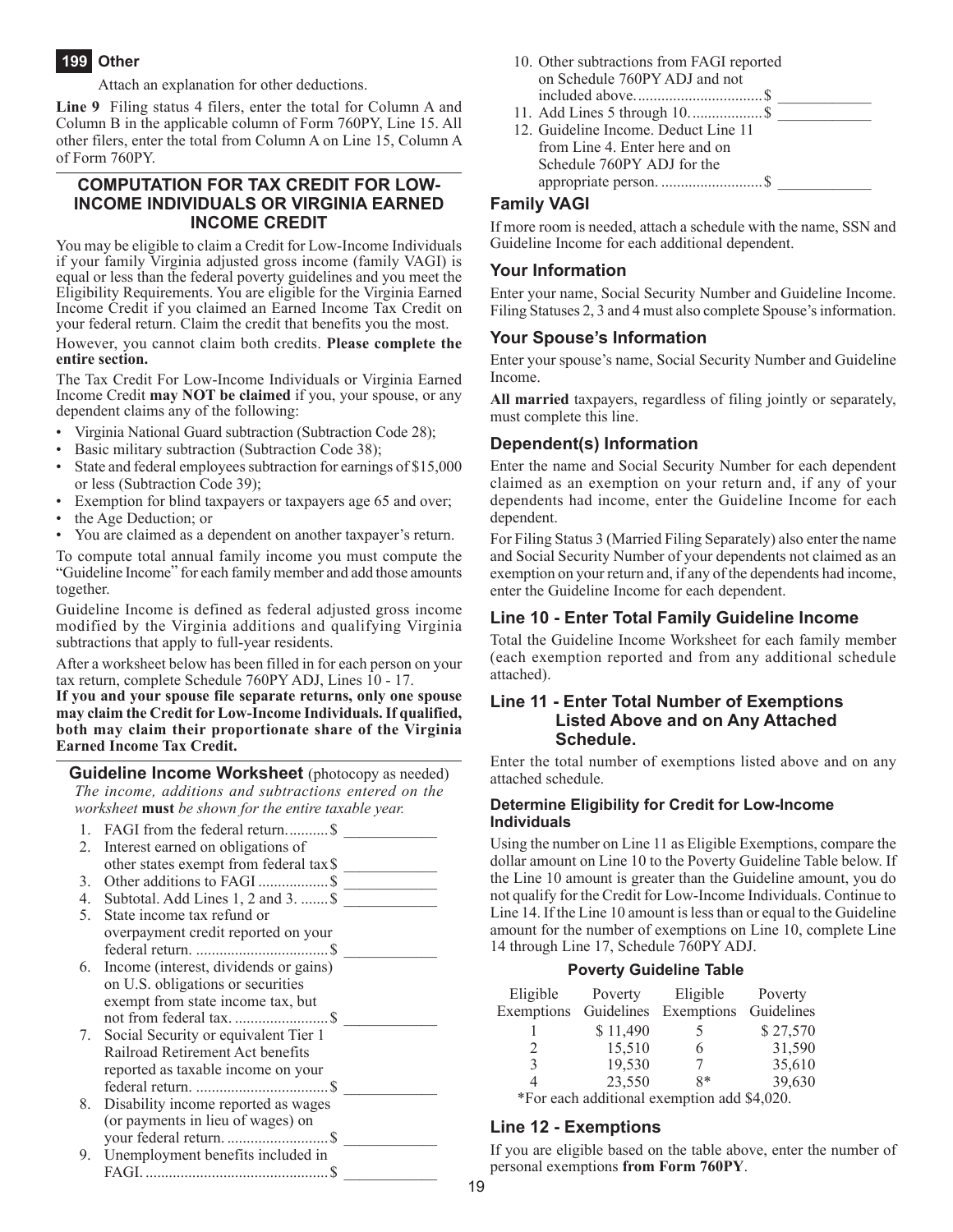**199 Other**

Attach an explanation for other deductions.

**Line 9** Filing status 4 filers, enter the total for Column A and Column B in the applicable column of Form 760PY, Line 15. All other filers, enter the total from Column A on Line 15, Column A of Form 760PY.

## COMPUTATION FOR TAX CREDIT FOR LOW-INCOME INDIVIDUALS OR VIRGINIA EARNED INCOME CREDIT

You may be eligible to claim a Credit for Low-Income Individuals if your family Virginia adjusted gross income (family VAGI) is equal or less than the federal poverty guidelines and you meet the Eligibility Requirements. You are eligible for the Virginia Earned Income Credit if you claimed an Earned Income Tax Credit on your federal return. Claim the credit that benefits you the most.

However, you cannot claim both credits. **Please complete the entire section.**

The Tax Credit For Low-Income Individuals or Virginia Earned Income Credit **may NOT be claimed** if you, your spouse, or any dependent claims any of the following:

- Virginia National Guard subtraction (Subtraction Code 28);
- Basic military subtraction (Subtraction Code 38);
- State and federal employees subtraction for earnings of $15,000 or less (Subtraction Code 39);
- Exemption for blind taxpayers or taxpayers age 65 and over;
- the Age Deduction; or
- You are claimed as a dependent on another taxpayer's return.

To compute total annual family income you must compute the "Guideline Income" for each family member and add those amounts together.

Guideline Income is defined as federal adjusted gross income modified by the Virginia additions and qualifying Virginia subtractions that apply to full-year residents.

After a worksheet below has been filled in for each person on your tax return, complete Schedule 760PY ADJ, Lines 10 - 17.

**If you and your spouse file separate returns, only one spouse may claim the Credit for Low-Income Individuals. If qualified, both may claim their proportionate share of the Virginia Earned Income Tax Credit.**

### Guideline Income Worksheet (photocopy as needed)

*The income, additions and subtractions entered on the worksheet* **must** *be shown for the entire taxable year.*

1. FAGI from the federal return..........$ ____________
2. Interest earned on obligations of other states exempt from federal tax $ ____________
3. Other additions to FAGI .................$ ____________
4. Subtotal. Add Lines 1, 2 and 3. .......$ ____________
5. State income tax refund or overpayment credit reported on your federal return. ..................................$ ____________
6. Income (interest, dividends or gains) on U.S. obligations or securities exempt from state income tax, but not from federal tax. ........................$ ____________
7. Social Security or equivalent Tier 1 Railroad Retirement Act benefits reported as taxable income on your federal return. ..................................$ ____________
8. Disability income reported as wages (or payments in lieu of wages) on your federal return. ..........................$ ____________
9. Unemployment benefits included in FAGI. ..............................................$ ____________
10. Other subtractions from FAGI reported on Schedule 760PY ADJ and not included above. ...............................$ ____________
11. Add Lines 5 through 10. .................$ ____________
12. Guideline Income. Deduct Line 11 from Line 4. Enter here and on Schedule 760PY ADJ for the appropriate person. ..........................$ ____________

### Family VAGI

If more room is needed, attach a schedule with the name, SSN and Guideline Income for each additional dependent.

### Your Information

Enter your name, Social Security Number and Guideline Income. Filing Statuses 2, 3 and 4 must also complete Spouse's information.

### Your Spouse's Information

Enter your spouse's name, Social Security Number and Guideline Income.

**All married** taxpayers, regardless of filing jointly or separately, must complete this line.

### Dependent(s) Information

Enter the name and Social Security Number for each dependent claimed as an exemption on your return and, if any of your dependents had income, enter the Guideline Income for each dependent.

For Filing Status 3 (Married Filing Separately) also enter the name and Social Security Number of your dependents not claimed as an exemption on your return and, if any of the dependents had income, enter the Guideline Income for each dependent.

### Line 10 - Enter Total Family Guideline Income

Total the Guideline Income Worksheet for each family member (each exemption reported and from any additional schedule attached).

### Line 11 - Enter Total Number of Exemptions Listed Above and on Any Attached Schedule.

Enter the total number of exemptions listed above and on any attached schedule.

#### Determine Eligibility for Credit for Low-Income Individuals

Using the number on Line 11 as Eligible Exemptions, compare the dollar amount on Line 10 to the Poverty Guideline Table below. If the Line 10 amount is greater than the Guideline amount, you do not qualify for the Credit for Low-Income Individuals. Continue to Line 14. If the Line 10 amount is less than or equal to the Guideline amount for the number of exemptions on Line 10, complete Line 14 through Line 17, Schedule 760PY ADJ.

**Poverty Guideline Table**

| Eligible Exemptions | Poverty Guidelines | Eligible Exemptions | Poverty Guidelines |
|---|---|---|---|
| 1 | $ 11,490 | 5 | $ 27,570 |
| 2 | 15,510 | 6 | 31,590 |
| 3 | 19,530 | 7 | 35,610 |
| 4 | 23,550 | 8* | 39,630 |

*For each additional exemption add $4,020.

### Line 12 - Exemptions

If you are eligible based on the table above, enter the number of personal exemptions **from Form 760PY**.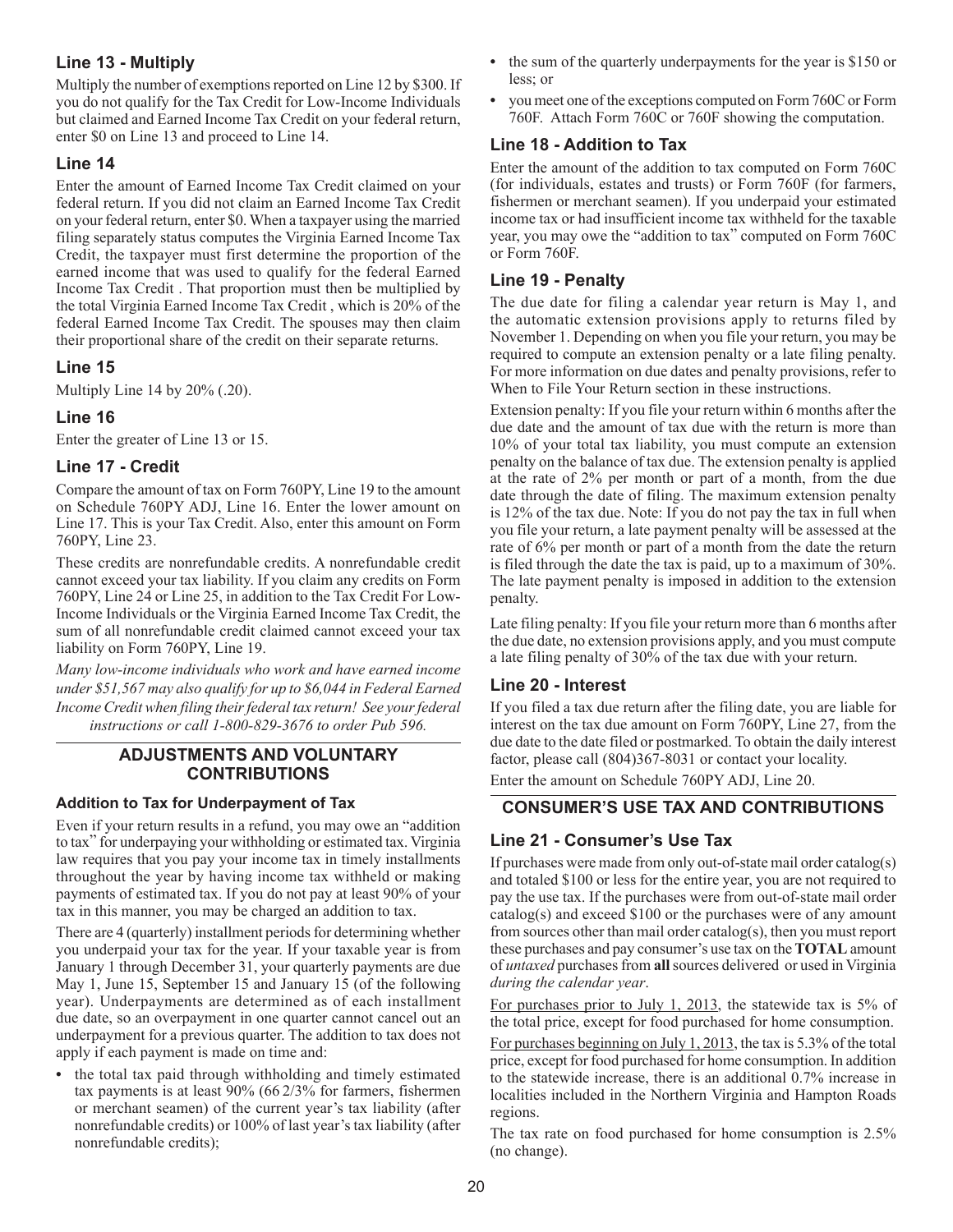### Line 13 - Multiply

Multiply the number of exemptions reported on Line 12 by $300. If you do not qualify for the Tax Credit for Low-Income Individuals but claimed and Earned Income Tax Credit on your federal return, enter $0 on Line 13 and proceed to Line 14.

### Line 14

Enter the amount of Earned Income Tax Credit claimed on your federal return. If you did not claim an Earned Income Tax Credit on your federal return, enter $0. When a taxpayer using the married filing separately status computes the Virginia Earned Income Tax Credit, the taxpayer must first determine the proportion of the earned income that was used to qualify for the federal Earned Income Tax Credit . That proportion must then be multiplied by the total Virginia Earned Income Tax Credit , which is 20% of the federal Earned Income Tax Credit. The spouses may then claim their proportional share of the credit on their separate returns.

### Line 15

Multiply Line 14 by 20% (.20).

### Line 16

Enter the greater of Line 13 or 15.

### Line 17 - Credit

Compare the amount of tax on Form 760PY, Line 19 to the amount on Schedule 760PY ADJ, Line 16. Enter the lower amount on Line 17. This is your Tax Credit. Also, enter this amount on Form 760PY, Line 23.

These credits are nonrefundable credits. A nonrefundable credit cannot exceed your tax liability. If you claim any credits on Form 760PY, Line 24 or Line 25, in addition to the Tax Credit For Low-Income Individuals or the Virginia Earned Income Tax Credit, the sum of all nonrefundable credit claimed cannot exceed your tax liability on Form 760PY, Line 19.

*Many low-income individuals who work and have earned income under $51,567 may also qualify for up to $6,044 in Federal Earned Income Credit when filing their federal tax return! See your federal instructions or call 1-800-829-3676 to order Pub 596.*

## ADJUSTMENTS AND VOLUNTARY CONTRIBUTIONS

#### Addition to Tax for Underpayment of Tax

Even if your return results in a refund, you may owe an "addition to tax" for underpaying your withholding or estimated tax. Virginia law requires that you pay your income tax in timely installments throughout the year by having income tax withheld or making payments of estimated tax. If you do not pay at least 90% of your tax in this manner, you may be charged an addition to tax.

There are 4 (quarterly) installment periods for determining whether you underpaid your tax for the year. If your taxable year is from January 1 through December 31, your quarterly payments are due May 1, June 15, September 15 and January 15 (of the following year). Underpayments are determined as of each installment due date, so an overpayment in one quarter cannot cancel out an underpayment for a previous quarter. The addition to tax does not apply if each payment is made on time and:

- the total tax paid through withholding and timely estimated tax payments is at least 90% (66 2/3% for farmers, fishermen or merchant seamen) of the current year's tax liability (after nonrefundable credits) or 100% of last year's tax liability (after nonrefundable credits);
- the sum of the quarterly underpayments for the year is $150 or less; or
- you meet one of the exceptions computed on Form 760C or Form 760F. Attach Form 760C or 760F showing the computation.

### Line 18 - Addition to Tax

Enter the amount of the addition to tax computed on Form 760C (for individuals, estates and trusts) or Form 760F (for farmers, fishermen or merchant seamen). If you underpaid your estimated income tax or had insufficient income tax withheld for the taxable year, you may owe the "addition to tax" computed on Form 760C or Form 760F.

### Line 19 - Penalty

The due date for filing a calendar year return is May 1, and the automatic extension provisions apply to returns filed by November 1. Depending on when you file your return, you may be required to compute an extension penalty or a late filing penalty. For more information on due dates and penalty provisions, refer to When to File Your Return section in these instructions.

Extension penalty: If you file your return within 6 months after the due date and the amount of tax due with the return is more than 10% of your total tax liability, you must compute an extension penalty on the balance of tax due. The extension penalty is applied at the rate of 2% per month or part of a month, from the due date through the date of filing. The maximum extension penalty is 12% of the tax due. Note: If you do not pay the tax in full when you file your return, a late payment penalty will be assessed at the rate of 6% per month or part of a month from the date the return is filed through the date the tax is paid, up to a maximum of 30%. The late payment penalty is imposed in addition to the extension penalty.

Late filing penalty: If you file your return more than 6 months after the due date, no extension provisions apply, and you must compute a late filing penalty of 30% of the tax due with your return.

### Line 20 - Interest

If you filed a tax due return after the filing date, you are liable for interest on the tax due amount on Form 760PY, Line 27, from the due date to the date filed or postmarked. To obtain the daily interest factor, please call (804)367-8031 or contact your locality.

Enter the amount on Schedule 760PY ADJ, Line 20.

## CONSUMER'S USE TAX AND CONTRIBUTIONS

### Line 21 - Consumer's Use Tax

If purchases were made from only out-of-state mail order catalog(s) and totaled $100 or less for the entire year, you are not required to pay the use tax. If the purchases were from out-of-state mail order catalog(s) and exceed $100 or the purchases were of any amount from sources other than mail order catalog(s), then you must report these purchases and pay consumer's use tax on the **TOTAL** amount of *untaxed* purchases from **all** sources delivered or used in Virginia *during the calendar year*.

For purchases prior to July 1, 2013, the statewide tax is 5% of the total price, except for food purchased for home consumption.

For purchases beginning on July 1, 2013, the tax is 5.3% of the total price, except for food purchased for home consumption. In addition to the statewide increase, there is an additional 0.7% increase in localities included in the Northern Virginia and Hampton Roads regions.

The tax rate on food purchased for home consumption is 2.5% (no change).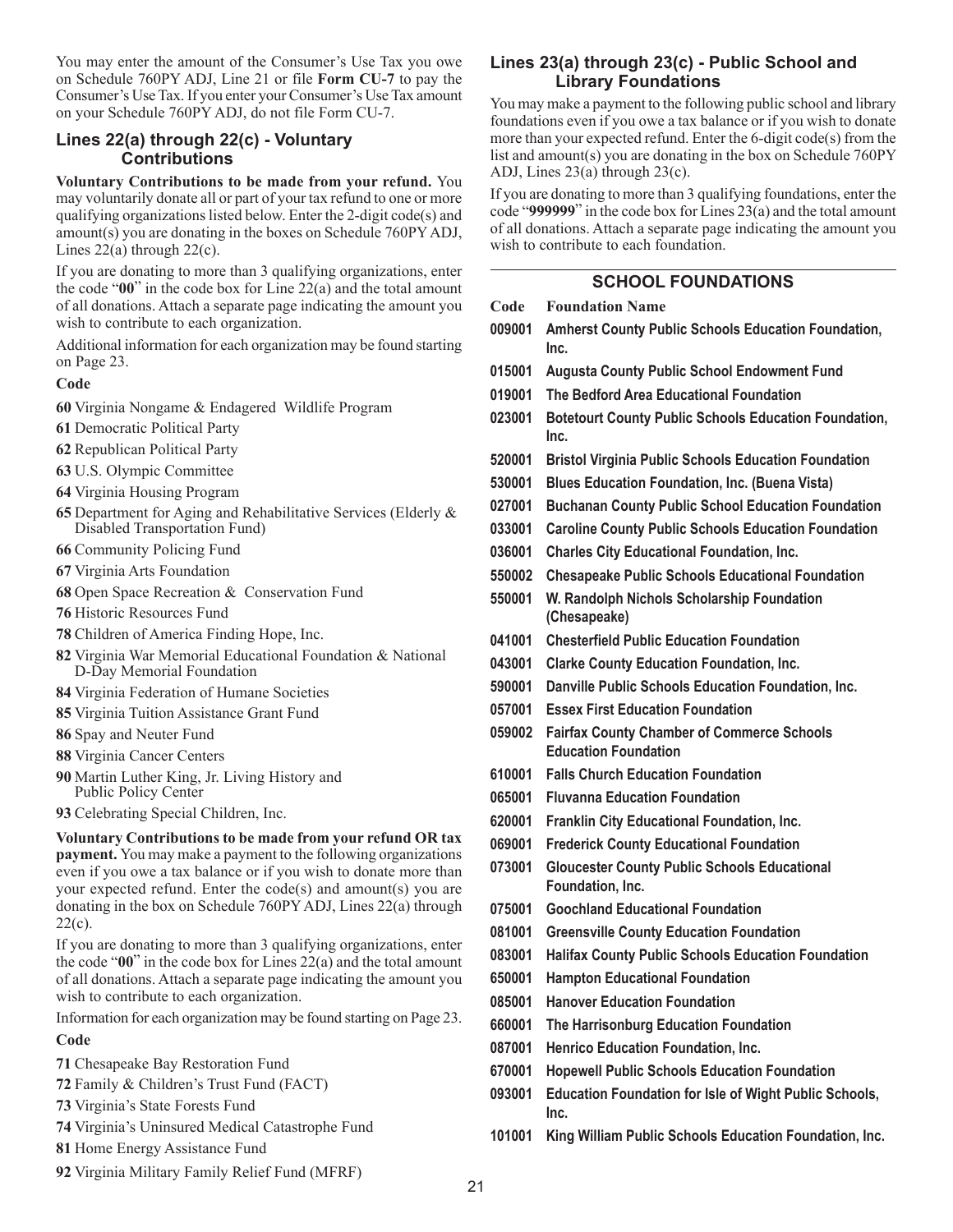You may enter the amount of the Consumer's Use Tax you owe on Schedule 760PY ADJ, Line 21 or file **Form CU-7** to pay the Consumer's Use Tax. If you enter your Consumer's Use Tax amount on your Schedule 760PY ADJ, do not file Form CU-7.

### Lines 22(a) through 22(c) - Voluntary Contributions

**Voluntary Contributions to be made from your refund.** You may voluntarily donate all or part of your tax refund to one or more qualifying organizations listed below. Enter the 2-digit code(s) and amount(s) you are donating in the boxes on Schedule 760PY ADJ, Lines 22(a) through 22(c).

If you are donating to more than 3 qualifying organizations, enter the code "**00**" in the code box for Line 22(a) and the total amount of all donations. Attach a separate page indicating the amount you wish to contribute to each organization.

Additional information for each organization may be found starting on Page 23.

**Code**

**60** Virginia Nongame & Endagered Wildlife Program
**61** Democratic Political Party
**62** Republican Political Party
**63** U.S. Olympic Committee
**64** Virginia Housing Program
**65** Department for Aging and Rehabilitative Services (Elderly & Disabled Transportation Fund)
**66** Community Policing Fund
**67** Virginia Arts Foundation
**68** Open Space Recreation & Conservation Fund
**76** Historic Resources Fund
**78** Children of America Finding Hope, Inc.
**82** Virginia War Memorial Educational Foundation & National D-Day Memorial Foundation
**84** Virginia Federation of Humane Societies
**85** Virginia Tuition Assistance Grant Fund
**86** Spay and Neuter Fund
**88** Virginia Cancer Centers
**90** Martin Luther King, Jr. Living History and Public Policy Center
**93** Celebrating Special Children, Inc.

**Voluntary Contributions to be made from your refund OR tax payment.** You may make a payment to the following organizations even if you owe a tax balance or if you wish to donate more than your expected refund. Enter the code(s) and amount(s) you are donating in the box on Schedule 760PY ADJ, Lines 22(a) through 22(c).

If you are donating to more than 3 qualifying organizations, enter the code "**00**" in the code box for Lines 22(a) and the total amount of all donations. Attach a separate page indicating the amount you wish to contribute to each organization.

Information for each organization may be found starting on Page 23.

**Code**

**71** Chesapeake Bay Restoration Fund
**72** Family & Children's Trust Fund (FACT)
**73** Virginia's State Forests Fund
**74** Virginia's Uninsured Medical Catastrophe Fund
**81** Home Energy Assistance Fund
**92** Virginia Military Family Relief Fund (MFRF)

### Lines 23(a) through 23(c) - Public School and Library Foundations

You may make a payment to the following public school and library foundations even if you owe a tax balance or if you wish to donate more than your expected refund. Enter the 6-digit code(s) from the list and amount(s) you are donating in the box on Schedule 760PY ADJ, Lines 23(a) through 23(c).

If you are donating to more than 3 qualifying foundations, enter the code "**999999**" in the code box for Lines 23(a) and the total amount of all donations. Attach a separate page indicating the amount you wish to contribute to each foundation.

#### SCHOOL FOUNDATIONS

| Code | Foundation Name |
|---|---|
| 009001 | Amherst County Public Schools Education Foundation, Inc. |
| 015001 | Augusta County Public School Endowment Fund |
| 019001 | The Bedford Area Educational Foundation |
| 023001 | Botetourt County Public Schools Education Foundation, Inc. |
| 520001 | Bristol Virginia Public Schools Education Foundation |
| 530001 | Blues Education Foundation, Inc. (Buena Vista) |
| 027001 | Buchanan County Public School Education Foundation |
| 033001 | Caroline County Public Schools Education Foundation |
| 036001 | Charles City Educational Foundation, Inc. |
| 550002 | Chesapeake Public Schools Educational Foundation |
| 550001 | W. Randolph Nichols Scholarship Foundation (Chesapeake) |
| 041001 | Chesterfield Public Education Foundation |
| 043001 | Clarke County Education Foundation, Inc. |
| 590001 | Danville Public Schools Education Foundation, Inc. |
| 057001 | Essex First Education Foundation |
| 059002 | Fairfax County Chamber of Commerce Schools Education Foundation |
| 610001 | Falls Church Education Foundation |
| 065001 | Fluvanna Education Foundation |
| 620001 | Franklin City Educational Foundation, Inc. |
| 069001 | Frederick County Educational Foundation |
| 073001 | Gloucester County Public Schools Educational Foundation, Inc. |
| 075001 | Goochland Educational Foundation |
| 081001 | Greensville County Education Foundation |
| 083001 | Halifax County Public Schools Education Foundation |
| 650001 | Hampton Educational Foundation |
| 085001 | Hanover Education Foundation |
| 660001 | The Harrisonburg Education Foundation |
| 087001 | Henrico Education Foundation, Inc. |
| 670001 | Hopewell Public Schools Education Foundation |
| 093001 | Education Foundation for Isle of Wight Public Schools, Inc. |
| 101001 | King William Public Schools Education Foundation, Inc. |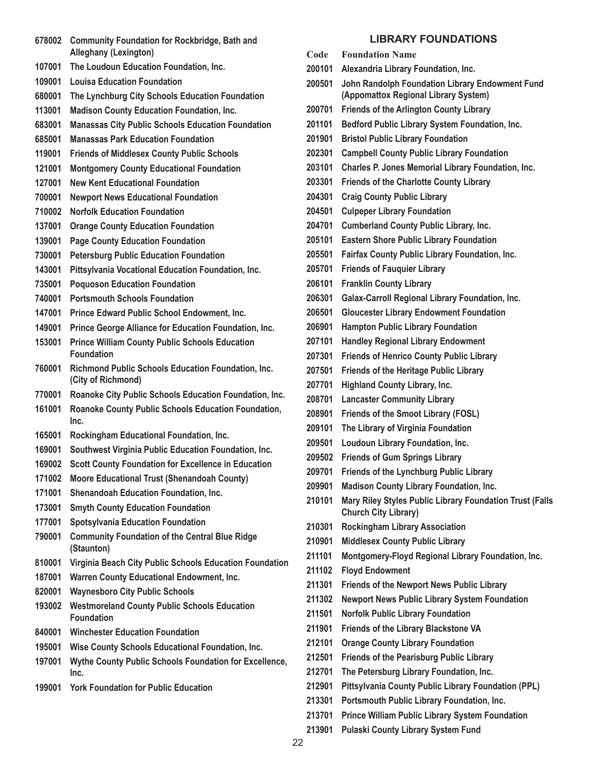| Code | Foundation Name |
|---|---|
| 678002 | Community Foundation for Rockbridge, Bath and Alleghany (Lexington) |
| 107001 | The Loudoun Education Foundation, Inc. |
| 109001 | Louisa Education Foundation |
| 680001 | The Lynchburg City Schools Education Foundation |
| 113001 | Madison County Education Foundation, Inc. |
| 683001 | Manassas City Public Schools Education Foundation |
| 685001 | Manassas Park Education Foundation |
| 119001 | Friends of Middlesex County Public Schools |
| 121001 | Montgomery County Educational Foundation |
| 127001 | New Kent Educational Foundation |
| 700001 | Newport News Educational Foundation |
| 710002 | Norfolk Education Foundation |
| 137001 | Orange County Education Foundation |
| 139001 | Page County Education Foundation |
| 730001 | Petersburg Public Education Foundation |
| 143001 | Pittsylvania Vocational Education Foundation, Inc. |
| 735001 | Poquoson Education Foundation |
| 740001 | Portsmouth Schools Foundation |
| 147001 | Prince Edward Public School Endowment, Inc. |
| 149001 | Prince George Alliance for Education Foundation, Inc. |
| 153001 | Prince William County Public Schools Education Foundation |
| 760001 | Richmond Public Schools Education Foundation, Inc. (City of Richmond) |
| 770001 | Roanoke City Public Schools Education Foundation, Inc. |
| 161001 | Roanoke County Public Schools Education Foundation, Inc. |
| 165001 | Rockingham Educational Foundation, Inc. |
| 169001 | Southwest Virginia Public Education Foundation, Inc. |
| 169002 | Scott County Foundation for Excellence in Education |
| 171002 | Moore Educational Trust (Shenandoah County) |
| 171001 | Shenandoah Education Foundation, Inc. |
| 173001 | Smyth County Education Foundation |
| 177001 | Spotsylvania Education Foundation |
| 790001 | Community Foundation of the Central Blue Ridge (Staunton) |
| 810001 | Virginia Beach City Public Schools Education Foundation |
| 187001 | Warren County Educational Endowment, Inc. |
| 820001 | Waynesboro City Public Schools |
| 193002 | Westmoreland County Public Schools Education Foundation |
| 840001 | Winchester Education Foundation |
| 195001 | Wise County Schools Educational Foundation, Inc. |
| 197001 | Wythe County Public Schools Foundation for Excellence, Inc. |
| 199001 | York Foundation for Public Education |

## LIBRARY FOUNDATIONS

| Code | Foundation Name |
|---|---|
| 200101 | Alexandria Library Foundation, Inc. |
| 200501 | John Randolph Foundation Library Endowment Fund (Appomattox Regional Library System) |
| 200701 | Friends of the Arlington County Library |
| 201101 | Bedford Public Library System Foundation, Inc. |
| 201901 | Bristol Public Library Foundation |
| 202301 | Campbell County Public Library Foundation |
| 203101 | Charles P. Jones Memorial Library Foundation, Inc. |
| 203301 | Friends of the Charlotte County Library |
| 204301 | Craig County Public Library |
| 204501 | Culpeper Library Foundation |
| 204701 | Cumberland County Public Library, Inc. |
| 205101 | Eastern Shore Public Library Foundation |
| 205501 | Fairfax County Public Library Foundation, Inc. |
| 205701 | Friends of Fauquier Library |
| 206101 | Franklin County Library |
| 206301 | Galax-Carroll Regional Library Foundation, Inc. |
| 206501 | Gloucester Library Endowment Foundation |
| 206901 | Hampton Public Library Foundation |
| 207101 | Handley Regional Library Endowment |
| 207301 | Friends of Henrico County Public Library |
| 207501 | Friends of the Heritage Public Library |
| 207701 | Highland County Library, Inc. |
| 208701 | Lancaster Community Library |
| 208901 | Friends of the Smoot Library (FOSL) |
| 209101 | The Library of Virginia Foundation |
| 209501 | Loudoun Library Foundation, Inc. |
| 209502 | Friends of Gum Springs Library |
| 209701 | Friends of the Lynchburg Public Library |
| 209901 | Madison County Library Foundation, Inc. |
| 210101 | Mary Riley Styles Public Library Foundation Trust (Falls Church City Library) |
| 210301 | Rockingham Library Association |
| 210901 | Middlesex County Public Library |
| 211101 | Montgomery-Floyd Regional Library Foundation, Inc. |
| 211102 | Floyd Endowment |
| 211301 | Friends of the Newport News Public Library |
| 211302 | Newport News Public Library System Foundation |
| 211501 | Norfolk Public Library Foundation |
| 211901 | Friends of the Library Blackstone VA |
| 212101 | Orange County Library Foundation |
| 212501 | Friends of the Pearisburg Public Library |
| 212701 | The Petersburg Library Foundation, Inc. |
| 212901 | Pittsylvania County Public Library Foundation (PPL) |
| 213301 | Portsmouth Public Library Foundation, Inc. |
| 213701 | Prince William Public Library System Foundation |
| 213901 | Pulaski County Library System Fund |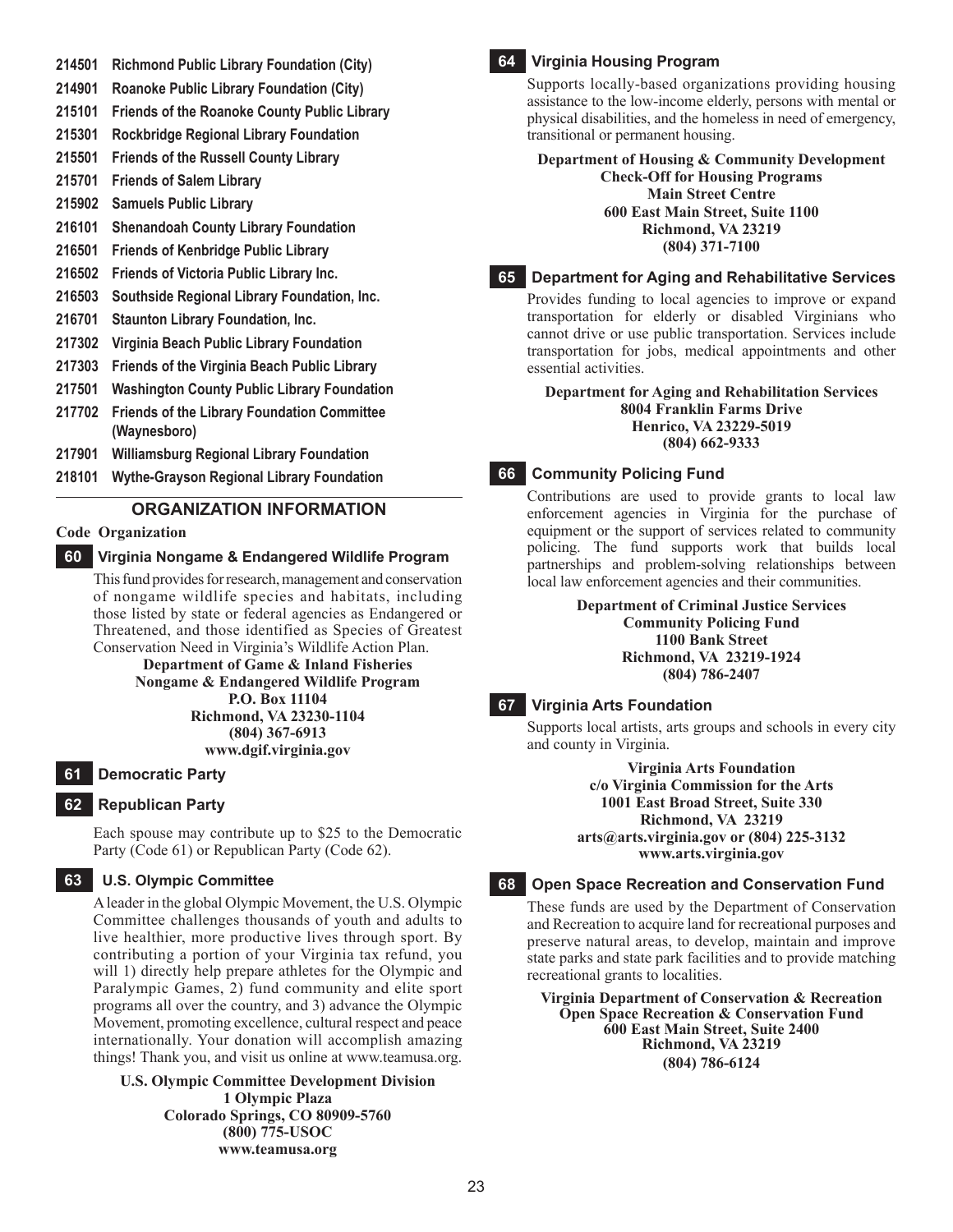- **214501** **Richmond Public Library Foundation (City)**
- **214901** **Roanoke Public Library Foundation (City)**
- **215101** **Friends of the Roanoke County Public Library**
- **215301** **Rockbridge Regional Library Foundation**
- **215501** **Friends of the Russell County Library**
- **215701** **Friends of Salem Library**
- **215902** **Samuels Public Library**
- **216101** **Shenandoah County Library Foundation**
- **216501** **Friends of Kenbridge Public Library**
- **216502** **Friends of Victoria Public Library Inc.**
- **216503** **Southside Regional Library Foundation, Inc.**
- **216701** **Staunton Library Foundation, Inc.**
- **217302** **Virginia Beach Public Library Foundation**
- **217303** **Friends of the Virginia Beach Public Library**
- **217501** **Washington County Public Library Foundation**
- **217702** **Friends of the Library Foundation Committee (Waynesboro)**
- **217901** **Williamsburg Regional Library Foundation**
- **218101** **Wythe-Grayson Regional Library Foundation**

## ORGANIZATION INFORMATION

**Code Organization**

### 60 Virginia Nongame & Endangered Wildlife Program

This fund provides for research, management and conservation of nongame wildlife species and habitats, including those listed by state or federal agencies as Endangered or Threatened, and those identified as Species of Greatest Conservation Need in Virginia's Wildlife Action Plan.

**Department of Game & Inland Fisheries**
**Nongame & Endangered Wildlife Program**
**P.O. Box 11104**
**Richmond, VA 23230-1104**
**(804) 367-6913**
**www.dgif.virginia.gov**

### 61 Democratic Party

### 62 Republican Party

Each spouse may contribute up to $25 to the Democratic Party (Code 61) or Republican Party (Code 62).

### 63 U.S. Olympic Committee

A leader in the global Olympic Movement, the U.S. Olympic Committee challenges thousands of youth and adults to live healthier, more productive lives through sport. By contributing a portion of your Virginia tax refund, you will 1) directly help prepare athletes for the Olympic and Paralympic Games, 2) fund community and elite sport programs all over the country, and 3) advance the Olympic Movement, promoting excellence, cultural respect and peace internationally. Your donation will accomplish amazing things! Thank you, and visit us online at www.teamusa.org.

**U.S. Olympic Committee Development Division**
**1 Olympic Plaza**
**Colorado Springs, CO 80909-5760**
**(800) 775-USOC**
**www.teamusa.org**

### 64 Virginia Housing Program

Supports locally-based organizations providing housing assistance to the low-income elderly, persons with mental or physical disabilities, and the homeless in need of emergency, transitional or permanent housing.

**Department of Housing & Community Development**
**Check-Off for Housing Programs**
**Main Street Centre**
**600 East Main Street, Suite 1100**
**Richmond, VA 23219**
**(804) 371-7100**

### 65 Department for Aging and Rehabilitative Services

Provides funding to local agencies to improve or expand transportation for elderly or disabled Virginians who cannot drive or use public transportation. Services include transportation for jobs, medical appointments and other essential activities.

**Department for Aging and Rehabilitation Services**
**8004 Franklin Farms Drive**
**Henrico, VA 23229-5019**
**(804) 662-9333**

### 66 Community Policing Fund

Contributions are used to provide grants to local law enforcement agencies in Virginia for the purchase of equipment or the support of services related to community policing. The fund supports work that builds local partnerships and problem-solving relationships between local law enforcement agencies and their communities.

**Department of Criminal Justice Services**
**Community Policing Fund**
**1100 Bank Street**
**Richmond, VA 23219-1924**
**(804) 786-2407**

### 67 Virginia Arts Foundation

Supports local artists, arts groups and schools in every city and county in Virginia.

**Virginia Arts Foundation**
**c/o Virginia Commission for the Arts**
**1001 East Broad Street, Suite 330**
**Richmond, VA 23219**
**arts@arts.virginia.gov or (804) 225-3132**
**www.arts.virginia.gov**

### 68 Open Space Recreation and Conservation Fund

These funds are used by the Department of Conservation and Recreation to acquire land for recreational purposes and preserve natural areas, to develop, maintain and improve state parks and state park facilities and to provide matching recreational grants to localities.

**Virginia Department of Conservation & Recreation**
**Open Space Recreation & Conservation Fund**
**600 East Main Street, Suite 2400**
**Richmond, VA 23219**
**(804) 786-6124**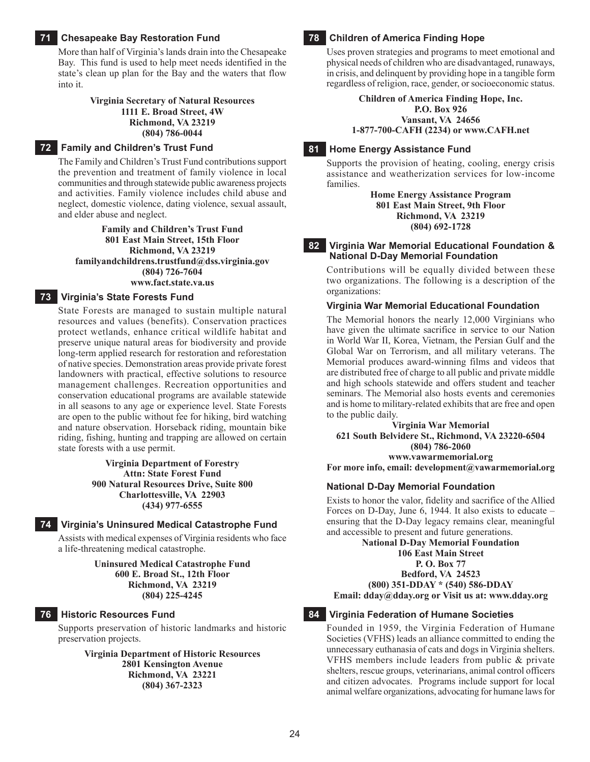## 71 Chesapeake Bay Restoration Fund

More than half of Virginia's lands drain into the Chesapeake Bay. This fund is used to help meet needs identified in the state's clean up plan for the Bay and the waters that flow into it.

**Virginia Secretary of Natural Resources**
**1111 E. Broad Street, 4W**
**Richmond, VA 23219**
**(804) 786-0044**

## 72 Family and Children's Trust Fund

The Family and Children's Trust Fund contributions support the prevention and treatment of family violence in local communities and through statewide public awareness projects and activities. Family violence includes child abuse and neglect, domestic violence, dating violence, sexual assault, and elder abuse and neglect.

**Family and Children's Trust Fund**
**801 East Main Street, 15th Floor**
**Richmond, VA 23219**
**familyandchildrens.trustfund@dss.virginia.gov**
**(804) 726-7604**
**www.fact.state.va.us**

## 73 Virginia's State Forests Fund

State Forests are managed to sustain multiple natural resources and values (benefits). Conservation practices protect wetlands, enhance critical wildlife habitat and preserve unique natural areas for biodiversity and provide long-term applied research for restoration and reforestation of native species. Demonstration areas provide private forest landowners with practical, effective solutions to resource management challenges. Recreation opportunities and conservation educational programs are available statewide in all seasons to any age or experience level. State Forests are open to the public without fee for hiking, bird watching and nature observation. Horseback riding, mountain bike riding, fishing, hunting and trapping are allowed on certain state forests with a use permit.

**Virginia Department of Forestry**
**Attn: State Forest Fund**
**900 Natural Resources Drive, Suite 800**
**Charlottesville, VA 22903**
**(434) 977-6555**

## 74 Virginia's Uninsured Medical Catastrophe Fund

Assists with medical expenses of Virginia residents who face a life-threatening medical catastrophe.

**Uninsured Medical Catastrophe Fund**
**600 E. Broad St., 12th Floor**
**Richmond, VA 23219**
**(804) 225-4245**

## 76 Historic Resources Fund

Supports preservation of historic landmarks and historic preservation projects.

**Virginia Department of Historic Resources**
**2801 Kensington Avenue**
**Richmond, VA 23221**
**(804) 367-2323**

## 78 Children of America Finding Hope

Uses proven strategies and programs to meet emotional and physical needs of children who are disadvantaged, runaways, in crisis, and delinquent by providing hope in a tangible form regardless of religion, race, gender, or socioeconomic status.

**Children of America Finding Hope, Inc.**
**P.O. Box 926**
**Vansant, VA 24656**
**1-877-700-CAFH (2234) or www.CAFH.net**

## 81 Home Energy Assistance Fund

Supports the provision of heating, cooling, energy crisis assistance and weatherization services for low-income families.

**Home Energy Assistance Program**
**801 East Main Street, 9th Floor**
**Richmond, VA 23219**
**(804) 692-1728**

## 82 Virginia War Memorial Educational Foundation & National D-Day Memorial Foundation

Contributions will be equally divided between these two organizations. The following is a description of the organizations:

### Virginia War Memorial Educational Foundation

The Memorial honors the nearly 12,000 Virginians who have given the ultimate sacrifice in service to our Nation in World War II, Korea, Vietnam, the Persian Gulf and the Global War on Terrorism, and all military veterans. The Memorial produces award-winning films and videos that are distributed free of charge to all public and private middle and high schools statewide and offers student and teacher seminars. The Memorial also hosts events and ceremonies and is home to military-related exhibits that are free and open to the public daily.

**Virginia War Memorial**
**621 South Belvidere St., Richmond, VA 23220-6504**
**(804) 786-2060**
**www.vawarmemorial.org**
**For more info, email: development@vawarmemorial.org**

### National D-Day Memorial Foundation

Exists to honor the valor, fidelity and sacrifice of the Allied Forces on D-Day, June 6, 1944. It also exists to educate – ensuring that the D-Day legacy remains clear, meaningful and accessible to present and future generations.

**National D-Day Memorial Foundation**
**106 East Main Street**
**P. O. Box 77**
**Bedford, VA 24523**
**(800) 351-DDAY * (540) 586-DDAY**
**Email: dday@dday.org or Visit us at: www.dday.org**

## 84 Virginia Federation of Humane Societies

Founded in 1959, the Virginia Federation of Humane Societies (VFHS) leads an alliance committed to ending the unnecessary euthanasia of cats and dogs in Virginia shelters. VFHS members include leaders from public & private shelters, rescue groups, veterinarians, animal control officers and citizen advocates. Programs include support for local animal welfare organizations, advocating for humane laws for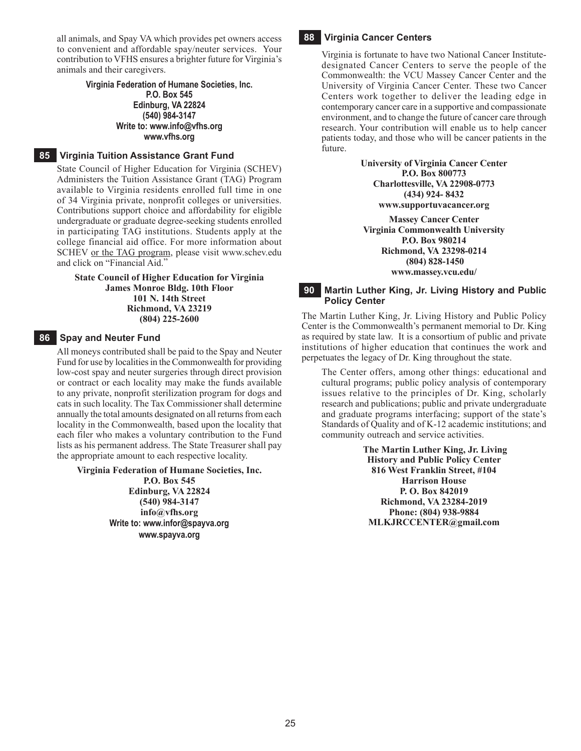all animals, and Spay VA which provides pet owners access to convenient and affordable spay/neuter services. Your contribution to VFHS ensures a brighter future for Virginia's animals and their caregivers.

**Virginia Federation of Humane Societies, Inc.**
**P.O. Box 545**
**Edinburg, VA 22824**
**(540) 984-3147**
**Write to: www.info@vfhs.org**
**www.vfhs.org**

## 85 Virginia Tuition Assistance Grant Fund

State Council of Higher Education for Virginia (SCHEV) Administers the Tuition Assistance Grant (TAG) Program available to Virginia residents enrolled full time in one of 34 Virginia private, nonprofit colleges or universities. Contributions support choice and affordability for eligible undergraduate or graduate degree-seeking students enrolled in participating TAG institutions. Students apply at the college financial aid office. For more information about SCHEV or the TAG program, please visit www.schev.edu and click on "Financial Aid."

**State Council of Higher Education for Virginia**
**James Monroe Bldg. 10th Floor**
**101 N. 14th Street**
**Richmond, VA 23219**
**(804) 225-2600**

## 86 Spay and Neuter Fund

All moneys contributed shall be paid to the Spay and Neuter Fund for use by localities in the Commonwealth for providing low-cost spay and neuter surgeries through direct provision or contract or each locality may make the funds available to any private, nonprofit sterilization program for dogs and cats in such locality. The Tax Commissioner shall determine annually the total amounts designated on all returns from each locality in the Commonwealth, based upon the locality that each filer who makes a voluntary contribution to the Fund lists as his permanent address. The State Treasurer shall pay the appropriate amount to each respective locality.

**Virginia Federation of Humane Societies, Inc.**
**P.O. Box 545**
**Edinburg, VA 22824**
**(540) 984-3147**
**info@vfhs.org**
**Write to: www.infor@spayva.org**
**www.spayva.org**

## 88 Virginia Cancer Centers

Virginia is fortunate to have two National Cancer Institute-designated Cancer Centers to serve the people of the Commonwealth: the VCU Massey Cancer Center and the University of Virginia Cancer Center. These two Cancer Centers work together to deliver the leading edge in contemporary cancer care in a supportive and compassionate environment, and to change the future of cancer care through research. Your contribution will enable us to help cancer patients today, and those who will be cancer patients in the future.

**University of Virginia Cancer Center**
**P.O. Box 800773**
**Charlottesville, VA 22908-0773**
**(434) 924- 8432**
**www.supportuvacancer.org**

**Massey Cancer Center**
**Virginia Commonwealth University**
**P.O. Box 980214**
**Richmond, VA 23298-0214**
**(804) 828-1450**
**www.massey.vcu.edu/**

## 90 Martin Luther King, Jr. Living History and Public Policy Center

The Martin Luther King, Jr. Living History and Public Policy Center is the Commonwealth's permanent memorial to Dr. King as required by state law. It is a consortium of public and private institutions of higher education that continues the work and perpetuates the legacy of Dr. King throughout the state.

The Center offers, among other things: educational and cultural programs; public policy analysis of contemporary issues relative to the principles of Dr. King, scholarly research and publications; public and private undergraduate and graduate programs interfacing; support of the state's Standards of Quality and of K-12 academic institutions; and community outreach and service activities.

**The Martin Luther King, Jr. Living**
**History and Public Policy Center**
**816 West Franklin Street, #104**
**Harrison House**
**P. O. Box 842019**
**Richmond, VA 23284-2019**
**Phone: (804) 938-9884**
**MLKJRCCENTER@gmail.com**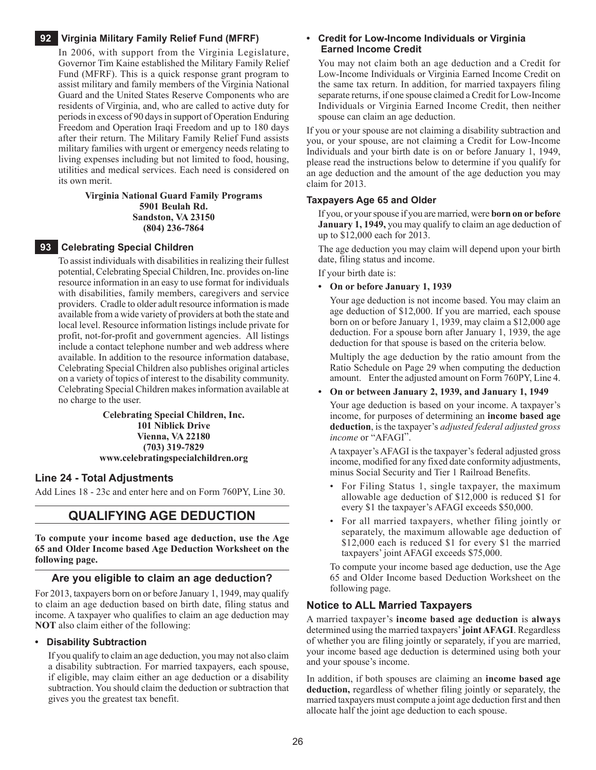### 92 Virginia Military Family Relief Fund (MFRF)

In 2006, with support from the Virginia Legislature, Governor Tim Kaine established the Military Family Relief Fund (MFRF). This is a quick response grant program to assist military and family members of the Virginia National Guard and the United States Reserve Components who are residents of Virginia, and, who are called to active duty for periods in excess of 90 days in support of Operation Enduring Freedom and Operation Iraqi Freedom and up to 180 days after their return. The Military Family Relief Fund assists military families with urgent or emergency needs relating to living expenses including but not limited to food, housing, utilities and medical services. Each need is considered on its own merit.

**Virginia National Guard Family Programs**
**5901 Beulah Rd.**
**Sandston, VA 23150**
**(804) 236-7864**

### 93 Celebrating Special Children

To assist individuals with disabilities in realizing their fullest potential, Celebrating Special Children, Inc. provides on-line resource information in an easy to use format for individuals with disabilities, family members, caregivers and service providers. Cradle to older adult resource information is made available from a wide variety of providers at both the state and local level. Resource information listings include private for profit, not-for-profit and government agencies. All listings include a contact telephone number and web address where available. In addition to the resource information database, Celebrating Special Children also publishes original articles on a variety of topics of interest to the disability community. Celebrating Special Children makes information available at no charge to the user.

**Celebrating Special Children, Inc.**
**101 Niblick Drive**
**Vienna, VA 22180**
**(703) 319-7829**
**www.celebratingspecialchildren.org**

### Line 24 - Total Adjustments

Add Lines 18 - 23c and enter here and on Form 760PY, Line 30.

## QUALIFYING AGE DEDUCTION

**To compute your income based age deduction, use the Age 65 and Older Income based Age Deduction Worksheet on the following page.**

### Are you eligible to claim an age deduction?

For 2013, taxpayers born on or before January 1, 1949, may qualify to claim an age deduction based on birth date, filing status and income. A taxpayer who qualifies to claim an age deduction may **NOT** also claim either of the following:

- **Disability Subtraction**

  If you qualify to claim an age deduction, you may not also claim a disability subtraction. For married taxpayers, each spouse, if eligible, may claim either an age deduction or a disability subtraction. You should claim the deduction or subtraction that gives you the greatest tax benefit.

- **Credit for Low-Income Individuals or Virginia Earned Income Credit**

  You may not claim both an age deduction and a Credit for Low-Income Individuals or Virginia Earned Income Credit on the same tax return. In addition, for married taxpayers filing separate returns, if one spouse claimed a Credit for Low-Income Individuals or Virginia Earned Income Credit, then neither spouse can claim an age deduction.

If you or your spouse are not claiming a disability subtraction and you, or your spouse, are not claiming a Credit for Low-Income Individuals and your birth date is on or before January 1, 1949, please read the instructions below to determine if you qualify for an age deduction and the amount of the age deduction you may claim for 2013.

### Taxpayers Age 65 and Older

If you, or your spouse if you are married, were **born on or before January 1, 1949,** you may qualify to claim an age deduction of up to $12,000 each for 2013.

The age deduction you may claim will depend upon your birth date, filing status and income.

If your birth date is:

- **On or before January 1, 1939**

  Your age deduction is not income based. You may claim an age deduction of $12,000. If you are married, each spouse born on or before January 1, 1939, may claim a $12,000 age deduction. For a spouse born after January 1, 1939, the age deduction for that spouse is based on the criteria below.

  Multiply the age deduction by the ratio amount from the Ratio Schedule on Page 29 when computing the deduction amount. Enter the adjusted amount on Form 760PY, Line 4.

- **On or between January 2, 1939, and January 1, 1949**

  Your age deduction is based on your income. A taxpayer's income, for purposes of determining an **income based age deduction**, is the taxpayer's *adjusted federal adjusted gross income* or "AFAGI".

  A taxpayer's AFAGI is the taxpayer's federal adjusted gross income, modified for any fixed date conformity adjustments, minus Social Security and Tier 1 Railroad Benefits.

  - For Filing Status 1, single taxpayer, the maximum allowable age deduction of $12,000 is reduced $1 for every $1 the taxpayer's AFAGI exceeds $50,000.
  - For all married taxpayers, whether filing jointly or separately, the maximum allowable age deduction of $12,000 each is reduced $1 for every $1 the married taxpayers' joint AFAGI exceeds $75,000.

  To compute your income based age deduction, use the Age 65 and Older Income based Deduction Worksheet on the following page.

### Notice to ALL Married Taxpayers

A married taxpayer's **income based age deduction** is **always** determined using the married taxpayers' **joint AFAGI**. Regardless of whether you are filing jointly or separately, if you are married, your income based age deduction is determined using both your and your spouse's income.

In addition, if both spouses are claiming an **income based age deduction,** regardless of whether filing jointly or separately, the married taxpayers must compute a joint age deduction first and then allocate half the joint age deduction to each spouse.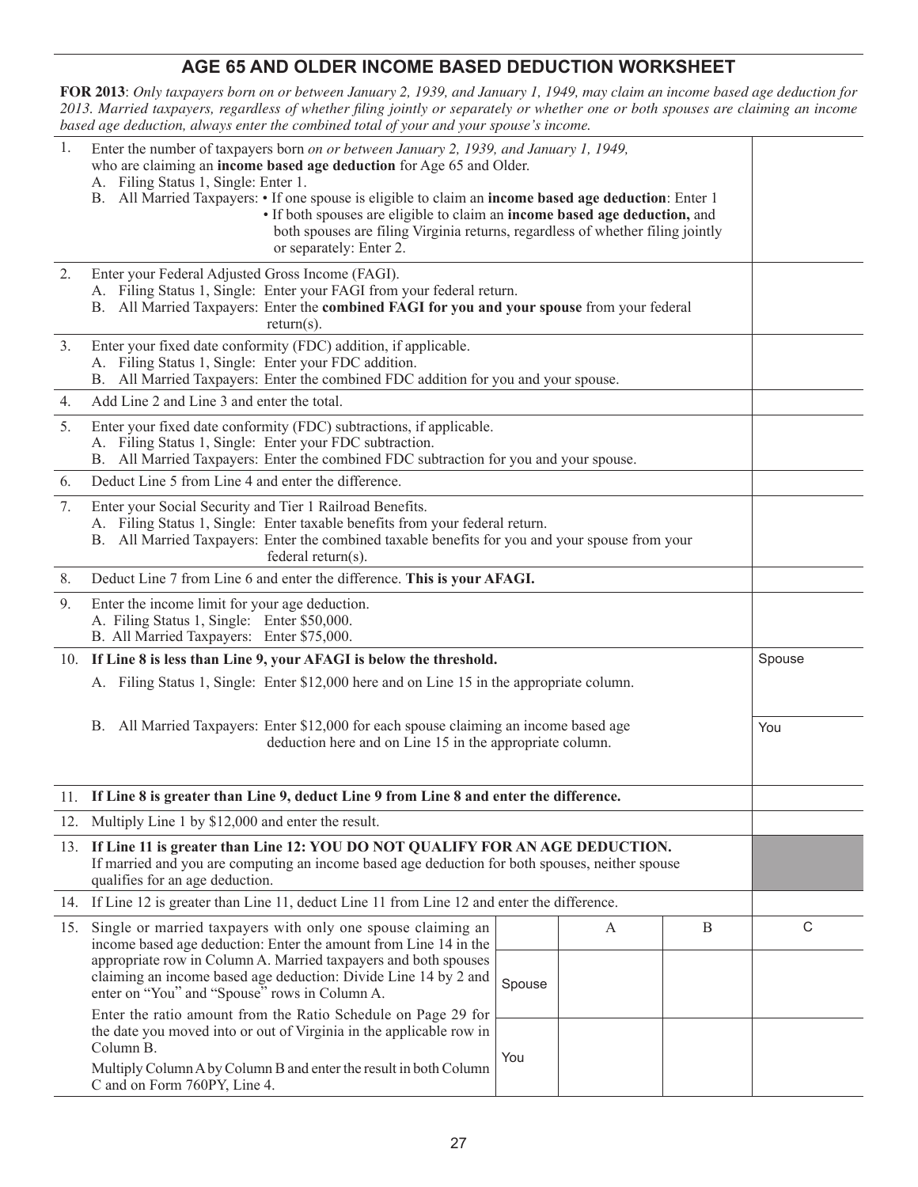## AGE 65 AND OLDER INCOME BASED DEDUCTION WORKSHEET

**FOR 2013**: *Only taxpayers born on or between January 2, 1939, and January 1, 1949, may claim an income based age deduction for 2013. Married taxpayers, regardless of whether filing jointly or separately or whether one or both spouses are claiming an income based age deduction, always enter the combined total of your and your spouse's income.*

| | | |
|---|---|---|
| 1. | Enter the number of taxpayers born *on or between January 2, 1939, and January 1, 1949,* who are claiming an **income based age deduction** for Age 65 and Older.<br>A. Filing Status 1, Single: Enter 1.<br>B. All Married Taxpayers: • If one spouse is eligible to claim an **income based age deduction**: Enter 1 • If both spouses are eligible to claim an **income based age deduction,** and both spouses are filing Virginia returns, regardless of whether filing jointly or separately: Enter 2. | |
| 2. | Enter your Federal Adjusted Gross Income (FAGI).<br>A. Filing Status 1, Single: Enter your FAGI from your federal return.<br>B. All Married Taxpayers: Enter the **combined FAGI for you and your spouse** from your federal return(s). | |
| 3. | Enter your fixed date conformity (FDC) addition, if applicable.<br>A. Filing Status 1, Single: Enter your FDC addition.<br>B. All Married Taxpayers: Enter the combined FDC addition for you and your spouse. | |
| 4. | Add Line 2 and Line 3 and enter the total. | |
| 5. | Enter your fixed date conformity (FDC) subtractions, if applicable.<br>A. Filing Status 1, Single: Enter your FDC subtraction.<br>B. All Married Taxpayers: Enter the combined FDC subtraction for you and your spouse. | |
| 6. | Deduct Line 5 from Line 4 and enter the difference. | |
| 7. | Enter your Social Security and Tier 1 Railroad Benefits.<br>A. Filing Status 1, Single: Enter taxable benefits from your federal return.<br>B. All Married Taxpayers: Enter the combined taxable benefits for you and your spouse from your federal return(s). | |
| 8. | Deduct Line 7 from Line 6 and enter the difference. **This is your AFAGI.** | |
| 9. | Enter the income limit for your age deduction.<br>A. Filing Status 1, Single: Enter $50,000.<br>B. All Married Taxpayers: Enter $75,000. | |
| 10. | **If Line 8 is less than Line 9, your AFAGI is below the threshold.**<br>A. Filing Status 1, Single: Enter $12,000 here and on Line 15 in the appropriate column.<br>B. All Married Taxpayers: Enter $12,000 for each spouse claiming an income based age deduction here and on Line 15 in the appropriate column. | Spouse<br><br>You |
| 11. | **If Line 8 is greater than Line 9, deduct Line 9 from Line 8 and enter the difference.** | |
| 12. | Multiply Line 1 by $12,000 and enter the result. | |
| 13. | **If Line 11 is greater than Line 12: YOU DO NOT QUALIFY FOR AN AGE DEDUCTION.** If married and you are computing an income based age deduction for both spouses, neither spouse qualifies for an age deduction. | |
| 14. | If Line 12 is greater than Line 11, deduct Line 11 from Line 12 and enter the difference. | |

| 15. | | A | B | C |
|---|---|---|---|---|
| Single or married taxpayers with only one spouse claiming an income based age deduction: Enter the amount from Line 14 in the appropriate row in Column A. Married taxpayers and both spouses claiming an income based age deduction: Divide Line 14 by 2 and enter on "You" and "Spouse" rows in Column A.<br>Enter the ratio amount from the Ratio Schedule on Page 29 for the date you moved into or out of Virginia in the applicable row in Column B.<br>Multiply Column A by Column B and enter the result in both Column C and on Form 760PY, Line 4. | Spouse | | | |
| | You | | | |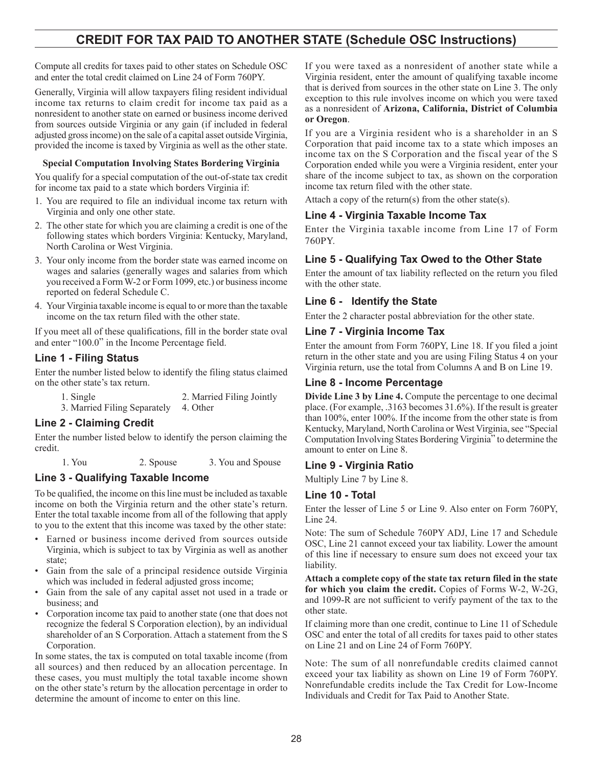# CREDIT FOR TAX PAID TO ANOTHER STATE (Schedule OSC Instructions)

Compute all credits for taxes paid to other states on Schedule OSC and enter the total credit claimed on Line 24 of Form 760PY.

Generally, Virginia will allow taxpayers filing resident individual income tax returns to claim credit for income tax paid as a nonresident to another state on earned or business income derived from sources outside Virginia or any gain (if included in federal adjusted gross income) on the sale of a capital asset outside Virginia, provided the income is taxed by Virginia as well as the other state.

**Special Computation Involving States Bordering Virginia**

You qualify for a special computation of the out-of-state tax credit for income tax paid to a state which borders Virginia if:

1. You are required to file an individual income tax return with Virginia and only one other state.
2. The other state for which you are claiming a credit is one of the following states which borders Virginia: Kentucky, Maryland, North Carolina or West Virginia.
3. Your only income from the border state was earned income on wages and salaries (generally wages and salaries from which you received a Form W-2 or Form 1099, etc.) or business income reported on federal Schedule C.
4. Your Virginia taxable income is equal to or more than the taxable income on the tax return filed with the other state.

If you meet all of these qualifications, fill in the border state oval and enter "100.0" in the Income Percentage field.

## Line 1 - Filing Status

Enter the number listed below to identify the filing status claimed on the other state's tax return.

1. Single
2. Married Filing Jointly
3. Married Filing Separately
4. Other

## Line 2 - Claiming Credit

Enter the number listed below to identify the person claiming the credit.

1. You
2. Spouse
3. You and Spouse

## Line 3 - Qualifying Taxable Income

To be qualified, the income on this line must be included as taxable income on both the Virginia return and the other state's return. Enter the total taxable income from all of the following that apply to you to the extent that this income was taxed by the other state:

- Earned or business income derived from sources outside Virginia, which is subject to tax by Virginia as well as another state;
- Gain from the sale of a principal residence outside Virginia which was included in federal adjusted gross income;
- Gain from the sale of any capital asset not used in a trade or business; and
- Corporation income tax paid to another state (one that does not recognize the federal S Corporation election), by an individual shareholder of an S Corporation. Attach a statement from the S Corporation.

In some states, the tax is computed on total taxable income (from all sources) and then reduced by an allocation percentage. In these cases, you must multiply the total taxable income shown on the other state's return by the allocation percentage in order to determine the amount of income to enter on this line.

If you were taxed as a nonresident of another state while a Virginia resident, enter the amount of qualifying taxable income that is derived from sources in the other state on Line 3. The only exception to this rule involves income on which you were taxed as a nonresident of **Arizona, California, District of Columbia or Oregon**.

If you are a Virginia resident who is a shareholder in an S Corporation that paid income tax to a state which imposes an income tax on the S Corporation and the fiscal year of the S Corporation ended while you were a Virginia resident, enter your share of the income subject to tax, as shown on the corporation income tax return filed with the other state.

Attach a copy of the return(s) from the other state(s).

## Line 4 - Virginia Taxable Income Tax

Enter the Virginia taxable income from Line 17 of Form 760PY.

## Line 5 - Qualifying Tax Owed to the Other State

Enter the amount of tax liability reflected on the return you filed with the other state.

## Line 6 - Identify the State

Enter the 2 character postal abbreviation for the other state.

## Line 7 - Virginia Income Tax

Enter the amount from Form 760PY, Line 18. If you filed a joint return in the other state and you are using Filing Status 4 on your Virginia return, use the total from Columns A and B on Line 19.

## Line 8 - Income Percentage

**Divide Line 3 by Line 4.** Compute the percentage to one decimal place. (For example, .3163 becomes 31.6%). If the result is greater than 100%, enter 100%. If the income from the other state is from Kentucky, Maryland, North Carolina or West Virginia, see "Special Computation Involving States Bordering Virginia" to determine the amount to enter on Line 8.

## Line 9 - Virginia Ratio

Multiply Line 7 by Line 8.

## Line 10 - Total

Enter the lesser of Line 5 or Line 9. Also enter on Form 760PY, Line 24.

Note: The sum of Schedule 760PY ADJ, Line 17 and Schedule OSC, Line 21 cannot exceed your tax liability. Lower the amount of this line if necessary to ensure sum does not exceed your tax liability.

**Attach a complete copy of the state tax return filed in the state for which you claim the credit.** Copies of Forms W-2, W-2G, and 1099-R are not sufficient to verify payment of the tax to the other state.

If claiming more than one credit, continue to Line 11 of Schedule OSC and enter the total of all credits for taxes paid to other states on Line 21 and on Line 24 of Form 760PY.

Note: The sum of all nonrefundable credits claimed cannot exceed your tax liability as shown on Line 19 of Form 760PY. Nonrefundable credits include the Tax Credit for Low-Income Individuals and Credit for Tax Paid to Another State.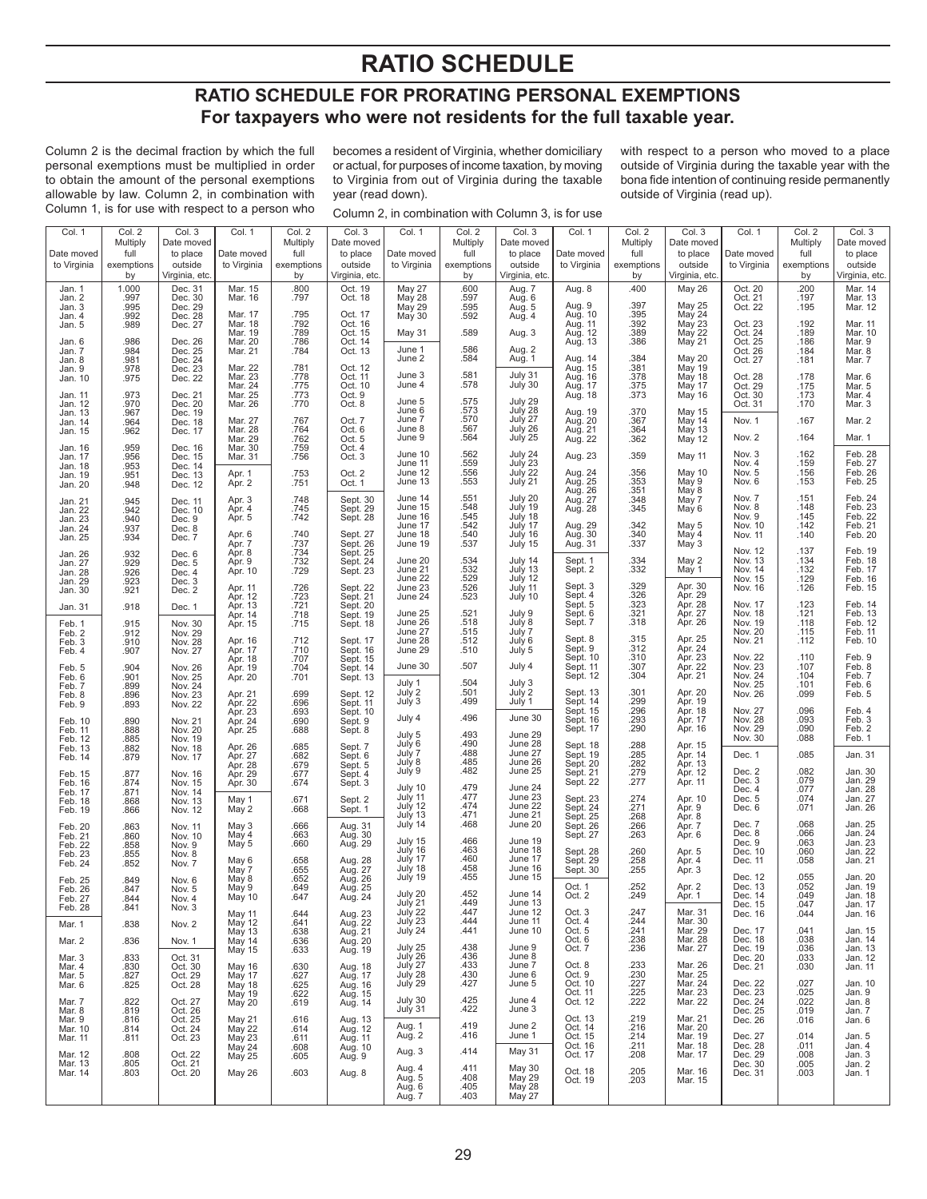# RATIO SCHEDULE

## RATIO SCHEDULE FOR PRORATING PERSONAL EXEMPTIONS

### For taxpayers who were not residents for the full taxable year.

Column 2 is the decimal fraction by which the full personal exemptions must be multiplied in order to obtain the amount of the personal exemptions allowable by law. Column 2, in combination with Column 1, is for use with respect to a person who becomes a resident of Virginia, whether domiciliary or actual, for purposes of income taxation, by moving to Virginia from out of Virginia during the taxable year (read down).

Column 2, in combination with Column 3, is for use with respect to a person who moved to a place outside of Virginia during the taxable year with the bona fide intention of continuing reside permanently outside of Virginia (read up).

| Col. 1 Date moved to Virginia | Col. 2 Multiply full exemptions by | Col. 3 Date moved to place outside Virginia, etc. | Col. 1 Date moved to Virginia | Col. 2 Multiply full exemptions by | Col. 3 Date moved to place outside Virginia, etc. | Col. 1 Date moved to Virginia | Col. 2 Multiply full exemptions by | Col. 3 Date moved to place outside Virginia, etc. | Col. 1 Date moved to Virginia | Col. 2 Multiply full exemptions by | Col. 3 Date moved to place outside Virginia, etc. | Col. 1 Date moved to Virginia | Col. 2 Multiply full exemptions by | Col. 3 Date moved to place outside Virginia, etc. |
|---|---|---|---|---|---|---|---|---|---|---|---|---|---|---|
| Jan. 1 | 1.000 | Dec. 31 | Mar. 15 | .800 | Oct. 19 | May 27 | .600 | Aug. 7 | Aug. 8 | .400 | May 26 | Oct. 20 | .200 | Mar. 14 |
| Jan. 2 | .997 | Dec. 30 | Mar. 16 | .797 | Oct. 18 | May 28 | .597 | Aug. 6 | Aug. 9 | .397 | May 25 | Oct. 21 | .197 | Mar. 13 |
| Jan. 3 | .995 | Dec. 29 | Mar. 17 | .795 | Oct. 17 | May 29 | .595 | Aug. 5 | Aug. 10 | .395 | May 24 | Oct. 22 | .195 | Mar. 12 |
| Jan. 4 | .992 | Dec. 28 | Mar. 18 | .792 | Oct. 16 | May 30 | .592 | Aug. 4 | Aug. 11 | .392 | May 23 | Oct. 23 | .192 | Mar. 11 |
| Jan. 5 | .989 | Dec. 27 | Mar. 19 | .789 | Oct. 15 | May 31 | .589 | Aug. 3 | Aug. 12 | .389 | May 22 | Oct. 24 | .189 | Mar. 10 |
| Jan. 6 | .986 | Dec. 26 | Mar. 20 | .786 | Oct. 14 | June 1 | .586 | Aug. 2 | Aug. 13 | .386 | May 21 | Oct. 25 | .186 | Mar. 9 |
| Jan. 7 | .984 | Dec. 25 | Mar. 21 | .784 | Oct. 13 | June 2 | .584 | Aug. 1 | Aug. 14 | .384 | May 20 | Oct. 26 | .184 | Mar. 8 |
| Jan. 8 | .981 | Dec. 24 | Mar. 22 | .781 | Oct. 12 | June 3 | .581 | July 31 | Aug. 15 | .381 | May 19 | Oct. 27 | .181 | Mar. 7 |
| Jan. 9 | .978 | Dec. 23 | Mar. 23 | .778 | Oct. 11 | June 4 | .578 | July 30 | Aug. 16 | .378 | May 18 | Oct. 28 | .178 | Mar. 6 |
| Jan. 10 | .975 | Dec. 22 | Mar. 24 | .775 | Oct. 10 | June 5 | .575 | July 29 | Aug. 17 | .375 | May 17 | Oct. 29 | .175 | Mar. 5 |
| Jan. 11 | .973 | Dec. 21 | Mar. 25 | .773 | Oct. 9 | June 6 | .573 | July 28 | Aug. 18 | .373 | May 16 | Oct. 30 | .173 | Mar. 4 |
| Jan. 12 | .970 | Dec. 20 | Mar. 26 | .770 | Oct. 8 | June 7 | .570 | July 27 | Aug. 19 | .370 | May 15 | Oct. 31 | .170 | Mar. 3 |
| Jan. 13 | .967 | Dec. 19 | Mar. 27 | .767 | Oct. 7 | June 8 | .567 | July 26 | Aug. 20 | .367 | May 14 | Nov. 1 | .167 | Mar. 2 |
| Jan. 14 | .964 | Dec. 18 | Mar. 28 | .764 | Oct. 6 | June 9 | .564 | July 25 | Aug. 21 | .364 | May 13 | Nov. 2 | .164 | Mar. 1 |
| Jan. 15 | .962 | Dec. 17 | Mar. 29 | .762 | Oct. 5 | June 10 | .562 | July 24 | Aug. 22 | .362 | May 12 | Nov. 3 | .162 | Feb. 28 |
| Jan. 16 | .959 | Dec. 16 | Mar. 30 | .759 | Oct. 4 | June 11 | .559 | July 23 | Aug. 23 | .359 | May 11 | Nov. 4 | .159 | Feb. 27 |
| Jan. 17 | .956 | Dec. 15 | Mar. 31 | .756 | Oct. 3 | June 12 | .556 | July 22 | Aug. 24 | .356 | May 10 | Nov. 5 | .156 | Feb. 26 |
| Jan. 18 | .953 | Dec. 14 | Apr. 1 | .753 | Oct. 2 | June 13 | .553 | July 21 | Aug. 25 | .353 | May 9 | Nov. 6 | .153 | Feb. 25 |
| Jan. 19 | .951 | Dec. 13 | Apr. 2 | .751 | Oct. 1 | June 14 | .551 | July 20 | Aug. 26 | .351 | May 8 | Nov. 7 | .151 | Feb. 24 |
| Jan. 20 | .948 | Dec. 12 | Apr. 3 | .748 | Sept. 30 | June 15 | .548 | July 19 | Aug. 27 | .348 | May 7 | Nov. 8 | .148 | Feb. 23 |
| Jan. 21 | .945 | Dec. 11 | Apr. 4 | .745 | Sept. 29 | June 16 | .545 | July 18 | Aug. 28 | .345 | May 6 | Nov. 9 | .145 | Feb. 22 |
| Jan. 22 | .942 | Dec. 10 | Apr. 5 | .742 | Sept. 28 | June 17 | .542 | July 17 | Aug. 29 | .342 | May 5 | Nov. 10 | .142 | Feb. 21 |
| Jan. 23 | .940 | Dec. 9 | Apr. 6 | .740 | Sept. 27 | June 18 | .540 | July 16 | Aug. 30 | .340 | May 4 | Nov. 11 | .140 | Feb. 20 |
| Jan. 24 | .937 | Dec. 8 | Apr. 7 | .737 | Sept. 26 | June 19 | .537 | July 15 | Aug. 31 | .337 | May 3 | Nov. 12 | .137 | Feb. 19 |
| Jan. 25 | .934 | Dec. 7 | Apr. 8 | .734 | Sept. 25 | June 20 | .534 | July 14 | Sept. 1 | .334 | May 2 | Nov. 13 | .134 | Feb. 18 |
| Jan. 26 | .932 | Dec. 6 | Apr. 9 | .732 | Sept. 24 | June 21 | .532 | July 13 | Sept. 2 | .332 | May 1 | Nov. 14 | .132 | Feb. 17 |
| Jan. 27 | .929 | Dec. 5 | Apr. 10 | .729 | Sept. 23 | June 22 | .529 | July 12 | Sept. 3 | .329 | Apr. 30 | Nov. 15 | .129 | Feb. 16 |
| Jan. 28 | .926 | Dec. 4 | Apr. 11 | .726 | Sept. 22 | June 23 | .526 | July 11 | Sept. 4 | .326 | Apr. 29 | Nov. 16 | .126 | Feb. 15 |
| Jan. 29 | .923 | Dec. 3 | Apr. 12 | .723 | Sept. 21 | June 24 | .523 | July 10 | Sept. 5 | .323 | Apr. 28 | Nov. 17 | .123 | Feb. 14 |
| Jan. 30 | .921 | Dec. 2 | Apr. 13 | .721 | Sept. 20 | June 25 | .521 | July 9 | Sept. 6 | .321 | Apr. 27 | Nov. 18 | .121 | Feb. 13 |
| Jan. 31 | .918 | Dec. 1 | Apr. 14 | .718 | Sept. 19 | June 26 | .518 | July 8 | Sept. 7 | .318 | Apr. 26 | Nov. 19 | .118 | Feb. 12 |
| Feb. 1 | .915 | Nov. 30 | Apr. 15 | .715 | Sept. 18 | June 27 | .515 | July 7 | Sept. 8 | .315 | Apr. 25 | Nov. 20 | .115 | Feb. 11 |
| Feb. 2 | .912 | Nov. 29 | Apr. 16 | .712 | Sept. 17 | June 28 | .512 | July 6 | Sept. 9 | .312 | Apr. 24 | Nov. 21 | .112 | Feb. 10 |
| Feb. 3 | .910 | Nov. 28 | Apr. 17 | .710 | Sept. 16 | June 29 | .510 | July 5 | Sept. 10 | .310 | Apr. 23 | Nov. 22 | .110 | Feb. 9 |
| Feb. 4 | .907 | Nov. 27 | Apr. 18 | .707 | Sept. 15 | June 30 | .507 | July 4 | Sept. 11 | .307 | Apr. 22 | Nov. 23 | .107 | Feb. 8 |
| Feb. 5 | .904 | Nov. 26 | Apr. 19 | .704 | Sept. 14 | July 1 | .504 | July 3 | Sept. 12 | .304 | Apr. 21 | Nov. 24 | .104 | Feb. 7 |
| Feb. 6 | .901 | Nov. 25 | Apr. 20 | .701 | Sept. 13 | July 2 | .501 | July 2 | Sept. 13 | .301 | Apr. 20 | Nov. 25 | .101 | Feb. 6 |
| Feb. 7 | .899 | Nov. 24 | Apr. 21 | .699 | Sept. 12 | July 3 | .499 | July 1 | Sept. 14 | .299 | Apr. 19 | Nov. 26 | .099 | Feb. 5 |
| Feb. 8 | .896 | Nov. 23 | Apr. 22 | .696 | Sept. 11 | July 4 | .496 | June 30 | Sept. 15 | .296 | Apr. 18 | Nov. 27 | .096 | Feb. 4 |
| Feb. 9 | .893 | Nov. 22 | Apr. 23 | .693 | Sept. 10 | July 5 | .493 | June 29 | Sept. 16 | .293 | Apr. 17 | Nov. 28 | .093 | Feb. 3 |
| Feb. 10 | .890 | Nov. 21 | Apr. 24 | .690 | Sept. 9 | July 6 | .490 | June 28 | Sept. 17 | .290 | Apr. 16 | Nov. 29 | .090 | Feb. 2 |
| Feb. 11 | .888 | Nov. 20 | Apr. 25 | .688 | Sept. 8 | July 7 | .488 | June 27 | Sept. 18 | .288 | Apr. 15 | Nov. 30 | .088 | Feb. 1 |
| Feb. 12 | .885 | Nov. 19 | Apr. 26 | .685 | Sept. 7 | July 8 | .485 | June 26 | Sept. 19 | .285 | Apr. 14 | Dec. 1 | .085 | Jan. 31 |
| Feb. 13 | .882 | Nov. 18 | Apr. 27 | .682 | Sept. 6 | July 9 | .482 | June 25 | Sept. 20 | .282 | Apr. 13 | Dec. 2 | .082 | Jan. 30 |
| Feb. 14 | .879 | Nov. 17 | Apr. 28 | .679 | Sept. 5 | July 10 | .479 | June 24 | Sept. 21 | .279 | Apr. 12 | Dec. 3 | .079 | Jan. 29 |
| Feb. 15 | .877 | Nov. 16 | Apr. 29 | .677 | Sept. 4 | July 11 | .477 | June 23 | Sept. 22 | .277 | Apr. 11 | Dec. 4 | .077 | Jan. 28 |
| Feb. 16 | .874 | Nov. 15 | Apr. 30 | .674 | Sept. 3 | July 12 | .474 | June 22 | Sept. 23 | .274 | Apr. 10 | Dec. 5 | .074 | Jan. 27 |
| Feb. 17 | .871 | Nov. 14 | May 1 | .671 | Sept. 2 | July 13 | .471 | June 21 | Sept. 24 | .271 | Apr. 9 | Dec. 6 | .071 | Jan. 26 |
| Feb. 18 | .868 | Nov. 13 | May 2 | .668 | Sept. 1 | July 14 | .468 | June 20 | Sept. 25 | .268 | Apr. 8 | Dec. 7 | .068 | Jan. 25 |
| Feb. 19 | .866 | Nov. 12 | May 3 | .666 | Aug. 31 | July 15 | .466 | June 19 | Sept. 26 | .266 | Apr. 7 | Dec. 8 | .066 | Jan. 24 |
| Feb. 20 | .863 | Nov. 11 | May 4 | .663 | Aug. 30 | July 16 | .463 | June 18 | Sept. 27 | .263 | Apr. 6 | Dec. 9 | .063 | Jan. 23 |
| Feb. 21 | .860 | Nov. 10 | May 5 | .660 | Aug. 29 | July 17 | .460 | June 17 | Sept. 28 | .260 | Apr. 5 | Dec. 10 | .060 | Jan. 22 |
| Feb. 22 | .858 | Nov. 9 | May 6 | .658 | Aug. 28 | July 18 | .458 | June 16 | Sept. 29 | .258 | Apr. 4 | Dec. 11 | .058 | Jan. 21 |
| Feb. 23 | .855 | Nov. 8 | May 7 | .655 | Aug. 27 | July 19 | .455 | June 15 | Sept. 30 | .255 | Apr. 3 | Dec. 12 | .055 | Jan. 20 |
| Feb. 24 | .852 | Nov. 7 | May 8 | .652 | Aug. 26 | July 20 | .452 | June 14 | Oct. 1 | .252 | Apr. 2 | Dec. 13 | .052 | Jan. 19 |
| Feb. 25 | .849 | Nov. 6 | May 9 | .649 | Aug. 25 | July 21 | .449 | June 13 | Oct. 2 | .249 | Apr. 1 | Dec. 14 | .049 | Jan. 18 |
| Feb. 26 | .847 | Nov. 5 | May 10 | .647 | Aug. 24 | July 22 | .447 | June 12 | Oct. 3 | .247 | Mar. 31 | Dec. 15 | .047 | Jan. 17 |
| Feb. 27 | .844 | Nov. 4 | May 11 | .644 | Aug. 23 | July 23 | .444 | June 11 | Oct. 4 | .244 | Mar. 30 | Dec. 16 | .044 | Jan. 16 |
| Feb. 28 | .841 | Nov. 3 | May 12 | .641 | Aug. 22 | July 24 | .441 | June 10 | Oct. 5 | .241 | Mar. 29 | Dec. 17 | .041 | Jan. 15 |
| Mar. 1 | .838 | Nov. 2 | May 13 | .638 | Aug. 21 | July 25 | .438 | June 9 | Oct. 6 | .238 | Mar. 28 | Dec. 18 | .038 | Jan. 14 |
| Mar. 2 | .836 | Nov. 1 | May 14 | .636 | Aug. 20 | July 26 | .436 | June 8 | Oct. 7 | .236 | Mar. 27 | Dec. 19 | .036 | Jan. 13 |
| Mar. 3 | .833 | Oct. 31 | May 15 | .633 | Aug. 19 | July 27 | .433 | June 7 | Oct. 8 | .233 | Mar. 26 | Dec. 20 | .033 | Jan. 12 |
| Mar. 4 | .830 | Oct. 30 | May 16 | .630 | Aug. 18 | July 28 | .430 | June 6 | Oct. 9 | .230 | Mar. 25 | Dec. 21 | .030 | Jan. 11 |
| Mar. 5 | .827 | Oct. 29 | May 17 | .627 | Aug. 17 | July 29 | .427 | June 5 | Oct. 10 | .227 | Mar. 24 | Dec. 22 | .027 | Jan. 10 |
| Mar. 6 | .825 | Oct. 28 | May 18 | .625 | Aug. 16 | July 30 | .425 | June 4 | Oct. 11 | .225 | Mar. 23 | Dec. 23 | .025 | Jan. 9 |
| Mar. 7 | .822 | Oct. 27 | May 19 | .622 | Aug. 15 | July 31 | .422 | June 3 | Oct. 12 | .222 | Mar. 22 | Dec. 24 | .022 | Jan. 8 |
| Mar. 8 | .819 | Oct. 26 | May 20 | .619 | Aug. 14 | Aug. 1 | .419 | June 2 | Oct. 13 | .219 | Mar. 21 | Dec. 25 | .019 | Jan. 7 |
| Mar. 9 | .816 | Oct. 25 | May 21 | .616 | Aug. 13 | Aug. 2 | .416 | June 1 | Oct. 14 | .216 | Mar. 20 | Dec. 26 | .016 | Jan. 6 |
| Mar. 10 | .814 | Oct. 24 | May 22 | .614 | Aug. 12 | Aug. 3 | .414 | May 31 | Oct. 15 | .214 | Mar. 19 | Dec. 27 | .014 | Jan. 5 |
| Mar. 11 | .811 | Oct. 23 | May 23 | .611 | Aug. 11 | Aug. 4 | .411 | May 30 | Oct. 16 | .211 | Mar. 18 | Dec. 28 | .011 | Jan. 4 |
| Mar. 12 | .808 | Oct. 22 | May 24 | .608 | Aug. 10 | Aug. 5 | .408 | May 29 | Oct. 17 | .208 | Mar. 17 | Dec. 29 | .008 | Jan. 3 |
| Mar. 13 | .805 | Oct. 21 | May 25 | .605 | Aug. 9 | Aug. 6 | .405 | May 28 | Oct. 18 | .205 | Mar. 16 | Dec. 30 | .005 | Jan. 2 |
| Mar. 14 | .803 | Oct. 20 | May 26 | .603 | Aug. 8 | Aug. 7 | .403 | May 27 | Oct. 19 | .203 | Mar. 15 | Dec. 31 | .003 | Jan. 1 |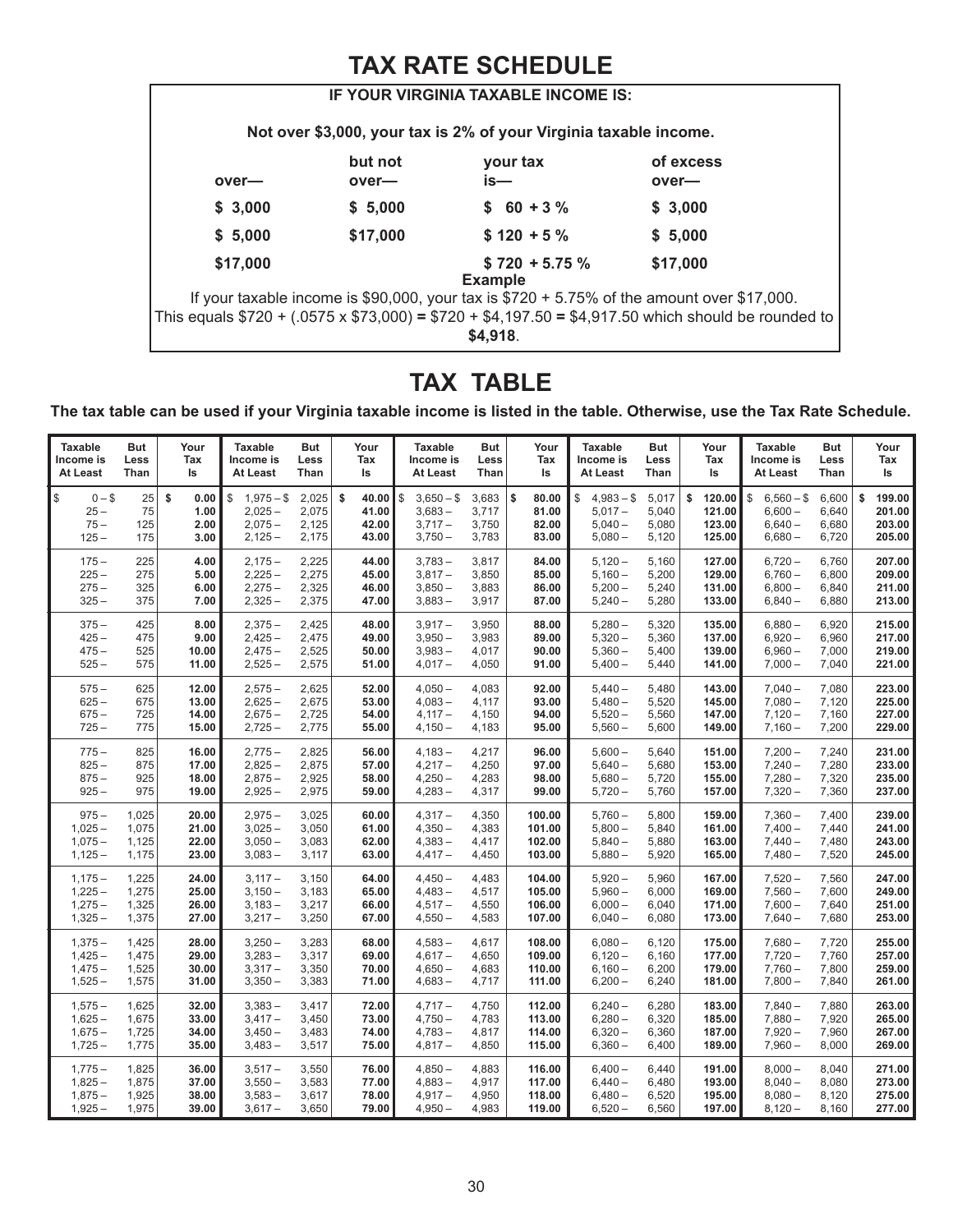# TAX RATE SCHEDULE

**IF YOUR VIRGINIA TAXABLE INCOME IS:**

**Not over $3,000, your tax is 2% of your Virginia taxable income.**

| over— | but not over— | your tax is— | of excess over— |
|---|---|---|---|
| $ 3,000 | $ 5,000 | $ 60 + 3 % | $ 3,000 |
| $ 5,000 | $17,000 | $ 120 + 5 % | $ 5,000 |
| $17,000 | | $ 720 + 5.75 % | $17,000 |

**Example**

If your taxable income is $90,000, your tax is $720 + 5.75% of the amount over $17,000. This equals $720 + (.0575 x $73,000) **=** $720 + $4,197.50 **=** $4,917.50 which should be rounded to **$4,918**.

# TAX TABLE

**The tax table can be used if your Virginia taxable income is listed in the table. Otherwise, use the Tax Rate Schedule.**

| Taxable Income is At Least | But Less Than | Your Tax Is | Taxable Income is At Least | But Less Than | Your Tax Is | Taxable Income is At Least | But Less Than | Your Tax Is | Taxable Income is At Least | But Less Than | Your Tax Is | Taxable Income is At Least | But Less Than | Your Tax Is |
|---|---|---|---|---|---|---|---|---|---|---|---|---|---|---|
| $ 0 – | $ 25 | $ 0.00 | $ 1,975 – | $ 2,025 | $ 40.00 | $ 3,650 – | $ 3,683 | $ 80.00 | $ 4,983 – | $ 5,017 | $ 120.00 | $ 6,560 – | $ 6,600 | $ 199.00 |
| 25 – | 75 | 1.00 | 2,025 – | 2,075 | 41.00 | 3,683 – | 3,717 | 81.00 | 5,017 – | 5,040 | 121.00 | 6,600 – | 6,640 | 201.00 |
| 75 – | 125 | 2.00 | 2,075 – | 2,125 | 42.00 | 3,717 – | 3,750 | 82.00 | 5,040 – | 5,080 | 123.00 | 6,640 – | 6,680 | 203.00 |
| 125 – | 175 | 3.00 | 2,125 – | 2,175 | 43.00 | 3,750 – | 3,783 | 83.00 | 5,080 – | 5,120 | 125.00 | 6,680 – | 6,720 | 205.00 |
| 175 – | 225 | 4.00 | 2,175 – | 2,225 | 44.00 | 3,783 – | 3,817 | 84.00 | 5,120 – | 5,160 | 127.00 | 6,720 – | 6,760 | 207.00 |
| 225 – | 275 | 5.00 | 2,225 – | 2,275 | 45.00 | 3,817 – | 3,850 | 85.00 | 5,160 – | 5,200 | 129.00 | 6,760 – | 6,800 | 209.00 |
| 275 – | 325 | 6.00 | 2,275 – | 2,325 | 46.00 | 3,850 – | 3,883 | 86.00 | 5,200 – | 5,240 | 131.00 | 6,800 – | 6,840 | 211.00 |
| 325 – | 375 | 7.00 | 2,325 – | 2,375 | 47.00 | 3,883 – | 3,917 | 87.00 | 5,240 – | 5,280 | 133.00 | 6,840 – | 6,880 | 213.00 |
| 375 – | 425 | 8.00 | 2,375 – | 2,425 | 48.00 | 3,917 – | 3,950 | 88.00 | 5,280 – | 5,320 | 135.00 | 6,880 – | 6,920 | 215.00 |
| 425 – | 475 | 9.00 | 2,425 – | 2,475 | 49.00 | 3,950 – | 3,983 | 89.00 | 5,320 – | 5,360 | 137.00 | 6,920 – | 6,960 | 217.00 |
| 475 – | 525 | 10.00 | 2,475 – | 2,525 | 50.00 | 3,983 – | 4,017 | 90.00 | 5,360 – | 5,400 | 139.00 | 6,960 – | 7,000 | 219.00 |
| 525 – | 575 | 11.00 | 2,525 – | 2,575 | 51.00 | 4,017 – | 4,050 | 91.00 | 5,400 – | 5,440 | 141.00 | 7,000 – | 7,040 | 221.00 |
| 575 – | 625 | 12.00 | 2,575 – | 2,625 | 52.00 | 4,050 – | 4,083 | 92.00 | 5,440 – | 5,480 | 143.00 | 7,040 – | 7,080 | 223.00 |
| 625 – | 675 | 13.00 | 2,625 – | 2,675 | 53.00 | 4,083 – | 4,117 | 93.00 | 5,480 – | 5,520 | 145.00 | 7,080 – | 7,120 | 225.00 |
| 675 – | 725 | 14.00 | 2,675 – | 2,725 | 54.00 | 4,117 – | 4,150 | 94.00 | 5,520 – | 5,560 | 147.00 | 7,120 – | 7,160 | 227.00 |
| 725 – | 775 | 15.00 | 2,725 – | 2,775 | 55.00 | 4,150 – | 4,183 | 95.00 | 5,560 – | 5,600 | 149.00 | 7,160 – | 7,200 | 229.00 |
| 775 – | 825 | 16.00 | 2,775 – | 2,825 | 56.00 | 4,183 – | 4,217 | 96.00 | 5,600 – | 5,640 | 151.00 | 7,200 – | 7,240 | 231.00 |
| 825 – | 875 | 17.00 | 2,825 – | 2,875 | 57.00 | 4,217 – | 4,250 | 97.00 | 5,640 – | 5,680 | 153.00 | 7,240 – | 7,280 | 233.00 |
| 875 – | 925 | 18.00 | 2,875 – | 2,925 | 58.00 | 4,250 – | 4,283 | 98.00 | 5,680 – | 5,720 | 155.00 | 7,280 – | 7,320 | 235.00 |
| 925 – | 975 | 19.00 | 2,925 – | 2,975 | 59.00 | 4,283 – | 4,317 | 99.00 | 5,720 – | 5,760 | 157.00 | 7,320 – | 7,360 | 237.00 |
| 975 – | 1,025 | 20.00 | 2,975 – | 3,025 | 60.00 | 4,317 – | 4,350 | 100.00 | 5,760 – | 5,800 | 159.00 | 7,360 – | 7,400 | 239.00 |
| 1,025 – | 1,075 | 21.00 | 3,025 – | 3,050 | 61.00 | 4,350 – | 4,383 | 101.00 | 5,800 – | 5,840 | 161.00 | 7,400 – | 7,440 | 241.00 |
| 1,075 – | 1,125 | 22.00 | 3,050 – | 3,083 | 62.00 | 4,383 – | 4,417 | 102.00 | 5,840 – | 5,880 | 163.00 | 7,440 – | 7,480 | 243.00 |
| 1,125 – | 1,175 | 23.00 | 3,083 – | 3,117 | 63.00 | 4,417 – | 4,450 | 103.00 | 5,880 – | 5,920 | 165.00 | 7,480 – | 7,520 | 245.00 |
| 1,175 – | 1,225 | 24.00 | 3,117 – | 3,150 | 64.00 | 4,450 – | 4,483 | 104.00 | 5,920 – | 5,960 | 167.00 | 7,520 – | 7,560 | 247.00 |
| 1,225 – | 1,275 | 25.00 | 3,150 – | 3,183 | 65.00 | 4,483 – | 4,517 | 105.00 | 5,960 – | 6,000 | 169.00 | 7,560 – | 7,600 | 249.00 |
| 1,275 – | 1,325 | 26.00 | 3,183 – | 3,217 | 66.00 | 4,517 – | 4,550 | 106.00 | 6,000 – | 6,040 | 171.00 | 7,600 – | 7,640 | 251.00 |
| 1,325 – | 1,375 | 27.00 | 3,217 – | 3,250 | 67.00 | 4,550 – | 4,583 | 107.00 | 6,040 – | 6,080 | 173.00 | 7,640 – | 7,680 | 253.00 |
| 1,375 – | 1,425 | 28.00 | 3,250 – | 3,283 | 68.00 | 4,583 – | 4,617 | 108.00 | 6,080 – | 6,120 | 175.00 | 7,680 – | 7,720 | 255.00 |
| 1,425 – | 1,475 | 29.00 | 3,283 – | 3,317 | 69.00 | 4,617 – | 4,650 | 109.00 | 6,120 – | 6,160 | 177.00 | 7,720 – | 7,760 | 257.00 |
| 1,475 – | 1,525 | 30.00 | 3,317 – | 3,350 | 70.00 | 4,650 – | 4,683 | 110.00 | 6,160 – | 6,200 | 179.00 | 7,760 – | 7,800 | 259.00 |
| 1,525 – | 1,575 | 31.00 | 3,350 – | 3,383 | 71.00 | 4,683 – | 4,717 | 111.00 | 6,200 – | 6,240 | 181.00 | 7,800 – | 7,840 | 261.00 |
| 1,575 – | 1,625 | 32.00 | 3,383 – | 3,417 | 72.00 | 4,717 – | 4,750 | 112.00 | 6,240 – | 6,280 | 183.00 | 7,840 – | 7,880 | 263.00 |
| 1,625 – | 1,675 | 33.00 | 3,417 – | 3,450 | 73.00 | 4,750 – | 4,783 | 113.00 | 6,280 – | 6,320 | 185.00 | 7,880 – | 7,920 | 265.00 |
| 1,675 – | 1,725 | 34.00 | 3,450 – | 3,483 | 74.00 | 4,783 – | 4,817 | 114.00 | 6,320 – | 6,360 | 187.00 | 7,920 – | 7,960 | 267.00 |
| 1,725 – | 1,775 | 35.00 | 3,483 – | 3,517 | 75.00 | 4,817 – | 4,850 | 115.00 | 6,360 – | 6,400 | 189.00 | 7,960 – | 8,000 | 269.00 |
| 1,775 – | 1,825 | 36.00 | 3,517 – | 3,550 | 76.00 | 4,850 – | 4,883 | 116.00 | 6,400 – | 6,440 | 191.00 | 8,000 – | 8,040 | 271.00 |
| 1,825 – | 1,875 | 37.00 | 3,550 – | 3,583 | 77.00 | 4,883 – | 4,917 | 117.00 | 6,440 – | 6,480 | 193.00 | 8,040 – | 8,080 | 273.00 |
| 1,875 – | 1,925 | 38.00 | 3,583 – | 3,617 | 78.00 | 4,917 – | 4,950 | 118.00 | 6,480 – | 6,520 | 195.00 | 8,080 – | 8,120 | 275.00 |
| 1,925 – | 1,975 | 39.00 | 3,617 – | 3,650 | 79.00 | 4,950 – | 4,983 | 119.00 | 6,520 – | 6,560 | 197.00 | 8,120 – | 8,160 | 277.00 |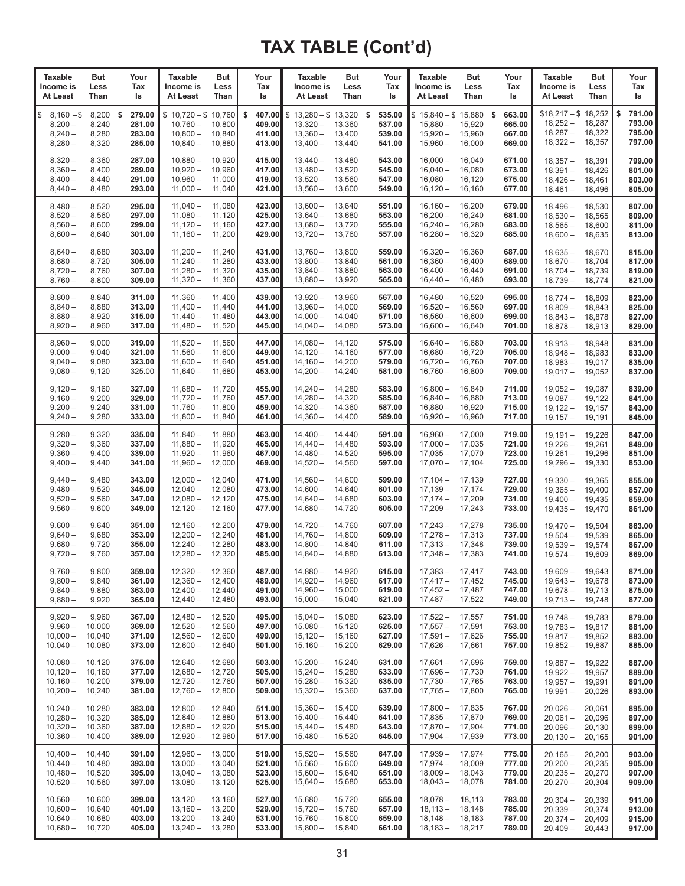# TAX TABLE (Cont'd)

| Taxable Income is At Least | But Less Than | Your Tax Is | Taxable Income is At Least | But Less Than | Your Tax Is | Taxable Income is At Least | But Less Than | Your Tax Is | Taxable Income is At Least | But Less Than | Your Tax Is | Taxable Income is At Least | But Less Than | Your Tax Is |
|---|---|---|---|---|---|---|---|---|---|---|---|---|---|---|
| $ 8,160 – | $ 8,200 | $ 279.00 | $ 10,720 – | $ 10,760 | $ 407.00 | $ 13,280 – | $ 13,320 | $ 535.00 | $ 15,840 – | $ 15,880 | $ 663.00 | $18,217 – | $ 18,252 | $ 791.00 |
| 8,200 – | 8,240 | 281.00 | 10,760 – | 10,800 | 409.00 | 13,320 – | 13,360 | 537.00 | 15,880 – | 15,920 | 665.00 | 18,252 – | 18,287 | 793.00 |
| 8,240 – | 8,280 | 283.00 | 10,800 – | 10,840 | 411.00 | 13,360 – | 13,400 | 539.00 | 15,920 – | 15,960 | 667.00 | 18,287 – | 18,322 | 795.00 |
| 8,280 – | 8,320 | 285.00 | 10,840 – | 10,880 | 413.00 | 13,400 – | 13,440 | 541.00 | 15,960 – | 16,000 | 669.00 | 18,322 – | 18,357 | 797.00 |
| 8,320 – | 8,360 | 287.00 | 10,880 – | 10,920 | 415.00 | 13,440 – | 13,480 | 543.00 | 16,000 – | 16,040 | 671.00 | 18,357 – | 18,391 | 799.00 |
| 8,360 – | 8,400 | 289.00 | 10,920 – | 10,960 | 417.00 | 13,480 – | 13,520 | 545.00 | 16,040 – | 16,080 | 673.00 | 18,391 – | 18,426 | 801.00 |
| 8,400 – | 8,440 | 291.00 | 10,960 – | 11,000 | 419.00 | 13,520 – | 13,560 | 547.00 | 16,080 – | 16,120 | 675.00 | 18,426 – | 18,461 | 803.00 |
| 8,440 – | 8,480 | 293.00 | 11,000 – | 11,040 | 421.00 | 13,560 – | 13,600 | 549.00 | 16,120 – | 16,160 | 677.00 | 18,461 – | 18,496 | 805.00 |
| 8,480 – | 8,520 | 295.00 | 11,040 – | 11,080 | 423.00 | 13,600 – | 13,640 | 551.00 | 16,160 – | 16,200 | 679.00 | 18,496 – | 18,530 | 807.00 |
| 8,520 – | 8,560 | 297.00 | 11,080 – | 11,120 | 425.00 | 13,640 – | 13,680 | 553.00 | 16,200 – | 16,240 | 681.00 | 18,530 – | 18,565 | 809.00 |
| 8,560 – | 8,600 | 299.00 | 11,120 – | 11,160 | 427.00 | 13,680 – | 13,720 | 555.00 | 16,240 – | 16,280 | 683.00 | 18,565 – | 18,600 | 811.00 |
| 8,600 – | 8,640 | 301.00 | 11,160 – | 11,200 | 429.00 | 13,720 – | 13,760 | 557.00 | 16,280 – | 16,320 | 685.00 | 18,600 – | 18,635 | 813.00 |
| 8,640 – | 8,680 | 303.00 | 11,200 – | 11,240 | 431.00 | 13,760 – | 13,800 | 559.00 | 16,320 – | 16,360 | 687.00 | 18,635 – | 18,670 | 815.00 |
| 8,680 – | 8,720 | 305.00 | 11,240 – | 11,280 | 433.00 | 13,800 – | 13,840 | 561.00 | 16,360 – | 16,400 | 689.00 | 18,670 – | 18,704 | 817.00 |
| 8,720 – | 8,760 | 307.00 | 11,280 – | 11,320 | 435.00 | 13,840 – | 13,880 | 563.00 | 16,400 – | 16,440 | 691.00 | 18,704 – | 18,739 | 819.00 |
| 8,760 – | 8,800 | 309.00 | 11,320 – | 11,360 | 437.00 | 13,880 – | 13,920 | 565.00 | 16,440 – | 16,480 | 693.00 | 18,739 – | 18,774 | 821.00 |
| 8,800 – | 8,840 | 311.00 | 11,360 – | 11,400 | 439.00 | 13,920 – | 13,960 | 567.00 | 16,480 – | 16,520 | 695.00 | 18,774 – | 18,809 | 823.00 |
| 8,840 – | 8,880 | 313.00 | 11,400 – | 11,440 | 441.00 | 13,960 – | 14,000 | 569.00 | 16,520 – | 16,560 | 697.00 | 18,809 – | 18,843 | 825.00 |
| 8,880 – | 8,920 | 315.00 | 11,440 – | 11,480 | 443.00 | 14,000 – | 14,040 | 571.00 | 16,560 – | 16,600 | 699.00 | 18,843 – | 18,878 | 827.00 |
| 8,920 – | 8,960 | 317.00 | 11,480 – | 11,520 | 445.00 | 14,040 – | 14,080 | 573.00 | 16,600 – | 16,640 | 701.00 | 18,878 – | 18,913 | 829.00 |
| 8,960 – | 9,000 | 319.00 | 11,520 – | 11,560 | 447.00 | 14,080 – | 14,120 | 575.00 | 16,640 – | 16,680 | 703.00 | 18,913 – | 18,948 | 831.00 |
| 9,000 – | 9,040 | 321.00 | 11,560 – | 11,600 | 449.00 | 14,120 – | 14,160 | 577.00 | 16,680 – | 16,720 | 705.00 | 18,948 – | 18,983 | 833.00 |
| 9,040 – | 9,080 | 323.00 | 11,600 – | 11,640 | 451.00 | 14,160 – | 14,200 | 579.00 | 16,720 – | 16,760 | 707.00 | 18,983 – | 19,017 | 835.00 |
| 9,080 – | 9,120 | 325.00 | 11,640 – | 11,680 | 453.00 | 14,200 – | 14,240 | 581.00 | 16,760 – | 16,800 | 709.00 | 19,017 – | 19,052 | 837.00 |
| 9,120 – | 9,160 | 327.00 | 11,680 – | 11,720 | 455.00 | 14,240 – | 14,280 | 583.00 | 16,800 – | 16,840 | 711.00 | 19,052 – | 19,087 | 839.00 |
| 9,160 – | 9,200 | 329.00 | 11,720 – | 11,760 | 457.00 | 14,280 – | 14,320 | 585.00 | 16,840 – | 16,880 | 713.00 | 19,087 – | 19,122 | 841.00 |
| 9,200 – | 9,240 | 331.00 | 11,760 – | 11,800 | 459.00 | 14,320 – | 14,360 | 587.00 | 16,880 – | 16,920 | 715.00 | 19,122 – | 19,157 | 843.00 |
| 9,240 – | 9,280 | 333.00 | 11,800 – | 11,840 | 461.00 | 14,360 – | 14,400 | 589.00 | 16,920 – | 16,960 | 717.00 | 19,157 – | 19,191 | 845.00 |
| 9,280 – | 9,320 | 335.00 | 11,840 – | 11,880 | 463.00 | 14,400 – | 14,440 | 591.00 | 16,960 – | 17,000 | 719.00 | 19,191 – | 19,226 | 847.00 |
| 9,320 – | 9,360 | 337.00 | 11,880 – | 11,920 | 465.00 | 14,440 – | 14,480 | 593.00 | 17,000 – | 17,035 | 721.00 | 19,226 – | 19,261 | 849.00 |
| 9,360 – | 9,400 | 339.00 | 11,920 – | 11,960 | 467.00 | 14,480 – | 14,520 | 595.00 | 17,035 – | 17,070 | 723.00 | 19,261 – | 19,296 | 851.00 |
| 9,400 – | 9,440 | 341.00 | 11,960 – | 12,000 | 469.00 | 14,520 – | 14,560 | 597.00 | 17,070 – | 17,104 | 725.00 | 19,296 – | 19,330 | 853.00 |
| 9,440 – | 9,480 | 343.00 | 12,000 – | 12,040 | 471.00 | 14,560 – | 14,600 | 599.00 | 17,104 – | 17,139 | 727.00 | 19,330 – | 19,365 | 855.00 |
| 9,480 – | 9,520 | 345.00 | 12,040 – | 12,080 | 473.00 | 14,600 – | 14,640 | 601.00 | 17,139 – | 17,174 | 729.00 | 19,365 – | 19,400 | 857.00 |
| 9,520 – | 9,560 | 347.00 | 12,080 – | 12,120 | 475.00 | 14,640 – | 14,680 | 603.00 | 17,174 – | 17,209 | 731.00 | 19,400 – | 19,435 | 859.00 |
| 9,560 – | 9,600 | 349.00 | 12,120 – | 12,160 | 477.00 | 14,680 – | 14,720 | 605.00 | 17,209 – | 17,243 | 733.00 | 19,435 – | 19,470 | 861.00 |
| 9,600 – | 9,640 | 351.00 | 12,160 – | 12,200 | 479.00 | 14,720 – | 14,760 | 607.00 | 17,243 – | 17,278 | 735.00 | 19,470 – | 19,504 | 863.00 |
| 9,640 – | 9,680 | 353.00 | 12,200 – | 12,240 | 481.00 | 14,760 – | 14,800 | 609.00 | 17,278 – | 17,313 | 737.00 | 19,504 – | 19,539 | 865.00 |
| 9,680 – | 9,720 | 355.00 | 12,240 – | 12,280 | 483.00 | 14,800 – | 14,840 | 611.00 | 17,313 – | 17,348 | 739.00 | 19,539 – | 19,574 | 867.00 |
| 9,720 – | 9,760 | 357.00 | 12,280 – | 12,320 | 485.00 | 14,840 – | 14,880 | 613.00 | 17,348 – | 17,383 | 741.00 | 19,574 – | 19,609 | 869.00 |
| 9,760 – | 9,800 | 359.00 | 12,320 – | 12,360 | 487.00 | 14,880 – | 14,920 | 615.00 | 17,383 – | 17,417 | 743.00 | 19,609 – | 19,643 | 871.00 |
| 9,800 – | 9,840 | 361.00 | 12,360 – | 12,400 | 489.00 | 14,920 – | 14,960 | 617.00 | 17,417 – | 17,452 | 745.00 | 19,643 – | 19,678 | 873.00 |
| 9,840 – | 9,880 | 363.00 | 12,400 – | 12,440 | 491.00 | 14,960 – | 15,000 | 619.00 | 17,452 – | 17,487 | 747.00 | 19,678 – | 19,713 | 875.00 |
| 9,880 – | 9,920 | 365.00 | 12,440 – | 12,480 | 493.00 | 15,000 – | 15,040 | 621.00 | 17,487 – | 17,522 | 749.00 | 19,713 – | 19,748 | 877.00 |
| 9,920 – | 9,960 | 367.00 | 12,480 – | 12,520 | 495.00 | 15,040 – | 15,080 | 623.00 | 17,522 – | 17,557 | 751.00 | 19,748 – | 19,783 | 879.00 |
| 9,960 – | 10,000 | 369.00 | 12,520 – | 12,560 | 497.00 | 15,080 – | 15,120 | 625.00 | 17,557 – | 17,591 | 753.00 | 19,783 – | 19,817 | 881.00 |
| 10,000 – | 10,040 | 371.00 | 12,560 – | 12,600 | 499.00 | 15,120 – | 15,160 | 627.00 | 17,591 – | 17,626 | 755.00 | 19,817 – | 19,852 | 883.00 |
| 10,040 – | 10,080 | 373.00 | 12,600 – | 12,640 | 501.00 | 15,160 – | 15,200 | 629.00 | 17,626 – | 17,661 | 757.00 | 19,852 – | 19,887 | 885.00 |
| 10,080 – | 10,120 | 375.00 | 12,640 – | 12,680 | 503.00 | 15,200 – | 15,240 | 631.00 | 17,661 – | 17,696 | 759.00 | 19,887 – | 19,922 | 887.00 |
| 10,120 – | 10,160 | 377.00 | 12,680 – | 12,720 | 505.00 | 15,240 – | 15,280 | 633.00 | 17,696 – | 17,730 | 761.00 | 19,922 – | 19,957 | 889.00 |
| 10,160 – | 10,200 | 379.00 | 12,720 – | 12,760 | 507.00 | 15,280 – | 15,320 | 635.00 | 17,730 – | 17,765 | 763.00 | 19,957 – | 19,991 | 891.00 |
| 10,200 – | 10,240 | 381.00 | 12,760 – | 12,800 | 509.00 | 15,320 – | 15,360 | 637.00 | 17,765 – | 17,800 | 765.00 | 19,991 – | 20,026 | 893.00 |
| 10,240 – | 10,280 | 383.00 | 12,800 – | 12,840 | 511.00 | 15,360 – | 15,400 | 639.00 | 17,800 – | 17,835 | 767.00 | 20,026 – | 20,061 | 895.00 |
| 10,280 – | 10,320 | 385.00 | 12,840 – | 12,880 | 513.00 | 15,400 – | 15,440 | 641.00 | 17,835 – | 17,870 | 769.00 | 20,061 – | 20,096 | 897.00 |
| 10,320 – | 10,360 | 387.00 | 12,880 – | 12,920 | 515.00 | 15,440 – | 15,480 | 643.00 | 17,870 – | 17,904 | 771.00 | 20,096 – | 20,130 | 899.00 |
| 10,360 – | 10,400 | 389.00 | 12,920 – | 12,960 | 517.00 | 15,480 – | 15,520 | 645.00 | 17,904 – | 17,939 | 773.00 | 20,130 – | 20,165 | 901.00 |
| 10,400 – | 10,440 | 391.00 | 12,960 – | 13,000 | 519.00 | 15,520 – | 15,560 | 647.00 | 17,939 – | 17,974 | 775.00 | 20,165 – | 20,200 | 903.00 |
| 10,440 – | 10,480 | 393.00 | 13,000 – | 13,040 | 521.00 | 15,560 – | 15,600 | 649.00 | 17,974 – | 18,009 | 777.00 | 20,200 – | 20,235 | 905.00 |
| 10,480 – | 10,520 | 395.00 | 13,040 – | 13,080 | 523.00 | 15,600 – | 15,640 | 651.00 | 18,009 – | 18,043 | 779.00 | 20,235 – | 20,270 | 907.00 |
| 10,520 – | 10,560 | 397.00 | 13,080 – | 13,120 | 525.00 | 15,640 – | 15,680 | 653.00 | 18,043 – | 18,078 | 781.00 | 20,270 – | 20,304 | 909.00 |
| 10,560 – | 10,600 | 399.00 | 13,120 – | 13,160 | 527.00 | 15,680 – | 15,720 | 655.00 | 18,078 – | 18,113 | 783.00 | 20,304 – | 20,339 | 911.00 |
| 10,600 – | 10,640 | 401.00 | 13,160 – | 13,200 | 529.00 | 15,720 – | 15,760 | 657.00 | 18,113 – | 18,148 | 785.00 | 20,339 – | 20,374 | 913.00 |
| 10,640 – | 10,680 | 403.00 | 13,200 – | 13,240 | 531.00 | 15,760 – | 15,800 | 659.00 | 18,148 – | 18,183 | 787.00 | 20,374 – | 20,409 | 915.00 |
| 10,680 – | 10,720 | 405.00 | 13,240 – | 13,280 | 533.00 | 15,800 – | 15,840 | 661.00 | 18,183 – | 18,217 | 789.00 | 20,409 – | 20,443 | 917.00 |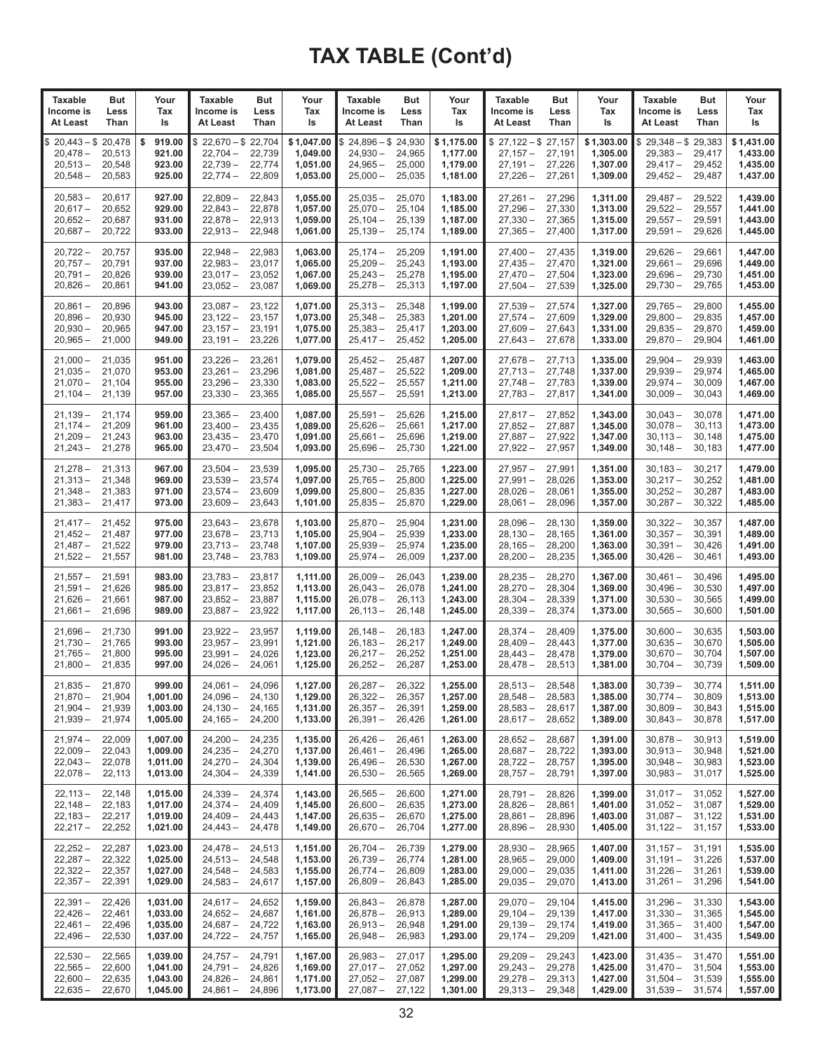# TAX TABLE (Cont'd)

| Taxable Income is At Least | But Less Than | Your Tax Is | Taxable Income is At Least | But Less Than | Your Tax Is | Taxable Income is At Least | But Less Than | Your Tax Is | Taxable Income is At Least | But Less Than | Your Tax Is | Taxable Income is At Least | But Less Than | Your Tax Is |
|---|---|---|---|---|---|---|---|---|---|---|---|---|---|---|
| $ 20,443 – | $ 20,478 | $ 919.00 | $ 22,670 – | $ 22,704 | $ 1,047.00 | $ 24,896 – | $ 24,930 | $ 1,175.00 | $ 27,122 – | $ 27,157 | $ 1,303.00 | $ 29,348 – | $ 29,383 | $ 1,431.00 |
| 20,478 – | 20,513 | 921.00 | 22,704 – | 22,739 | 1,049.00 | 24,930 – | 24,965 | 1,177.00 | 27,157 – | 27,191 | 1,305.00 | 29,383 – | 29,417 | 1,433.00 |
| 20,513 – | 20,548 | 923.00 | 22,739 – | 22,774 | 1,051.00 | 24,965 – | 25,000 | 1,179.00 | 27,191 – | 27,226 | 1,307.00 | 29,417 – | 29,452 | 1,435.00 |
| 20,548 – | 20,583 | 925.00 | 22,774 – | 22,809 | 1,053.00 | 25,000 – | 25,035 | 1,181.00 | 27,226 – | 27,261 | 1,309.00 | 29,452 – | 29,487 | 1,437.00 |
| 20,583 – | 20,617 | 927.00 | 22,809 – | 22,843 | 1,055.00 | 25,035 – | 25,070 | 1,183.00 | 27,261 – | 27,296 | 1,311.00 | 29,487 – | 29,522 | 1,439.00 |
| 20,617 – | 20,652 | 929.00 | 22,843 – | 22,878 | 1,057.00 | 25,070 – | 25,104 | 1,185.00 | 27,296 – | 27,330 | 1,313.00 | 29,522 – | 29,557 | 1,441.00 |
| 20,652 – | 20,687 | 931.00 | 22,878 – | 22,913 | 1,059.00 | 25,104 – | 25,139 | 1,187.00 | 27,330 – | 27,365 | 1,315.00 | 29,557 – | 29,591 | 1,443.00 |
| 20,687 – | 20,722 | 933.00 | 22,913 – | 22,948 | 1,061.00 | 25,139 – | 25,174 | 1,189.00 | 27,365 – | 27,400 | 1,317.00 | 29,591 – | 29,626 | 1,445.00 |
| 20,722 – | 20,757 | 935.00 | 22,948 – | 22,983 | 1,063.00 | 25,174 – | 25,209 | 1,191.00 | 27,400 – | 27,435 | 1,319.00 | 29,626 – | 29,661 | 1,447.00 |
| 20,757 – | 20,791 | 937.00 | 22,983 – | 23,017 | 1,065.00 | 25,209 – | 25,243 | 1,193.00 | 27,435 – | 27,470 | 1,321.00 | 29,661 – | 29,696 | 1,449.00 |
| 20,791 – | 20,826 | 939.00 | 23,017 – | 23,052 | 1,067.00 | 25,243 – | 25,278 | 1,195.00 | 27,470 – | 27,504 | 1,323.00 | 29,696 – | 29,730 | 1,451.00 |
| 20,826 – | 20,861 | 941.00 | 23,052 – | 23,087 | 1,069.00 | 25,278 – | 25,313 | 1,197.00 | 27,504 – | 27,539 | 1,325.00 | 29,730 – | 29,765 | 1,453.00 |
| 20,861 – | 20,896 | 943.00 | 23,087 – | 23,122 | 1,071.00 | 25,313 – | 25,348 | 1,199.00 | 27,539 – | 27,574 | 1,327.00 | 29,765 – | 29,800 | 1,455.00 |
| 20,896 – | 20,930 | 945.00 | 23,122 – | 23,157 | 1,073.00 | 25,348 – | 25,383 | 1,201.00 | 27,574 – | 27,609 | 1,329.00 | 29,800 – | 29,835 | 1,457.00 |
| 20,930 – | 20,965 | 947.00 | 23,157 – | 23,191 | 1,075.00 | 25,383 – | 25,417 | 1,203.00 | 27,609 – | 27,643 | 1,331.00 | 29,835 – | 29,870 | 1,459.00 |
| 20,965 – | 21,000 | 949.00 | 23,191 – | 23,226 | 1,077.00 | 25,417 – | 25,452 | 1,205.00 | 27,643 – | 27,678 | 1,333.00 | 29,870 – | 29,904 | 1,461.00 |
| 21,000 – | 21,035 | 951.00 | 23,226 – | 23,261 | 1,079.00 | 25,452 – | 25,487 | 1,207.00 | 27,678 – | 27,713 | 1,335.00 | 29,904 – | 29,939 | 1,463.00 |
| 21,035 – | 21,070 | 953.00 | 23,261 – | 23,296 | 1,081.00 | 25,487 – | 25,522 | 1,209.00 | 27,713 – | 27,748 | 1,337.00 | 29,939 – | 29,974 | 1,465.00 |
| 21,070 – | 21,104 | 955.00 | 23,296 – | 23,330 | 1,083.00 | 25,522 – | 25,557 | 1,211.00 | 27,748 – | 27,783 | 1,339.00 | 29,974 – | 30,009 | 1,467.00 |
| 21,104 – | 21,139 | 957.00 | 23,330 – | 23,365 | 1,085.00 | 25,557 – | 25,591 | 1,213.00 | 27,783 – | 27,817 | 1,341.00 | 30,009 – | 30,043 | 1,469.00 |
| 21,139 – | 21,174 | 959.00 | 23,365 – | 23,400 | 1,087.00 | 25,591 – | 25,626 | 1,215.00 | 27,817 – | 27,852 | 1,343.00 | 30,043 – | 30,078 | 1,471.00 |
| 21,174 – | 21,209 | 961.00 | 23,400 – | 23,435 | 1,089.00 | 25,626 – | 25,661 | 1,217.00 | 27,852 – | 27,887 | 1,345.00 | 30,078 – | 30,113 | 1,473.00 |
| 21,209 – | 21,243 | 963.00 | 23,435 – | 23,470 | 1,091.00 | 25,661 – | 25,696 | 1,219.00 | 27,887 – | 27,922 | 1,347.00 | 30,113 – | 30,148 | 1,475.00 |
| 21,243 – | 21,278 | 965.00 | 23,470 – | 23,504 | 1,093.00 | 25,696 – | 25,730 | 1,221.00 | 27,922 – | 27,957 | 1,349.00 | 30,148 – | 30,183 | 1,477.00 |
| 21,278 – | 21,313 | 967.00 | 23,504 – | 23,539 | 1,095.00 | 25,730 – | 25,765 | 1,223.00 | 27,957 – | 27,991 | 1,351.00 | 30,183 – | 30,217 | 1,479.00 |
| 21,313 – | 21,348 | 969.00 | 23,539 – | 23,574 | 1,097.00 | 25,765 – | 25,800 | 1,225.00 | 27,991 – | 28,026 | 1,353.00 | 30,217 – | 30,252 | 1,481.00 |
| 21,348 – | 21,383 | 971.00 | 23,574 – | 23,609 | 1,099.00 | 25,800 – | 25,835 | 1,227.00 | 28,026 – | 28,061 | 1,355.00 | 30,252 – | 30,287 | 1,483.00 |
| 21,383 – | 21,417 | 973.00 | 23,609 – | 23,643 | 1,101.00 | 25,835 – | 25,870 | 1,229.00 | 28,061 – | 28,096 | 1,357.00 | 30,287 – | 30,322 | 1,485.00 |
| 21,417 – | 21,452 | 975.00 | 23,643 – | 23,678 | 1,103.00 | 25,870 – | 25,904 | 1,231.00 | 28,096 – | 28,130 | 1,359.00 | 30,322 – | 30,357 | 1,487.00 |
| 21,452 – | 21,487 | 977.00 | 23,678 – | 23,713 | 1,105.00 | 25,904 – | 25,939 | 1,233.00 | 28,130 – | 28,165 | 1,361.00 | 30,357 – | 30,391 | 1,489.00 |
| 21,487 – | 21,522 | 979.00 | 23,713 – | 23,748 | 1,107.00 | 25,939 – | 25,974 | 1,235.00 | 28,165 – | 28,200 | 1,363.00 | 30,391 – | 30,426 | 1,491.00 |
| 21,522 – | 21,557 | 981.00 | 23,748 – | 23,783 | 1,109.00 | 25,974 – | 26,009 | 1,237.00 | 28,200 – | 28,235 | 1,365.00 | 30,426 – | 30,461 | 1,493.00 |
| 21,557 – | 21,591 | 983.00 | 23,783 – | 23,817 | 1,111.00 | 26,009 – | 26,043 | 1,239.00 | 28,235 – | 28,270 | 1,367.00 | 30,461 – | 30,496 | 1,495.00 |
| 21,591 – | 21,626 | 985.00 | 23,817 – | 23,852 | 1,113.00 | 26,043 – | 26,078 | 1,241.00 | 28,270 – | 28,304 | 1,369.00 | 30,496 – | 30,530 | 1,497.00 |
| 21,626 – | 21,661 | 987.00 | 23,852 – | 23,887 | 1,115.00 | 26,078 – | 26,113 | 1,243.00 | 28,304 – | 28,339 | 1,371.00 | 30,530 – | 30,565 | 1,499.00 |
| 21,661 – | 21,696 | 989.00 | 23,887 – | 23,922 | 1,117.00 | 26,113 – | 26,148 | 1,245.00 | 28,339 – | 28,374 | 1,373.00 | 30,565 – | 30,600 | 1,501.00 |
| 21,696 – | 21,730 | 991.00 | 23,922 – | 23,957 | 1,119.00 | 26,148 – | 26,183 | 1,247.00 | 28,374 – | 28,409 | 1,375.00 | 30,600 – | 30,635 | 1,503.00 |
| 21,730 – | 21,765 | 993.00 | 23,957 – | 23,991 | 1,121.00 | 26,183 – | 26,217 | 1,249.00 | 28,409 – | 28,443 | 1,377.00 | 30,635 – | 30,670 | 1,505.00 |
| 21,765 – | 21,800 | 995.00 | 23,991 – | 24,026 | 1,123.00 | 26,217 – | 26,252 | 1,251.00 | 28,443 – | 28,478 | 1,379.00 | 30,670 – | 30,704 | 1,507.00 |
| 21,800 – | 21,835 | 997.00 | 24,026 – | 24,061 | 1,125.00 | 26,252 – | 26,287 | 1,253.00 | 28,478 – | 28,513 | 1,381.00 | 30,704 – | 30,739 | 1,509.00 |
| 21,835 – | 21,870 | 999.00 | 24,061 – | 24,096 | 1,127.00 | 26,287 – | 26,322 | 1,255.00 | 28,513 – | 28,548 | 1,383.00 | 30,739 – | 30,774 | 1,511.00 |
| 21,870 – | 21,904 | 1,001.00 | 24,096 – | 24,130 | 1,129.00 | 26,322 – | 26,357 | 1,257.00 | 28,548 – | 28,583 | 1,385.00 | 30,774 – | 30,809 | 1,513.00 |
| 21,904 – | 21,939 | 1,003.00 | 24,130 – | 24,165 | 1,131.00 | 26,357 – | 26,391 | 1,259.00 | 28,583 – | 28,617 | 1,387.00 | 30,809 – | 30,843 | 1,515.00 |
| 21,939 – | 21,974 | 1,005.00 | 24,165 – | 24,200 | 1,133.00 | 26,391 – | 26,426 | 1,261.00 | 28,617 – | 28,652 | 1,389.00 | 30,843 – | 30,878 | 1,517.00 |
| 21,974 – | 22,009 | 1,007.00 | 24,200 – | 24,235 | 1,135.00 | 26,426 – | 26,461 | 1,263.00 | 28,652 – | 28,687 | 1,391.00 | 30,878 – | 30,913 | 1,519.00 |
| 22,009 – | 22,043 | 1,009.00 | 24,235 – | 24,270 | 1,137.00 | 26,461 – | 26,496 | 1,265.00 | 28,687 – | 28,722 | 1,393.00 | 30,913 – | 30,948 | 1,521.00 |
| 22,043 – | 22,078 | 1,011.00 | 24,270 – | 24,304 | 1,139.00 | 26,496 – | 26,530 | 1,267.00 | 28,722 – | 28,757 | 1,395.00 | 30,948 – | 30,983 | 1,523.00 |
| 22,078 – | 22,113 | 1,013.00 | 24,304 – | 24,339 | 1,141.00 | 26,530 – | 26,565 | 1,269.00 | 28,757 – | 28,791 | 1,397.00 | 30,983 – | 31,017 | 1,525.00 |
| 22,113 – | 22,148 | 1,015.00 | 24,339 – | 24,374 | 1,143.00 | 26,565 – | 26,600 | 1,271.00 | 28,791 – | 28,826 | 1,399.00 | 31,017 – | 31,052 | 1,527.00 |
| 22,148 – | 22,183 | 1,017.00 | 24,374 – | 24,409 | 1,145.00 | 26,600 – | 26,635 | 1,273.00 | 28,826 – | 28,861 | 1,401.00 | 31,052 – | 31,087 | 1,529.00 |
| 22,183 – | 22,217 | 1,019.00 | 24,409 – | 24,443 | 1,147.00 | 26,635 – | 26,670 | 1,275.00 | 28,861 – | 28,896 | 1,403.00 | 31,087 – | 31,122 | 1,531.00 |
| 22,217 – | 22,252 | 1,021.00 | 24,443 – | 24,478 | 1,149.00 | 26,670 – | 26,704 | 1,277.00 | 28,896 – | 28,930 | 1,405.00 | 31,122 – | 31,157 | 1,533.00 |
| 22,252 – | 22,287 | 1,023.00 | 24,478 – | 24,513 | 1,151.00 | 26,704 – | 26,739 | 1,279.00 | 28,930 – | 28,965 | 1,407.00 | 31,157 – | 31,191 | 1,535.00 |
| 22,287 – | 22,322 | 1,025.00 | 24,513 – | 24,548 | 1,153.00 | 26,739 – | 26,774 | 1,281.00 | 28,965 – | 29,000 | 1,409.00 | 31,191 – | 31,226 | 1,537.00 |
| 22,322 – | 22,357 | 1,027.00 | 24,548 – | 24,583 | 1,155.00 | 26,774 – | 26,809 | 1,283.00 | 29,000 – | 29,035 | 1,411.00 | 31,226 – | 31,261 | 1,539.00 |
| 22,357 – | 22,391 | 1,029.00 | 24,583 – | 24,617 | 1,157.00 | 26,809 – | 26,843 | 1,285.00 | 29,035 – | 29,070 | 1,413.00 | 31,261 – | 31,296 | 1,541.00 |
| 22,391 – | 22,426 | 1,031.00 | 24,617 – | 24,652 | 1,159.00 | 26,843 – | 26,878 | 1,287.00 | 29,070 – | 29,104 | 1,415.00 | 31,296 – | 31,330 | 1,543.00 |
| 22,426 – | 22,461 | 1,033.00 | 24,652 – | 24,687 | 1,161.00 | 26,878 – | 26,913 | 1,289.00 | 29,104 – | 29,139 | 1,417.00 | 31,330 – | 31,365 | 1,545.00 |
| 22,461 – | 22,496 | 1,035.00 | 24,687 – | 24,722 | 1,163.00 | 26,913 – | 26,948 | 1,291.00 | 29,139 – | 29,174 | 1,419.00 | 31,365 – | 31,400 | 1,547.00 |
| 22,496 – | 22,530 | 1,037.00 | 24,722 – | 24,757 | 1,165.00 | 26,948 – | 26,983 | 1,293.00 | 29,174 – | 29,209 | 1,421.00 | 31,400 – | 31,435 | 1,549.00 |
| 22,530 – | 22,565 | 1,039.00 | 24,757 – | 24,791 | 1,167.00 | 26,983 – | 27,017 | 1,295.00 | 29,209 – | 29,243 | 1,423.00 | 31,435 – | 31,470 | 1,551.00 |
| 22,565 – | 22,600 | 1,041.00 | 24,791 – | 24,826 | 1,169.00 | 27,017 – | 27,052 | 1,297.00 | 29,243 – | 29,278 | 1,425.00 | 31,470 – | 31,504 | 1,553.00 |
| 22,600 – | 22,635 | 1,043.00 | 24,826 – | 24,861 | 1,171.00 | 27,052 – | 27,087 | 1,299.00 | 29,278 – | 29,313 | 1,427.00 | 31,504 – | 31,539 | 1,555.00 |
| 22,635 – | 22,670 | 1,045.00 | 24,861 – | 24,896 | 1,173.00 | 27,087 – | 27,122 | 1,301.00 | 29,313 – | 29,348 | 1,429.00 | 31,539 – | 31,574 | 1,557.00 |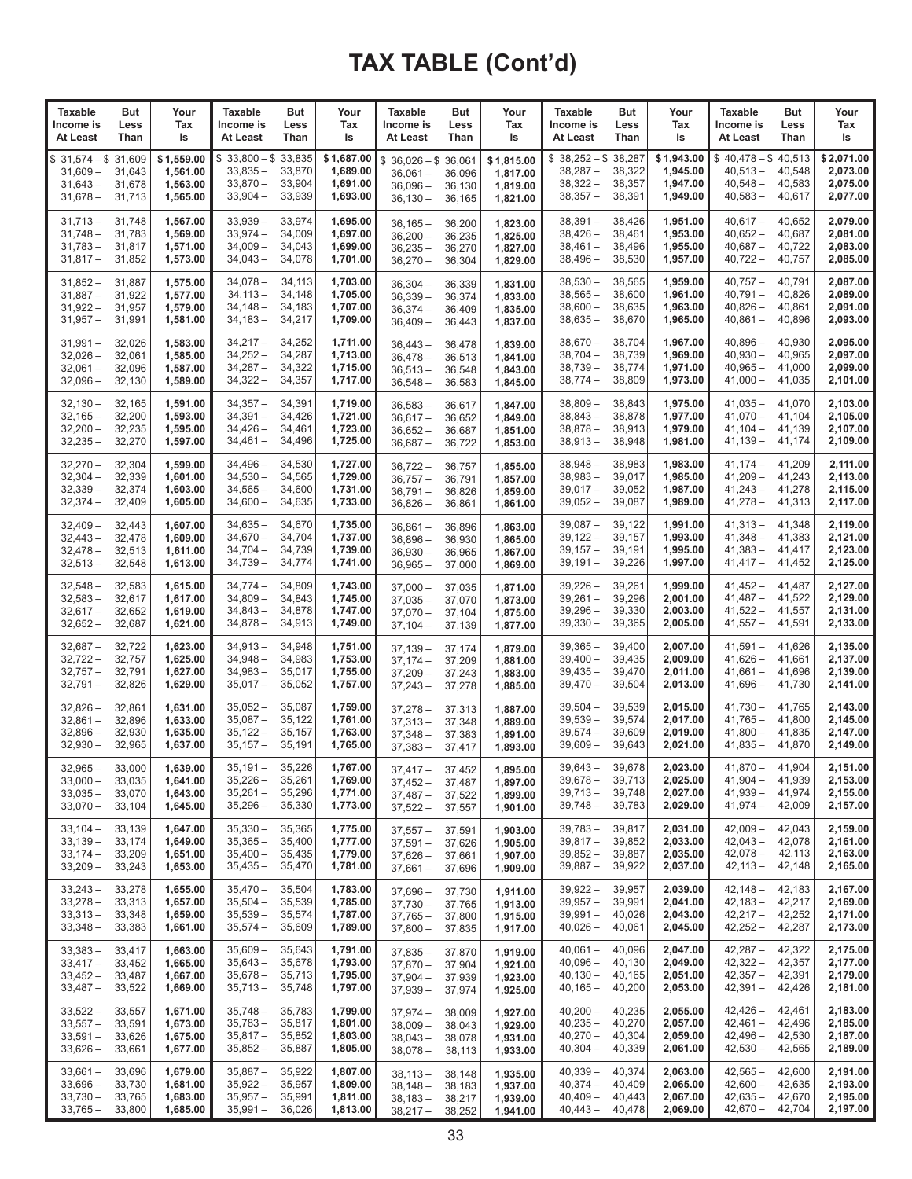# TAX TABLE (Cont'd)

| Taxable Income is At Least | But Less Than | Your Tax Is | Taxable Income is At Least | But Less Than | Your Tax Is | Taxable Income is At Least | But Less Than | Your Tax Is | Taxable Income is At Least | But Less Than | Your Tax Is | Taxable Income is At Least | But Less Than | Your Tax Is |
|---|---|---|---|---|---|---|---|---|---|---|---|---|---|---|
| $ 31,574 – | $ 31,609 | $ 1,559.00 | $ 33,800 – | $ 33,835 | $ 1,687.00 | $ 36,026 – | $ 36,061 | $ 1,815.00 | $ 38,252 – | $ 38,287 | $ 1,943.00 | $ 40,478 – | $ 40,513 | $ 2,071.00 |
| 31,609 – | 31,643 | 1,561.00 | 33,835 – | 33,870 | 1,689.00 | 36,061 – | 36,096 | 1,817.00 | 38,287 – | 38,322 | 1,945.00 | 40,513 – | 40,548 | 2,073.00 |
| 31,643 – | 31,678 | 1,563.00 | 33,870 – | 33,904 | 1,691.00 | 36,096 – | 36,130 | 1,819.00 | 38,322 – | 38,357 | 1,947.00 | 40,548 – | 40,583 | 2,075.00 |
| 31,678 – | 31,713 | 1,565.00 | 33,904 – | 33,939 | 1,693.00 | 36,130 – | 36,165 | 1,821.00 | 38,357 – | 38,391 | 1,949.00 | 40,583 – | 40,617 | 2,077.00 |
| 31,713 – | 31,748 | 1,567.00 | 33,939 – | 33,974 | 1,695.00 | 36,165 – | 36,200 | 1,823.00 | 38,391 – | 38,426 | 1,951.00 | 40,617 – | 40,652 | 2,079.00 |
| 31,748 – | 31,783 | 1,569.00 | 33,974 – | 34,009 | 1,697.00 | 36,200 – | 36,235 | 1,825.00 | 38,426 – | 38,461 | 1,953.00 | 40,652 – | 40,687 | 2,081.00 |
| 31,783 – | 31,817 | 1,571.00 | 34,009 – | 34,043 | 1,699.00 | 36,235 – | 36,270 | 1,827.00 | 38,461 – | 38,496 | 1,955.00 | 40,687 – | 40,722 | 2,083.00 |
| 31,817 – | 31,852 | 1,573.00 | 34,043 – | 34,078 | 1,701.00 | 36,270 – | 36,304 | 1,829.00 | 38,496 – | 38,530 | 1,957.00 | 40,722 – | 40,757 | 2,085.00 |
| 31,852 – | 31,887 | 1,575.00 | 34,078 – | 34,113 | 1,703.00 | 36,304 – | 36,339 | 1,831.00 | 38,530 – | 38,565 | 1,959.00 | 40,757 – | 40,791 | 2,087.00 |
| 31,887 – | 31,922 | 1,577.00 | 34,113 – | 34,148 | 1,705.00 | 36,339 – | 36,374 | 1,833.00 | 38,565 – | 38,600 | 1,961.00 | 40,791 – | 40,826 | 2,089.00 |
| 31,922 – | 31,957 | 1,579.00 | 34,148 – | 34,183 | 1,707.00 | 36,374 – | 36,409 | 1,835.00 | 38,600 – | 38,635 | 1,963.00 | 40,826 – | 40,861 | 2,091.00 |
| 31,957 – | 31,991 | 1,581.00 | 34,183 – | 34,217 | 1,709.00 | 36,409 – | 36,443 | 1,837.00 | 38,635 – | 38,670 | 1,965.00 | 40,861 – | 40,896 | 2,093.00 |
| 31,991 – | 32,026 | 1,583.00 | 34,217 – | 34,252 | 1,711.00 | 36,443 – | 36,478 | 1,839.00 | 38,670 – | 38,704 | 1,967.00 | 40,896 – | 40,930 | 2,095.00 |
| 32,026 – | 32,061 | 1,585.00 | 34,252 – | 34,287 | 1,713.00 | 36,478 – | 36,513 | 1,841.00 | 38,704 – | 38,739 | 1,969.00 | 40,930 – | 40,965 | 2,097.00 |
| 32,061 – | 32,096 | 1,587.00 | 34,287 – | 34,322 | 1,715.00 | 36,513 – | 36,548 | 1,843.00 | 38,739 – | 38,774 | 1,971.00 | 40,965 – | 41,000 | 2,099.00 |
| 32,096 – | 32,130 | 1,589.00 | 34,322 – | 34,357 | 1,717.00 | 36,548 – | 36,583 | 1,845.00 | 38,774 – | 38,809 | 1,973.00 | 41,000 – | 41,035 | 2,101.00 |
| 32,130 – | 32,165 | 1,591.00 | 34,357 – | 34,391 | 1,719.00 | 36,583 – | 36,617 | 1,847.00 | 38,809 – | 38,843 | 1,975.00 | 41,035 – | 41,070 | 2,103.00 |
| 32,165 – | 32,200 | 1,593.00 | 34,391 – | 34,426 | 1,721.00 | 36,617 – | 36,652 | 1,849.00 | 38,843 – | 38,878 | 1,977.00 | 41,070 – | 41,104 | 2,105.00 |
| 32,200 – | 32,235 | 1,595.00 | 34,426 – | 34,461 | 1,723.00 | 36,652 – | 36,687 | 1,851.00 | 38,878 – | 38,913 | 1,979.00 | 41,104 – | 41,139 | 2,107.00 |
| 32,235 – | 32,270 | 1,597.00 | 34,461 – | 34,496 | 1,725.00 | 36,687 – | 36,722 | 1,853.00 | 38,913 – | 38,948 | 1,981.00 | 41,139 – | 41,174 | 2,109.00 |
| 32,270 – | 32,304 | 1,599.00 | 34,496 – | 34,530 | 1,727.00 | 36,722 – | 36,757 | 1,855.00 | 38,948 – | 38,983 | 1,983.00 | 41,174 – | 41,209 | 2,111.00 |
| 32,304 – | 32,339 | 1,601.00 | 34,530 – | 34,565 | 1,729.00 | 36,757 – | 36,791 | 1,857.00 | 38,983 – | 39,017 | 1,985.00 | 41,209 – | 41,243 | 2,113.00 |
| 32,339 – | 32,374 | 1,603.00 | 34,565 – | 34,600 | 1,731.00 | 36,791 – | 36,826 | 1,859.00 | 39,017 – | 39,052 | 1,987.00 | 41,243 – | 41,278 | 2,115.00 |
| 32,374 – | 32,409 | 1,605.00 | 34,600 – | 34,635 | 1,733.00 | 36,826 – | 36,861 | 1,861.00 | 39,052 – | 39,087 | 1,989.00 | 41,278 – | 41,313 | 2,117.00 |
| 32,409 – | 32,443 | 1,607.00 | 34,635 – | 34,670 | 1,735.00 | 36,861 – | 36,896 | 1,863.00 | 39,087 – | 39,122 | 1,991.00 | 41,313 – | 41,348 | 2,119.00 |
| 32,443 – | 32,478 | 1,609.00 | 34,670 – | 34,704 | 1,737.00 | 36,896 – | 36,930 | 1,865.00 | 39,122 – | 39,157 | 1,993.00 | 41,348 – | 41,383 | 2,121.00 |
| 32,478 – | 32,513 | 1,611.00 | 34,704 – | 34,739 | 1,739.00 | 36,930 – | 36,965 | 1,867.00 | 39,157 – | 39,191 | 1,995.00 | 41,383 – | 41,417 | 2,123.00 |
| 32,513 – | 32,548 | 1,613.00 | 34,739 – | 34,774 | 1,741.00 | 36,965 – | 37,000 | 1,869.00 | 39,191 – | 39,226 | 1,997.00 | 41,417 – | 41,452 | 2,125.00 |
| 32,548 – | 32,583 | 1,615.00 | 34,774 – | 34,809 | 1,743.00 | 37,000 – | 37,035 | 1,871.00 | 39,226 – | 39,261 | 1,999.00 | 41,452 – | 41,487 | 2,127.00 |
| 32,583 – | 32,617 | 1,617.00 | 34,809 – | 34,843 | 1,745.00 | 37,035 – | 37,070 | 1,873.00 | 39,261 – | 39,296 | 2,001.00 | 41,487 – | 41,522 | 2,129.00 |
| 32,617 – | 32,652 | 1,619.00 | 34,843 – | 34,878 | 1,747.00 | 37,070 – | 37,104 | 1,875.00 | 39,296 – | 39,330 | 2,003.00 | 41,522 – | 41,557 | 2,131.00 |
| 32,652 – | 32,687 | 1,621.00 | 34,878 – | 34,913 | 1,749.00 | 37,104 – | 37,139 | 1,877.00 | 39,330 – | 39,365 | 2,005.00 | 41,557 – | 41,591 | 2,133.00 |
| 32,687 – | 32,722 | 1,623.00 | 34,913 – | 34,948 | 1,751.00 | 37,139 – | 37,174 | 1,879.00 | 39,365 – | 39,400 | 2,007.00 | 41,591 – | 41,626 | 2,135.00 |
| 32,722 – | 32,757 | 1,625.00 | 34,948 – | 34,983 | 1,753.00 | 37,174 – | 37,209 | 1,881.00 | 39,400 – | 39,435 | 2,009.00 | 41,626 – | 41,661 | 2,137.00 |
| 32,757 – | 32,791 | 1,627.00 | 34,983 – | 35,017 | 1,755.00 | 37,209 – | 37,243 | 1,883.00 | 39,435 – | 39,470 | 2,011.00 | 41,661 – | 41,696 | 2,139.00 |
| 32,791 – | 32,826 | 1,629.00 | 35,017 – | 35,052 | 1,757.00 | 37,243 – | 37,278 | 1,885.00 | 39,470 – | 39,504 | 2,013.00 | 41,696 – | 41,730 | 2,141.00 |
| 32,826 – | 32,861 | 1,631.00 | 35,052 – | 35,087 | 1,759.00 | 37,278 – | 37,313 | 1,887.00 | 39,504 – | 39,539 | 2,015.00 | 41,730 – | 41,765 | 2,143.00 |
| 32,861 – | 32,896 | 1,633.00 | 35,087 – | 35,122 | 1,761.00 | 37,313 – | 37,348 | 1,889.00 | 39,539 – | 39,574 | 2,017.00 | 41,765 – | 41,800 | 2,145.00 |
| 32,896 – | 32,930 | 1,635.00 | 35,122 – | 35,157 | 1,763.00 | 37,348 – | 37,383 | 1,891.00 | 39,574 – | 39,609 | 2,019.00 | 41,800 – | 41,835 | 2,147.00 |
| 32,930 – | 32,965 | 1,637.00 | 35,157 – | 35,191 | 1,765.00 | 37,383 – | 37,417 | 1,893.00 | 39,609 – | 39,643 | 2,021.00 | 41,835 – | 41,870 | 2,149.00 |
| 32,965 – | 33,000 | 1,639.00 | 35,191 – | 35,226 | 1,767.00 | 37,417 – | 37,452 | 1,895.00 | 39,643 – | 39,678 | 2,023.00 | 41,870 – | 41,904 | 2,151.00 |
| 33,000 – | 33,035 | 1,641.00 | 35,226 – | 35,261 | 1,769.00 | 37,452 – | 37,487 | 1,897.00 | 39,678 – | 39,713 | 2,025.00 | 41,904 – | 41,939 | 2,153.00 |
| 33,035 – | 33,070 | 1,643.00 | 35,261 – | 35,296 | 1,771.00 | 37,487 – | 37,522 | 1,899.00 | 39,713 – | 39,748 | 2,027.00 | 41,939 – | 41,974 | 2,155.00 |
| 33,070 – | 33,104 | 1,645.00 | 35,296 – | 35,330 | 1,773.00 | 37,522 – | 37,557 | 1,901.00 | 39,748 – | 39,783 | 2,029.00 | 41,974 – | 42,009 | 2,157.00 |
| 33,104 – | 33,139 | 1,647.00 | 35,330 – | 35,365 | 1,775.00 | 37,557 – | 37,591 | 1,903.00 | 39,783 – | 39,817 | 2,031.00 | 42,009 – | 42,043 | 2,159.00 |
| 33,139 – | 33,174 | 1,649.00 | 35,365 – | 35,400 | 1,777.00 | 37,591 – | 37,626 | 1,905.00 | 39,817 – | 39,852 | 2,033.00 | 42,043 – | 42,078 | 2,161.00 |
| 33,174 – | 33,209 | 1,651.00 | 35,400 – | 35,435 | 1,779.00 | 37,626 – | 37,661 | 1,907.00 | 39,852 – | 39,887 | 2,035.00 | 42,078 – | 42,113 | 2,163.00 |
| 33,209 – | 33,243 | 1,653.00 | 35,435 – | 35,470 | 1,781.00 | 37,661 – | 37,696 | 1,909.00 | 39,887 – | 39,922 | 2,037.00 | 42,113 – | 42,148 | 2,165.00 |
| 33,243 – | 33,278 | 1,655.00 | 35,470 – | 35,504 | 1,783.00 | 37,696 – | 37,730 | 1,911.00 | 39,922 – | 39,957 | 2,039.00 | 42,148 – | 42,183 | 2,167.00 |
| 33,278 – | 33,313 | 1,657.00 | 35,504 – | 35,539 | 1,785.00 | 37,730 – | 37,765 | 1,913.00 | 39,957 – | 39,991 | 2,041.00 | 42,183 – | 42,217 | 2,169.00 |
| 33,313 – | 33,348 | 1,659.00 | 35,539 – | 35,574 | 1,787.00 | 37,765 – | 37,800 | 1,915.00 | 39,991 – | 40,026 | 2,043.00 | 42,217 – | 42,252 | 2,171.00 |
| 33,348 – | 33,383 | 1,661.00 | 35,574 – | 35,609 | 1,789.00 | 37,800 – | 37,835 | 1,917.00 | 40,026 – | 40,061 | 2,045.00 | 42,252 – | 42,287 | 2,173.00 |
| 33,383 – | 33,417 | 1,663.00 | 35,609 – | 35,643 | 1,791.00 | 37,835 – | 37,870 | 1,919.00 | 40,061 – | 40,096 | 2,047.00 | 42,287 – | 42,322 | 2,175.00 |
| 33,417 – | 33,452 | 1,665.00 | 35,643 – | 35,678 | 1,793.00 | 37,870 – | 37,904 | 1,921.00 | 40,096 – | 40,130 | 2,049.00 | 42,322 – | 42,357 | 2,177.00 |
| 33,452 – | 33,487 | 1,667.00 | 35,678 – | 35,713 | 1,795.00 | 37,904 – | 37,939 | 1,923.00 | 40,130 – | 40,165 | 2,051.00 | 42,357 – | 42,391 | 2,179.00 |
| 33,487 – | 33,522 | 1,669.00 | 35,713 – | 35,748 | 1,797.00 | 37,939 – | 37,974 | 1,925.00 | 40,165 – | 40,200 | 2,053.00 | 42,391 – | 42,426 | 2,181.00 |
| 33,522 – | 33,557 | 1,671.00 | 35,748 – | 35,783 | 1,799.00 | 37,974 – | 38,009 | 1,927.00 | 40,200 – | 40,235 | 2,055.00 | 42,426 – | 42,461 | 2,183.00 |
| 33,557 – | 33,591 | 1,673.00 | 35,783 – | 35,817 | 1,801.00 | 38,009 – | 38,043 | 1,929.00 | 40,235 – | 40,270 | 2,057.00 | 42,461 – | 42,496 | 2,185.00 |
| 33,591 – | 33,626 | 1,675.00 | 35,817 – | 35,852 | 1,803.00 | 38,043 – | 38,078 | 1,931.00 | 40,270 – | 40,304 | 2,059.00 | 42,496 – | 42,530 | 2,187.00 |
| 33,626 – | 33,661 | 1,677.00 | 35,852 – | 35,887 | 1,805.00 | 38,078 – | 38,113 | 1,933.00 | 40,304 – | 40,339 | 2,061.00 | 42,530 – | 42,565 | 2,189.00 |
| 33,661 – | 33,696 | 1,679.00 | 35,887 – | 35,922 | 1,807.00 | 38,113 – | 38,148 | 1,935.00 | 40,339 – | 40,374 | 2,063.00 | 42,565 – | 42,600 | 2,191.00 |
| 33,696 – | 33,730 | 1,681.00 | 35,922 – | 35,957 | 1,809.00 | 38,148 – | 38,183 | 1,937.00 | 40,374 – | 40,409 | 2,065.00 | 42,600 – | 42,635 | 2,193.00 |
| 33,730 – | 33,765 | 1,683.00 | 35,957 – | 35,991 | 1,811.00 | 38,183 – | 38,217 | 1,939.00 | 40,409 – | 40,443 | 2,067.00 | 42,635 – | 42,670 | 2,195.00 |
| 33,765 – | 33,800 | 1,685.00 | 35,991 – | 36,026 | 1,813.00 | 38,217 – | 38,252 | 1,941.00 | 40,443 – | 40,478 | 2,069.00 | 42,670 – | 42,704 | 2,197.00 |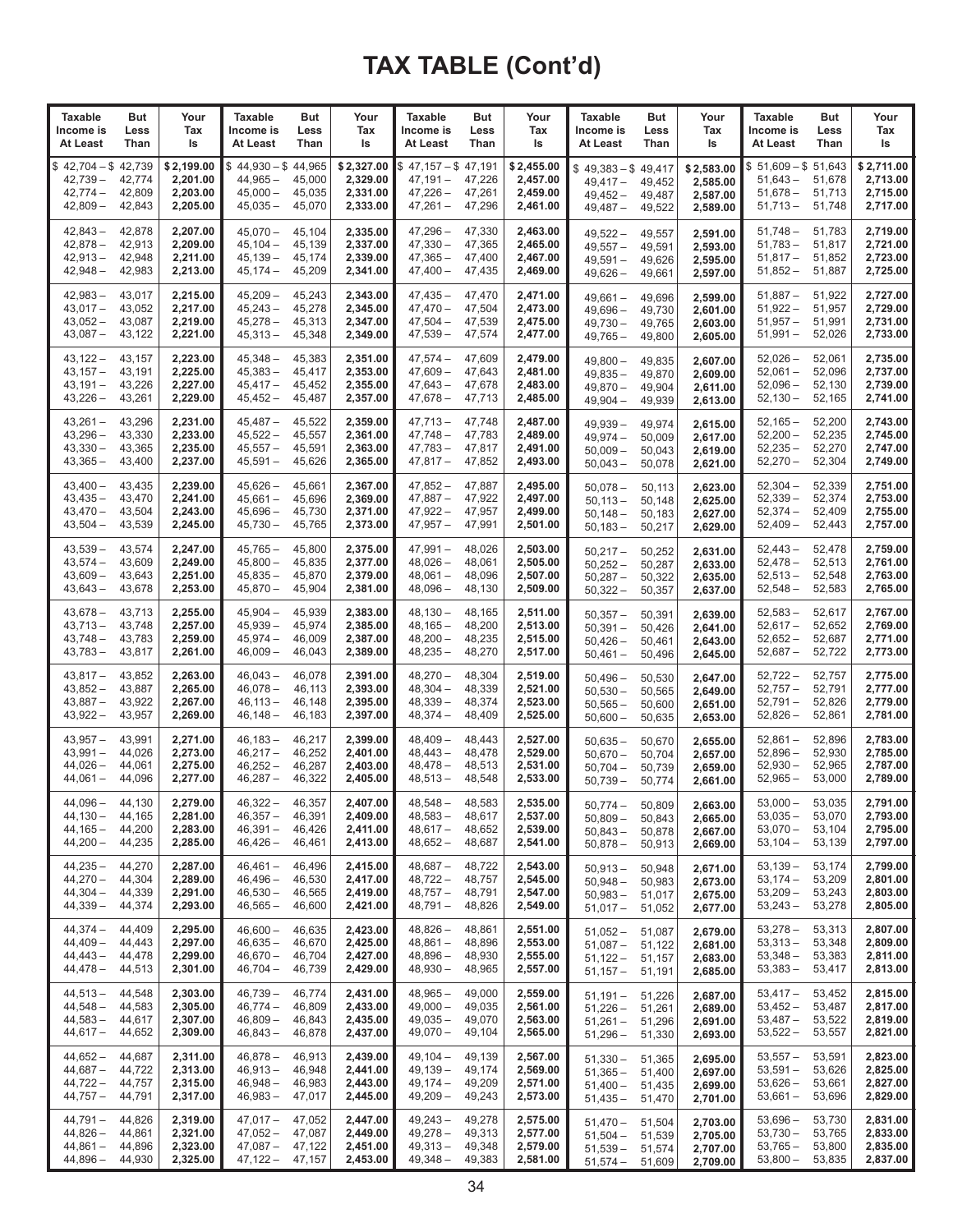# TAX TABLE (Cont'd)

| Taxable Income is At Least | But Less Than | Your Tax Is | Taxable Income is At Least | But Less Than | Your Tax Is | Taxable Income is At Least | But Less Than | Your Tax Is | Taxable Income is At Least | But Less Than | Your Tax Is | Taxable Income is At Least | But Less Than | Your Tax Is |
|---|---|---|---|---|---|---|---|---|---|---|---|---|---|---|
| $ 42,704 – | $ 42,739 | $ 2,199.00 | $ 44,930 – | $ 44,965 | $ 2,327.00 | $ 47,157 – | $ 47,191 | $ 2,455.00 | $ 49,383 – | $ 49,417 | $ 2,583.00 | $ 51,609 – | $ 51,643 | $ 2,711.00 |
| 42,739 – | 42,774 | 2,201.00 | 44,965 – | 45,000 | 2,329.00 | 47,191 – | 47,226 | 2,457.00 | 49,417 – | 49,452 | 2,585.00 | 51,643 – | 51,678 | 2,713.00 |
| 42,774 – | 42,809 | 2,203.00 | 45,000 – | 45,035 | 2,331.00 | 47,226 – | 47,261 | 2,459.00 | 49,452 – | 49,487 | 2,587.00 | 51,678 – | 51,713 | 2,715.00 |
| 42,809 – | 42,843 | 2,205.00 | 45,035 – | 45,070 | 2,333.00 | 47,261 – | 47,296 | 2,461.00 | 49,487 – | 49,522 | 2,589.00 | 51,713 – | 51,748 | 2,717.00 |
| 42,843 – | 42,878 | 2,207.00 | 45,070 – | 45,104 | 2,335.00 | 47,296 – | 47,330 | 2,463.00 | 49,522 – | 49,557 | 2,591.00 | 51,748 – | 51,783 | 2,719.00 |
| 42,878 – | 42,913 | 2,209.00 | 45,104 – | 45,139 | 2,337.00 | 47,330 – | 47,365 | 2,465.00 | 49,557 – | 49,591 | 2,593.00 | 51,783 – | 51,817 | 2,721.00 |
| 42,913 – | 42,948 | 2,211.00 | 45,139 – | 45,174 | 2,339.00 | 47,365 – | 47,400 | 2,467.00 | 49,591 – | 49,626 | 2,595.00 | 51,817 – | 51,852 | 2,723.00 |
| 42,948 – | 42,983 | 2,213.00 | 45,174 – | 45,209 | 2,341.00 | 47,400 – | 47,435 | 2,469.00 | 49,626 – | 49,661 | 2,597.00 | 51,852 – | 51,887 | 2,725.00 |
| 42,983 – | 43,017 | 2,215.00 | 45,209 – | 45,243 | 2,343.00 | 47,435 – | 47,470 | 2,471.00 | 49,661 – | 49,696 | 2,599.00 | 51,887 – | 51,922 | 2,727.00 |
| 43,017 – | 43,052 | 2,217.00 | 45,243 – | 45,278 | 2,345.00 | 47,470 – | 47,504 | 2,473.00 | 49,696 – | 49,730 | 2,601.00 | 51,922 – | 51,957 | 2,729.00 |
| 43,052 – | 43,087 | 2,219.00 | 45,278 – | 45,313 | 2,347.00 | 47,504 – | 47,539 | 2,475.00 | 49,730 – | 49,765 | 2,603.00 | 51,957 – | 51,991 | 2,731.00 |
| 43,087 – | 43,122 | 2,221.00 | 45,313 – | 45,348 | 2,349.00 | 47,539 – | 47,574 | 2,477.00 | 49,765 – | 49,800 | 2,605.00 | 51,991 – | 52,026 | 2,733.00 |
| 43,122 – | 43,157 | 2,223.00 | 45,348 – | 45,383 | 2,351.00 | 47,574 – | 47,609 | 2,479.00 | 49,800 – | 49,835 | 2,607.00 | 52,026 – | 52,061 | 2,735.00 |
| 43,157 – | 43,191 | 2,225.00 | 45,383 – | 45,417 | 2,353.00 | 47,609 – | 47,643 | 2,481.00 | 49,835 – | 49,870 | 2,609.00 | 52,061 – | 52,096 | 2,737.00 |
| 43,191 – | 43,226 | 2,227.00 | 45,417 – | 45,452 | 2,355.00 | 47,643 – | 47,678 | 2,483.00 | 49,870 – | 49,904 | 2,611.00 | 52,096 – | 52,130 | 2,739.00 |
| 43,226 – | 43,261 | 2,229.00 | 45,452 – | 45,487 | 2,357.00 | 47,678 – | 47,713 | 2,485.00 | 49,904 – | 49,939 | 2,613.00 | 52,130 – | 52,165 | 2,741.00 |
| 43,261 – | 43,296 | 2,231.00 | 45,487 – | 45,522 | 2,359.00 | 47,713 – | 47,748 | 2,487.00 | 49,939 – | 49,974 | 2,615.00 | 52,165 – | 52,200 | 2,743.00 |
| 43,296 – | 43,330 | 2,233.00 | 45,522 – | 45,557 | 2,361.00 | 47,748 – | 47,783 | 2,489.00 | 49,974 – | 50,009 | 2,617.00 | 52,200 – | 52,235 | 2,745.00 |
| 43,330 – | 43,365 | 2,235.00 | 45,557 – | 45,591 | 2,363.00 | 47,783 – | 47,817 | 2,491.00 | 50,009 – | 50,043 | 2,619.00 | 52,235 – | 52,270 | 2,747.00 |
| 43,365 – | 43,400 | 2,237.00 | 45,591 – | 45,626 | 2,365.00 | 47,817 – | 47,852 | 2,493.00 | 50,043 – | 50,078 | 2,621.00 | 52,270 – | 52,304 | 2,749.00 |
| 43,400 – | 43,435 | 2,239.00 | 45,626 – | 45,661 | 2,367.00 | 47,852 – | 47,887 | 2,495.00 | 50,078 – | 50,113 | 2,623.00 | 52,304 – | 52,339 | 2,751.00 |
| 43,435 – | 43,470 | 2,241.00 | 45,661 – | 45,696 | 2,369.00 | 47,887 – | 47,922 | 2,497.00 | 50,113 – | 50,148 | 2,625.00 | 52,339 – | 52,374 | 2,753.00 |
| 43,470 – | 43,504 | 2,243.00 | 45,696 – | 45,730 | 2,371.00 | 47,922 – | 47,957 | 2,499.00 | 50,148 – | 50,183 | 2,627.00 | 52,374 – | 52,409 | 2,755.00 |
| 43,504 – | 43,539 | 2,245.00 | 45,730 – | 45,765 | 2,373.00 | 47,957 – | 47,991 | 2,501.00 | 50,183 – | 50,217 | 2,629.00 | 52,409 – | 52,443 | 2,757.00 |
| 43,539 – | 43,574 | 2,247.00 | 45,765 – | 45,800 | 2,375.00 | 47,991 – | 48,026 | 2,503.00 | 50,217 – | 50,252 | 2,631.00 | 52,443 – | 52,478 | 2,759.00 |
| 43,574 – | 43,609 | 2,249.00 | 45,800 – | 45,835 | 2,377.00 | 48,026 – | 48,061 | 2,505.00 | 50,252 – | 50,287 | 2,633.00 | 52,478 – | 52,513 | 2,761.00 |
| 43,609 – | 43,643 | 2,251.00 | 45,835 – | 45,870 | 2,379.00 | 48,061 – | 48,096 | 2,507.00 | 50,287 – | 50,322 | 2,635.00 | 52,513 – | 52,548 | 2,763.00 |
| 43,643 – | 43,678 | 2,253.00 | 45,870 – | 45,904 | 2,381.00 | 48,096 – | 48,130 | 2,509.00 | 50,322 – | 50,357 | 2,637.00 | 52,548 – | 52,583 | 2,765.00 |
| 43,678 – | 43,713 | 2,255.00 | 45,904 – | 45,939 | 2,383.00 | 48,130 – | 48,165 | 2,511.00 | 50,357 – | 50,391 | 2,639.00 | 52,583 – | 52,617 | 2,767.00 |
| 43,713 – | 43,748 | 2,257.00 | 45,939 – | 45,974 | 2,385.00 | 48,165 – | 48,200 | 2,513.00 | 50,391 – | 50,426 | 2,641.00 | 52,617 – | 52,652 | 2,769.00 |
| 43,748 – | 43,783 | 2,259.00 | 45,974 – | 46,009 | 2,387.00 | 48,200 – | 48,235 | 2,515.00 | 50,426 – | 50,461 | 2,643.00 | 52,652 – | 52,687 | 2,771.00 |
| 43,783 – | 43,817 | 2,261.00 | 46,009 – | 46,043 | 2,389.00 | 48,235 – | 48,270 | 2,517.00 | 50,461 – | 50,496 | 2,645.00 | 52,687 – | 52,722 | 2,773.00 |
| 43,817 – | 43,852 | 2,263.00 | 46,043 – | 46,078 | 2,391.00 | 48,270 – | 48,304 | 2,519.00 | 50,496 – | 50,530 | 2,647.00 | 52,722 – | 52,757 | 2,775.00 |
| 43,852 – | 43,887 | 2,265.00 | 46,078 – | 46,113 | 2,393.00 | 48,304 – | 48,339 | 2,521.00 | 50,530 – | 50,565 | 2,649.00 | 52,757 – | 52,791 | 2,777.00 |
| 43,887 – | 43,922 | 2,267.00 | 46,113 – | 46,148 | 2,395.00 | 48,339 – | 48,374 | 2,523.00 | 50,565 – | 50,600 | 2,651.00 | 52,791 – | 52,826 | 2,779.00 |
| 43,922 – | 43,957 | 2,269.00 | 46,148 – | 46,183 | 2,397.00 | 48,374 – | 48,409 | 2,525.00 | 50,600 – | 50,635 | 2,653.00 | 52,826 – | 52,861 | 2,781.00 |
| 43,957 – | 43,991 | 2,271.00 | 46,183 – | 46,217 | 2,399.00 | 48,409 – | 48,443 | 2,527.00 | 50,635 – | 50,670 | 2,655.00 | 52,861 – | 52,896 | 2,783.00 |
| 43,991 – | 44,026 | 2,273.00 | 46,217 – | 46,252 | 2,401.00 | 48,443 – | 48,478 | 2,529.00 | 50,670 – | 50,704 | 2,657.00 | 52,896 – | 52,930 | 2,785.00 |
| 44,026 – | 44,061 | 2,275.00 | 46,252 – | 46,287 | 2,403.00 | 48,478 – | 48,513 | 2,531.00 | 50,704 – | 50,739 | 2,659.00 | 52,930 – | 52,965 | 2,787.00 |
| 44,061 – | 44,096 | 2,277.00 | 46,287 – | 46,322 | 2,405.00 | 48,513 – | 48,548 | 2,533.00 | 50,739 – | 50,774 | 2,661.00 | 52,965 – | 53,000 | 2,789.00 |
| 44,096 – | 44,130 | 2,279.00 | 46,322 – | 46,357 | 2,407.00 | 48,548 – | 48,583 | 2,535.00 | 50,774 – | 50,809 | 2,663.00 | 53,000 – | 53,035 | 2,791.00 |
| 44,130 – | 44,165 | 2,281.00 | 46,357 – | 46,391 | 2,409.00 | 48,583 – | 48,617 | 2,537.00 | 50,809 – | 50,843 | 2,665.00 | 53,035 – | 53,070 | 2,793.00 |
| 44,165 – | 44,200 | 2,283.00 | 46,391 – | 46,426 | 2,411.00 | 48,617 – | 48,652 | 2,539.00 | 50,843 – | 50,878 | 2,667.00 | 53,070 – | 53,104 | 2,795.00 |
| 44,200 – | 44,235 | 2,285.00 | 46,426 – | 46,461 | 2,413.00 | 48,652 – | 48,687 | 2,541.00 | 50,878 – | 50,913 | 2,669.00 | 53,104 – | 53,139 | 2,797.00 |
| 44,235 – | 44,270 | 2,287.00 | 46,461 – | 46,496 | 2,415.00 | 48,687 – | 48,722 | 2,543.00 | 50,913 – | 50,948 | 2,671.00 | 53,139 – | 53,174 | 2,799.00 |
| 44,270 – | 44,304 | 2,289.00 | 46,496 – | 46,530 | 2,417.00 | 48,722 – | 48,757 | 2,545.00 | 50,948 – | 50,983 | 2,673.00 | 53,174 – | 53,209 | 2,801.00 |
| 44,304 – | 44,339 | 2,291.00 | 46,530 – | 46,565 | 2,419.00 | 48,757 – | 48,791 | 2,547.00 | 50,983 – | 51,017 | 2,675.00 | 53,209 – | 53,243 | 2,803.00 |
| 44,339 – | 44,374 | 2,293.00 | 46,565 – | 46,600 | 2,421.00 | 48,791 – | 48,826 | 2,549.00 | 51,017 – | 51,052 | 2,677.00 | 53,243 – | 53,278 | 2,805.00 |
| 44,374 – | 44,409 | 2,295.00 | 46,600 – | 46,635 | 2,423.00 | 48,826 – | 48,861 | 2,551.00 | 51,052 – | 51,087 | 2,679.00 | 53,278 – | 53,313 | 2,807.00 |
| 44,409 – | 44,443 | 2,297.00 | 46,635 – | 46,670 | 2,425.00 | 48,861 – | 48,896 | 2,553.00 | 51,087 – | 51,122 | 2,681.00 | 53,313 – | 53,348 | 2,809.00 |
| 44,443 – | 44,478 | 2,299.00 | 46,670 – | 46,704 | 2,427.00 | 48,896 – | 48,930 | 2,555.00 | 51,122 – | 51,157 | 2,683.00 | 53,348 – | 53,383 | 2,811.00 |
| 44,478 – | 44,513 | 2,301.00 | 46,704 – | 46,739 | 2,429.00 | 48,930 – | 48,965 | 2,557.00 | 51,157 – | 51,191 | 2,685.00 | 53,383 – | 53,417 | 2,813.00 |
| 44,513 – | 44,548 | 2,303.00 | 46,739 – | 46,774 | 2,431.00 | 48,965 – | 49,000 | 2,559.00 | 51,191 – | 51,226 | 2,687.00 | 53,417 – | 53,452 | 2,815.00 |
| 44,548 – | 44,583 | 2,305.00 | 46,774 – | 46,809 | 2,433.00 | 49,000 – | 49,035 | 2,561.00 | 51,226 – | 51,261 | 2,689.00 | 53,452 – | 53,487 | 2,817.00 |
| 44,583 – | 44,617 | 2,307.00 | 46,809 – | 46,843 | 2,435.00 | 49,035 – | 49,070 | 2,563.00 | 51,261 – | 51,296 | 2,691.00 | 53,487 – | 53,522 | 2,819.00 |
| 44,617 – | 44,652 | 2,309.00 | 46,843 – | 46,878 | 2,437.00 | 49,070 – | 49,104 | 2,565.00 | 51,296 – | 51,330 | 2,693.00 | 53,522 – | 53,557 | 2,821.00 |
| 44,652 – | 44,687 | 2,311.00 | 46,878 – | 46,913 | 2,439.00 | 49,104 – | 49,139 | 2,567.00 | 51,330 – | 51,365 | 2,695.00 | 53,557 – | 53,591 | 2,823.00 |
| 44,687 – | 44,722 | 2,313.00 | 46,913 – | 46,948 | 2,441.00 | 49,139 – | 49,174 | 2,569.00 | 51,365 – | 51,400 | 2,697.00 | 53,591 – | 53,626 | 2,825.00 |
| 44,722 – | 44,757 | 2,315.00 | 46,948 – | 46,983 | 2,443.00 | 49,174 – | 49,209 | 2,571.00 | 51,400 – | 51,435 | 2,699.00 | 53,626 – | 53,661 | 2,827.00 |
| 44,757 – | 44,791 | 2,317.00 | 46,983 – | 47,017 | 2,445.00 | 49,209 – | 49,243 | 2,573.00 | 51,435 – | 51,470 | 2,701.00 | 53,661 – | 53,696 | 2,829.00 |
| 44,791 – | 44,826 | 2,319.00 | 47,017 – | 47,052 | 2,447.00 | 49,243 – | 49,278 | 2,575.00 | 51,470 – | 51,504 | 2,703.00 | 53,696 – | 53,730 | 2,831.00 |
| 44,826 – | 44,861 | 2,321.00 | 47,052 – | 47,087 | 2,449.00 | 49,278 – | 49,313 | 2,577.00 | 51,504 – | 51,539 | 2,705.00 | 53,730 – | 53,765 | 2,833.00 |
| 44,861 – | 44,896 | 2,323.00 | 47,087 – | 47,122 | 2,451.00 | 49,313 – | 49,348 | 2,579.00 | 51,539 – | 51,574 | 2,707.00 | 53,765 – | 53,800 | 2,835.00 |
| 44,896 – | 44,930 | 2,325.00 | 47,122 – | 47,157 | 2,453.00 | 49,348 – | 49,383 | 2,581.00 | 51,574 – | 51,609 | 2,709.00 | 53,800 – | 53,835 | 2,837.00 |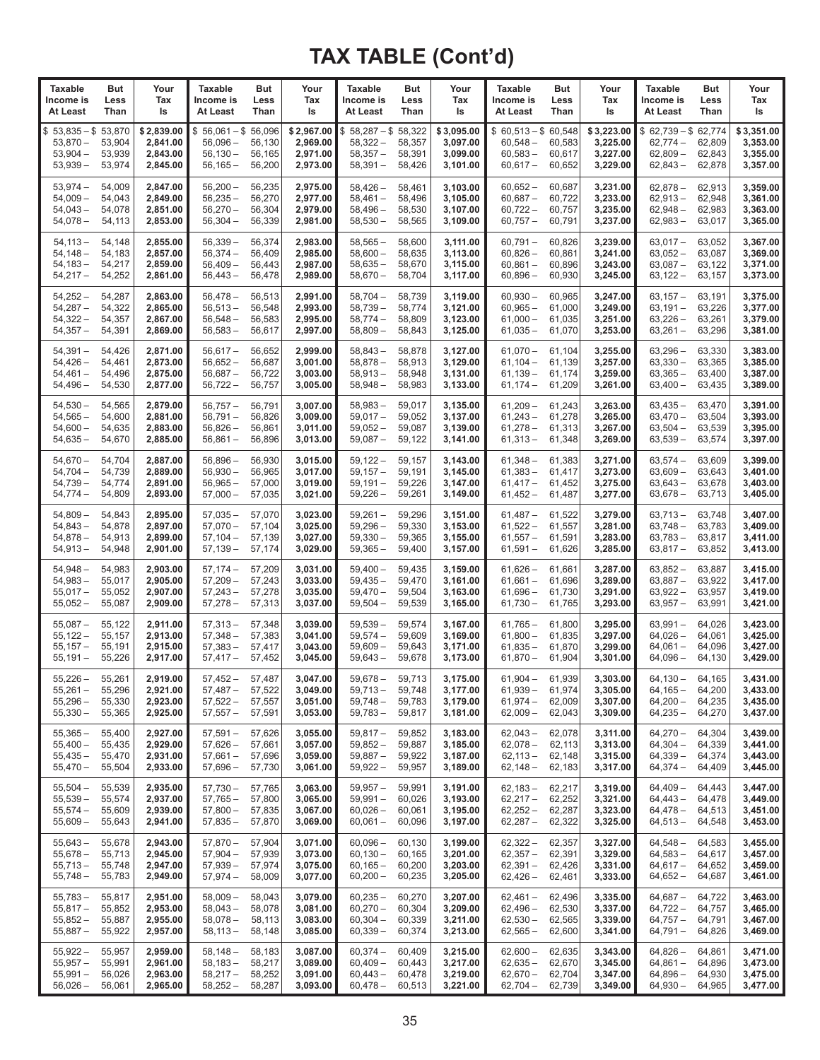# TAX TABLE (Cont'd)

| Taxable Income is At Least | But Less Than | Your Tax Is | Taxable Income is At Least | But Less Than | Your Tax Is | Taxable Income is At Least | But Less Than | Your Tax Is | Taxable Income is At Least | But Less Than | Your Tax Is | Taxable Income is At Least | But Less Than | Your Tax Is |
|---|---|---|---|---|---|---|---|---|---|---|---|---|---|---|
| $ 53,835 – | $ 53,870 | $ 2,839.00 | $ 56,061 – | $ 56,096 | $ 2,967.00 | $ 58,287 – | $ 58,322 | $ 3,095.00 | $ 60,513 – | $ 60,548 | $ 3,223.00 | $ 62,739 – | $ 62,774 | $ 3,351.00 |
| 53,870 – | 53,904 | 2,841.00 | 56,096 – | 56,130 | 2,969.00 | 58,322 – | 58,357 | 3,097.00 | 60,548 – | 60,583 | 3,225.00 | 62,774 – | 62,809 | 3,353.00 |
| 53,904 – | 53,939 | 2,843.00 | 56,130 – | 56,165 | 2,971.00 | 58,357 – | 58,391 | 3,099.00 | 60,583 – | 60,617 | 3,227.00 | 62,809 – | 62,843 | 3,355.00 |
| 53,939 – | 53,974 | 2,845.00 | 56,165 – | 56,200 | 2,973.00 | 58,391 – | 58,426 | 3,101.00 | 60,617 – | 60,652 | 3,229.00 | 62,843 – | 62,878 | 3,357.00 |
| 53,974 – | 54,009 | 2,847.00 | 56,200 – | 56,235 | 2,975.00 | 58,426 – | 58,461 | 3,103.00 | 60,652 – | 60,687 | 3,231.00 | 62,878 – | 62,913 | 3,359.00 |
| 54,009 – | 54,043 | 2,849.00 | 56,235 – | 56,270 | 2,977.00 | 58,461 – | 58,496 | 3,105.00 | 60,687 – | 60,722 | 3,233.00 | 62,913 – | 62,948 | 3,361.00 |
| 54,043 – | 54,078 | 2,851.00 | 56,270 – | 56,304 | 2,979.00 | 58,496 – | 58,530 | 3,107.00 | 60,722 – | 60,757 | 3,235.00 | 62,948 – | 62,983 | 3,363.00 |
| 54,078 – | 54,113 | 2,853.00 | 56,304 – | 56,339 | 2,981.00 | 58,530 – | 58,565 | 3,109.00 | 60,757 – | 60,791 | 3,237.00 | 62,983 – | 63,017 | 3,365.00 |
| 54,113 – | 54,148 | 2,855.00 | 56,339 – | 56,374 | 2,983.00 | 58,565 – | 58,600 | 3,111.00 | 60,791 – | 60,826 | 3,239.00 | 63,017 – | 63,052 | 3,367.00 |
| 54,148 – | 54,183 | 2,857.00 | 56,374 – | 56,409 | 2,985.00 | 58,600 – | 58,635 | 3,113.00 | 60,826 – | 60,861 | 3,241.00 | 63,052 – | 63,087 | 3,369.00 |
| 54,183 – | 54,217 | 2,859.00 | 56,409 – | 56,443 | 2,987.00 | 58,635 – | 58,670 | 3,115.00 | 60,861 – | 60,896 | 3,243.00 | 63,087 – | 63,122 | 3,371.00 |
| 54,217 – | 54,252 | 2,861.00 | 56,443 – | 56,478 | 2,989.00 | 58,670 – | 58,704 | 3,117.00 | 60,896 – | 60,930 | 3,245.00 | 63,122 – | 63,157 | 3,373.00 |
| 54,252 – | 54,287 | 2,863.00 | 56,478 – | 56,513 | 2,991.00 | 58,704 – | 58,739 | 3,119.00 | 60,930 – | 60,965 | 3,247.00 | 63,157 – | 63,191 | 3,375.00 |
| 54,287 – | 54,322 | 2,865.00 | 56,513 – | 56,548 | 2,993.00 | 58,739 – | 58,774 | 3,121.00 | 60,965 – | 61,000 | 3,249.00 | 63,191 – | 63,226 | 3,377.00 |
| 54,322 – | 54,357 | 2,867.00 | 56,548 – | 56,583 | 2,995.00 | 58,774 – | 58,809 | 3,123.00 | 61,000 – | 61,035 | 3,251.00 | 63,226 – | 63,261 | 3,379.00 |
| 54,357 – | 54,391 | 2,869.00 | 56,583 – | 56,617 | 2,997.00 | 58,809 – | 58,843 | 3,125.00 | 61,035 – | 61,070 | 3,253.00 | 63,261 – | 63,296 | 3,381.00 |
| 54,391 – | 54,426 | 2,871.00 | 56,617 – | 56,652 | 2,999.00 | 58,843 – | 58,878 | 3,127.00 | 61,070 – | 61,104 | 3,255.00 | 63,296 – | 63,330 | 3,383.00 |
| 54,426 – | 54,461 | 2,873.00 | 56,652 – | 56,687 | 3,001.00 | 58,878 – | 58,913 | 3,129.00 | 61,104 – | 61,139 | 3,257.00 | 63,330 – | 63,365 | 3,385.00 |
| 54,461 – | 54,496 | 2,875.00 | 56,687 – | 56,722 | 3,003.00 | 58,913 – | 58,948 | 3,131.00 | 61,139 – | 61,174 | 3,259.00 | 63,365 – | 63,400 | 3,387.00 |
| 54,496 – | 54,530 | 2,877.00 | 56,722 – | 56,757 | 3,005.00 | 58,948 – | 58,983 | 3,133.00 | 61,174 – | 61,209 | 3,261.00 | 63,400 – | 63,435 | 3,389.00 |
| 54,530 – | 54,565 | 2,879.00 | 56,757 – | 56,791 | 3,007.00 | 58,983 – | 59,017 | 3,135.00 | 61,209 – | 61,243 | 3,263.00 | 63,435 – | 63,470 | 3,391.00 |
| 54,565 – | 54,600 | 2,881.00 | 56,791 – | 56,826 | 3,009.00 | 59,017 – | 59,052 | 3,137.00 | 61,243 – | 61,278 | 3,265.00 | 63,470 – | 63,504 | 3,393.00 |
| 54,600 – | 54,635 | 2,883.00 | 56,826 – | 56,861 | 3,011.00 | 59,052 – | 59,087 | 3,139.00 | 61,278 – | 61,313 | 3,267.00 | 63,504 – | 63,539 | 3,395.00 |
| 54,635 – | 54,670 | 2,885.00 | 56,861 – | 56,896 | 3,013.00 | 59,087 – | 59,122 | 3,141.00 | 61,313 – | 61,348 | 3,269.00 | 63,539 – | 63,574 | 3,397.00 |
| 54,670 – | 54,704 | 2,887.00 | 56,896 – | 56,930 | 3,015.00 | 59,122 – | 59,157 | 3,143.00 | 61,348 – | 61,383 | 3,271.00 | 63,574 – | 63,609 | 3,399.00 |
| 54,704 – | 54,739 | 2,889.00 | 56,930 – | 56,965 | 3,017.00 | 59,157 – | 59,191 | 3,145.00 | 61,383 – | 61,417 | 3,273.00 | 63,609 – | 63,643 | 3,401.00 |
| 54,739 – | 54,774 | 2,891.00 | 56,965 – | 57,000 | 3,019.00 | 59,191 – | 59,226 | 3,147.00 | 61,417 – | 61,452 | 3,275.00 | 63,643 – | 63,678 | 3,403.00 |
| 54,774 – | 54,809 | 2,893.00 | 57,000 – | 57,035 | 3,021.00 | 59,226 – | 59,261 | 3,149.00 | 61,452 – | 61,487 | 3,277.00 | 63,678 – | 63,713 | 3,405.00 |
| 54,809 – | 54,843 | 2,895.00 | 57,035 – | 57,070 | 3,023.00 | 59,261 – | 59,296 | 3,151.00 | 61,487 – | 61,522 | 3,279.00 | 63,713 – | 63,748 | 3,407.00 |
| 54,843 – | 54,878 | 2,897.00 | 57,070 – | 57,104 | 3,025.00 | 59,296 – | 59,330 | 3,153.00 | 61,522 – | 61,557 | 3,281.00 | 63,748 – | 63,783 | 3,409.00 |
| 54,878 – | 54,913 | 2,899.00 | 57,104 – | 57,139 | 3,027.00 | 59,330 – | 59,365 | 3,155.00 | 61,557 – | 61,591 | 3,283.00 | 63,783 – | 63,817 | 3,411.00 |
| 54,913 – | 54,948 | 2,901.00 | 57,139 – | 57,174 | 3,029.00 | 59,365 – | 59,400 | 3,157.00 | 61,591 – | 61,626 | 3,285.00 | 63,817 – | 63,852 | 3,413.00 |
| 54,948 – | 54,983 | 2,903.00 | 57,174 – | 57,209 | 3,031.00 | 59,400 – | 59,435 | 3,159.00 | 61,626 – | 61,661 | 3,287.00 | 63,852 – | 63,887 | 3,415.00 |
| 54,983 – | 55,017 | 2,905.00 | 57,209 – | 57,243 | 3,033.00 | 59,435 – | 59,470 | 3,161.00 | 61,661 – | 61,696 | 3,289.00 | 63,887 – | 63,922 | 3,417.00 |
| 55,017 – | 55,052 | 2,907.00 | 57,243 – | 57,278 | 3,035.00 | 59,470 – | 59,504 | 3,163.00 | 61,696 – | 61,730 | 3,291.00 | 63,922 – | 63,957 | 3,419.00 |
| 55,052 – | 55,087 | 2,909.00 | 57,278 – | 57,313 | 3,037.00 | 59,504 – | 59,539 | 3,165.00 | 61,730 – | 61,765 | 3,293.00 | 63,957 – | 63,991 | 3,421.00 |
| 55,087 – | 55,122 | 2,911.00 | 57,313 – | 57,348 | 3,039.00 | 59,539 – | 59,574 | 3,167.00 | 61,765 – | 61,800 | 3,295.00 | 63,991 – | 64,026 | 3,423.00 |
| 55,122 – | 55,157 | 2,913.00 | 57,348 – | 57,383 | 3,041.00 | 59,574 – | 59,609 | 3,169.00 | 61,800 – | 61,835 | 3,297.00 | 64,026 – | 64,061 | 3,425.00 |
| 55,157 – | 55,191 | 2,915.00 | 57,383 – | 57,417 | 3,043.00 | 59,609 – | 59,643 | 3,171.00 | 61,835 – | 61,870 | 3,299.00 | 64,061 – | 64,096 | 3,427.00 |
| 55,191 – | 55,226 | 2,917.00 | 57,417 – | 57,452 | 3,045.00 | 59,643 – | 59,678 | 3,173.00 | 61,870 – | 61,904 | 3,301.00 | 64,096 – | 64,130 | 3,429.00 |
| 55,226 – | 55,261 | 2,919.00 | 57,452 – | 57,487 | 3,047.00 | 59,678 – | 59,713 | 3,175.00 | 61,904 – | 61,939 | 3,303.00 | 64,130 – | 64,165 | 3,431.00 |
| 55,261 – | 55,296 | 2,921.00 | 57,487 – | 57,522 | 3,049.00 | 59,713 – | 59,748 | 3,177.00 | 61,939 – | 61,974 | 3,305.00 | 64,165 – | 64,200 | 3,433.00 |
| 55,296 – | 55,330 | 2,923.00 | 57,522 – | 57,557 | 3,051.00 | 59,748 – | 59,783 | 3,179.00 | 61,974 – | 62,009 | 3,307.00 | 64,200 – | 64,235 | 3,435.00 |
| 55,330 – | 55,365 | 2,925.00 | 57,557 – | 57,591 | 3,053.00 | 59,783 – | 59,817 | 3,181.00 | 62,009 – | 62,043 | 3,309.00 | 64,235 – | 64,270 | 3,437.00 |
| 55,365 – | 55,400 | 2,927.00 | 57,591 – | 57,626 | 3,055.00 | 59,817 – | 59,852 | 3,183.00 | 62,043 – | 62,078 | 3,311.00 | 64,270 – | 64,304 | 3,439.00 |
| 55,400 – | 55,435 | 2,929.00 | 57,626 – | 57,661 | 3,057.00 | 59,852 – | 59,887 | 3,185.00 | 62,078 – | 62,113 | 3,313.00 | 64,304 – | 64,339 | 3,441.00 |
| 55,435 – | 55,470 | 2,931.00 | 57,661 – | 57,696 | 3,059.00 | 59,887 – | 59,922 | 3,187.00 | 62,113 – | 62,148 | 3,315.00 | 64,339 – | 64,374 | 3,443.00 |
| 55,470 – | 55,504 | 2,933.00 | 57,696 – | 57,730 | 3,061.00 | 59,922 – | 59,957 | 3,189.00 | 62,148 – | 62,183 | 3,317.00 | 64,374 – | 64,409 | 3,445.00 |
| 55,504 – | 55,539 | 2,935.00 | 57,730 – | 57,765 | 3,063.00 | 59,957 – | 59,991 | 3,191.00 | 62,183 – | 62,217 | 3,319.00 | 64,409 – | 64,443 | 3,447.00 |
| 55,539 – | 55,574 | 2,937.00 | 57,765 – | 57,800 | 3,065.00 | 59,991 – | 60,026 | 3,193.00 | 62,217 – | 62,252 | 3,321.00 | 64,443 – | 64,478 | 3,449.00 |
| 55,574 – | 55,609 | 2,939.00 | 57,800 – | 57,835 | 3,067.00 | 60,026 – | 60,061 | 3,195.00 | 62,252 – | 62,287 | 3,323.00 | 64,478 – | 64,513 | 3,451.00 |
| 55,609 – | 55,643 | 2,941.00 | 57,835 – | 57,870 | 3,069.00 | 60,061 – | 60,096 | 3,197.00 | 62,287 – | 62,322 | 3,325.00 | 64,513 – | 64,548 | 3,453.00 |
| 55,643 – | 55,678 | 2,943.00 | 57,870 – | 57,904 | 3,071.00 | 60,096 – | 60,130 | 3,199.00 | 62,322 – | 62,357 | 3,327.00 | 64,548 – | 64,583 | 3,455.00 |
| 55,678 – | 55,713 | 2,945.00 | 57,904 – | 57,939 | 3,073.00 | 60,130 – | 60,165 | 3,201.00 | 62,357 – | 62,391 | 3,329.00 | 64,583 – | 64,617 | 3,457.00 |
| 55,713 – | 55,748 | 2,947.00 | 57,939 – | 57,974 | 3,075.00 | 60,165 – | 60,200 | 3,203.00 | 62,391 – | 62,426 | 3,331.00 | 64,617 – | 64,652 | 3,459.00 |
| 55,748 – | 55,783 | 2,949.00 | 57,974 – | 58,009 | 3,077.00 | 60,200 – | 60,235 | 3,205.00 | 62,426 – | 62,461 | 3,333.00 | 64,652 – | 64,687 | 3,461.00 |
| 55,783 – | 55,817 | 2,951.00 | 58,009 – | 58,043 | 3,079.00 | 60,235 – | 60,270 | 3,207.00 | 62,461 – | 62,496 | 3,335.00 | 64,687 – | 64,722 | 3,463.00 |
| 55,817 – | 55,852 | 2,953.00 | 58,043 – | 58,078 | 3,081.00 | 60,270 – | 60,304 | 3,209.00 | 62,496 – | 62,530 | 3,337.00 | 64,722 – | 64,757 | 3,465.00 |
| 55,852 – | 55,887 | 2,955.00 | 58,078 – | 58,113 | 3,083.00 | 60,304 – | 60,339 | 3,211.00 | 62,530 – | 62,565 | 3,339.00 | 64,757 – | 64,791 | 3,467.00 |
| 55,887 – | 55,922 | 2,957.00 | 58,113 – | 58,148 | 3,085.00 | 60,339 – | 60,374 | 3,213.00 | 62,565 – | 62,600 | 3,341.00 | 64,791 – | 64,826 | 3,469.00 |
| 55,922 – | 55,957 | 2,959.00 | 58,148 – | 58,183 | 3,087.00 | 60,374 – | 60,409 | 3,215.00 | 62,600 – | 62,635 | 3,343.00 | 64,826 – | 64,861 | 3,471.00 |
| 55,957 – | 55,991 | 2,961.00 | 58,183 – | 58,217 | 3,089.00 | 60,409 – | 60,443 | 3,217.00 | 62,635 – | 62,670 | 3,345.00 | 64,861 – | 64,896 | 3,473.00 |
| 55,991 – | 56,026 | 2,963.00 | 58,217 – | 58,252 | 3,091.00 | 60,443 – | 60,478 | 3,219.00 | 62,670 – | 62,704 | 3,347.00 | 64,896 – | 64,930 | 3,475.00 |
| 56,026 – | 56,061 | 2,965.00 | 58,252 – | 58,287 | 3,093.00 | 60,478 – | 60,513 | 3,221.00 | 62,704 – | 62,739 | 3,349.00 | 64,930 – | 64,965 | 3,477.00 |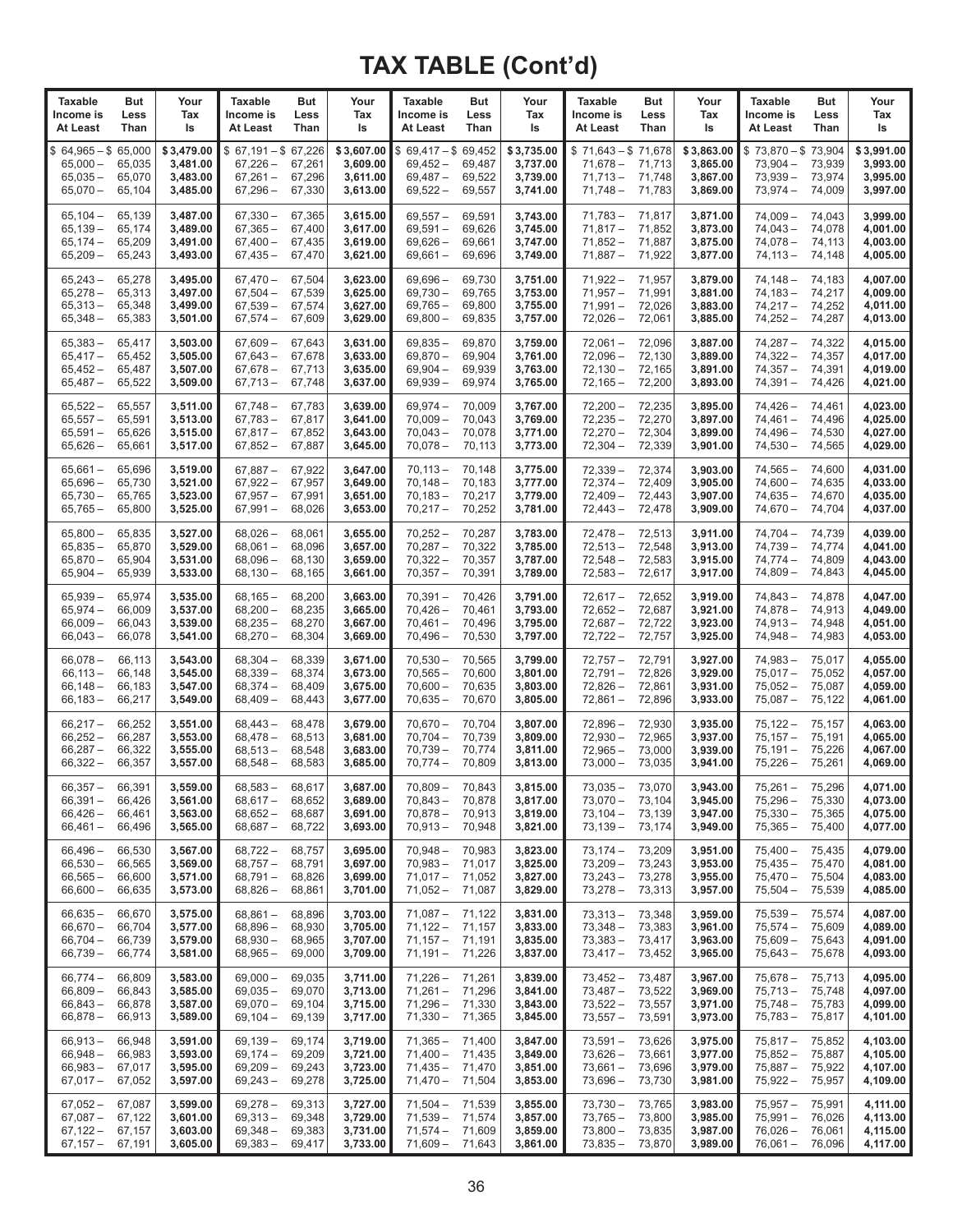# TAX TABLE (Cont'd)

| Taxable Income is At Least | But Less Than | Your Tax Is | Taxable Income is At Least | But Less Than | Your Tax Is | Taxable Income is At Least | But Less Than | Your Tax Is | Taxable Income is At Least | But Less Than | Your Tax Is | Taxable Income is At Least | But Less Than | Your Tax Is |
|---|---|---|---|---|---|---|---|---|---|---|---|---|---|---|
| $ 64,965 – | $ 65,000 | $ 3,479.00 | $ 67,191 – | $ 67,226 | $ 3,607.00 | $ 69,417 – | $ 69,452 | $ 3,735.00 | $ 71,643 – | $ 71,678 | $ 3,863.00 | $ 73,870 – | $ 73,904 | $ 3,991.00 |
| 65,000 – | 65,035 | 3,481.00 | 67,226 – | 67,261 | 3,609.00 | 69,452 – | 69,487 | 3,737.00 | 71,678 – | 71,713 | 3,865.00 | 73,904 – | 73,939 | 3,993.00 |
| 65,035 – | 65,070 | 3,483.00 | 67,261 – | 67,296 | 3,611.00 | 69,487 – | 69,522 | 3,739.00 | 71,713 – | 71,748 | 3,867.00 | 73,939 – | 73,974 | 3,995.00 |
| 65,070 – | 65,104 | 3,485.00 | 67,296 – | 67,330 | 3,613.00 | 69,522 – | 69,557 | 3,741.00 | 71,748 – | 71,783 | 3,869.00 | 73,974 – | 74,009 | 3,997.00 |
| 65,104 – | 65,139 | 3,487.00 | 67,330 – | 67,365 | 3,615.00 | 69,557 – | 69,591 | 3,743.00 | 71,783 – | 71,817 | 3,871.00 | 74,009 – | 74,043 | 3,999.00 |
| 65,139 – | 65,174 | 3,489.00 | 67,365 – | 67,400 | 3,617.00 | 69,591 – | 69,626 | 3,745.00 | 71,817 – | 71,852 | 3,873.00 | 74,043 – | 74,078 | 4,001.00 |
| 65,174 – | 65,209 | 3,491.00 | 67,400 – | 67,435 | 3,619.00 | 69,626 – | 69,661 | 3,747.00 | 71,852 – | 71,887 | 3,875.00 | 74,078 – | 74,113 | 4,003.00 |
| 65,209 – | 65,243 | 3,493.00 | 67,435 – | 67,470 | 3,621.00 | 69,661 – | 69,696 | 3,749.00 | 71,887 – | 71,922 | 3,877.00 | 74,113 – | 74,148 | 4,005.00 |
| 65,243 – | 65,278 | 3,495.00 | 67,470 – | 67,504 | 3,623.00 | 69,696 – | 69,730 | 3,751.00 | 71,922 – | 71,957 | 3,879.00 | 74,148 – | 74,183 | 4,007.00 |
| 65,278 – | 65,313 | 3,497.00 | 67,504 – | 67,539 | 3,625.00 | 69,730 – | 69,765 | 3,753.00 | 71,957 – | 71,991 | 3,881.00 | 74,183 – | 74,217 | 4,009.00 |
| 65,313 – | 65,348 | 3,499.00 | 67,539 – | 67,574 | 3,627.00 | 69,765 – | 69,800 | 3,755.00 | 71,991 – | 72,026 | 3,883.00 | 74,217 – | 74,252 | 4,011.00 |
| 65,348 – | 65,383 | 3,501.00 | 67,574 – | 67,609 | 3,629.00 | 69,800 – | 69,835 | 3,757.00 | 72,026 – | 72,061 | 3,885.00 | 74,252 – | 74,287 | 4,013.00 |
| 65,383 – | 65,417 | 3,503.00 | 67,609 – | 67,643 | 3,631.00 | 69,835 – | 69,870 | 3,759.00 | 72,061 – | 72,096 | 3,887.00 | 74,287 – | 74,322 | 4,015.00 |
| 65,417 – | 65,452 | 3,505.00 | 67,643 – | 67,678 | 3,633.00 | 69,870 – | 69,904 | 3,761.00 | 72,096 – | 72,130 | 3,889.00 | 74,322 – | 74,357 | 4,017.00 |
| 65,452 – | 65,487 | 3,507.00 | 67,678 – | 67,713 | 3,635.00 | 69,904 – | 69,939 | 3,763.00 | 72,130 – | 72,165 | 3,891.00 | 74,357 – | 74,391 | 4,019.00 |
| 65,487 – | 65,522 | 3,509.00 | 67,713 – | 67,748 | 3,637.00 | 69,939 – | 69,974 | 3,765.00 | 72,165 – | 72,200 | 3,893.00 | 74,391 – | 74,426 | 4,021.00 |
| 65,522 – | 65,557 | 3,511.00 | 67,748 – | 67,783 | 3,639.00 | 69,974 – | 70,009 | 3,767.00 | 72,200 – | 72,235 | 3,895.00 | 74,426 – | 74,461 | 4,023.00 |
| 65,557 – | 65,591 | 3,513.00 | 67,783 – | 67,817 | 3,641.00 | 70,009 – | 70,043 | 3,769.00 | 72,235 – | 72,270 | 3,897.00 | 74,461 – | 74,496 | 4,025.00 |
| 65,591 – | 65,626 | 3,515.00 | 67,817 – | 67,852 | 3,643.00 | 70,043 – | 70,078 | 3,771.00 | 72,270 – | 72,304 | 3,899.00 | 74,496 – | 74,530 | 4,027.00 |
| 65,626 – | 65,661 | 3,517.00 | 67,852 – | 67,887 | 3,645.00 | 70,078 – | 70,113 | 3,773.00 | 72,304 – | 72,339 | 3,901.00 | 74,530 – | 74,565 | 4,029.00 |
| 65,661 – | 65,696 | 3,519.00 | 67,887 – | 67,922 | 3,647.00 | 70,113 – | 70,148 | 3,775.00 | 72,339 – | 72,374 | 3,903.00 | 74,565 – | 74,600 | 4,031.00 |
| 65,696 – | 65,730 | 3,521.00 | 67,922 – | 67,957 | 3,649.00 | 70,148 – | 70,183 | 3,777.00 | 72,374 – | 72,409 | 3,905.00 | 74,600 – | 74,635 | 4,033.00 |
| 65,730 – | 65,765 | 3,523.00 | 67,957 – | 67,991 | 3,651.00 | 70,183 – | 70,217 | 3,779.00 | 72,409 – | 72,443 | 3,907.00 | 74,635 – | 74,670 | 4,035.00 |
| 65,765 – | 65,800 | 3,525.00 | 67,991 – | 68,026 | 3,653.00 | 70,217 – | 70,252 | 3,781.00 | 72,443 – | 72,478 | 3,909.00 | 74,670 – | 74,704 | 4,037.00 |
| 65,800 – | 65,835 | 3,527.00 | 68,026 – | 68,061 | 3,655.00 | 70,252 – | 70,287 | 3,783.00 | 72,478 – | 72,513 | 3,911.00 | 74,704 – | 74,739 | 4,039.00 |
| 65,835 – | 65,870 | 3,529.00 | 68,061 – | 68,096 | 3,657.00 | 70,287 – | 70,322 | 3,785.00 | 72,513 – | 72,548 | 3,913.00 | 74,739 – | 74,774 | 4,041.00 |
| 65,870 – | 65,904 | 3,531.00 | 68,096 – | 68,130 | 3,659.00 | 70,322 – | 70,357 | 3,787.00 | 72,548 – | 72,583 | 3,915.00 | 74,774 – | 74,809 | 4,043.00 |
| 65,904 – | 65,939 | 3,533.00 | 68,130 – | 68,165 | 3,661.00 | 70,357 – | 70,391 | 3,789.00 | 72,583 – | 72,617 | 3,917.00 | 74,809 – | 74,843 | 4,045.00 |
| 65,939 – | 65,974 | 3,535.00 | 68,165 – | 68,200 | 3,663.00 | 70,391 – | 70,426 | 3,791.00 | 72,617 – | 72,652 | 3,919.00 | 74,843 – | 74,878 | 4,047.00 |
| 65,974 – | 66,009 | 3,537.00 | 68,200 – | 68,235 | 3,665.00 | 70,426 – | 70,461 | 3,793.00 | 72,652 – | 72,687 | 3,921.00 | 74,878 – | 74,913 | 4,049.00 |
| 66,009 – | 66,043 | 3,539.00 | 68,235 – | 68,270 | 3,667.00 | 70,461 – | 70,496 | 3,795.00 | 72,687 – | 72,722 | 3,923.00 | 74,913 – | 74,948 | 4,051.00 |
| 66,043 – | 66,078 | 3,541.00 | 68,270 – | 68,304 | 3,669.00 | 70,496 – | 70,530 | 3,797.00 | 72,722 – | 72,757 | 3,925.00 | 74,948 – | 74,983 | 4,053.00 |
| 66,078 – | 66,113 | 3,543.00 | 68,304 – | 68,339 | 3,671.00 | 70,530 – | 70,565 | 3,799.00 | 72,757 – | 72,791 | 3,927.00 | 74,983 – | 75,017 | 4,055.00 |
| 66,113 – | 66,148 | 3,545.00 | 68,339 – | 68,374 | 3,673.00 | 70,565 – | 70,600 | 3,801.00 | 72,791 – | 72,826 | 3,929.00 | 75,017 – | 75,052 | 4,057.00 |
| 66,148 – | 66,183 | 3,547.00 | 68,374 – | 68,409 | 3,675.00 | 70,600 – | 70,635 | 3,803.00 | 72,826 – | 72,861 | 3,931.00 | 75,052 – | 75,087 | 4,059.00 |
| 66,183 – | 66,217 | 3,549.00 | 68,409 – | 68,443 | 3,677.00 | 70,635 – | 70,670 | 3,805.00 | 72,861 – | 72,896 | 3,933.00 | 75,087 – | 75,122 | 4,061.00 |
| 66,217 – | 66,252 | 3,551.00 | 68,443 – | 68,478 | 3,679.00 | 70,670 – | 70,704 | 3,807.00 | 72,896 – | 72,930 | 3,935.00 | 75,122 – | 75,157 | 4,063.00 |
| 66,252 – | 66,287 | 3,553.00 | 68,478 – | 68,513 | 3,681.00 | 70,704 – | 70,739 | 3,809.00 | 72,930 – | 72,965 | 3,937.00 | 75,157 – | 75,191 | 4,065.00 |
| 66,287 – | 66,322 | 3,555.00 | 68,513 – | 68,548 | 3,683.00 | 70,739 – | 70,774 | 3,811.00 | 72,965 – | 73,000 | 3,939.00 | 75,191 – | 75,226 | 4,067.00 |
| 66,322 – | 66,357 | 3,557.00 | 68,548 – | 68,583 | 3,685.00 | 70,774 – | 70,809 | 3,813.00 | 73,000 – | 73,035 | 3,941.00 | 75,226 – | 75,261 | 4,069.00 |
| 66,357 – | 66,391 | 3,559.00 | 68,583 – | 68,617 | 3,687.00 | 70,809 – | 70,843 | 3,815.00 | 73,035 – | 73,070 | 3,943.00 | 75,261 – | 75,296 | 4,071.00 |
| 66,391 – | 66,426 | 3,561.00 | 68,617 – | 68,652 | 3,689.00 | 70,843 – | 70,878 | 3,817.00 | 73,070 – | 73,104 | 3,945.00 | 75,296 – | 75,330 | 4,073.00 |
| 66,426 – | 66,461 | 3,563.00 | 68,652 – | 68,687 | 3,691.00 | 70,878 – | 70,913 | 3,819.00 | 73,104 – | 73,139 | 3,947.00 | 75,330 – | 75,365 | 4,075.00 |
| 66,461 – | 66,496 | 3,565.00 | 68,687 – | 68,722 | 3,693.00 | 70,913 – | 70,948 | 3,821.00 | 73,139 – | 73,174 | 3,949.00 | 75,365 – | 75,400 | 4,077.00 |
| 66,496 – | 66,530 | 3,567.00 | 68,722 – | 68,757 | 3,695.00 | 70,948 – | 70,983 | 3,823.00 | 73,174 – | 73,209 | 3,951.00 | 75,400 – | 75,435 | 4,079.00 |
| 66,530 – | 66,565 | 3,569.00 | 68,757 – | 68,791 | 3,697.00 | 70,983 – | 71,017 | 3,825.00 | 73,209 – | 73,243 | 3,953.00 | 75,435 – | 75,470 | 4,081.00 |
| 66,565 – | 66,600 | 3,571.00 | 68,791 – | 68,826 | 3,699.00 | 71,017 – | 71,052 | 3,827.00 | 73,243 – | 73,278 | 3,955.00 | 75,470 – | 75,504 | 4,083.00 |
| 66,600 – | 66,635 | 3,573.00 | 68,826 – | 68,861 | 3,701.00 | 71,052 – | 71,087 | 3,829.00 | 73,278 – | 73,313 | 3,957.00 | 75,504 – | 75,539 | 4,085.00 |
| 66,635 – | 66,670 | 3,575.00 | 68,861 – | 68,896 | 3,703.00 | 71,087 – | 71,122 | 3,831.00 | 73,313 – | 73,348 | 3,959.00 | 75,539 – | 75,574 | 4,087.00 |
| 66,670 – | 66,704 | 3,577.00 | 68,896 – | 68,930 | 3,705.00 | 71,122 – | 71,157 | 3,833.00 | 73,348 – | 73,383 | 3,961.00 | 75,574 – | 75,609 | 4,089.00 |
| 66,704 – | 66,739 | 3,579.00 | 68,930 – | 68,965 | 3,707.00 | 71,157 – | 71,191 | 3,835.00 | 73,383 – | 73,417 | 3,963.00 | 75,609 – | 75,643 | 4,091.00 |
| 66,739 – | 66,774 | 3,581.00 | 68,965 – | 69,000 | 3,709.00 | 71,191 – | 71,226 | 3,837.00 | 73,417 – | 73,452 | 3,965.00 | 75,643 – | 75,678 | 4,093.00 |
| 66,774 – | 66,809 | 3,583.00 | 69,000 – | 69,035 | 3,711.00 | 71,226 – | 71,261 | 3,839.00 | 73,452 – | 73,487 | 3,967.00 | 75,678 – | 75,713 | 4,095.00 |
| 66,809 – | 66,843 | 3,585.00 | 69,035 – | 69,070 | 3,713.00 | 71,261 – | 71,296 | 3,841.00 | 73,487 – | 73,522 | 3,969.00 | 75,713 – | 75,748 | 4,097.00 |
| 66,843 – | 66,878 | 3,587.00 | 69,070 – | 69,104 | 3,715.00 | 71,296 – | 71,330 | 3,843.00 | 73,522 – | 73,557 | 3,971.00 | 75,748 – | 75,783 | 4,099.00 |
| 66,878 – | 66,913 | 3,589.00 | 69,104 – | 69,139 | 3,717.00 | 71,330 – | 71,365 | 3,845.00 | 73,557 – | 73,591 | 3,973.00 | 75,783 – | 75,817 | 4,101.00 |
| 66,913 – | 66,948 | 3,591.00 | 69,139 – | 69,174 | 3,719.00 | 71,365 – | 71,400 | 3,847.00 | 73,591 – | 73,626 | 3,975.00 | 75,817 – | 75,852 | 4,103.00 |
| 66,948 – | 66,983 | 3,593.00 | 69,174 – | 69,209 | 3,721.00 | 71,400 – | 71,435 | 3,849.00 | 73,626 – | 73,661 | 3,977.00 | 75,852 – | 75,887 | 4,105.00 |
| 66,983 – | 67,017 | 3,595.00 | 69,209 – | 69,243 | 3,723.00 | 71,435 – | 71,470 | 3,851.00 | 73,661 – | 73,696 | 3,979.00 | 75,887 – | 75,922 | 4,107.00 |
| 67,017 – | 67,052 | 3,597.00 | 69,243 – | 69,278 | 3,725.00 | 71,470 – | 71,504 | 3,853.00 | 73,696 – | 73,730 | 3,981.00 | 75,922 – | 75,957 | 4,109.00 |
| 67,052 – | 67,087 | 3,599.00 | 69,278 – | 69,313 | 3,727.00 | 71,504 – | 71,539 | 3,855.00 | 73,730 – | 73,765 | 3,983.00 | 75,957 – | 75,991 | 4,111.00 |
| 67,087 – | 67,122 | 3,601.00 | 69,313 – | 69,348 | 3,729.00 | 71,539 – | 71,574 | 3,857.00 | 73,765 – | 73,800 | 3,985.00 | 75,991 – | 76,026 | 4,113.00 |
| 67,122 – | 67,157 | 3,603.00 | 69,348 – | 69,383 | 3,731.00 | 71,574 – | 71,609 | 3,859.00 | 73,800 – | 73,835 | 3,987.00 | 76,026 – | 76,061 | 4,115.00 |
| 67,157 – | 67,191 | 3,605.00 | 69,383 – | 69,417 | 3,733.00 | 71,609 – | 71,643 | 3,861.00 | 73,835 – | 73,870 | 3,989.00 | 76,061 – | 76,096 | 4,117.00 |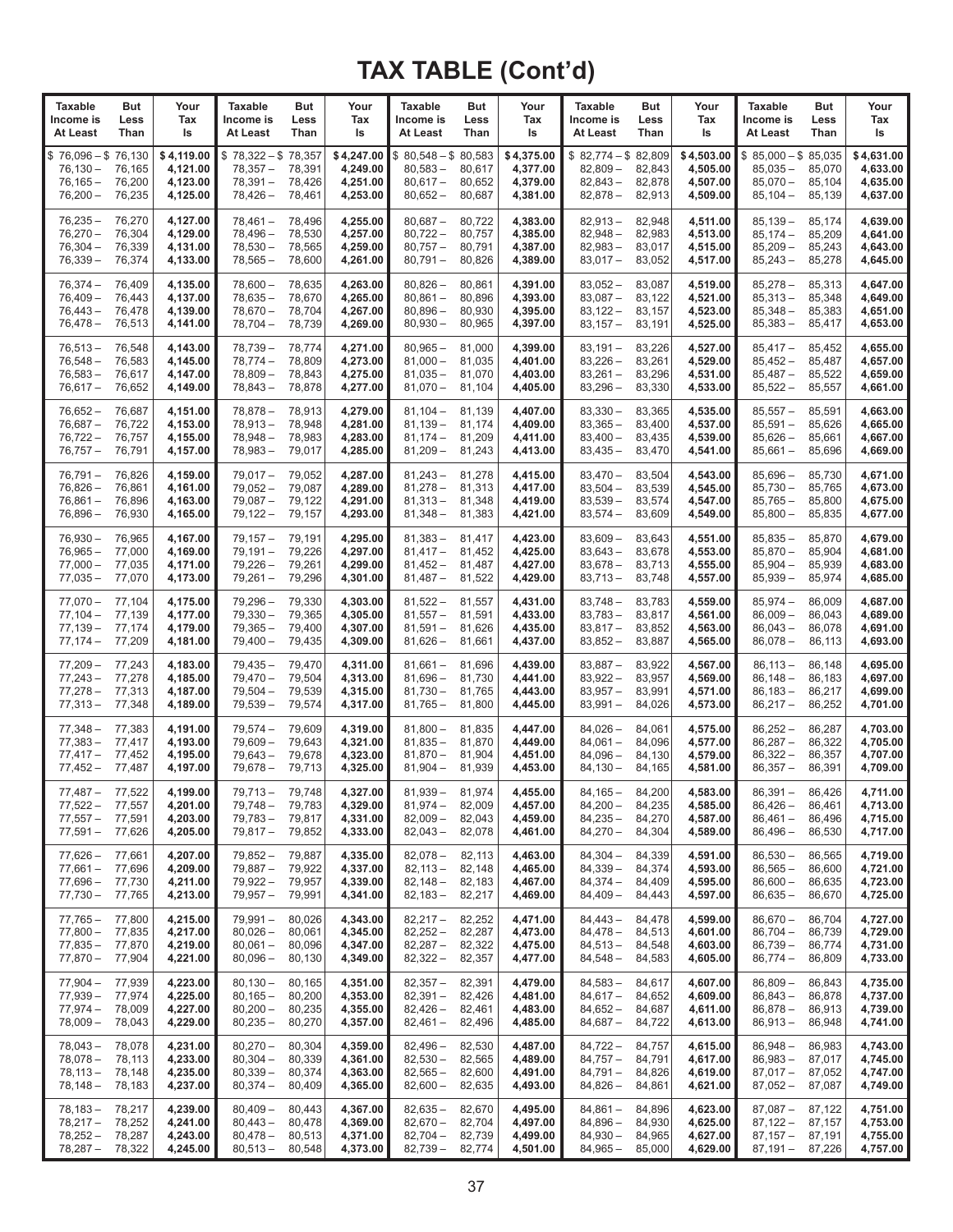# TAX TABLE (Cont'd)

| Taxable Income is At Least | But Less Than | Your Tax Is | Taxable Income is At Least | But Less Than | Your Tax Is | Taxable Income is At Least | But Less Than | Your Tax Is | Taxable Income is At Least | But Less Than | Your Tax Is | Taxable Income is At Least | But Less Than | Your Tax Is |
|---|---|---|---|---|---|---|---|---|---|---|---|---|---|---|
| $ 76,096 – | $ 76,130 | $ 4,119.00 | $ 78,322 – | $ 78,357 | $ 4,247.00 | $ 80,548 – | $ 80,583 | $ 4,375.00 | $ 82,774 – | $ 82,809 | $ 4,503.00 | $ 85,000 – | $ 85,035 | $ 4,631.00 |
| 76,130 – | 76,165 | 4,121.00 | 78,357 – | 78,391 | 4,249.00 | 80,583 – | 80,617 | 4,377.00 | 82,809 – | 82,843 | 4,505.00 | 85,035 – | 85,070 | 4,633.00 |
| 76,165 – | 76,200 | 4,123.00 | 78,391 – | 78,426 | 4,251.00 | 80,617 – | 80,652 | 4,379.00 | 82,843 – | 82,878 | 4,507.00 | 85,070 – | 85,104 | 4,635.00 |
| 76,200 – | 76,235 | 4,125.00 | 78,426 – | 78,461 | 4,253.00 | 80,652 – | 80,687 | 4,381.00 | 82,878 – | 82,913 | 4,509.00 | 85,104 – | 85,139 | 4,637.00 |
| 76,235 – | 76,270 | 4,127.00 | 78,461 – | 78,496 | 4,255.00 | 80,687 – | 80,722 | 4,383.00 | 82,913 – | 82,948 | 4,511.00 | 85,139 – | 85,174 | 4,639.00 |
| 76,270 – | 76,304 | 4,129.00 | 78,496 – | 78,530 | 4,257.00 | 80,722 – | 80,757 | 4,385.00 | 82,948 – | 82,983 | 4,513.00 | 85,174 – | 85,209 | 4,641.00 |
| 76,304 – | 76,339 | 4,131.00 | 78,530 – | 78,565 | 4,259.00 | 80,757 – | 80,791 | 4,387.00 | 82,983 – | 83,017 | 4,515.00 | 85,209 – | 85,243 | 4,643.00 |
| 76,339 – | 76,374 | 4,133.00 | 78,565 – | 78,600 | 4,261.00 | 80,791 – | 80,826 | 4,389.00 | 83,017 – | 83,052 | 4,517.00 | 85,243 – | 85,278 | 4,645.00 |
| 76,374 – | 76,409 | 4,135.00 | 78,600 – | 78,635 | 4,263.00 | 80,826 – | 80,861 | 4,391.00 | 83,052 – | 83,087 | 4,519.00 | 85,278 – | 85,313 | 4,647.00 |
| 76,409 – | 76,443 | 4,137.00 | 78,635 – | 78,670 | 4,265.00 | 80,861 – | 80,896 | 4,393.00 | 83,087 – | 83,122 | 4,521.00 | 85,313 – | 85,348 | 4,649.00 |
| 76,443 – | 76,478 | 4,139.00 | 78,670 – | 78,704 | 4,267.00 | 80,896 – | 80,930 | 4,395.00 | 83,122 – | 83,157 | 4,523.00 | 85,348 – | 85,383 | 4,651.00 |
| 76,478 – | 76,513 | 4,141.00 | 78,704 – | 78,739 | 4,269.00 | 80,930 – | 80,965 | 4,397.00 | 83,157 – | 83,191 | 4,525.00 | 85,383 – | 85,417 | 4,653.00 |
| 76,513 – | 76,548 | 4,143.00 | 78,739 – | 78,774 | 4,271.00 | 80,965 – | 81,000 | 4,399.00 | 83,191 – | 83,226 | 4,527.00 | 85,417 – | 85,452 | 4,655.00 |
| 76,548 – | 76,583 | 4,145.00 | 78,774 – | 78,809 | 4,273.00 | 81,000 – | 81,035 | 4,401.00 | 83,226 – | 83,261 | 4,529.00 | 85,452 – | 85,487 | 4,657.00 |
| 76,583 – | 76,617 | 4,147.00 | 78,809 – | 78,843 | 4,275.00 | 81,035 – | 81,070 | 4,403.00 | 83,261 – | 83,296 | 4,531.00 | 85,487 – | 85,522 | 4,659.00 |
| 76,617 – | 76,652 | 4,149.00 | 78,843 – | 78,878 | 4,277.00 | 81,070 – | 81,104 | 4,405.00 | 83,296 – | 83,330 | 4,533.00 | 85,522 – | 85,557 | 4,661.00 |
| 76,652 – | 76,687 | 4,151.00 | 78,878 – | 78,913 | 4,279.00 | 81,104 – | 81,139 | 4,407.00 | 83,330 – | 83,365 | 4,535.00 | 85,557 – | 85,591 | 4,663.00 |
| 76,687 – | 76,722 | 4,153.00 | 78,913 – | 78,948 | 4,281.00 | 81,139 – | 81,174 | 4,409.00 | 83,365 – | 83,400 | 4,537.00 | 85,591 – | 85,626 | 4,665.00 |
| 76,722 – | 76,757 | 4,155.00 | 78,948 – | 78,983 | 4,283.00 | 81,174 – | 81,209 | 4,411.00 | 83,400 – | 83,435 | 4,539.00 | 85,626 – | 85,661 | 4,667.00 |
| 76,757 – | 76,791 | 4,157.00 | 78,983 – | 79,017 | 4,285.00 | 81,209 – | 81,243 | 4,413.00 | 83,435 – | 83,470 | 4,541.00 | 85,661 – | 85,696 | 4,669.00 |
| 76,791 – | 76,826 | 4,159.00 | 79,017 – | 79,052 | 4,287.00 | 81,243 – | 81,278 | 4,415.00 | 83,470 – | 83,504 | 4,543.00 | 85,696 – | 85,730 | 4,671.00 |
| 76,826 – | 76,861 | 4,161.00 | 79,052 – | 79,087 | 4,289.00 | 81,278 – | 81,313 | 4,417.00 | 83,504 – | 83,539 | 4,545.00 | 85,730 – | 85,765 | 4,673.00 |
| 76,861 – | 76,896 | 4,163.00 | 79,087 – | 79,122 | 4,291.00 | 81,313 – | 81,348 | 4,419.00 | 83,539 – | 83,574 | 4,547.00 | 85,765 – | 85,800 | 4,675.00 |
| 76,896 – | 76,930 | 4,165.00 | 79,122 – | 79,157 | 4,293.00 | 81,348 – | 81,383 | 4,421.00 | 83,574 – | 83,609 | 4,549.00 | 85,800 – | 85,835 | 4,677.00 |
| 76,930 – | 76,965 | 4,167.00 | 79,157 – | 79,191 | 4,295.00 | 81,383 – | 81,417 | 4,423.00 | 83,609 – | 83,643 | 4,551.00 | 85,835 – | 85,870 | 4,679.00 |
| 76,965 – | 77,000 | 4,169.00 | 79,191 – | 79,226 | 4,297.00 | 81,417 – | 81,452 | 4,425.00 | 83,643 – | 83,678 | 4,553.00 | 85,870 – | 85,904 | 4,681.00 |
| 77,000 – | 77,035 | 4,171.00 | 79,226 – | 79,261 | 4,299.00 | 81,452 – | 81,487 | 4,427.00 | 83,678 – | 83,713 | 4,555.00 | 85,904 – | 85,939 | 4,683.00 |
| 77,035 – | 77,070 | 4,173.00 | 79,261 – | 79,296 | 4,301.00 | 81,487 – | 81,522 | 4,429.00 | 83,713 – | 83,748 | 4,557.00 | 85,939 – | 85,974 | 4,685.00 |
| 77,070 – | 77,104 | 4,175.00 | 79,296 – | 79,330 | 4,303.00 | 81,522 – | 81,557 | 4,431.00 | 83,748 – | 83,783 | 4,559.00 | 85,974 – | 86,009 | 4,687.00 |
| 77,104 – | 77,139 | 4,177.00 | 79,330 – | 79,365 | 4,305.00 | 81,557 – | 81,591 | 4,433.00 | 83,783 – | 83,817 | 4,561.00 | 86,009 – | 86,043 | 4,689.00 |
| 77,139 – | 77,174 | 4,179.00 | 79,365 – | 79,400 | 4,307.00 | 81,591 – | 81,626 | 4,435.00 | 83,817 – | 83,852 | 4,563.00 | 86,043 – | 86,078 | 4,691.00 |
| 77,174 – | 77,209 | 4,181.00 | 79,400 – | 79,435 | 4,309.00 | 81,626 – | 81,661 | 4,437.00 | 83,852 – | 83,887 | 4,565.00 | 86,078 – | 86,113 | 4,693.00 |
| 77,209 – | 77,243 | 4,183.00 | 79,435 – | 79,470 | 4,311.00 | 81,661 – | 81,696 | 4,439.00 | 83,887 – | 83,922 | 4,567.00 | 86,113 – | 86,148 | 4,695.00 |
| 77,243 – | 77,278 | 4,185.00 | 79,470 – | 79,504 | 4,313.00 | 81,696 – | 81,730 | 4,441.00 | 83,922 – | 83,957 | 4,569.00 | 86,148 – | 86,183 | 4,697.00 |
| 77,278 – | 77,313 | 4,187.00 | 79,504 – | 79,539 | 4,315.00 | 81,730 – | 81,765 | 4,443.00 | 83,957 – | 83,991 | 4,571.00 | 86,183 – | 86,217 | 4,699.00 |
| 77,313 – | 77,348 | 4,189.00 | 79,539 – | 79,574 | 4,317.00 | 81,765 – | 81,800 | 4,445.00 | 83,991 – | 84,026 | 4,573.00 | 86,217 – | 86,252 | 4,701.00 |
| 77,348 – | 77,383 | 4,191.00 | 79,574 – | 79,609 | 4,319.00 | 81,800 – | 81,835 | 4,447.00 | 84,026 – | 84,061 | 4,575.00 | 86,252 – | 86,287 | 4,703.00 |
| 77,383 – | 77,417 | 4,193.00 | 79,609 – | 79,643 | 4,321.00 | 81,835 – | 81,870 | 4,449.00 | 84,061 – | 84,096 | 4,577.00 | 86,287 – | 86,322 | 4,705.00 |
| 77,417 – | 77,452 | 4,195.00 | 79,643 – | 79,678 | 4,323.00 | 81,870 – | 81,904 | 4,451.00 | 84,096 – | 84,130 | 4,579.00 | 86,322 – | 86,357 | 4,707.00 |
| 77,452 – | 77,487 | 4,197.00 | 79,678 – | 79,713 | 4,325.00 | 81,904 – | 81,939 | 4,453.00 | 84,130 – | 84,165 | 4,581.00 | 86,357 – | 86,391 | 4,709.00 |
| 77,487 – | 77,522 | 4,199.00 | 79,713 – | 79,748 | 4,327.00 | 81,939 – | 81,974 | 4,455.00 | 84,165 – | 84,200 | 4,583.00 | 86,391 – | 86,426 | 4,711.00 |
| 77,522 – | 77,557 | 4,201.00 | 79,748 – | 79,783 | 4,329.00 | 81,974 – | 82,009 | 4,457.00 | 84,200 – | 84,235 | 4,585.00 | 86,426 – | 86,461 | 4,713.00 |
| 77,557 – | 77,591 | 4,203.00 | 79,783 – | 79,817 | 4,331.00 | 82,009 – | 82,043 | 4,459.00 | 84,235 – | 84,270 | 4,587.00 | 86,461 – | 86,496 | 4,715.00 |
| 77,591 – | 77,626 | 4,205.00 | 79,817 – | 79,852 | 4,333.00 | 82,043 – | 82,078 | 4,461.00 | 84,270 – | 84,304 | 4,589.00 | 86,496 – | 86,530 | 4,717.00 |
| 77,626 – | 77,661 | 4,207.00 | 79,852 – | 79,887 | 4,335.00 | 82,078 – | 82,113 | 4,463.00 | 84,304 – | 84,339 | 4,591.00 | 86,530 – | 86,565 | 4,719.00 |
| 77,661 – | 77,696 | 4,209.00 | 79,887 – | 79,922 | 4,337.00 | 82,113 – | 82,148 | 4,465.00 | 84,339 – | 84,374 | 4,593.00 | 86,565 – | 86,600 | 4,721.00 |
| 77,696 – | 77,730 | 4,211.00 | 79,922 – | 79,957 | 4,339.00 | 82,148 – | 82,183 | 4,467.00 | 84,374 – | 84,409 | 4,595.00 | 86,600 – | 86,635 | 4,723.00 |
| 77,730 – | 77,765 | 4,213.00 | 79,957 – | 79,991 | 4,341.00 | 82,183 – | 82,217 | 4,469.00 | 84,409 – | 84,443 | 4,597.00 | 86,635 – | 86,670 | 4,725.00 |
| 77,765 – | 77,800 | 4,215.00 | 79,991 – | 80,026 | 4,343.00 | 82,217 – | 82,252 | 4,471.00 | 84,443 – | 84,478 | 4,599.00 | 86,670 – | 86,704 | 4,727.00 |
| 77,800 – | 77,835 | 4,217.00 | 80,026 – | 80,061 | 4,345.00 | 82,252 – | 82,287 | 4,473.00 | 84,478 – | 84,513 | 4,601.00 | 86,704 – | 86,739 | 4,729.00 |
| 77,835 – | 77,870 | 4,219.00 | 80,061 – | 80,096 | 4,347.00 | 82,287 – | 82,322 | 4,475.00 | 84,513 – | 84,548 | 4,603.00 | 86,739 – | 86,774 | 4,731.00 |
| 77,870 – | 77,904 | 4,221.00 | 80,096 – | 80,130 | 4,349.00 | 82,322 – | 82,357 | 4,477.00 | 84,548 – | 84,583 | 4,605.00 | 86,774 – | 86,809 | 4,733.00 |
| 77,904 – | 77,939 | 4,223.00 | 80,130 – | 80,165 | 4,351.00 | 82,357 – | 82,391 | 4,479.00 | 84,583 – | 84,617 | 4,607.00 | 86,809 – | 86,843 | 4,735.00 |
| 77,939 – | 77,974 | 4,225.00 | 80,165 – | 80,200 | 4,353.00 | 82,391 – | 82,426 | 4,481.00 | 84,617 – | 84,652 | 4,609.00 | 86,843 – | 86,878 | 4,737.00 |
| 77,974 – | 78,009 | 4,227.00 | 80,200 – | 80,235 | 4,355.00 | 82,426 – | 82,461 | 4,483.00 | 84,652 – | 84,687 | 4,611.00 | 86,878 – | 86,913 | 4,739.00 |
| 78,009 – | 78,043 | 4,229.00 | 80,235 – | 80,270 | 4,357.00 | 82,461 – | 82,496 | 4,485.00 | 84,687 – | 84,722 | 4,613.00 | 86,913 – | 86,948 | 4,741.00 |
| 78,043 – | 78,078 | 4,231.00 | 80,270 – | 80,304 | 4,359.00 | 82,496 – | 82,530 | 4,487.00 | 84,722 – | 84,757 | 4,615.00 | 86,948 – | 86,983 | 4,743.00 |
| 78,078 – | 78,113 | 4,233.00 | 80,304 – | 80,339 | 4,361.00 | 82,530 – | 82,565 | 4,489.00 | 84,757 – | 84,791 | 4,617.00 | 86,983 – | 87,017 | 4,745.00 |
| 78,113 – | 78,148 | 4,235.00 | 80,339 – | 80,374 | 4,363.00 | 82,565 – | 82,600 | 4,491.00 | 84,791 – | 84,826 | 4,619.00 | 87,017 – | 87,052 | 4,747.00 |
| 78,148 – | 78,183 | 4,237.00 | 80,374 – | 80,409 | 4,365.00 | 82,600 – | 82,635 | 4,493.00 | 84,826 – | 84,861 | 4,621.00 | 87,052 – | 87,087 | 4,749.00 |
| 78,183 – | 78,217 | 4,239.00 | 80,409 – | 80,443 | 4,367.00 | 82,635 – | 82,670 | 4,495.00 | 84,861 – | 84,896 | 4,623.00 | 87,087 – | 87,122 | 4,751.00 |
| 78,217 – | 78,252 | 4,241.00 | 80,443 – | 80,478 | 4,369.00 | 82,670 – | 82,704 | 4,497.00 | 84,896 – | 84,930 | 4,625.00 | 87,122 – | 87,157 | 4,753.00 |
| 78,252 – | 78,287 | 4,243.00 | 80,478 – | 80,513 | 4,371.00 | 82,704 – | 82,739 | 4,499.00 | 84,930 – | 84,965 | 4,627.00 | 87,157 – | 87,191 | 4,755.00 |
| 78,287 – | 78,322 | 4,245.00 | 80,513 – | 80,548 | 4,373.00 | 82,739 – | 82,774 | 4,501.00 | 84,965 – | 85,000 | 4,629.00 | 87,191 – | 87,226 | 4,757.00 |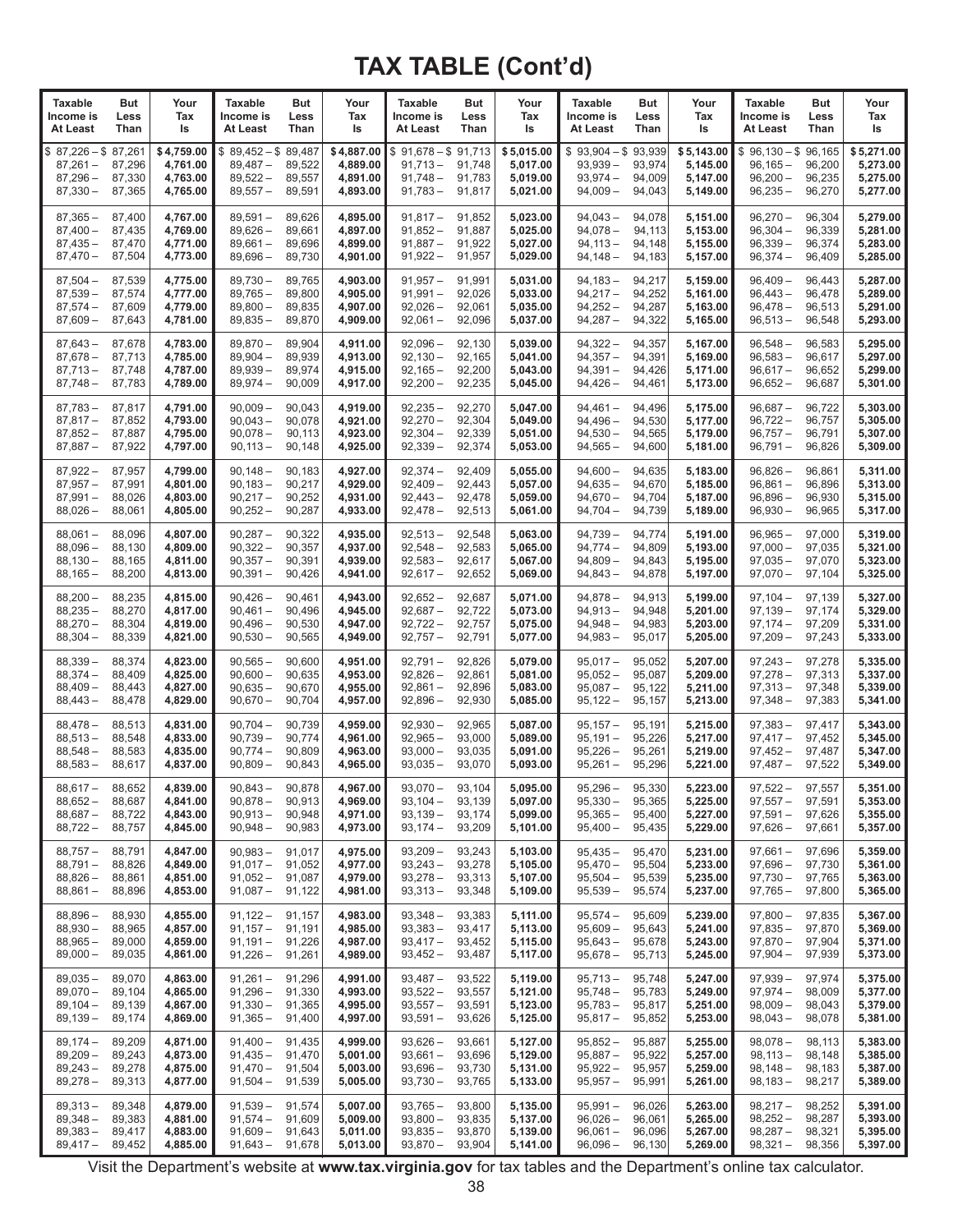# TAX TABLE (Cont'd)

| Taxable Income is At Least | But Less Than | Your Tax Is | Taxable Income is At Least | But Less Than | Your Tax Is | Taxable Income is At Least | But Less Than | Your Tax Is | Taxable Income is At Least | But Less Than | Your Tax Is | Taxable Income is At Least | But Less Than | Your Tax Is |
|---|---|---|---|---|---|---|---|---|---|---|---|---|---|---|
| $ 87,226 – | $ 87,261 | **$ 4,759.00** | $ 89,452 – | $ 89,487 | **$ 4,887.00** | $ 91,678 – | $ 91,713 | **$ 5,015.00** | $ 93,904 – | $ 93,939 | **$ 5,143.00** | $ 96,130 – | $ 96,165 | **$ 5,271.00** |
| 87,261 – | 87,296 | **4,761.00** | 89,487 – | 89,522 | **4,889.00** | 91,713 – | 91,748 | **5,017.00** | 93,939 – | 93,974 | **5,145.00** | 96,165 – | 96,200 | **5,273.00** |
| 87,296 – | 87,330 | **4,763.00** | 89,522 – | 89,557 | **4,891.00** | 91,748 – | 91,783 | **5,019.00** | 93,974 – | 94,009 | **5,147.00** | 96,200 – | 96,235 | **5,275.00** |
| 87,330 – | 87,365 | **4,765.00** | 89,557 – | 89,591 | **4,893.00** | 91,783 – | 91,817 | **5,021.00** | 94,009 – | 94,043 | **5,149.00** | 96,235 – | 96,270 | **5,277.00** |
| 87,365 – | 87,400 | **4,767.00** | 89,591 – | 89,626 | **4,895.00** | 91,817 – | 91,852 | **5,023.00** | 94,043 – | 94,078 | **5,151.00** | 96,270 – | 96,304 | **5,279.00** |
| 87,400 – | 87,435 | **4,769.00** | 89,626 – | 89,661 | **4,897.00** | 91,852 – | 91,887 | **5,025.00** | 94,078 – | 94,113 | **5,153.00** | 96,304 – | 96,339 | **5,281.00** |
| 87,435 – | 87,470 | **4,771.00** | 89,661 – | 89,696 | **4,899.00** | 91,887 – | 91,922 | **5,027.00** | 94,113 – | 94,148 | **5,155.00** | 96,339 – | 96,374 | **5,283.00** |
| 87,470 – | 87,504 | **4,773.00** | 89,696 – | 89,730 | **4,901.00** | 91,922 – | 91,957 | **5,029.00** | 94,148 – | 94,183 | **5,157.00** | 96,374 – | 96,409 | **5,285.00** |
| 87,504 – | 87,539 | **4,775.00** | 89,730 – | 89,765 | **4,903.00** | 91,957 – | 91,991 | **5,031.00** | 94,183 – | 94,217 | **5,159.00** | 96,409 – | 96,443 | **5,287.00** |
| 87,539 – | 87,574 | **4,777.00** | 89,765 – | 89,800 | **4,905.00** | 91,991 – | 92,026 | **5,033.00** | 94,217 – | 94,252 | **5,161.00** | 96,443 – | 96,478 | **5,289.00** |
| 87,574 – | 87,609 | **4,779.00** | 89,800 – | 89,835 | **4,907.00** | 92,026 – | 92,061 | **5,035.00** | 94,252 – | 94,287 | **5,163.00** | 96,478 – | 96,513 | **5,291.00** |
| 87,609 – | 87,643 | **4,781.00** | 89,835 – | 89,870 | **4,909.00** | 92,061 – | 92,096 | **5,037.00** | 94,287 – | 94,322 | **5,165.00** | 96,513 – | 96,548 | **5,293.00** |
| 87,643 – | 87,678 | **4,783.00** | 89,870 – | 89,904 | **4,911.00** | 92,096 – | 92,130 | **5,039.00** | 94,322 – | 94,357 | **5,167.00** | 96,548 – | 96,583 | **5,295.00** |
| 87,678 – | 87,713 | **4,785.00** | 89,904 – | 89,939 | **4,913.00** | 92,130 – | 92,165 | **5,041.00** | 94,357 – | 94,391 | **5,169.00** | 96,583 – | 96,617 | **5,297.00** |
| 87,713 – | 87,748 | **4,787.00** | 89,939 – | 89,974 | **4,915.00** | 92,165 – | 92,200 | **5,043.00** | 94,391 – | 94,426 | **5,171.00** | 96,617 – | 96,652 | **5,299.00** |
| 87,748 – | 87,783 | **4,789.00** | 89,974 – | 90,009 | **4,917.00** | 92,200 – | 92,235 | **5,045.00** | 94,426 – | 94,461 | **5,173.00** | 96,652 – | 96,687 | **5,301.00** |
| 87,783 – | 87,817 | **4,791.00** | 90,009 – | 90,043 | **4,919.00** | 92,235 – | 92,270 | **5,047.00** | 94,461 – | 94,496 | **5,175.00** | 96,687 – | 96,722 | **5,303.00** |
| 87,817 – | 87,852 | **4,793.00** | 90,043 – | 90,078 | **4,921.00** | 92,270 – | 92,304 | **5,049.00** | 94,496 – | 94,530 | **5,177.00** | 96,722 – | 96,757 | **5,305.00** |
| 87,852 – | 87,887 | **4,795.00** | 90,078 – | 90,113 | **4,923.00** | 92,304 – | 92,339 | **5,051.00** | 94,530 – | 94,565 | **5,179.00** | 96,757 – | 96,791 | **5,307.00** |
| 87,887 – | 87,922 | **4,797.00** | 90,113 – | 90,148 | **4,925.00** | 92,339 – | 92,374 | **5,053.00** | 94,565 – | 94,600 | **5,181.00** | 96,791 – | 96,826 | **5,309.00** |
| 87,922 – | 87,957 | **4,799.00** | 90,148 – | 90,183 | **4,927.00** | 92,374 – | 92,409 | **5,055.00** | 94,600 – | 94,635 | **5,183.00** | 96,826 – | 96,861 | **5,311.00** |
| 87,957 – | 87,991 | **4,801.00** | 90,183 – | 90,217 | **4,929.00** | 92,409 – | 92,443 | **5,057.00** | 94,635 – | 94,670 | **5,185.00** | 96,861 – | 96,896 | **5,313.00** |
| 87,991 – | 88,026 | **4,803.00** | 90,217 – | 90,252 | **4,931.00** | 92,443 – | 92,478 | **5,059.00** | 94,670 – | 94,704 | **5,187.00** | 96,896 – | 96,930 | **5,315.00** |
| 88,026 – | 88,061 | **4,805.00** | 90,252 – | 90,287 | **4,933.00** | 92,478 – | 92,513 | **5,061.00** | 94,704 – | 94,739 | **5,189.00** | 96,930 – | 96,965 | **5,317.00** |
| 88,061 – | 88,096 | **4,807.00** | 90,287 – | 90,322 | **4,935.00** | 92,513 – | 92,548 | **5,063.00** | 94,739 – | 94,774 | **5,191.00** | 96,965 – | 97,000 | **5,319.00** |
| 88,096 – | 88,130 | **4,809.00** | 90,322 – | 90,357 | **4,937.00** | 92,548 – | 92,583 | **5,065.00** | 94,774 – | 94,809 | **5,193.00** | 97,000 – | 97,035 | **5,321.00** |
| 88,130 – | 88,165 | **4,811.00** | 90,357 – | 90,391 | **4,939.00** | 92,583 – | 92,617 | **5,067.00** | 94,809 – | 94,843 | **5,195.00** | 97,035 – | 97,070 | **5,323.00** |
| 88,165 – | 88,200 | **4,813.00** | 90,391 – | 90,426 | **4,941.00** | 92,617 – | 92,652 | **5,069.00** | 94,843 – | 94,878 | **5,197.00** | 97,070 – | 97,104 | **5,325.00** |
| 88,200 – | 88,235 | **4,815.00** | 90,426 – | 90,461 | **4,943.00** | 92,652 – | 92,687 | **5,071.00** | 94,878 – | 94,913 | **5,199.00** | 97,104 – | 97,139 | **5,327.00** |
| 88,235 – | 88,270 | **4,817.00** | 90,461 – | 90,496 | **4,945.00** | 92,687 – | 92,722 | **5,073.00** | 94,913 – | 94,948 | **5,201.00** | 97,139 – | 97,174 | **5,329.00** |
| 88,270 – | 88,304 | **4,819.00** | 90,496 – | 90,530 | **4,947.00** | 92,722 – | 92,757 | **5,075.00** | 94,948 – | 94,983 | **5,203.00** | 97,174 – | 97,209 | **5,331.00** |
| 88,304 – | 88,339 | **4,821.00** | 90,530 – | 90,565 | **4,949.00** | 92,757 – | 92,791 | **5,077.00** | 94,983 – | 95,017 | **5,205.00** | 97,209 – | 97,243 | **5,333.00** |
| 88,339 – | 88,374 | **4,823.00** | 90,565 – | 90,600 | **4,951.00** | 92,791 – | 92,826 | **5,079.00** | 95,017 – | 95,052 | **5,207.00** | 97,243 – | 97,278 | **5,335.00** |
| 88,374 – | 88,409 | **4,825.00** | 90,600 – | 90,635 | **4,953.00** | 92,826 – | 92,861 | **5,081.00** | 95,052 – | 95,087 | **5,209.00** | 97,278 – | 97,313 | **5,337.00** |
| 88,409 – | 88,443 | **4,827.00** | 90,635 – | 90,670 | **4,955.00** | 92,861 – | 92,896 | **5,083.00** | 95,087 – | 95,122 | **5,211.00** | 97,313 – | 97,348 | **5,339.00** |
| 88,443 – | 88,478 | **4,829.00** | 90,670 – | 90,704 | **4,957.00** | 92,896 – | 92,930 | **5,085.00** | 95,122 – | 95,157 | **5,213.00** | 97,348 – | 97,383 | **5,341.00** |
| 88,478 – | 88,513 | **4,831.00** | 90,704 – | 90,739 | **4,959.00** | 92,930 – | 92,965 | **5,087.00** | 95,157 – | 95,191 | **5,215.00** | 97,383 – | 97,417 | **5,343.00** |
| 88,513 – | 88,548 | **4,833.00** | 90,739 – | 90,774 | **4,961.00** | 92,965 – | 93,000 | **5,089.00** | 95,191 – | 95,226 | **5,217.00** | 97,417 – | 97,452 | **5,345.00** |
| 88,548 – | 88,583 | **4,835.00** | 90,774 – | 90,809 | **4,963.00** | 93,000 – | 93,035 | **5,091.00** | 95,226 – | 95,261 | **5,219.00** | 97,452 – | 97,487 | **5,347.00** |
| 88,583 – | 88,617 | **4,837.00** | 90,809 – | 90,843 | **4,965.00** | 93,035 – | 93,070 | **5,093.00** | 95,261 – | 95,296 | **5,221.00** | 97,487 – | 97,522 | **5,349.00** |
| 88,617 – | 88,652 | **4,839.00** | 90,843 – | 90,878 | **4,967.00** | 93,070 – | 93,104 | **5,095.00** | 95,296 – | 95,330 | **5,223.00** | 97,522 – | 97,557 | **5,351.00** |
| 88,652 – | 88,687 | **4,841.00** | 90,878 – | 90,913 | **4,969.00** | 93,104 – | 93,139 | **5,097.00** | 95,330 – | 95,365 | **5,225.00** | 97,557 – | 97,591 | **5,353.00** |
| 88,687 – | 88,722 | **4,843.00** | 90,913 – | 90,948 | **4,971.00** | 93,139 – | 93,174 | **5,099.00** | 95,365 – | 95,400 | **5,227.00** | 97,591 – | 97,626 | **5,355.00** |
| 88,722 – | 88,757 | **4,845.00** | 90,948 – | 90,983 | **4,973.00** | 93,174 – | 93,209 | **5,101.00** | 95,400 – | 95,435 | **5,229.00** | 97,626 – | 97,661 | **5,357.00** |
| 88,757 – | 88,791 | **4,847.00** | 90,983 – | 91,017 | **4,975.00** | 93,209 – | 93,243 | **5,103.00** | 95,435 – | 95,470 | **5,231.00** | 97,661 – | 97,696 | **5,359.00** |
| 88,791 – | 88,826 | **4,849.00** | 91,017 – | 91,052 | **4,977.00** | 93,243 – | 93,278 | **5,105.00** | 95,470 – | 95,504 | **5,233.00** | 97,696 – | 97,730 | **5,361.00** |
| 88,826 – | 88,861 | **4,851.00** | 91,052 – | 91,087 | **4,979.00** | 93,278 – | 93,313 | **5,107.00** | 95,504 – | 95,539 | **5,235.00** | 97,730 – | 97,765 | **5,363.00** |
| 88,861 – | 88,896 | **4,853.00** | 91,087 – | 91,122 | **4,981.00** | 93,313 – | 93,348 | **5,109.00** | 95,539 – | 95,574 | **5,237.00** | 97,765 – | 97,800 | **5,365.00** |
| 88,896 – | 88,930 | **4,855.00** | 91,122 – | 91,157 | **4,983.00** | 93,348 – | 93,383 | **5,111.00** | 95,574 – | 95,609 | **5,239.00** | 97,800 – | 97,835 | **5,367.00** |
| 88,930 – | 88,965 | **4,857.00** | 91,157 – | 91,191 | **4,985.00** | 93,383 – | 93,417 | **5,113.00** | 95,609 – | 95,643 | **5,241.00** | 97,835 – | 97,870 | **5,369.00** |
| 88,965 – | 89,000 | **4,859.00** | 91,191 – | 91,226 | **4,987.00** | 93,417 – | 93,452 | **5,115.00** | 95,643 – | 95,678 | **5,243.00** | 97,870 – | 97,904 | **5,371.00** |
| 89,000 – | 89,035 | **4,861.00** | 91,226 – | 91,261 | **4,989.00** | 93,452 – | 93,487 | **5,117.00** | 95,678 – | 95,713 | **5,245.00** | 97,904 – | 97,939 | **5,373.00** |
| 89,035 – | 89,070 | **4,863.00** | 91,261 – | 91,296 | **4,991.00** | 93,487 – | 93,522 | **5,119.00** | 95,713 – | 95,748 | **5,247.00** | 97,939 – | 97,974 | **5,375.00** |
| 89,070 – | 89,104 | **4,865.00** | 91,296 – | 91,330 | **4,993.00** | 93,522 – | 93,557 | **5,121.00** | 95,748 – | 95,783 | **5,249.00** | 97,974 – | 98,009 | **5,377.00** |
| 89,104 – | 89,139 | **4,867.00** | 91,330 – | 91,365 | **4,995.00** | 93,557 – | 93,591 | **5,123.00** | 95,783 – | 95,817 | **5,251.00** | 98,009 – | 98,043 | **5,379.00** |
| 89,139 – | 89,174 | **4,869.00** | 91,365 – | 91,400 | **4,997.00** | 93,591 – | 93,626 | **5,125.00** | 95,817 – | 95,852 | **5,253.00** | 98,043 – | 98,078 | **5,381.00** |
| 89,174 – | 89,209 | **4,871.00** | 91,400 – | 91,435 | **4,999.00** | 93,626 – | 93,661 | **5,127.00** | 95,852 – | 95,887 | **5,255.00** | 98,078 – | 98,113 | **5,383.00** |
| 89,209 – | 89,243 | **4,873.00** | 91,435 – | 91,470 | **5,001.00** | 93,661 – | 93,696 | **5,129.00** | 95,887 – | 95,922 | **5,257.00** | 98,113 – | 98,148 | **5,385.00** |
| 89,243 – | 89,278 | **4,875.00** | 91,470 – | 91,504 | **5,003.00** | 93,696 – | 93,730 | **5,131.00** | 95,922 – | 95,957 | **5,259.00** | 98,148 – | 98,183 | **5,387.00** |
| 89,278 – | 89,313 | **4,877.00** | 91,504 – | 91,539 | **5,005.00** | 93,730 – | 93,765 | **5,133.00** | 95,957 – | 95,991 | **5,261.00** | 98,183 – | 98,217 | **5,389.00** |
| 89,313 – | 89,348 | **4,879.00** | 91,539 – | 91,574 | **5,007.00** | 93,765 – | 93,800 | **5,135.00** | 95,991 – | 96,026 | **5,263.00** | 98,217 – | 98,252 | **5,391.00** |
| 89,348 – | 89,383 | **4,881.00** | 91,574 – | 91,609 | **5,009.00** | 93,800 – | 93,835 | **5,137.00** | 96,026 – | 96,061 | **5,265.00** | 98,252 – | 98,287 | **5,393.00** |
| 89,383 – | 89,417 | **4,883.00** | 91,609 – | 91,643 | **5,011.00** | 93,835 – | 93,870 | **5,139.00** | 96,061 – | 96,096 | **5,267.00** | 98,287 – | 98,321 | **5,395.00** |
| 89,417 – | 89,452 | **4,885.00** | 91,643 – | 91,678 | **5,013.00** | 93,870 – | 93,904 | **5,141.00** | 96,096 – | 96,130 | **5,269.00** | 98,321 – | 98,356 | **5,397.00** |

Visit the Department's website at **www.tax.virginia.gov** for tax tables and the Department's online tax calculator.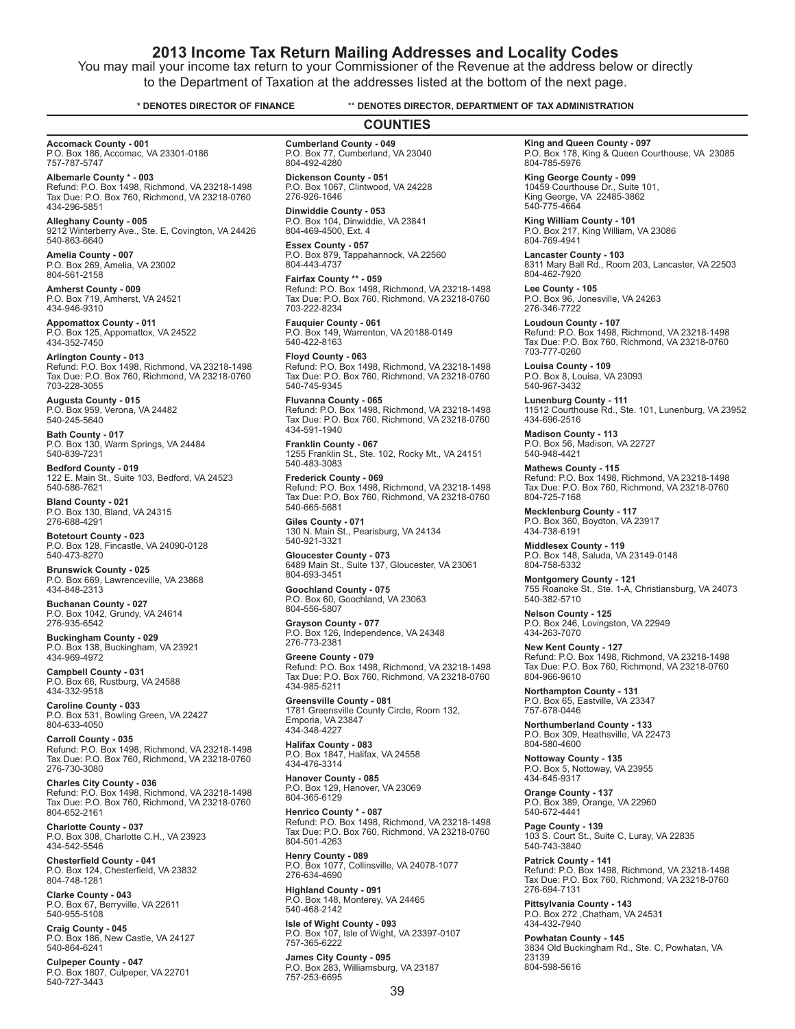# 2013 Income Tax Return Mailing Addresses and Locality Codes

You may mail your income tax return to your Commissioner of the Revenue at the address below or directly to the Department of Taxation at the addresses listed at the bottom of the next page.

**\* DENOTES DIRECTOR OF FINANCE** **\*\* DENOTES DIRECTOR, DEPARTMENT OF TAX ADMINISTRATION**

## COUNTIES

**Accomack County - 001**
P.O. Box 186, Accomac, VA 23301-0186
757-787-5747

**Albemarle County \* - 003**
Refund: P.O. Box 1498, Richmond, VA 23218-1498
Tax Due: P.O. Box 760, Richmond, VA 23218-0760
434-296-5851

**Alleghany County - 005**
9212 Winterberry Ave., Ste. E, Covington, VA 24426
540-863-6640

**Amelia County - 007**
P.O. Box 269, Amelia, VA 23002
804-561-2158

**Amherst County - 009**
P.O. Box 719, Amherst, VA 24521
434-946-9310

**Appomattox County - 011**
P.O. Box 125, Appomattox, VA 24522
434-352-7450

**Arlington County - 013**
Refund: P.O. Box 1498, Richmond, VA 23218-1498
Tax Due: P.O. Box 760, Richmond, VA 23218-0760
703-228-3055

**Augusta County - 015**
P.O. Box 959, Verona, VA 24482
540-245-5640

**Bath County - 017**
P.O. Box 130, Warm Springs, VA 24484
540-839-7231

**Bedford County - 019**
122 E. Main St., Suite 103, Bedford, VA 24523
540-586-7621

**Bland County - 021**
P.O. Box 130, Bland, VA 24315
276-688-4291

**Botetourt County - 023**
P.O. Box 128, Fincastle, VA 24090-0128
540-473-8270

**Brunswick County - 025**
P.O. Box 669, Lawrenceville, VA 23868
434-848-2313

**Buchanan County - 027**
P.O. Box 1042, Grundy, VA 24614
276-935-6542

**Buckingham County - 029**
P.O. Box 138, Buckingham, VA 23921
434-969-4972

**Campbell County - 031**
P.O. Box 66, Rustburg, VA 24588
434-332-9518

**Caroline County - 033**
P.O. Box 531, Bowling Green, VA 22427
804-633-4050

**Carroll County - 035**
Refund: P.O. Box 1498, Richmond, VA 23218-1498
Tax Due: P.O. Box 760, Richmond, VA 23218-0760
276-730-3080

**Charles City County - 036**
Refund: P.O. Box 1498, Richmond, VA 23218-1498
Tax Due: P.O. Box 760, Richmond, VA 23218-0760
804-652-2161

**Charlotte County - 037**
P.O. Box 308, Charlotte C.H., VA 23923
434-542-5546

**Chesterfield County - 041**
P.O. Box 124, Chesterfield, VA 23832
804-748-1281

**Clarke County - 043**
P.O. Box 67, Berryville, VA 22611
540-955-5108

**Craig County - 045**
P.O. Box 186, New Castle, VA 24127
540-864-6241

**Culpeper County - 047**
P.O. Box 1807, Culpeper, VA 22701
540-727-3443

**Cumberland County - 049**
P.O. Box 77, Cumberland, VA 23040
804-492-4280

**Dickenson County - 051**
P.O. Box 1067, Clintwood, VA 24228
276-926-1646

**Dinwiddie County - 053**
P.O. Box 104, Dinwiddie, VA 23841
804-469-4500, Ext. 4

**Essex County - 057**
P.O. Box 879, Tappahannock, VA 22560
804-443-4737

**Fairfax County \*\* - 059**
Refund: P.O. Box 1498, Richmond, VA 23218-1498
Tax Due: P.O. Box 760, Richmond, VA 23218-0760
703-222-8234

**Fauquier County - 061**
P.O. Box 149, Warrenton, VA 20188-0149
540-422-8163

**Floyd County - 063**
Refund: P.O. Box 1498, Richmond, VA 23218-1498
Tax Due: P.O. Box 760, Richmond, VA 23218-0760
540-745-9345

**Fluvanna County - 065**
Refund: P.O. Box 1498, Richmond, VA 23218-1498
Tax Due: P.O. Box 760, Richmond, VA 23218-0760
434-591-1940

**Franklin County - 067**
1255 Franklin St., Ste. 102, Rocky Mt., VA 24151
540-483-3083

**Frederick County - 069**
Refund: P.O. Box 1498, Richmond, VA 23218-1498
Tax Due: P.O. Box 760, Richmond, VA 23218-0760
540-665-5681

**Giles County - 071**
130 N. Main St., Pearisburg, VA 24134
540-921-3321

**Gloucester County - 073**
6489 Main St., Suite 137, Gloucester, VA 23061
804-693-3451

**Goochland County - 075**
P.O. Box 60, Goochland, VA 23063
804-556-5807

**Grayson County - 077**
P.O. Box 126, Independence, VA 24348
276-773-2381

**Greene County - 079**
Refund: P.O. Box 1498, Richmond, VA 23218-1498
Tax Due: P.O. Box 760, Richmond, VA 23218-0760
434-985-5211

**Greensville County - 081**
1781 Greensville County Circle, Room 132,
Emporia, VA 23847
434-348-4227

**Halifax County - 083**
P.O. Box 1847, Halifax, VA 24558
434-476-3314

**Hanover County - 085**
P.O. Box 129, Hanover, VA 23069
804-365-6129

**Henrico County \* - 087**
Refund: P.O. Box 1498, Richmond, VA 23218-1498
Tax Due: P.O. Box 760, Richmond, VA 23218-0760
804-501-4263

**Henry County - 089**
P.O. Box 1077, Collinsville, VA 24078-1077
276-634-4690

**Highland County - 091**
P.O. Box 148, Monterey, VA 24465
540-468-2142

**Isle of Wight County - 093**
P.O. Box 107, Isle of Wight, VA 23397-0107
757-365-6222

**James City County - 095**
P.O. Box 283, Williamsburg, VA 23187
757-253-6695

**King and Queen County - 097**
P.O. Box 178, King & Queen Courthouse, VA 23085
804-785-5976

**King George County - 099**
10459 Courthouse Dr., Suite 101,
King George, VA 22485-3862
540-775-4664

**King William County - 101**
P.O. Box 217, King William, VA 23086
804-769-4941

**Lancaster County - 103**
8311 Mary Ball Rd., Room 203, Lancaster, VA 22503
804-462-7920

**Lee County - 105**
P.O. Box 96, Jonesville, VA 24263
276-346-7722

**Loudoun County - 107**
Refund: P.O. Box 1498, Richmond, VA 23218-1498
Tax Due: P.O. Box 760, Richmond, VA 23218-0760
703-777-0260

**Louisa County - 109**
P.O. Box 8, Louisa, VA 23093
540-967-3432

**Lunenburg County - 111**
11512 Courthouse Rd., Ste. 101, Lunenburg, VA 23952
434-696-2516

**Madison County - 113**
P.O. Box 56, Madison, VA 22727
540-948-4421

**Mathews County - 115**
Refund: P.O. Box 1498, Richmond, VA 23218-1498
Tax Due: P.O. Box 760, Richmond, VA 23218-0760
804-725-7168

**Mecklenburg County - 117**
P.O. Box 360, Boydton, VA 23917
434-738-6191

**Middlesex County - 119**
P.O. Box 148, Saluda, VA 23149-0148
804-758-5332

**Montgomery County - 121**
755 Roanoke St., Ste. 1-A, Christiansburg, VA 24073
540-382-5710

**Nelson County - 125**
P.O. Box 246, Lovingston, VA 22949
434-263-7070

**New Kent County - 127**
Refund: P.O. Box 1498, Richmond, VA 23218-1498
Tax Due: P.O. Box 760, Richmond, VA 23218-0760
804-966-9610

**Northampton County - 131**
P.O. Box 65, Eastville, VA 23347
757-678-0446

**Northumberland County - 133**
P.O. Box 309, Heathsville, VA 22473
804-580-4600

**Nottoway County - 135**
P.O. Box 5, Nottoway, VA 23955
434-645-9317

**Orange County - 137**
P.O. Box 389, Orange, VA 22960
540-672-4441

**Page County - 139**
103 S. Court St., Suite C, Luray, VA 22835
540-743-3840

**Patrick County - 141**
Refund: P.O. Box 1498, Richmond, VA 23218-1498
Tax Due: P.O. Box 760, Richmond, VA 23218-0760
276-694-7131

**Pittsylvania County - 143**
P.O. Box 272 ,Chatham, VA 24531
434-432-7940

**Powhatan County - 145**
3834 Old Buckingham Rd., Ste. C, Powhatan, VA 23139
804-598-5616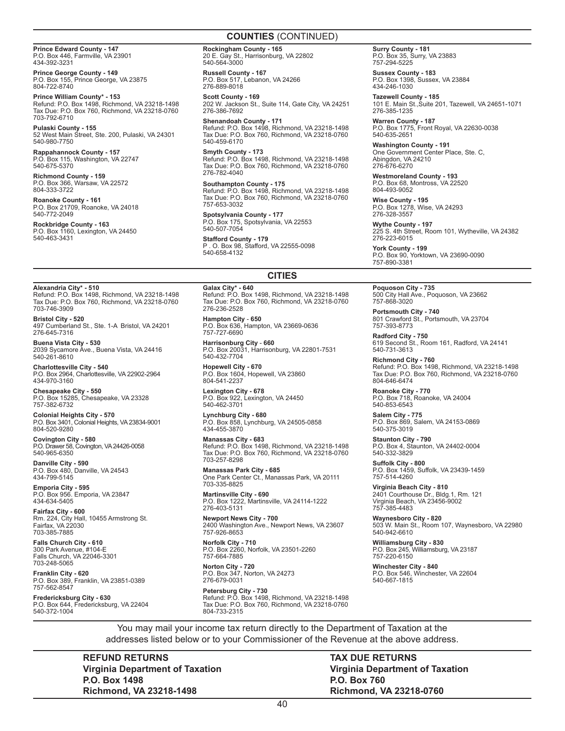## COUNTIES (CONTINUED)

**Prince Edward County - 147**
P.O. Box 446, Farmville, VA 23901
434-392-3231

**Prince George County - 149**
P.O. Box 155, Prince George, VA 23875
804-722-8740

**Prince William County* - 153**
Refund: P.O. Box 1498, Richmond, VA 23218-1498
Tax Due: P.O. Box 760, Richmond, VA 23218-0760
703-792-6710

**Pulaski County - 155**
52 West Main Street, Ste. 200, Pulaski, VA 24301
540-980-7750

**Rappahannock County - 157**
P.O. Box 115, Washington, VA 22747
540-675-5370

**Richmond County - 159**
P.O. Box 366, Warsaw, VA 22572
804-333-3722

**Roanoke County - 161**
P.O. Box 21709, Roanoke, VA 24018
540-772-2049

**Rockbridge County - 163**
P.O. Box 1160, Lexington, VA 24450
540-463-3431

**Rockingham County - 165**
20 E. Gay St., Harrisonburg, VA 22802
540-564-3000

**Russell County - 167**
P.O. Box 517, Lebanon, VA 24266
276-889-8018

**Scott County - 169**
202 W. Jackson St., Suite 114, Gate City, VA 24251
276-386-7692

**Shenandoah County - 171**
Refund: P.O. Box 1498, Richmond, VA 23218-1498
Tax Due: P.O. Box 760, Richmond, VA 23218-0760
540-459-6170

**Smyth County - 173**
Refund: P.O. Box 1498, Richmond, VA 23218-1498
Tax Due: P.O. Box 760, Richmond, VA 23218-0760
276-782-4040

**Southampton County - 175**
Refund: P.O. Box 1498, Richmond, VA 23218-1498
Tax Due: P.O. Box 760, Richmond, VA 23218-0760
757-653-3032

**Spotsylvania County - 177**
P.O. Box 175, Spotsylvania, VA 22553
540-507-7054

**Stafford County - 179**
P . O. Box 98, Stafford, VA 22555-0098
540-658-4132

**Surry County - 181**
P.O. Box 35, Surry, VA 23883
757-294-5225

**Sussex County - 183**
P.O. Box 1398, Sussex, VA 23884
434-246-1030

**Tazewell County - 185**
101 E. Main St.,Suite 201, Tazewell, VA 24651-1071
276-385-1235

**Warren County - 187**
P.O. Box 1775, Front Royal, VA 22630-0038
540-635-2651

**Washington County - 191**
One Government Center Place, Ste. C,
Abingdon, VA 24210
276-676-6270

**Westmoreland County - 193**
P.O. Box 68, Montross, VA 22520
804-493-9052

**Wise County - 195**
P.O. Box 1278, Wise, VA 24293
276-328-3557

**Wythe County - 197**
225 S. 4th Street, Room 101, Wytheville, VA 24382
276-223-6015

**York County - 199**
P.O. Box 90, Yorktown, VA 23690-0090
757-890-3381

## CITIES

**Alexandria City* - 510**
Refund: P.O. Box 1498, Richmond, VA 23218-1498
Tax Due: P.O. Box 760, Richmond, VA 23218-0760
703-746-3909

**Bristol City - 520**
497 Cumberland St., Ste. 1-A Bristol, VA 24201
276-645-7316

**Buena Vista City - 530**
2039 Sycamore Ave., Buena Vista, VA 24416
540-261-8610

**Charlottesville City - 540**
P.O. Box 2964, Charlottesville, VA 22902-2964
434-970-3160

**Chesapeake City - 550**
P.O. Box 15285, Chesapeake, VA 23328
757-382-6732

**Colonial Heights City - 570**
P.O. Box 3401, Colonial Heights, VA 23834-9001
804-520-9280

**Covington City - 580**
P.O. Drawer 58, Covington, VA 24426-0058
540-965-6350

**Danville City - 590**
P.O. Box 480, Danville, VA 24543
434-799-5145

**Emporia City - 595**
P.O. Box 956. Emporia, VA 23847
434-634-5405

**Fairfax City - 600**
Rm. 224, City Hall, 10455 Armstrong St.
Fairfax, VA 22030
703-385-7885

**Falls Church City - 610**
300 Park Avenue, #104-E
Falls Church, VA 22046-3301
703-248-5065

**Franklin City - 620**
P.O. Box 389, Franklin, VA 23851-0389
757-562-8547

**Fredericksburg City - 630**
P.O. Box 644, Fredericksburg, VA 22404
540-372-1004

**Galax City* - 640**
Refund: P.O. Box 1498, Richmond, VA 23218-1498
Tax Due: P.O. Box 760, Richmond, VA 23218-0760
276-236-2528

**Hampton City - 650**
P.O. Box 636, Hampton, VA 23669-0636
757-727-6690

**Harrisonburg City - 660**
P.O. Box 20031, Harrisonburg, VA 22801-7531
540-432-7704

**Hopewell City - 670**
P.O. Box 1604, Hopewell, VA 23860
804-541-2237

**Lexington City - 678**
P.O. Box 922, Lexington, VA 24450
540-462-3701

**Lynchburg City - 680**
P.O. Box 858, Lynchburg, VA 24505-0858
434-455-3870

**Manassas City - 683**
Refund: P.O. Box 1498, Richmond, VA 23218-1498
Tax Due: P.O. Box 760, Richmond, VA 23218-0760
703-257-8298

**Manassas Park City - 685**
One Park Center Ct., Manassas Park, VA 20111
703-335-8825

**Martinsville City - 690**
P.O. Box 1222, Martinsville, VA 24114-1222
276-403-5131

**Newport News City - 700**
2400 Washington Ave., Newport News, VA 23607
757-926-8653

**Norfolk City - 710**
P.O. Box 2260, Norfolk, VA 23501-2260
757-664-7885

**Norton City - 720**
P.O. Box 347, Norton, VA 24273
276-679-0031

**Petersburg City - 730**
Refund: P.O. Box 1498, Richmond, VA 23218-1498
Tax Due: P.O. Box 760, Richmond, VA 23218-0760
804-733-2315

**Poquoson City - 735**
500 City Hall Ave., Poquoson, VA 23662
757-868-3020

**Portsmouth City - 740**
801 Crawford St., Portsmouth, VA 23704
757-393-8773

**Radford City - 750**
619 Second St., Room 161, Radford, VA 24141
540-731-3613

**Richmond City - 760**
Refund: P.O. Box 1498, Richmond, VA 23218-1498
Tax Due: P.O. Box 760, Richmond, VA 23218-0760
804-646-6474

**Roanoke City - 770**
P.O. Box 718, Roanoke, VA 24004
540-853-6543

**Salem City - 775**
P.O. Box 869, Salem, VA 24153-0869
540-375-3019

**Staunton City - 790**
P.O. Box 4, Staunton, VA 24402-0004
540-332-3829

**Suffolk City - 800**
P.O. Box 1459, Suffolk, VA 23439-1459
757-514-4260

**Virginia Beach City - 810**
2401 Courthouse Dr., Bldg.1, Rm. 121
Virginia Beach, VA 23456-9002
757-385-4483

**Waynesboro City - 820**
503 W. Main St., Room 107, Waynesboro, VA 22980
540-942-6610

**Williamsburg City - 830**
P.O. Box 245, Williamsburg, VA 23187
757-220-6150

**Winchester City - 840**
P.O. Box 546, Winchester, VA 22604
540-667-1815

You may mail your income tax return directly to the Department of Taxation at the addresses listed below or to your Commissioner of the Revenue at the above address.

**REFUND RETURNS**
**Virginia Department of Taxation**
**P.O. Box 1498**
**Richmond, VA 23218-1498**

**TAX DUE RETURNS**
**Virginia Department of Taxation**
**P.O. Box 760**
**Richmond, VA 23218-0760**